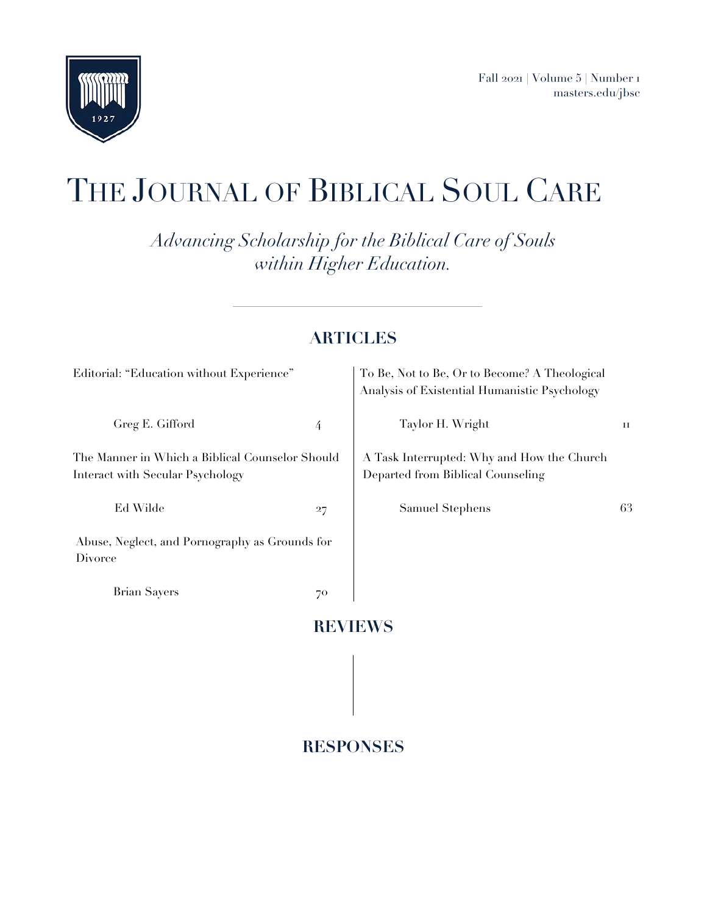Fall 2021 | Volume 5 | Number 1
masters.edu/jbsc

# The Journal of Biblical Soul Care

*Advancing Scholarship for the Biblical Care of Souls within Higher Education.*

## ARTICLES

Editorial: "Education without Experience"
Greg E. Gifford — 4

To Be, Not to Be, Or to Become? A Theological Analysis of Existential Humanistic Psychology
Taylor H. Wright — 11

The Manner in Which a Biblical Counselor Should Interact with Secular Psychology
Ed Wilde — 27

A Task Interrupted: Why and How the Church Departed from Biblical Counseling
Samuel Stephens — 63

Abuse, Neglect, and Pornography as Grounds for Divorce
Brian Sayers — 70

## REVIEWS

## RESPONSES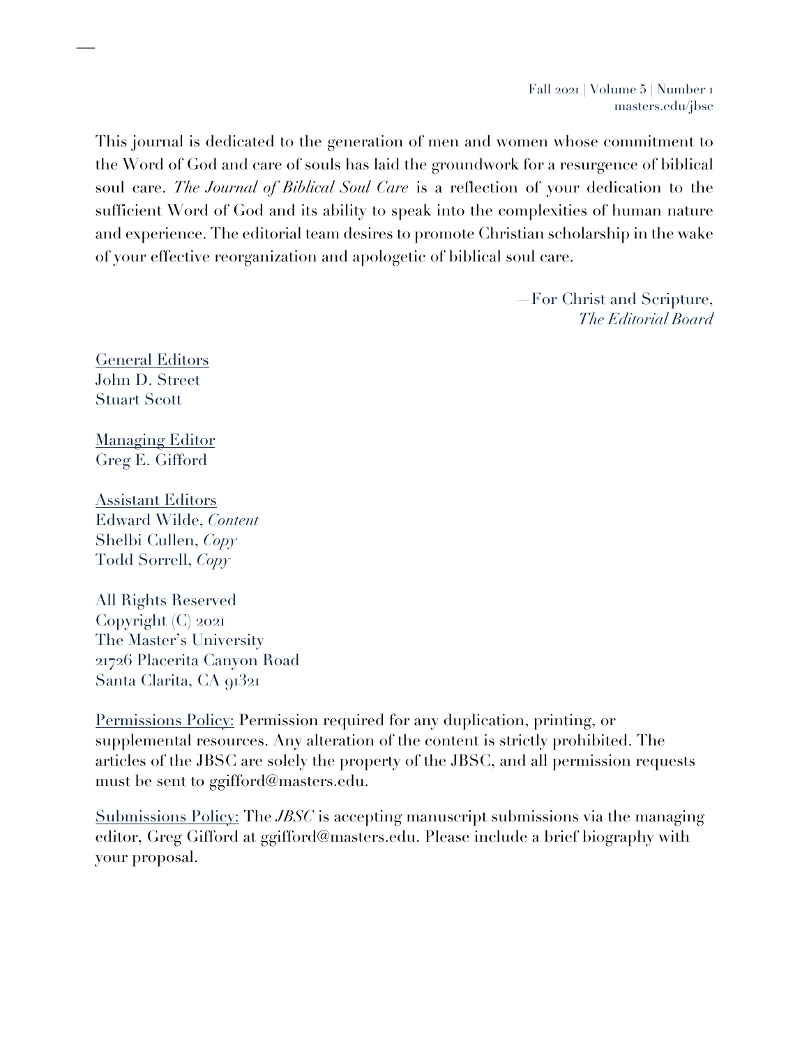This journal is dedicated to the generation of men and women whose commitment to the Word of God and care of souls has laid the groundwork for a resurgence of biblical soul care. *The Journal of Biblical Soul Care* is a reflection of your dedication to the sufficient Word of God and its ability to speak into the complexities of human nature and experience. The editorial team desires to promote Christian scholarship in the wake of your effective reorganization and apologetic of biblical soul care.

—For Christ and Scripture,
*The Editorial Board*

General Editors
John D. Street
Stuart Scott

Managing Editor
Greg E. Gifford

Assistant Editors
Edward Wilde, *Content*
Shelbi Cullen, *Copy*
Todd Sorrell, *Copy*

All Rights Reserved
Copyright (C) 2021
The Master's University
21726 Placerita Canyon Road
Santa Clarita, CA 91321

Permissions Policy: Permission required for any duplication, printing, or supplemental resources. Any alteration of the content is strictly prohibited. The articles of the JBSC are solely the property of the JBSC, and all permission requests must be sent to ggifford@masters.edu.

Submissions Policy: The *JBSC* is accepting manuscript submissions via the managing editor, Greg Gifford at ggifford@masters.edu. Please include a brief biography with your proposal.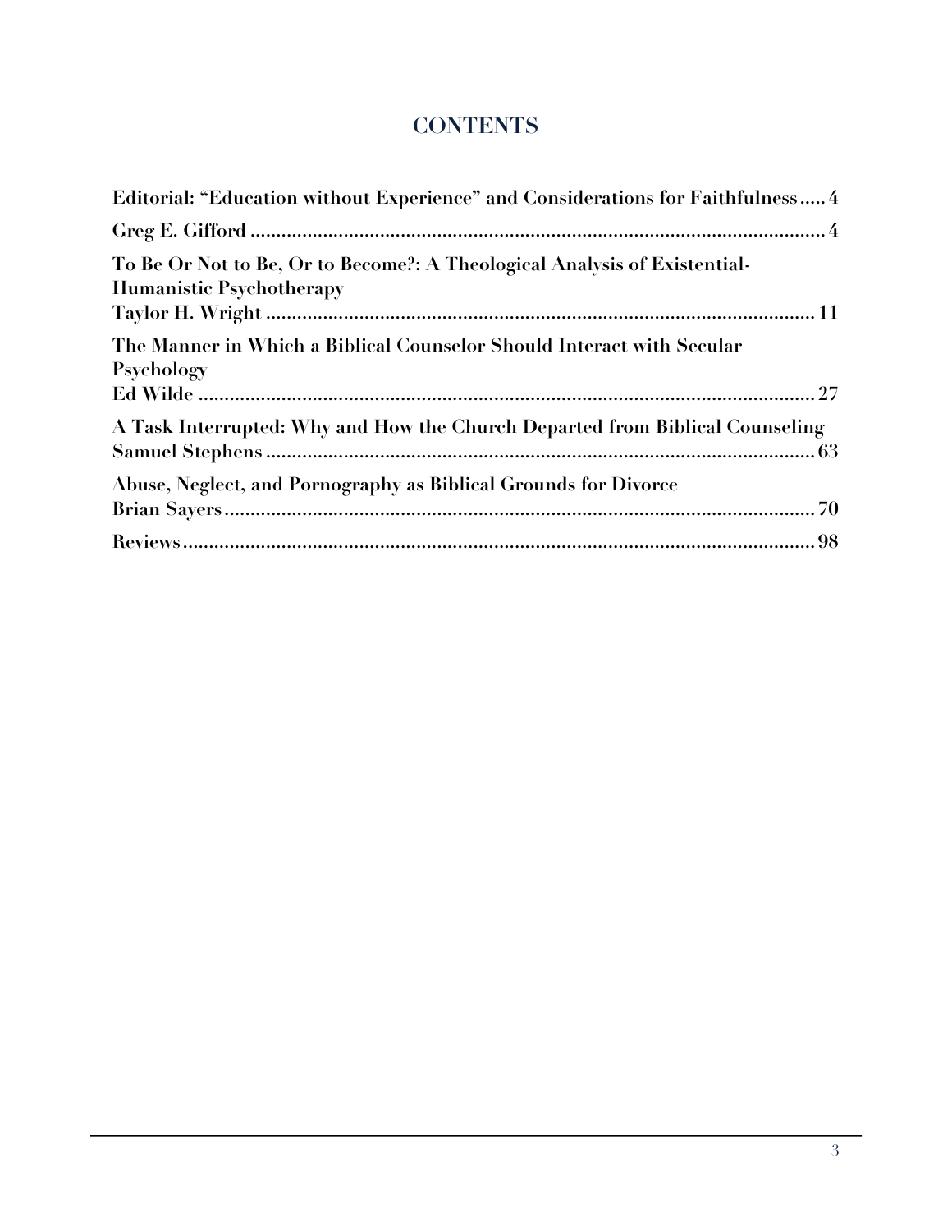## CONTENTS

**Editorial: "Education without Experience" and Considerations for Faithfulness ..... 4**

**Greg E. Gifford ..... 4**

**To Be Or Not to Be, Or to Become?: A Theological Analysis of Existential-Humanistic Psychotherapy**
**Taylor H. Wright ..... 11**

**The Manner in Which a Biblical Counselor Should Interact with Secular Psychology**
**Ed Wilde ..... 27**

**A Task Interrupted: Why and How the Church Departed from Biblical Counseling**
**Samuel Stephens ..... 63**

**Abuse, Neglect, and Pornography as Biblical Grounds for Divorce**
**Brian Sayers ..... 70**

**Reviews ..... 98**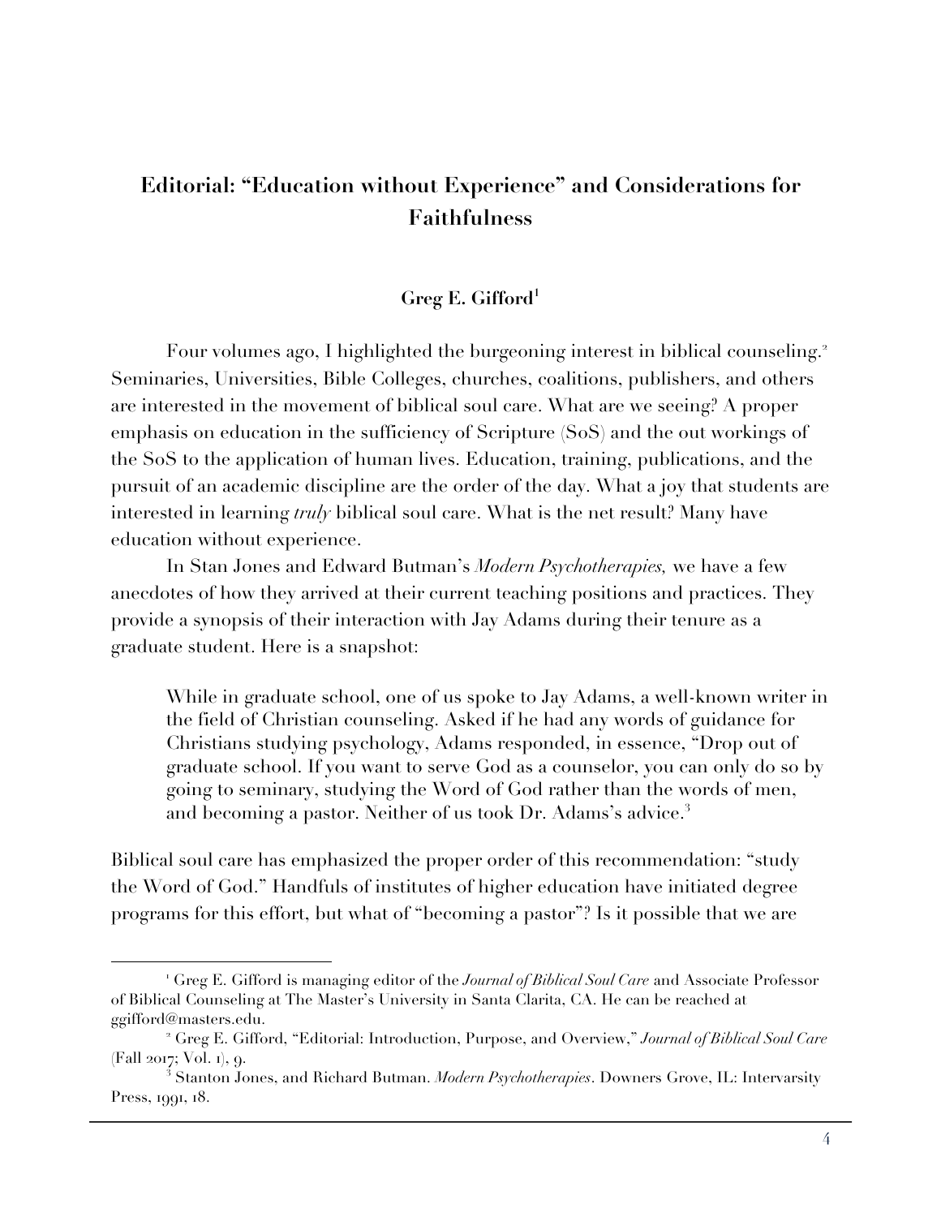# Editorial: "Education without Experience" and Considerations for Faithfulness

**Greg E. Gifford**[1]

Four volumes ago, I highlighted the burgeoning interest in biblical counseling.[2] Seminaries, Universities, Bible Colleges, churches, coalitions, publishers, and others are interested in the movement of biblical soul care. What are we seeing? A proper emphasis on education in the sufficiency of Scripture (SoS) and the out workings of the SoS to the application of human lives. Education, training, publications, and the pursuit of an academic discipline are the order of the day. What a joy that students are interested in learning *truly* biblical soul care. What is the net result? Many have education without experience.

In Stan Jones and Edward Butman's *Modern Psychotherapies,* we have a few anecdotes of how they arrived at their current teaching positions and practices. They provide a synopsis of their interaction with Jay Adams during their tenure as a graduate student. Here is a snapshot:

> While in graduate school, one of us spoke to Jay Adams, a well-known writer in the field of Christian counseling. Asked if he had any words of guidance for Christians studying psychology, Adams responded, in essence, "Drop out of graduate school. If you want to serve God as a counselor, you can only do so by going to seminary, studying the Word of God rather than the words of men, and becoming a pastor. Neither of us took Dr. Adams's advice.[3]

Biblical soul care has emphasized the proper order of this recommendation: "study the Word of God." Handfuls of institutes of higher education have initiated degree programs for this effort, but what of "becoming a pastor"? Is it possible that we are

---

[1] Greg E. Gifford is managing editor of the *Journal of Biblical Soul Care* and Associate Professor of Biblical Counseling at The Master's University in Santa Clarita, CA. He can be reached at ggifford@masters.edu.

[2] Greg E. Gifford, "Editorial: Introduction, Purpose, and Overview," *Journal of Biblical Soul Care* (Fall 2017; Vol. 1), 9.

[3] Stanton Jones, and Richard Butman. *Modern Psychotherapies*. Downers Grove, IL: Intervarsity Press, 1991, 18.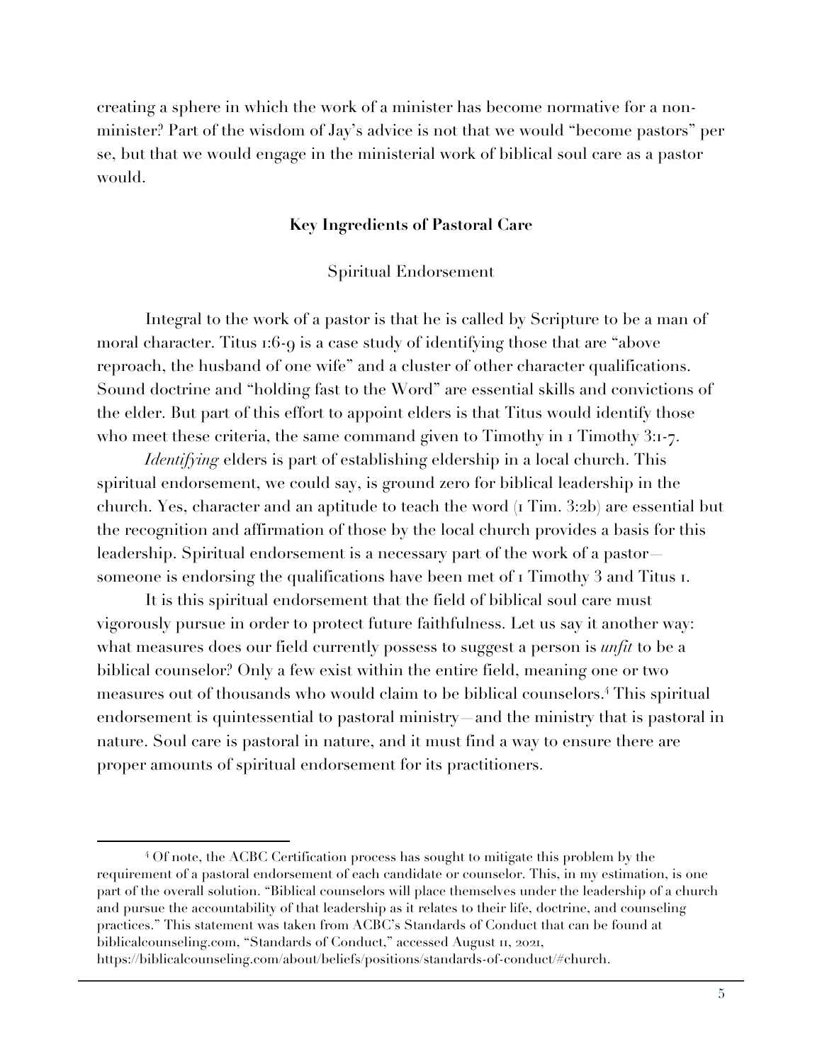creating a sphere in which the work of a minister has become normative for a non-minister? Part of the wisdom of Jay's advice is not that we would "become pastors" per se, but that we would engage in the ministerial work of biblical soul care as a pastor would.

## Key Ingredients of Pastoral Care

### Spiritual Endorsement

Integral to the work of a pastor is that he is called by Scripture to be a man of moral character. Titus 1:6-9 is a case study of identifying those that are "above reproach, the husband of one wife" and a cluster of other character qualifications. Sound doctrine and "holding fast to the Word" are essential skills and convictions of the elder. But part of this effort to appoint elders is that Titus would identify those who meet these criteria, the same command given to Timothy in 1 Timothy 3:1-7.

*Identifying* elders is part of establishing eldership in a local church. This spiritual endorsement, we could say, is ground zero for biblical leadership in the church. Yes, character and an aptitude to teach the word (1 Tim. 3:2b) are essential but the recognition and affirmation of those by the local church provides a basis for this leadership. Spiritual endorsement is a necessary part of the work of a pastor—someone is endorsing the qualifications have been met of 1 Timothy 3 and Titus 1.

It is this spiritual endorsement that the field of biblical soul care must vigorously pursue in order to protect future faithfulness. Let us say it another way: what measures does our field currently possess to suggest a person is *unfit* to be a biblical counselor? Only a few exist within the entire field, meaning one or two measures out of thousands who would claim to be biblical counselors.[4] This spiritual endorsement is quintessential to pastoral ministry—and the ministry that is pastoral in nature. Soul care is pastoral in nature, and it must find a way to ensure there are proper amounts of spiritual endorsement for its practitioners.

---

[4] Of note, the ACBC Certification process has sought to mitigate this problem by the requirement of a pastoral endorsement of each candidate or counselor. This, in my estimation, is one part of the overall solution. "Biblical counselors will place themselves under the leadership of a church and pursue the accountability of that leadership as it relates to their life, doctrine, and counseling practices." This statement was taken from ACBC's Standards of Conduct that can be found at biblicalcounseling.com, "Standards of Conduct," accessed August 11, 2021, https://biblicalcounseling.com/about/beliefs/positions/standards-of-conduct/#church.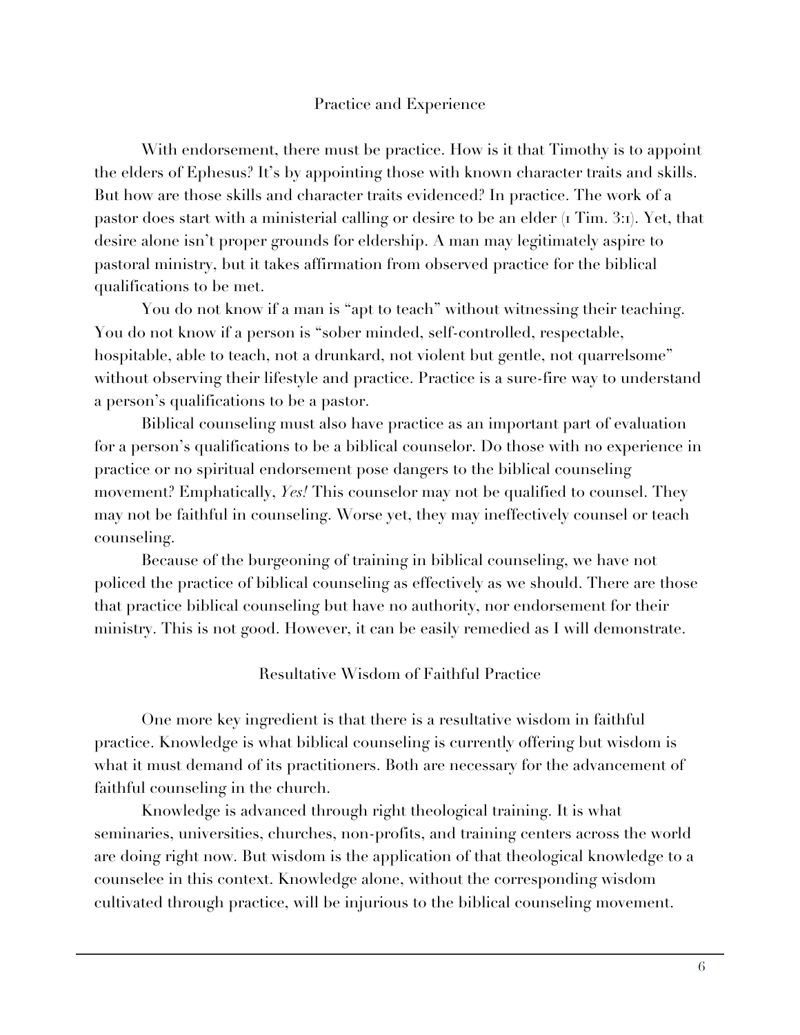## Practice and Experience

With endorsement, there must be practice. How is it that Timothy is to appoint the elders of Ephesus? It's by appointing those with known character traits and skills. But how are those skills and character traits evidenced? In practice. The work of a pastor does start with a ministerial calling or desire to be an elder (1 Tim. 3:1). Yet, that desire alone isn't proper grounds for eldership. A man may legitimately aspire to pastoral ministry, but it takes affirmation from observed practice for the biblical qualifications to be met.

You do not know if a man is "apt to teach" without witnessing their teaching. You do not know if a person is "sober minded, self-controlled, respectable, hospitable, able to teach, not a drunkard, not violent but gentle, not quarrelsome" without observing their lifestyle and practice. Practice is a sure-fire way to understand a person's qualifications to be a pastor.

Biblical counseling must also have practice as an important part of evaluation for a person's qualifications to be a biblical counselor. Do those with no experience in practice or no spiritual endorsement pose dangers to the biblical counseling movement? Emphatically, *Yes!* This counselor may not be qualified to counsel. They may not be faithful in counseling. Worse yet, they may ineffectively counsel or teach counseling.

Because of the burgeoning of training in biblical counseling, we have not policed the practice of biblical counseling as effectively as we should. There are those that practice biblical counseling but have no authority, nor endorsement for their ministry. This is not good. However, it can be easily remedied as I will demonstrate.

## Resultative Wisdom of Faithful Practice

One more key ingredient is that there is a resultative wisdom in faithful practice. Knowledge is what biblical counseling is currently offering but wisdom is what it must demand of its practitioners. Both are necessary for the advancement of faithful counseling in the church.

Knowledge is advanced through right theological training. It is what seminaries, universities, churches, non-profits, and training centers across the world are doing right now. But wisdom is the application of that theological knowledge to a counselee in this context. Knowledge alone, without the corresponding wisdom cultivated through practice, will be injurious to the biblical counseling movement.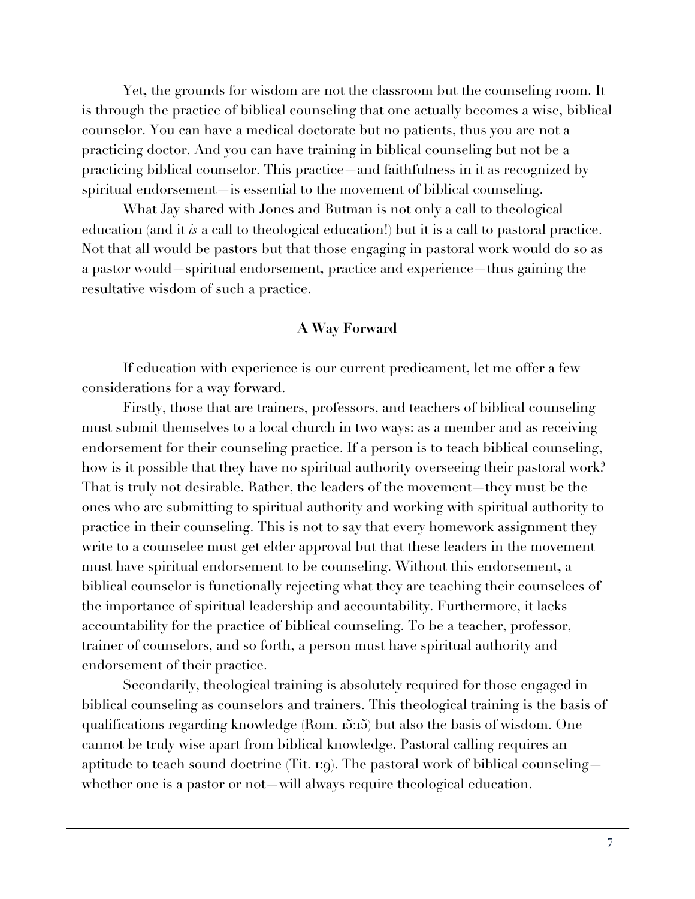Yet, the grounds for wisdom are not the classroom but the counseling room. It is through the practice of biblical counseling that one actually becomes a wise, biblical counselor. You can have a medical doctorate but no patients, thus you are not a practicing doctor. And you can have training in biblical counseling but not be a practicing biblical counselor. This practice—and faithfulness in it as recognized by spiritual endorsement—is essential to the movement of biblical counseling.

What Jay shared with Jones and Butman is not only a call to theological education (and it *is* a call to theological education!) but it is a call to pastoral practice. Not that all would be pastors but that those engaging in pastoral work would do so as a pastor would—spiritual endorsement, practice and experience—thus gaining the resultative wisdom of such a practice.

### A Way Forward

If education with experience is our current predicament, let me offer a few considerations for a way forward.

Firstly, those that are trainers, professors, and teachers of biblical counseling must submit themselves to a local church in two ways: as a member and as receiving endorsement for their counseling practice. If a person is to teach biblical counseling, how is it possible that they have no spiritual authority overseeing their pastoral work? That is truly not desirable. Rather, the leaders of the movement—they must be the ones who are submitting to spiritual authority and working with spiritual authority to practice in their counseling. This is not to say that every homework assignment they write to a counselee must get elder approval but that these leaders in the movement must have spiritual endorsement to be counseling. Without this endorsement, a biblical counselor is functionally rejecting what they are teaching their counselees of the importance of spiritual leadership and accountability. Furthermore, it lacks accountability for the practice of biblical counseling. To be a teacher, professor, trainer of counselors, and so forth, a person must have spiritual authority and endorsement of their practice.

Secondarily, theological training is absolutely required for those engaged in biblical counseling as counselors and trainers. This theological training is the basis of qualifications regarding knowledge (Rom. 15:15) but also the basis of wisdom. One cannot be truly wise apart from biblical knowledge. Pastoral calling requires an aptitude to teach sound doctrine (Tit. 1:9). The pastoral work of biblical counseling—whether one is a pastor or not—will always require theological education.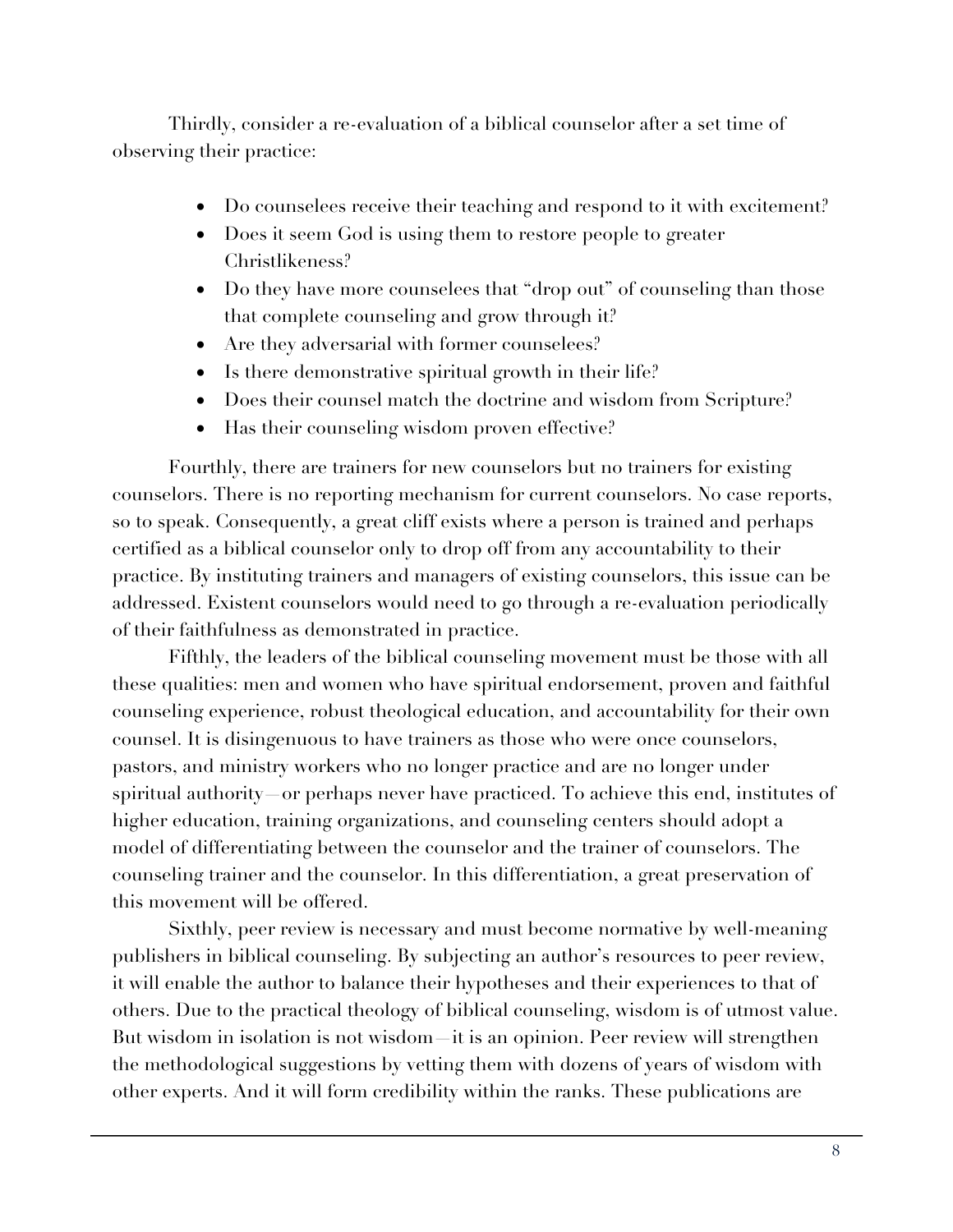Thirdly, consider a re-evaluation of a biblical counselor after a set time of observing their practice:

- Do counselees receive their teaching and respond to it with excitement?
- Does it seem God is using them to restore people to greater Christlikeness?
- Do they have more counselees that "drop out" of counseling than those that complete counseling and grow through it?
- Are they adversarial with former counselees?
- Is there demonstrative spiritual growth in their life?
- Does their counsel match the doctrine and wisdom from Scripture?
- Has their counseling wisdom proven effective?

Fourthly, there are trainers for new counselors but no trainers for existing counselors. There is no reporting mechanism for current counselors. No case reports, so to speak. Consequently, a great cliff exists where a person is trained and perhaps certified as a biblical counselor only to drop off from any accountability to their practice. By instituting trainers and managers of existing counselors, this issue can be addressed. Existent counselors would need to go through a re-evaluation periodically of their faithfulness as demonstrated in practice.

Fifthly, the leaders of the biblical counseling movement must be those with all these qualities: men and women who have spiritual endorsement, proven and faithful counseling experience, robust theological education, and accountability for their own counsel. It is disingenuous to have trainers as those who were once counselors, pastors, and ministry workers who no longer practice and are no longer under spiritual authority—or perhaps never have practiced. To achieve this end, institutes of higher education, training organizations, and counseling centers should adopt a model of differentiating between the counselor and the trainer of counselors. The counseling trainer and the counselor. In this differentiation, a great preservation of this movement will be offered.

Sixthly, peer review is necessary and must become normative by well-meaning publishers in biblical counseling. By subjecting an author's resources to peer review, it will enable the author to balance their hypotheses and their experiences to that of others. Due to the practical theology of biblical counseling, wisdom is of utmost value. But wisdom in isolation is not wisdom—it is an opinion. Peer review will strengthen the methodological suggestions by vetting them with dozens of years of wisdom with other experts. And it will form credibility within the ranks. These publications are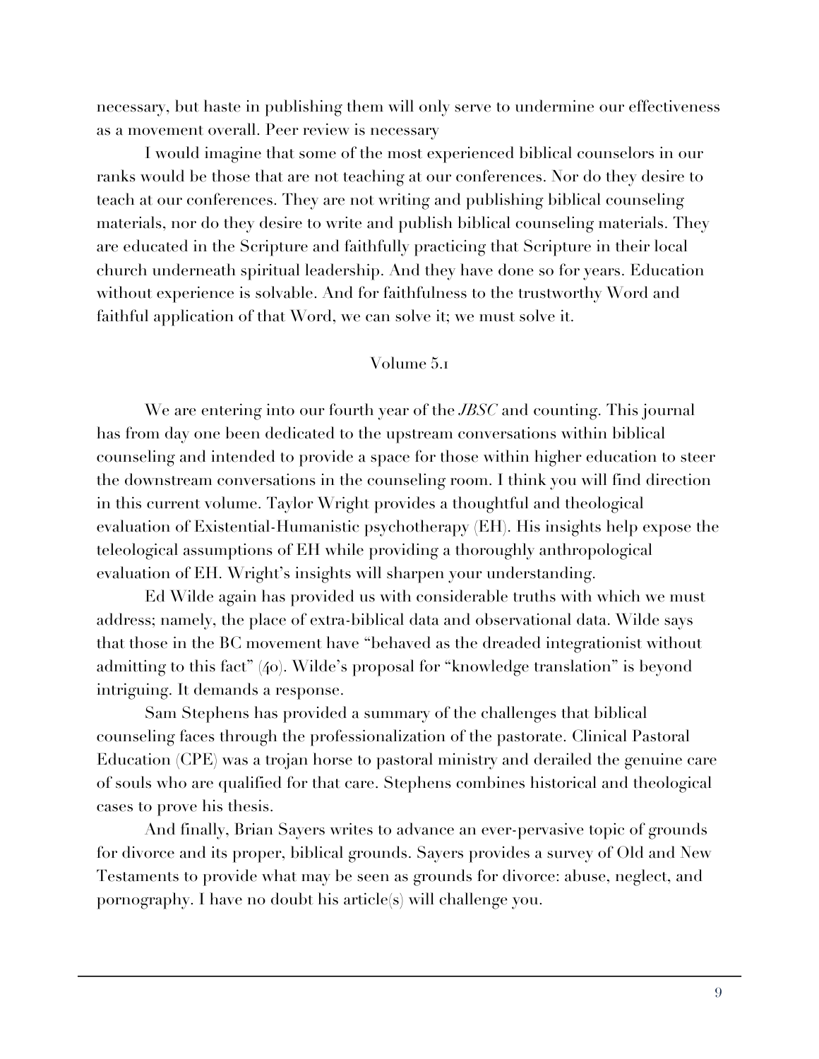necessary, but haste in publishing them will only serve to undermine our effectiveness as a movement overall. Peer review is necessary

I would imagine that some of the most experienced biblical counselors in our ranks would be those that are not teaching at our conferences. Nor do they desire to teach at our conferences. They are not writing and publishing biblical counseling materials, nor do they desire to write and publish biblical counseling materials. They are educated in the Scripture and faithfully practicing that Scripture in their local church underneath spiritual leadership. And they have done so for years. Education without experience is solvable. And for faithfulness to the trustworthy Word and faithful application of that Word, we can solve it; we must solve it.

## Volume 5.1

We are entering into our fourth year of the *JBSC* and counting. This journal has from day one been dedicated to the upstream conversations within biblical counseling and intended to provide a space for those within higher education to steer the downstream conversations in the counseling room. I think you will find direction in this current volume. Taylor Wright provides a thoughtful and theological evaluation of Existential-Humanistic psychotherapy (EH). His insights help expose the teleological assumptions of EH while providing a thoroughly anthropological evaluation of EH. Wright's insights will sharpen your understanding.

Ed Wilde again has provided us with considerable truths with which we must address; namely, the place of extra-biblical data and observational data. Wilde says that those in the BC movement have "behaved as the dreaded integrationist without admitting to this fact" (40). Wilde's proposal for "knowledge translation" is beyond intriguing. It demands a response.

Sam Stephens has provided a summary of the challenges that biblical counseling faces through the professionalization of the pastorate. Clinical Pastoral Education (CPE) was a trojan horse to pastoral ministry and derailed the genuine care of souls who are qualified for that care. Stephens combines historical and theological cases to prove his thesis.

And finally, Brian Sayers writes to advance an ever-pervasive topic of grounds for divorce and its proper, biblical grounds. Sayers provides a survey of Old and New Testaments to provide what may be seen as grounds for divorce: abuse, neglect, and pornography. I have no doubt his article(s) will challenge you.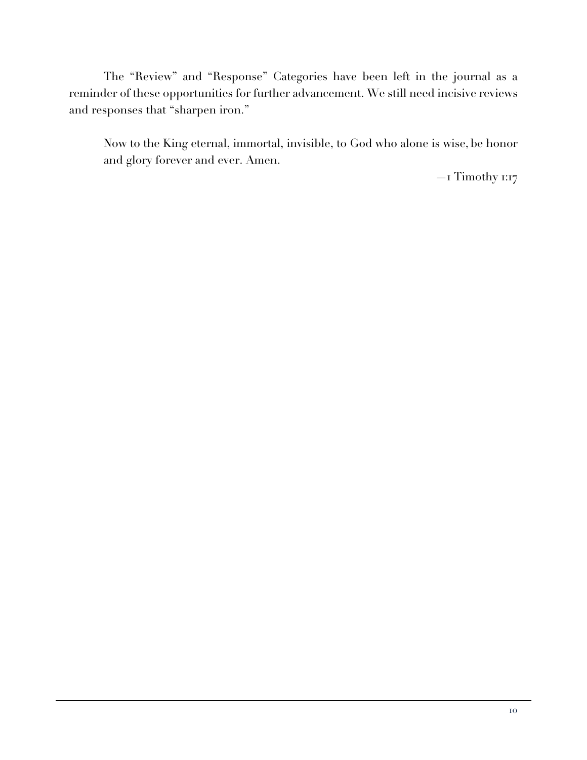The "Review" and "Response" Categories have been left in the journal as a reminder of these opportunities for further advancement. We still need incisive reviews and responses that "sharpen iron."

> Now to the King eternal, immortal, invisible, to God who alone is wise, be honor and glory forever and ever. Amen.
>
> —1 Timothy 1:17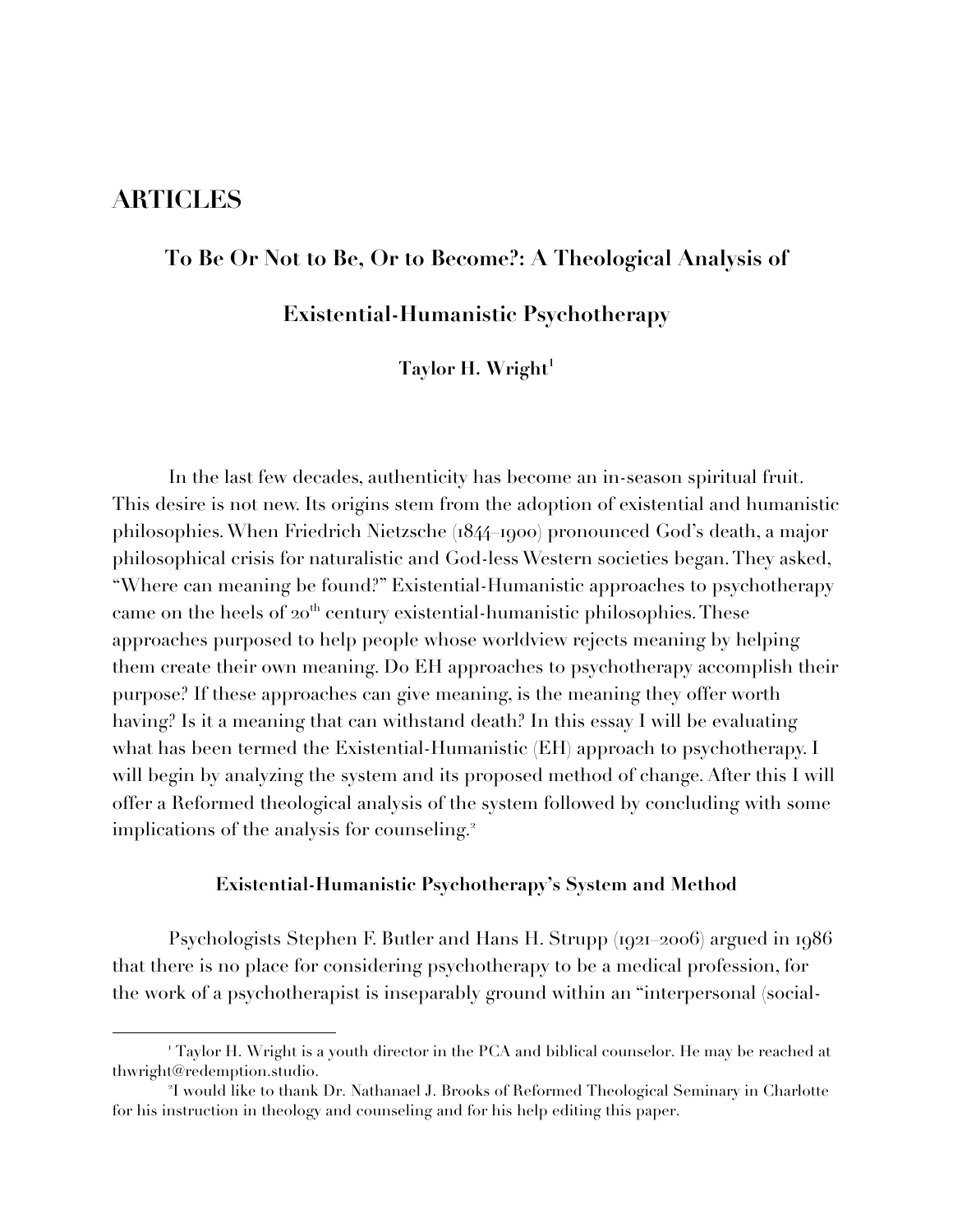# ARTICLES

## To Be Or Not to Be, Or to Become?: A Theological Analysis of Existential-Humanistic Psychotherapy

**Taylor H. Wright**[1]

In the last few decades, authenticity has become an in-season spiritual fruit. This desire is not new. Its origins stem from the adoption of existential and humanistic philosophies. When Friedrich Nietzsche (1844–1900) pronounced God's death, a major philosophical crisis for naturalistic and God-less Western societies began. They asked, "Where can meaning be found?" Existential-Humanistic approaches to psychotherapy came on the heels of 20th century existential-humanistic philosophies. These approaches purposed to help people whose worldview rejects meaning by helping them create their own meaning. Do EH approaches to psychotherapy accomplish their purpose? If these approaches can give meaning, is the meaning they offer worth having? Is it a meaning that can withstand death? In this essay I will be evaluating what has been termed the Existential-Humanistic (EH) approach to psychotherapy. I will begin by analyzing the system and its proposed method of change. After this I will offer a Reformed theological analysis of the system followed by concluding with some implications of the analysis for counseling.[2]

### Existential-Humanistic Psychotherapy's System and Method

Psychologists Stephen F. Butler and Hans H. Strupp (1921–2006) argued in 1986 that there is no place for considering psychotherapy to be a medical profession, for the work of a psychotherapist is inseparably ground within an "interpersonal (social-

---

[1] Taylor H. Wright is a youth director in the PCA and biblical counselor. He may be reached at thwright@redemption.studio.

[2] I would like to thank Dr. Nathanael J. Brooks of Reformed Theological Seminary in Charlotte for his instruction in theology and counseling and for his help editing this paper.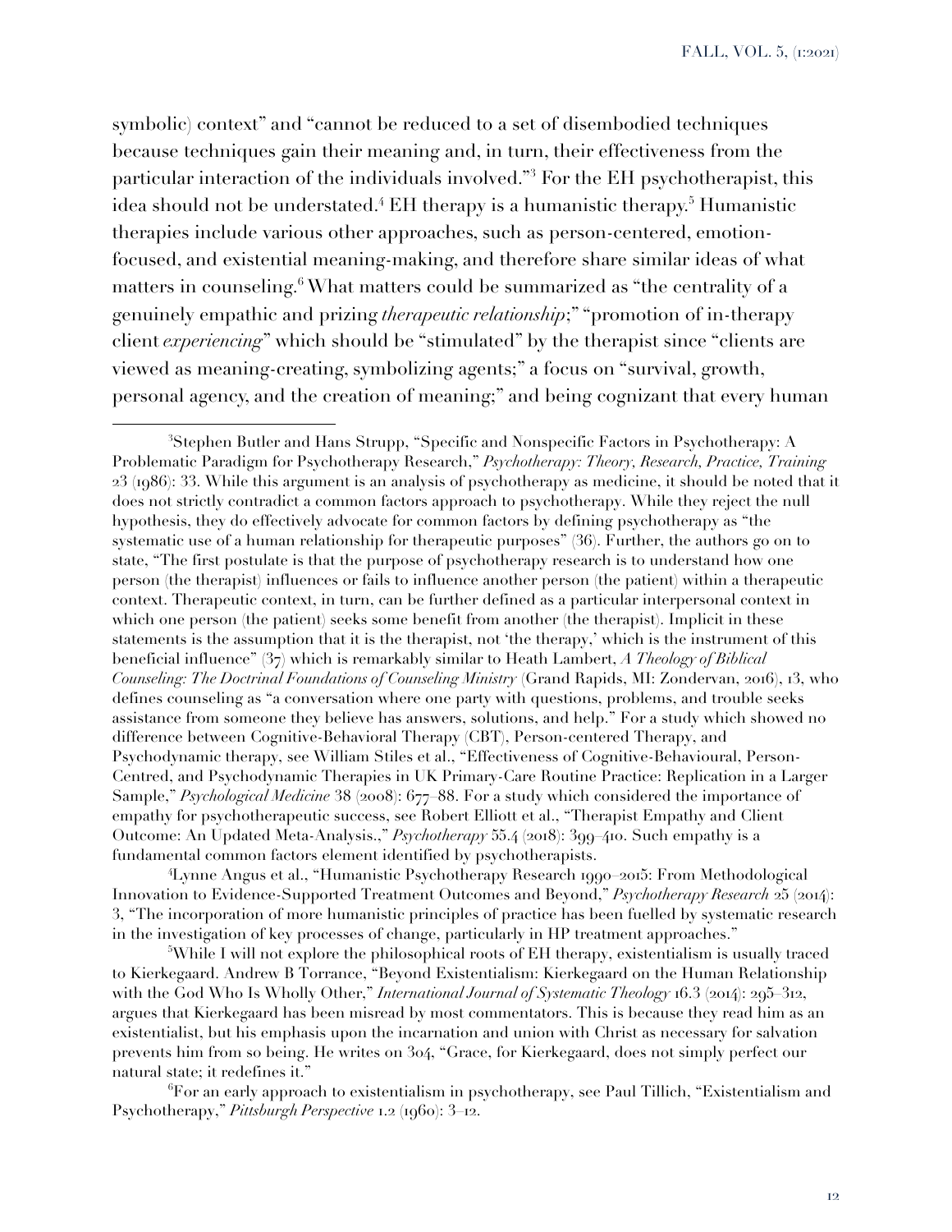symbolic) context" and "cannot be reduced to a set of disembodied techniques because techniques gain their meaning and, in turn, their effectiveness from the particular interaction of the individuals involved."[3] For the EH psychotherapist, this idea should not be understated.[4] EH therapy is a humanistic therapy.[5] Humanistic therapies include various other approaches, such as person-centered, emotion-focused, and existential meaning-making, and therefore share similar ideas of what matters in counseling.[6] What matters could be summarized as "the centrality of a genuinely empathic and prizing *therapeutic relationship*;" "promotion of in-therapy client *experiencing*" which should be "stimulated" by the therapist since "clients are viewed as meaning-creating, symbolizing agents;" a focus on "survival, growth, personal agency, and the creation of meaning;" and being cognizant that every human

---

[3]Stephen Butler and Hans Strupp, "Specific and Nonspecific Factors in Psychotherapy: A Problematic Paradigm for Psychotherapy Research," *Psychotherapy: Theory, Research, Practice, Training* 23 (1986): 33. While this argument is an analysis of psychotherapy as medicine, it should be noted that it does not strictly contradict a common factors approach to psychotherapy. While they reject the null hypothesis, they do effectively advocate for common factors by defining psychotherapy as "the systematic use of a human relationship for therapeutic purposes" (36). Further, the authors go on to state, "The first postulate is that the purpose of psychotherapy research is to understand how one person (the therapist) influences or fails to influence another person (the patient) within a therapeutic context. Therapeutic context, in turn, can be further defined as a particular interpersonal context in which one person (the patient) seeks some benefit from another (the therapist). Implicit in these statements is the assumption that it is the therapist, not 'the therapy,' which is the instrument of this beneficial influence" (37) which is remarkably similar to Heath Lambert, *A Theology of Biblical Counseling: The Doctrinal Foundations of Counseling Ministry* (Grand Rapids, MI: Zondervan, 2016), 13, who defines counseling as "a conversation where one party with questions, problems, and trouble seeks assistance from someone they believe has answers, solutions, and help." For a study which showed no difference between Cognitive-Behavioral Therapy (CBT), Person-centered Therapy, and Psychodynamic therapy, see William Stiles et al., "Effectiveness of Cognitive-Behavioural, Person-Centred, and Psychodynamic Therapies in UK Primary-Care Routine Practice: Replication in a Larger Sample," *Psychological Medicine* 38 (2008): 677–88. For a study which considered the importance of empathy for psychotherapeutic success, see Robert Elliott et al., "Therapist Empathy and Client Outcome: An Updated Meta-Analysis.," *Psychotherapy* 55.4 (2018): 399–410. Such empathy is a fundamental common factors element identified by psychotherapists.

[4]Lynne Angus et al., "Humanistic Psychotherapy Research 1990–2015: From Methodological Innovation to Evidence-Supported Treatment Outcomes and Beyond," *Psychotherapy Research* 25 (2014): 3, "The incorporation of more humanistic principles of practice has been fuelled by systematic research in the investigation of key processes of change, particularly in HP treatment approaches."

[5]While I will not explore the philosophical roots of EH therapy, existentialism is usually traced to Kierkegaard. Andrew B Torrance, "Beyond Existentialism: Kierkegaard on the Human Relationship with the God Who Is Wholly Other," *International Journal of Systematic Theology* 16.3 (2014): 295–312, argues that Kierkegaard has been misread by most commentators. This is because they read him as an existentialist, but his emphasis upon the incarnation and union with Christ as necessary for salvation prevents him from so being. He writes on 304, "Grace, for Kierkegaard, does not simply perfect our natural state; it redefines it."

[6]For an early approach to existentialism in psychotherapy, see Paul Tillich, "Existentialism and Psychotherapy," *Pittsburgh Perspective* 1.2 (1960): 3–12.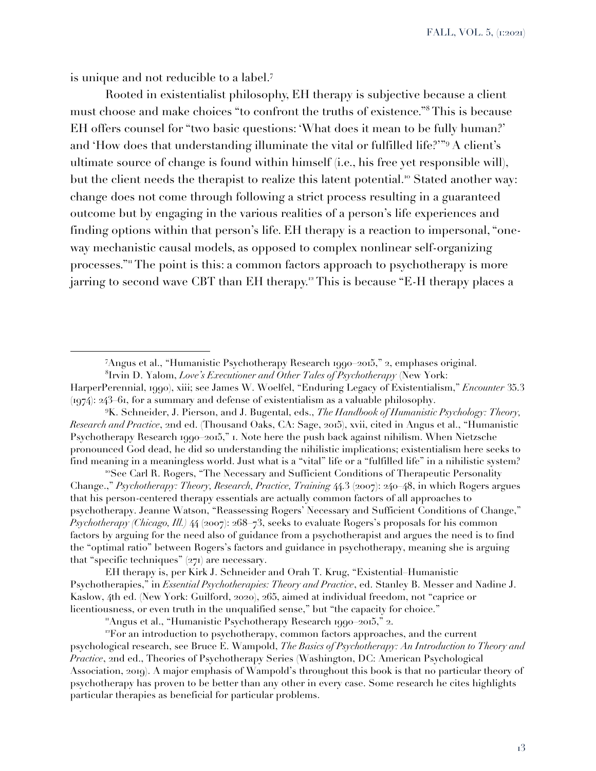is unique and not reducible to a label.[7]

Rooted in existentialist philosophy, EH therapy is subjective because a client must choose and make choices "to confront the truths of existence."[8] This is because EH offers counsel for "two basic questions: 'What does it mean to be fully human?' and 'How does that understanding illuminate the vital or fulfilled life?'"[9] A client's ultimate source of change is found within himself (i.e., his free yet responsible will), but the client needs the therapist to realize this latent potential.[10] Stated another way: change does not come through following a strict process resulting in a guaranteed outcome but by engaging in the various realities of a person's life experiences and finding options within that person's life. EH therapy is a reaction to impersonal, "one-way mechanistic causal models, as opposed to complex nonlinear self-organizing processes."[11] The point is this: a common factors approach to psychotherapy is more jarring to second wave CBT than EH therapy.[12] This is because "E-H therapy places a

---

[7]Angus et al., "Humanistic Psychotherapy Research 1990–2015," 2, emphases original.

[8]Irvin D. Yalom, *Love's Executioner and Other Tales of Psychotherapy* (New York: HarperPerennial, 1990), xiii; see James W. Woelfel, "Enduring Legacy of Existentialism," *Encounter* 35.3 (1974): 243–61, for a summary and defense of existentialism as a valuable philosophy.

[9]K. Schneider, J. Pierson, and J. Bugental, eds., *The Handbook of Humanistic Psychology: Theory, Research and Practice*, 2nd ed. (Thousand Oaks, CA: Sage, 2015), xvii, cited in Angus et al., "Humanistic Psychotherapy Research 1990–2015," 1. Note here the push back against nihilism. When Nietzsche pronounced God dead, he did so understanding the nihilistic implications; existentialism here seeks to find meaning in a meaningless world. Just what is a "vital" life or a "fulfilled life" in a nihilistic system?

[10]See Carl R. Rogers, "The Necessary and Sufficient Conditions of Therapeutic Personality Change.," *Psychotherapy: Theory, Research, Practice, Training* 44.3 (2007): 240–48, in which Rogers argues that his person-centered therapy essentials are actually common factors of all approaches to psychotherapy. Jeanne Watson, "Reassessing Rogers' Necessary and Sufficient Conditions of Change," *Psychotherapy (Chicago, Ill.)* 44 (2007): 268–73, seeks to evaluate Rogers's proposals for his common factors by arguing for the need also of guidance from a psychotherapist and argues the need is to find the "optimal ratio" between Rogers's factors and guidance in psychotherapy, meaning she is arguing that "specific techniques" (271) are necessary.

EH therapy is, per Kirk J. Schneider and Orah T. Krug, "Existential–Humanistic Psychotherapies," in *Essential Psychotherapies: Theory and Practice*, ed. Stanley B. Messer and Nadine J. Kaslow, 4th ed. (New York: Guilford, 2020), 265, aimed at individual freedom, not "caprice or licentiousness, or even truth in the unqualified sense," but "the capacity for choice."

[11]Angus et al., "Humanistic Psychotherapy Research 1990–2015," 2.

[12]For an introduction to psychotherapy, common factors approaches, and the current psychological research, see Bruce E. Wampold, *The Basics of Psychotherapy: An Introduction to Theory and Practice*, 2nd ed., Theories of Psychotherapy Series (Washington, DC: American Psychological Association, 2019). A major emphasis of Wampold's throughout this book is that no particular theory of psychotherapy has proven to be better than any other in every case. Some research he cites highlights particular therapies as beneficial for particular problems.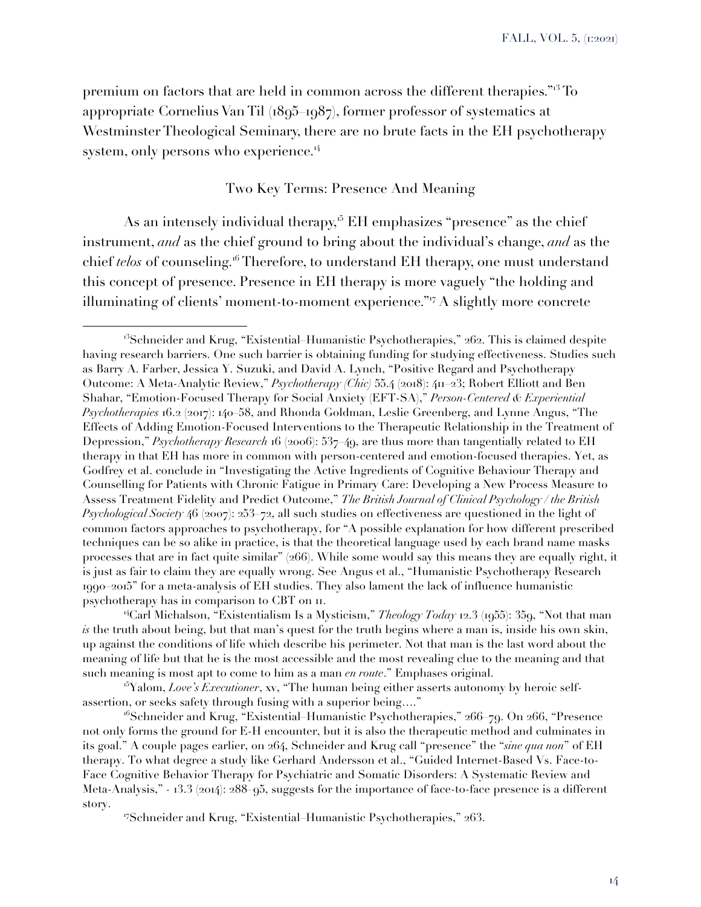premium on factors that are held in common across the different therapies."[13] To appropriate Cornelius Van Til (1895–1987), former professor of systematics at Westminster Theological Seminary, there are no brute facts in the EH psychotherapy system, only persons who experience.[14]

## Two Key Terms: Presence And Meaning

As an intensely individual therapy,[15] EH emphasizes "presence" as the chief instrument, *and* as the chief ground to bring about the individual's change, *and* as the chief *telos* of counseling.[16] Therefore, to understand EH therapy, one must understand this concept of presence. Presence in EH therapy is more vaguely "the holding and illuminating of clients' moment-to-moment experience."[17] A slightly more concrete

---

[13]Schneider and Krug, "Existential–Humanistic Psychotherapies," 262. This is claimed despite having research barriers. One such barrier is obtaining funding for studying effectiveness. Studies such as Barry A. Farber, Jessica Y. Suzuki, and David A. Lynch, "Positive Regard and Psychotherapy Outcome: A Meta-Analytic Review," *Psychotherapy (Chic)* 55.4 (2018): 411–23; Robert Elliott and Ben Shahar, "Emotion-Focused Therapy for Social Anxiety (EFT-SA)," *Person-Centered & Experiential Psychotherapies* 16.2 (2017): 140–58, and Rhonda Goldman, Leslie Greenberg, and Lynne Angus, "The Effects of Adding Emotion-Focused Interventions to the Therapeutic Relationship in the Treatment of Depression," *Psychotherapy Research* 16 (2006): 537–49, are thus more than tangentially related to EH therapy in that EH has more in common with person-centered and emotion-focused therapies. Yet, as Godfrey et al. conclude in "Investigating the Active Ingredients of Cognitive Behaviour Therapy and Counselling for Patients with Chronic Fatigue in Primary Care: Developing a New Process Measure to Assess Treatment Fidelity and Predict Outcome," *The British Journal of Clinical Psychology / the British Psychological Society* 46 (2007): 253–72, all such studies on effectiveness are questioned in the light of common factors approaches to psychotherapy, for "A possible explanation for how different prescribed techniques can be so alike in practice, is that the theoretical language used by each brand name masks processes that are in fact quite similar" (266). While some would say this means they are equally right, it is just as fair to claim they are equally wrong. See Angus et al., "Humanistic Psychotherapy Research 1990–2015" for a meta-analysis of EH studies. They also lament the lack of influence humanistic psychotherapy has in comparison to CBT on 11.

[14]Carl Michalson, "Existentialism Is a Mysticism," *Theology Today* 12.3 (1955): 359, "Not that man *is* the truth about being, but that man's quest for the truth begins where a man is, inside his own skin, up against the conditions of life which describe his perimeter. Not that man is the last word about the meaning of life but that he is the most accessible and the most revealing clue to the meaning and that such meaning is most apt to come to him as a man *en route*." Emphases original.

[15]Yalom, *Love's Executioner*, xv, "The human being either asserts autonomy by heroic self-assertion, or seeks safety through fusing with a superior being…."

[16]Schneider and Krug, "Existential–Humanistic Psychotherapies," 266–79. On 266, "Presence not only forms the ground for E-H encounter, but it is also the therapeutic method and culminates in its goal." A couple pages earlier, on 264, Schneider and Krug call "presence" the "*sine qua non*" of EH therapy. To what degree a study like Gerhard Andersson et al., "Guided Internet-Based Vs. Face-to-Face Cognitive Behavior Therapy for Psychiatric and Somatic Disorders: A Systematic Review and Meta-Analysis," - 13.3 (2014): 288–95, suggests for the importance of face-to-face presence is a different story.

[17]Schneider and Krug, "Existential–Humanistic Psychotherapies," 263.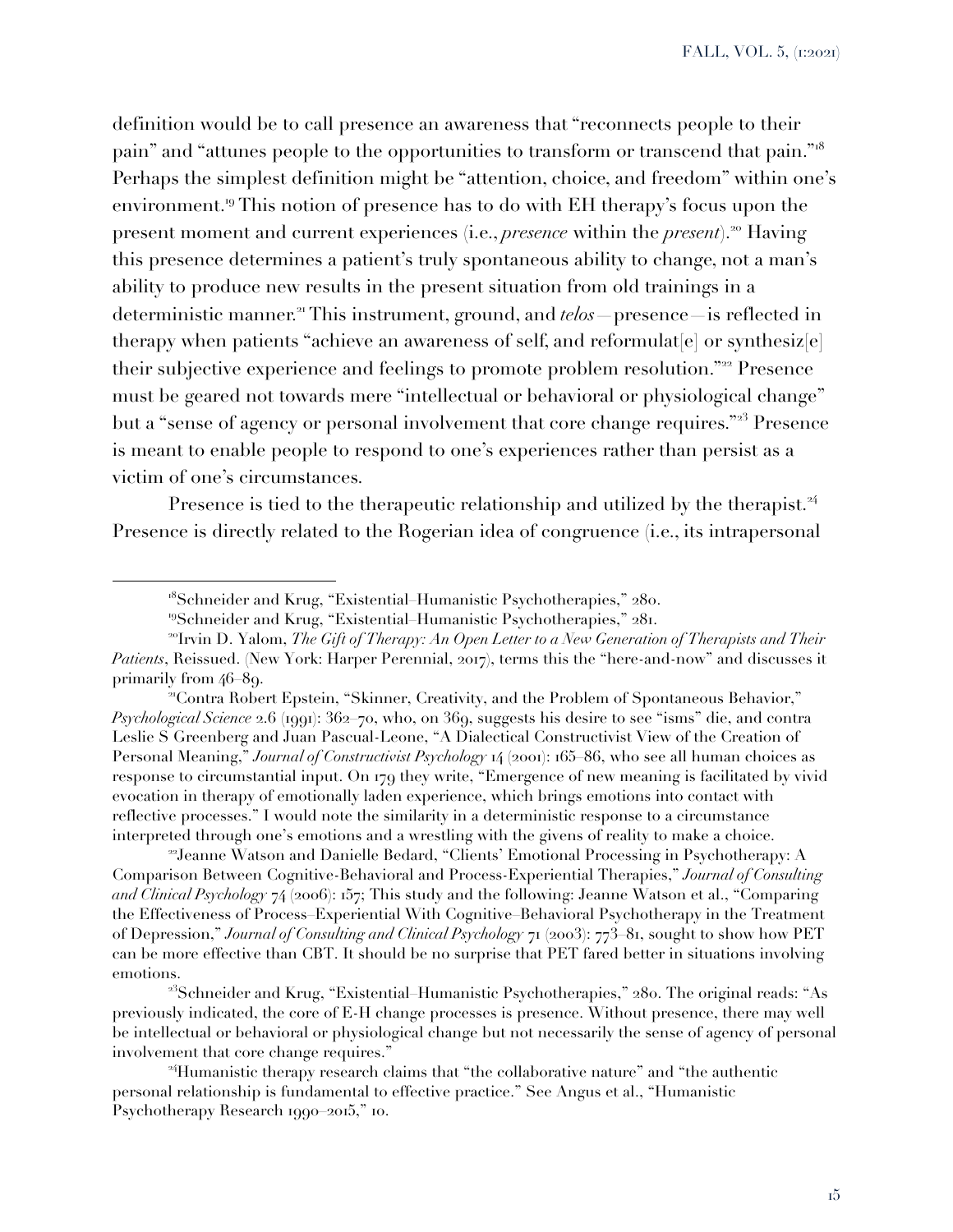definition would be to call presence an awareness that "reconnects people to their pain" and "attunes people to the opportunities to transform or transcend that pain."[18] Perhaps the simplest definition might be "attention, choice, and freedom" within one's environment.[19] This notion of presence has to do with EH therapy's focus upon the present moment and current experiences (i.e., *presence* within the *present*).[20] Having this presence determines a patient's truly spontaneous ability to change, not a man's ability to produce new results in the present situation from old trainings in a deterministic manner.[21] This instrument, ground, and *telos*—presence—is reflected in therapy when patients "achieve an awareness of self, and reformulat[e] or synthesiz[e] their subjective experience and feelings to promote problem resolution."[22] Presence must be geared not towards mere "intellectual or behavioral or physiological change" but a "sense of agency or personal involvement that core change requires."[23] Presence is meant to enable people to respond to one's experiences rather than persist as a victim of one's circumstances.

Presence is tied to the therapeutic relationship and utilized by the therapist.[24] Presence is directly related to the Rogerian idea of congruence (i.e., its intrapersonal

---

[18]Schneider and Krug, "Existential–Humanistic Psychotherapies," 280.

[19]Schneider and Krug, "Existential–Humanistic Psychotherapies," 281.

[20]Irvin D. Yalom, *The Gift of Therapy: An Open Letter to a New Generation of Therapists and Their Patients*, Reissued. (New York: Harper Perennial, 2017), terms this the "here-and-now" and discusses it primarily from 46–89.

[21]Contra Robert Epstein, "Skinner, Creativity, and the Problem of Spontaneous Behavior," *Psychological Science* 2.6 (1991): 362–70, who, on 369, suggests his desire to see "isms" die, and contra Leslie S Greenberg and Juan Pascual-Leone, "A Dialectical Constructivist View of the Creation of Personal Meaning," *Journal of Constructivist Psychology* 14 (2001): 165–86, who see all human choices as response to circumstantial input. On 179 they write, "Emergence of new meaning is facilitated by vivid evocation in therapy of emotionally laden experience, which brings emotions into contact with reflective processes." I would note the similarity in a deterministic response to a circumstance interpreted through one's emotions and a wrestling with the givens of reality to make a choice.

[22]Jeanne Watson and Danielle Bedard, "Clients' Emotional Processing in Psychotherapy: A Comparison Between Cognitive-Behavioral and Process-Experiential Therapies," *Journal of Consulting and Clinical Psychology* 74 (2006): 157; This study and the following: Jeanne Watson et al., "Comparing the Effectiveness of Process–Experiential With Cognitive–Behavioral Psychotherapy in the Treatment of Depression," *Journal of Consulting and Clinical Psychology* 71 (2003): 773–81, sought to show how PET can be more effective than CBT. It should be no surprise that PET fared better in situations involving emotions.

[23]Schneider and Krug, "Existential–Humanistic Psychotherapies," 280. The original reads: "As previously indicated, the core of E-H change processes is presence. Without presence, there may well be intellectual or behavioral or physiological change but not necessarily the sense of agency of personal involvement that core change requires."

[24]Humanistic therapy research claims that "the collaborative nature" and "the authentic personal relationship is fundamental to effective practice." See Angus et al., "Humanistic Psychotherapy Research 1990–2015," 10.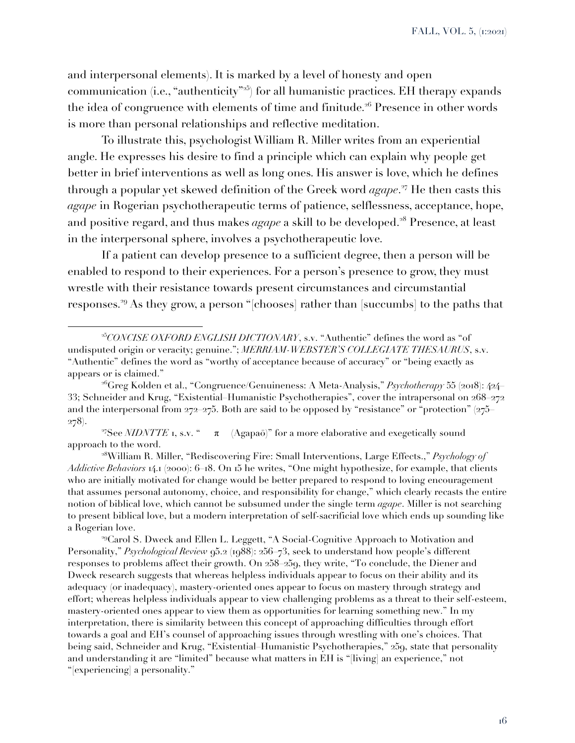and interpersonal elements). It is marked by a level of honesty and open communication (i.e., "authenticity"[25]) for all humanistic practices. EH therapy expands the idea of congruence with elements of time and finitude.[26] Presence in other words is more than personal relationships and reflective meditation.

To illustrate this, psychologist William R. Miller writes from an experiential angle. He expresses his desire to find a principle which can explain why people get better in brief interventions as well as long ones. His answer is love, which he defines through a popular yet skewed definition of the Greek word *agape*.[27] He then casts this *agape* in Rogerian psychotherapeutic terms of patience, selflessness, acceptance, hope, and positive regard, and thus makes *agape* a skill to be developed.[28] Presence, at least in the interpersonal sphere, involves a psychotherapeutic love.

If a patient can develop presence to a sufficient degree, then a person will be enabled to respond to their experiences. For a person's presence to grow, they must wrestle with their resistance towards present circumstances and circumstantial responses.[29] As they grow, a person "[chooses] rather than [succumbs] to the paths that

---

[25] *CONCISE OXFORD ENGLISH DICTIONARY*, s.v. "Authentic" defines the word as "of undisputed origin or veracity; genuine."; *MERRIAM-WEBSTER'S COLLEGIATE THESAURUS*, s.v. "Authentic" defines the word as "worthy of acceptance because of accuracy" or "being exactly as appears or is claimed."

[26] Greg Kolden et al., "Congruence/Genuineness: A Meta-Analysis," *Psychotherapy* 55 (2018): 424–33; Schneider and Krug, "Existential–Humanistic Psychotherapies", cover the intrapersonal on 268–272 and the interpersonal from 272–275. Both are said to be opposed by "resistance" or "protection" (275–278).

[27] See *NIDNTTE* 1, s.v. "ἀγαπάω (Agapaō)" for a more elaborative and exegetically sound approach to the word.

[28] William R. Miller, "Rediscovering Fire: Small Interventions, Large Effects.," *Psychology of Addictive Behaviors* 14.1 (2000): 6–18. On 15 he writes, "One might hypothesize, for example, that clients who are initially motivated for change would be better prepared to respond to loving encouragement that assumes personal autonomy, choice, and responsibility for change," which clearly recasts the entire notion of biblical love, which cannot be subsumed under the single term *agape*. Miller is not searching to present biblical love, but a modern interpretation of self-sacrificial love which ends up sounding like a Rogerian love.

[29] Carol S. Dweck and Ellen L. Leggett, "A Social-Cognitive Approach to Motivation and Personality," *Psychological Review* 95.2 (1988): 256–73, seek to understand how people's different responses to problems affect their growth. On 258–259, they write, "To conclude, the Diener and Dweck research suggests that whereas helpless individuals appear to focus on their ability and its adequacy (or inadequacy), mastery-oriented ones appear to focus on mastery through strategy and effort; whereas helpless individuals appear to view challenging problems as a threat to their self-esteem, mastery-oriented ones appear to view them as opportunities for learning something new." In my interpretation, there is similarity between this concept of approaching difficulties through effort towards a goal and EH's counsel of approaching issues through wrestling with one's choices. That being said, Schneider and Krug, "Existential–Humanistic Psychotherapies," 259, state that personality and understanding it are "limited" because what matters in EH is "[living] an experience," not "[experiencing] a personality."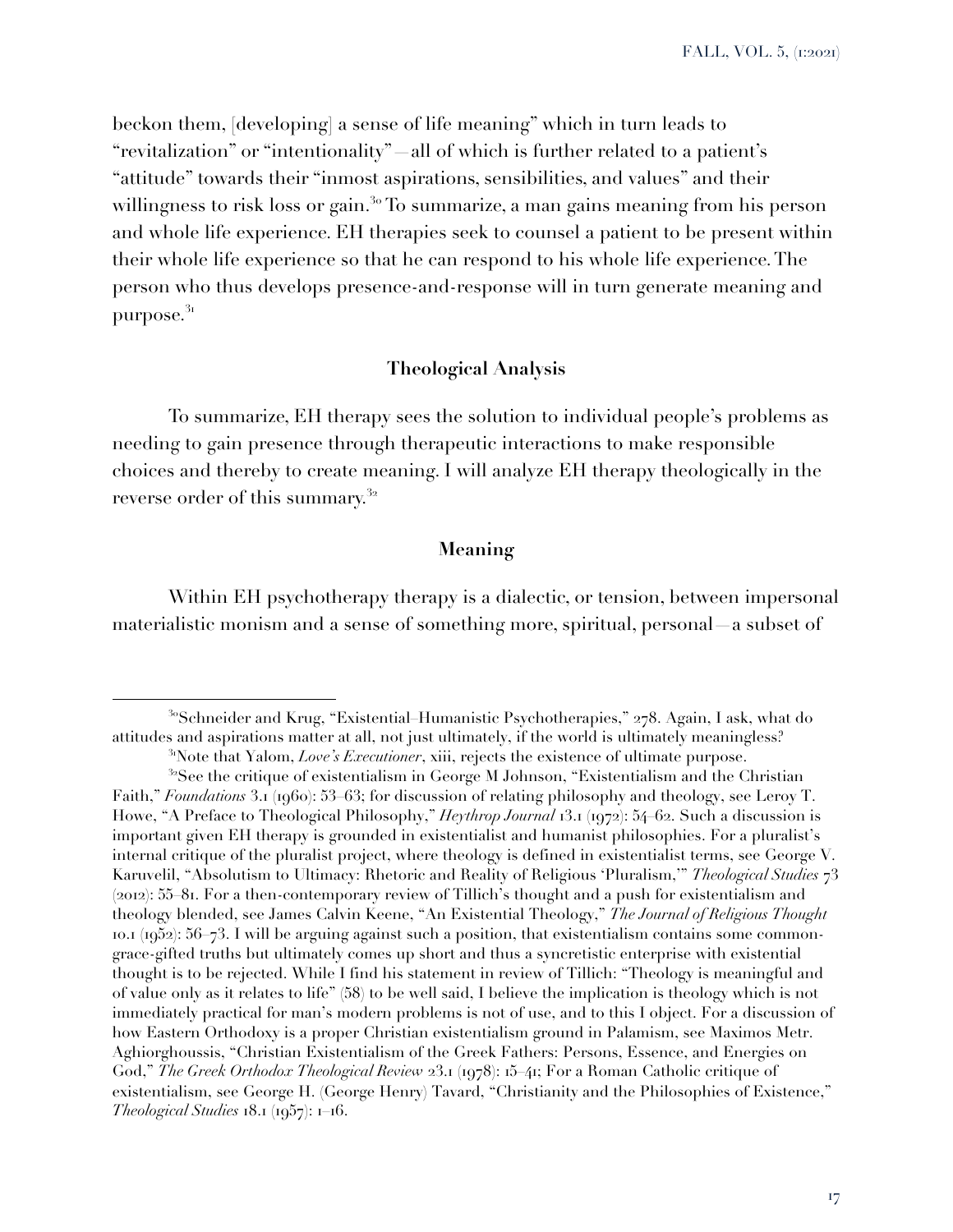beckon them, [developing] a sense of life meaning" which in turn leads to "revitalization" or "intentionality"—all of which is further related to a patient's "attitude" towards their "inmost aspirations, sensibilities, and values" and their willingness to risk loss or gain.[30] To summarize, a man gains meaning from his person and whole life experience. EH therapies seek to counsel a patient to be present within their whole life experience so that he can respond to his whole life experience. The person who thus develops presence-and-response will in turn generate meaning and purpose.[31]

## Theological Analysis

To summarize, EH therapy sees the solution to individual people's problems as needing to gain presence through therapeutic interactions to make responsible choices and thereby to create meaning. I will analyze EH therapy theologically in the reverse order of this summary.[32]

### Meaning

Within EH psychotherapy therapy is a dialectic, or tension, between impersonal materialistic monism and a sense of something more, spiritual, personal—a subset of

---

[30] Schneider and Krug, "Existential–Humanistic Psychotherapies," 278. Again, I ask, what do attitudes and aspirations matter at all, not just ultimately, if the world is ultimately meaningless?

[31] Note that Yalom, *Love's Executioner*, xiii, rejects the existence of ultimate purpose.

[32] See the critique of existentialism in George M Johnson, "Existentialism and the Christian Faith," *Foundations* 3.1 (1960): 53–63; for discussion of relating philosophy and theology, see Leroy T. Howe, "A Preface to Theological Philosophy," *Heythrop Journal* 13.1 (1972): 54–62. Such a discussion is important given EH therapy is grounded in existentialist and humanist philosophies. For a pluralist's internal critique of the pluralist project, where theology is defined in existentialist terms, see George V. Karuvelil, "Absolutism to Ultimacy: Rhetoric and Reality of Religious 'Pluralism,'" *Theological Studies* 73 (2012): 55–81. For a then-contemporary review of Tillich's thought and a push for existentialism and theology blended, see James Calvin Keene, "An Existential Theology," *The Journal of Religious Thought* 10.1 (1952): 56–73. I will be arguing against such a position, that existentialism contains some common-grace-gifted truths but ultimately comes up short and thus a syncretistic enterprise with existential thought is to be rejected. While I find his statement in review of Tillich: "Theology is meaningful and of value only as it relates to life" (58) to be well said, I believe the implication is theology which is not immediately practical for man's modern problems is not of use, and to this I object. For a discussion of how Eastern Orthodoxy is a proper Christian existentialism ground in Palamism, see Maximos Metr. Aghiorghoussis, "Christian Existentialism of the Greek Fathers: Persons, Essence, and Energies on God," *The Greek Orthodox Theological Review* 23.1 (1978): 15–41; For a Roman Catholic critique of existentialism, see George H. (George Henry) Tavard, "Christianity and the Philosophies of Existence," *Theological Studies* 18.1 (1957): 1–16.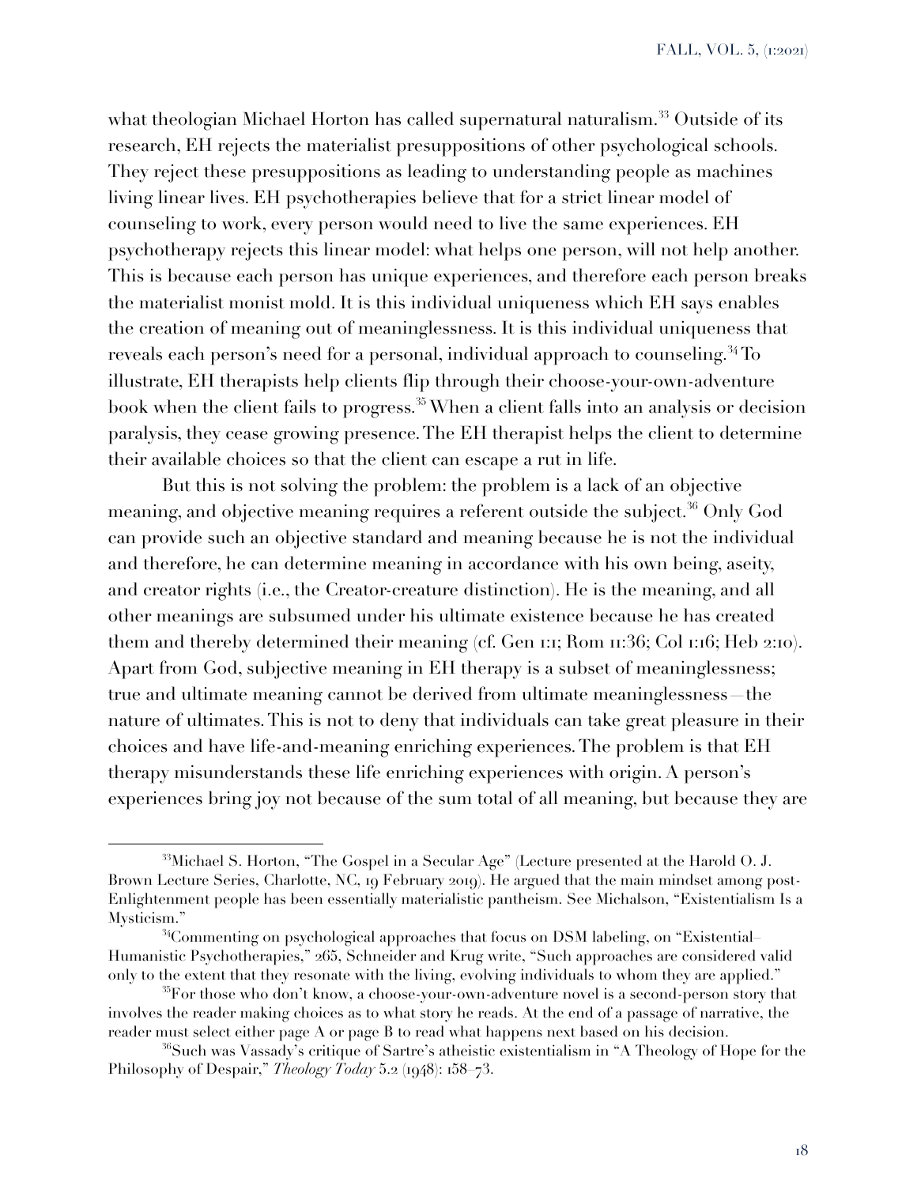what theologian Michael Horton has called supernatural naturalism.[33] Outside of its research, EH rejects the materialist presuppositions of other psychological schools. They reject these presuppositions as leading to understanding people as machines living linear lives. EH psychotherapies believe that for a strict linear model of counseling to work, every person would need to live the same experiences. EH psychotherapy rejects this linear model: what helps one person, will not help another. This is because each person has unique experiences, and therefore each person breaks the materialist monist mold. It is this individual uniqueness which EH says enables the creation of meaning out of meaninglessness. It is this individual uniqueness that reveals each person's need for a personal, individual approach to counseling.[34] To illustrate, EH therapists help clients flip through their choose-your-own-adventure book when the client fails to progress.[35] When a client falls into an analysis or decision paralysis, they cease growing presence. The EH therapist helps the client to determine their available choices so that the client can escape a rut in life.

But this is not solving the problem: the problem is a lack of an objective meaning, and objective meaning requires a referent outside the subject.[36] Only God can provide such an objective standard and meaning because he is not the individual and therefore, he can determine meaning in accordance with his own being, aseity, and creator rights (i.e., the Creator-creature distinction). He is the meaning, and all other meanings are subsumed under his ultimate existence because he has created them and thereby determined their meaning (cf. Gen 1:1; Rom 11:36; Col 1:16; Heb 2:10). Apart from God, subjective meaning in EH therapy is a subset of meaninglessness; true and ultimate meaning cannot be derived from ultimate meaninglessness—the nature of ultimates. This is not to deny that individuals can take great pleasure in their choices and have life-and-meaning enriching experiences. The problem is that EH therapy misunderstands these life enriching experiences with origin. A person's experiences bring joy not because of the sum total of all meaning, but because they are

---

[33] Michael S. Horton, "The Gospel in a Secular Age" (Lecture presented at the Harold O. J. Brown Lecture Series, Charlotte, NC, 19 February 2019). He argued that the main mindset among post-Enlightenment people has been essentially materialistic pantheism. See Michalson, "Existentialism Is a Mysticism."

[34] Commenting on psychological approaches that focus on DSM labeling, on "Existential–Humanistic Psychotherapies," 265, Schneider and Krug write, "Such approaches are considered valid only to the extent that they resonate with the living, evolving individuals to whom they are applied."

[35] For those who don't know, a choose-your-own-adventure novel is a second-person story that involves the reader making choices as to what story he reads. At the end of a passage of narrative, the reader must select either page A or page B to read what happens next based on his decision.

[36] Such was Vassady's critique of Sartre's atheistic existentialism in "A Theology of Hope for the Philosophy of Despair," *Theology Today* 5.2 (1948): 158–73.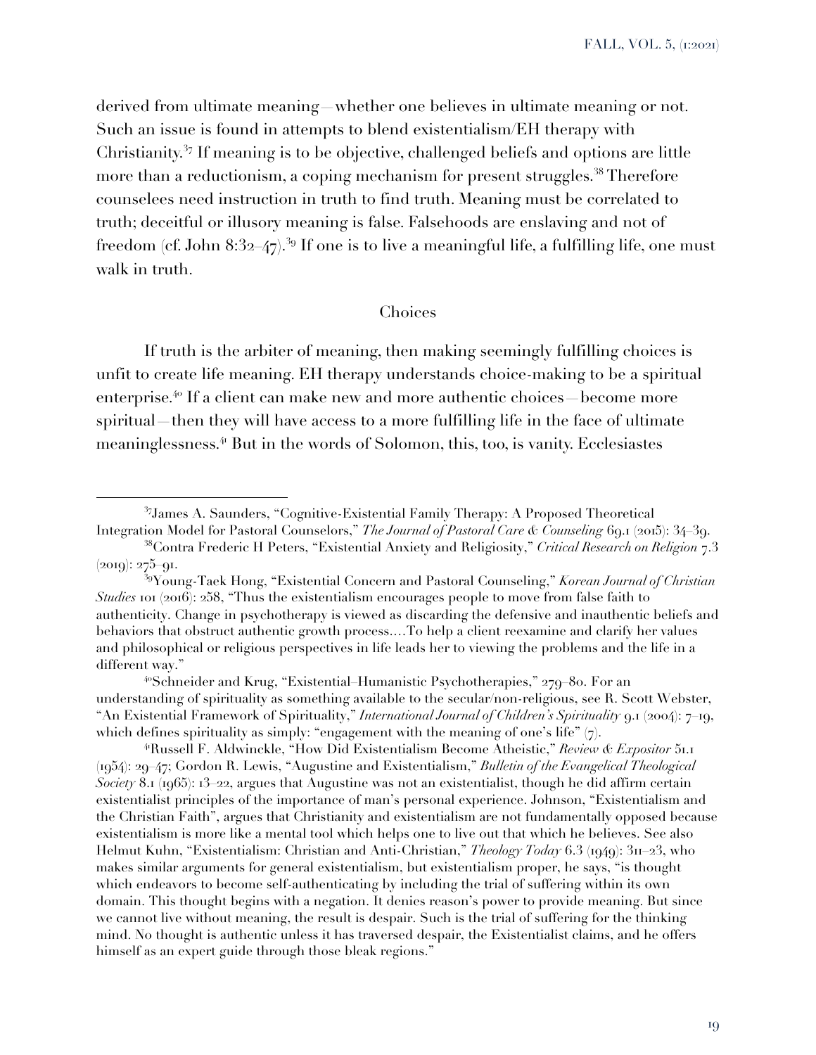derived from ultimate meaning—whether one believes in ultimate meaning or not. Such an issue is found in attempts to blend existentialism/EH therapy with Christianity.[37] If meaning is to be objective, challenged beliefs and options are little more than a reductionism, a coping mechanism for present struggles.[38] Therefore counselees need instruction in truth to find truth. Meaning must be correlated to truth; deceitful or illusory meaning is false. Falsehoods are enslaving and not of freedom (cf. John 8:32–47).[39] If one is to live a meaningful life, a fulfilling life, one must walk in truth.

## Choices

If truth is the arbiter of meaning, then making seemingly fulfilling choices is unfit to create life meaning. EH therapy understands choice-making to be a spiritual enterprise.[40] If a client can make new and more authentic choices—become more spiritual—then they will have access to a more fulfilling life in the face of ultimate meaninglessness.[41] But in the words of Solomon, this, too, is vanity. Ecclesiastes

---

[37] James A. Saunders, "Cognitive-Existential Family Therapy: A Proposed Theoretical Integration Model for Pastoral Counselors," *The Journal of Pastoral Care & Counseling* 69.1 (2015): 34–39.

[38] Contra Frederic H Peters, "Existential Anxiety and Religiosity," *Critical Research on Religion* 7.3 (2019): 275–91.

[39] Young-Taek Hong, "Existential Concern and Pastoral Counseling," *Korean Journal of Christian Studies* 101 (2016): 258, "Thus the existentialism encourages people to move from false faith to authenticity. Change in psychotherapy is viewed as discarding the defensive and inauthentic beliefs and behaviors that obstruct authentic growth process....To help a client reexamine and clarify her values and philosophical or religious perspectives in life leads her to viewing the problems and the life in a different way."

[40] Schneider and Krug, "Existential–Humanistic Psychotherapies," 279–80. For an understanding of spirituality as something available to the secular/non-religious, see R. Scott Webster, "An Existential Framework of Spirituality," *International Journal of Children's Spirituality* 9.1 (2004): 7–19, which defines spirituality as simply: "engagement with the meaning of one's life" (7).

[41] Russell F. Aldwinckle, "How Did Existentialism Become Atheistic," *Review & Expositor* 51.1 (1954): 29–47; Gordon R. Lewis, "Augustine and Existentialism," *Bulletin of the Evangelical Theological Society* 8.1 (1965): 13–22, argues that Augustine was not an existentialist, though he did affirm certain existentialist principles of the importance of man's personal experience. Johnson, "Existentialism and the Christian Faith", argues that Christianity and existentialism are not fundamentally opposed because existentialism is more like a mental tool which helps one to live out that which he believes. See also Helmut Kuhn, "Existentialism: Christian and Anti-Christian," *Theology Today* 6.3 (1949): 311–23, who makes similar arguments for general existentialism, but existentialism proper, he says, "is thought which endeavors to become self-authenticating by including the trial of suffering within its own domain. This thought begins with a negation. It denies reason's power to provide meaning. But since we cannot live without meaning, the result is despair. Such is the trial of suffering for the thinking mind. No thought is authentic unless it has traversed despair, the Existentialist claims, and he offers himself as an expert guide through those bleak regions."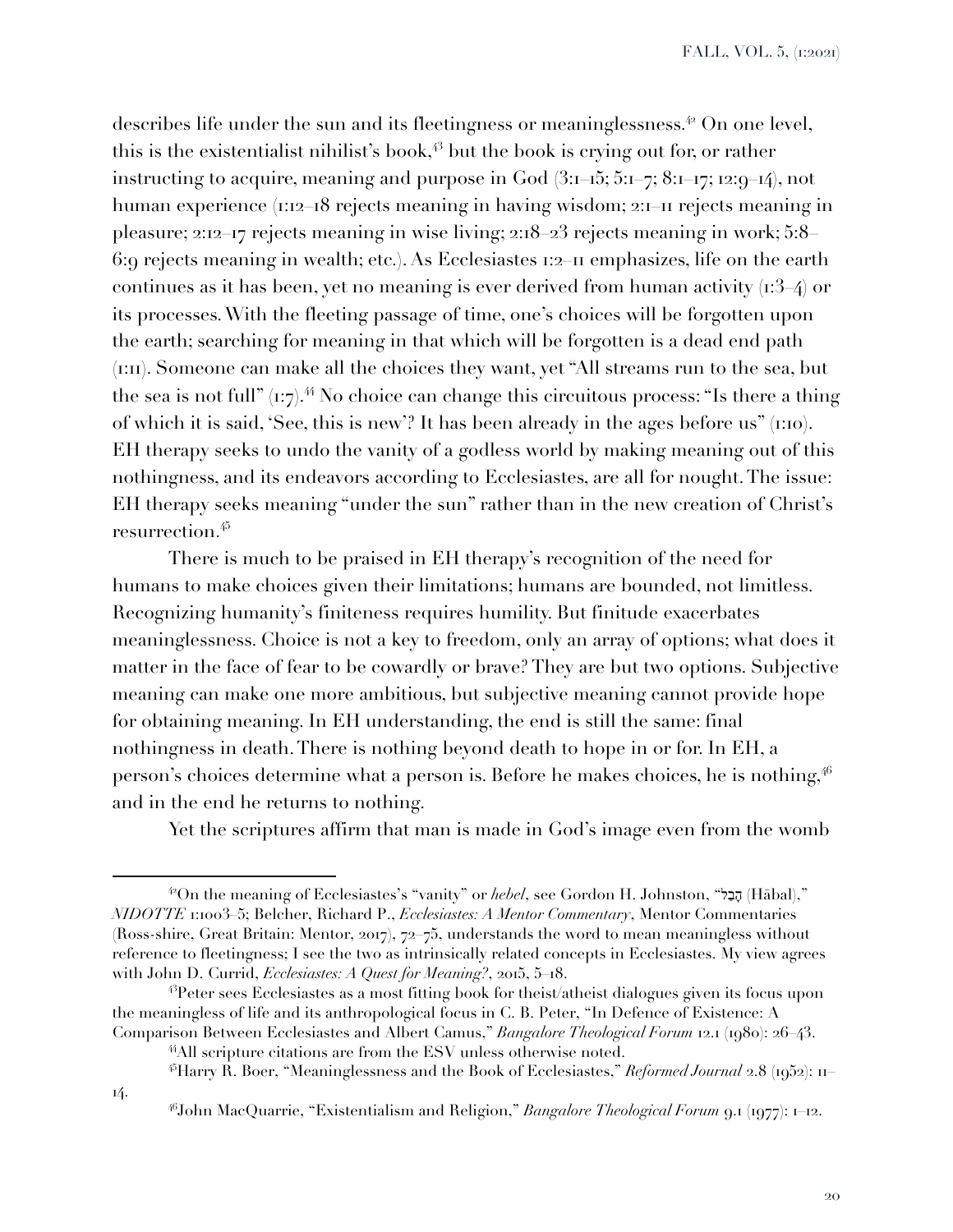describes life under the sun and its fleetingness or meaninglessness.[42] On one level, this is the existentialist nihilist's book,[43] but the book is crying out for, or rather instructing to acquire, meaning and purpose in God (3:1–15; 5:1–7; 8:1–17; 12:9–14), not human experience (1:12–18 rejects meaning in having wisdom; 2:1–11 rejects meaning in pleasure; 2:12–17 rejects meaning in wise living; 2:18–23 rejects meaning in work; 5:8–6:9 rejects meaning in wealth; etc.). As Ecclesiastes 1:2–11 emphasizes, life on the earth continues as it has been, yet no meaning is ever derived from human activity (1:3–4) or its processes. With the fleeting passage of time, one's choices will be forgotten upon the earth; searching for meaning in that which will be forgotten is a dead end path (1:11). Someone can make all the choices they want, yet "All streams run to the sea, but the sea is not full" (1:7).[44] No choice can change this circuitous process: "Is there a thing of which it is said, 'See, this is new'? It has been already in the ages before us" (1:10). EH therapy seeks to undo the vanity of a godless world by making meaning out of this nothingness, and its endeavors according to Ecclesiastes, are all for nought. The issue: EH therapy seeks meaning "under the sun" rather than in the new creation of Christ's resurrection.[45]

There is much to be praised in EH therapy's recognition of the need for humans to make choices given their limitations; humans are bounded, not limitless. Recognizing humanity's finiteness requires humility. But finitude exacerbates meaninglessness. Choice is not a key to freedom, only an array of options; what does it matter in the face of fear to be cowardly or brave? They are but two options. Subjective meaning can make one more ambitious, but subjective meaning cannot provide hope for obtaining meaning. In EH understanding, the end is still the same: final nothingness in death. There is nothing beyond death to hope in or for. In EH, a person's choices determine what a person is. Before he makes choices, he is nothing,[46] and in the end he returns to nothing.

Yet the scriptures affirm that man is made in God's image even from the womb

---

[42]On the meaning of Ecclesiastes's "vanity" or *hebel*, see Gordon H. Johnston, "הָבַל (Hābal)," *NIDOTTE* 1:1003–5; Belcher, Richard P., *Ecclesiastes: A Mentor Commentary*, Mentor Commentaries (Ross-shire, Great Britain: Mentor, 2017), 72–75, understands the word to mean meaningless without reference to fleetingness; I see the two as intrinsically related concepts in Ecclesiastes. My view agrees with John D. Currid, *Ecclesiastes: A Quest for Meaning?*, 2015, 5–18.

[43]Peter sees Ecclesiastes as a most fitting book for theist/atheist dialogues given its focus upon the meaningless of life and its anthropological focus in C. B. Peter, "In Defence of Existence: A Comparison Between Ecclesiastes and Albert Camus," *Bangalore Theological Forum* 12.1 (1980): 26–43.

[44]All scripture citations are from the ESV unless otherwise noted.

[45]Harry R. Boer, "Meaninglessness and the Book of Ecclesiastes," *Reformed Journal* 2.8 (1952): 11–14.

[46]John MacQuarrie, "Existentialism and Religion," *Bangalore Theological Forum* 9.1 (1977): 1–12.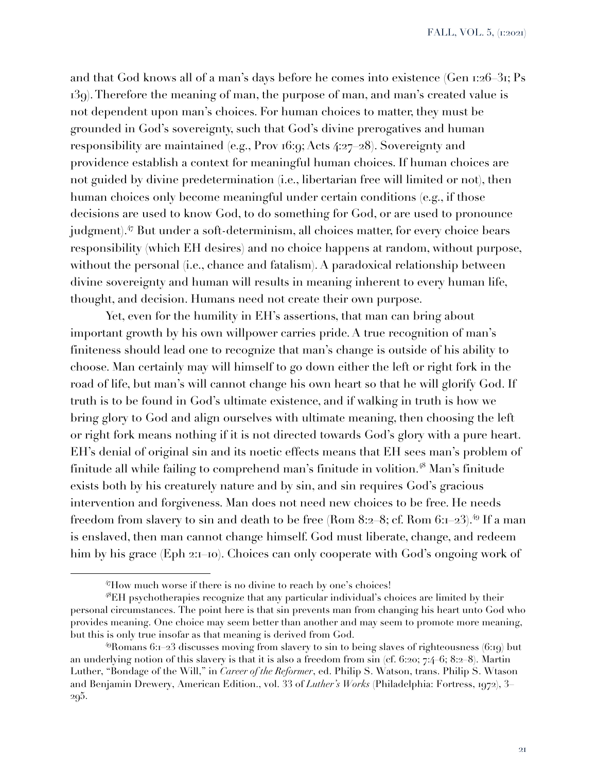and that God knows all of a man's days before he comes into existence (Gen 1:26–31; Ps 139). Therefore the meaning of man, the purpose of man, and man's created value is not dependent upon man's choices. For human choices to matter, they must be grounded in God's sovereignty, such that God's divine prerogatives and human responsibility are maintained (e.g., Prov 16:9; Acts 4:27–28). Sovereignty and providence establish a context for meaningful human choices. If human choices are not guided by divine predetermination (i.e., libertarian free will limited or not), then human choices only become meaningful under certain conditions (e.g., if those decisions are used to know God, to do something for God, or are used to pronounce judgment).[47] But under a soft-determinism, all choices matter, for every choice bears responsibility (which EH desires) and no choice happens at random, without purpose, without the personal (i.e., chance and fatalism). A paradoxical relationship between divine sovereignty and human will results in meaning inherent to every human life, thought, and decision. Humans need not create their own purpose.

Yet, even for the humility in EH's assertions, that man can bring about important growth by his own willpower carries pride. A true recognition of man's finiteness should lead one to recognize that man's change is outside of his ability to choose. Man certainly may will himself to go down either the left or right fork in the road of life, but man's will cannot change his own heart so that he will glorify God. If truth is to be found in God's ultimate existence, and if walking in truth is how we bring glory to God and align ourselves with ultimate meaning, then choosing the left or right fork means nothing if it is not directed towards God's glory with a pure heart. EH's denial of original sin and its noetic effects means that EH sees man's problem of finitude all while failing to comprehend man's finitude in volition.[48] Man's finitude exists both by his creaturely nature and by sin, and sin requires God's gracious intervention and forgiveness. Man does not need new choices to be free. He needs freedom from slavery to sin and death to be free (Rom 8:2–8; cf. Rom 6:1–23).[49] If a man is enslaved, then man cannot change himself. God must liberate, change, and redeem him by his grace (Eph 2:1–10). Choices can only cooperate with God's ongoing work of

---

[47]How much worse if there is no divine to reach by one's choices!

[48]EH psychotherapies recognize that any particular individual's choices are limited by their personal circumstances. The point here is that sin prevents man from changing his heart unto God who provides meaning. One choice may seem better than another and may seem to promote more meaning, but this is only true insofar as that meaning is derived from God.

[49]Romans 6:1–23 discusses moving from slavery to sin to being slaves of righteousness (6:19) but an underlying notion of this slavery is that it is also a freedom from sin (cf. 6:20; 7:4–6; 8:2–8). Martin Luther, "Bondage of the Will," in *Career of the Reformer*, ed. Philip S. Watson, trans. Philip S. Wtason and Benjamin Drewery, American Edition., vol. 33 of *Luther's Works* (Philadelphia: Fortress, 1972), 3–295.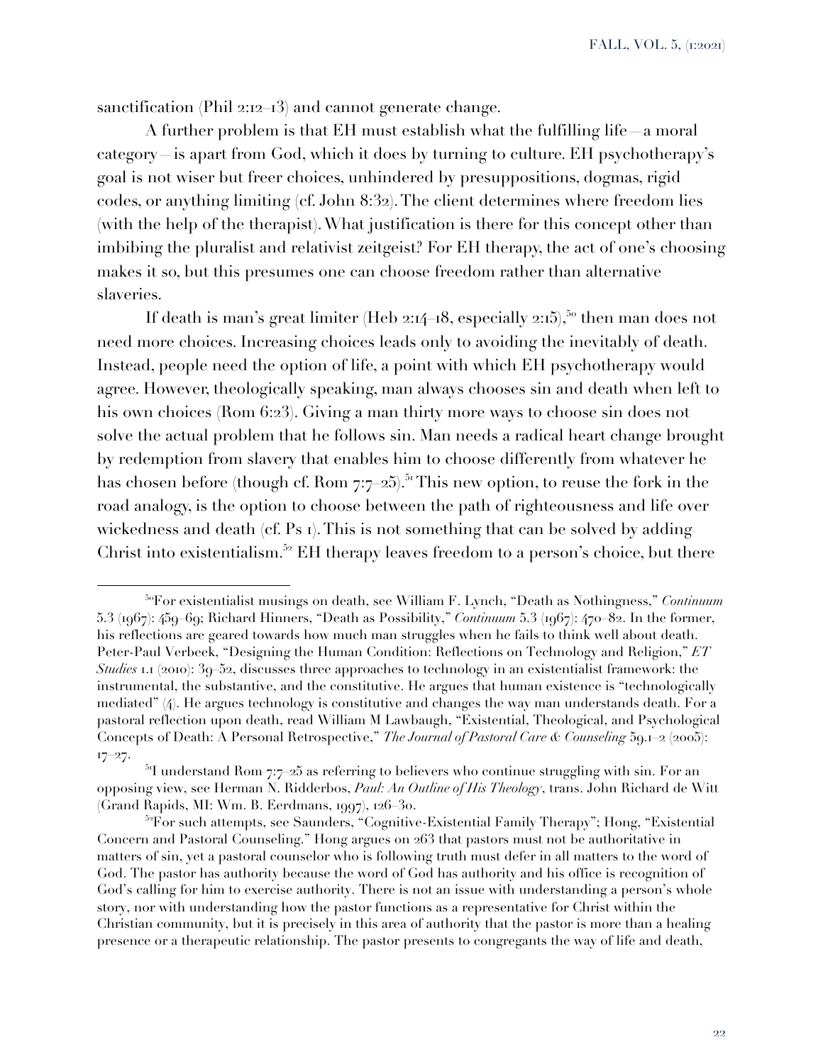sanctification (Phil 2:12–13) and cannot generate change.

A further problem is that EH must establish what the fulfilling life—a moral category—is apart from God, which it does by turning to culture. EH psychotherapy's goal is not wiser but freer choices, unhindered by presuppositions, dogmas, rigid codes, or anything limiting (cf. John 8:32). The client determines where freedom lies (with the help of the therapist). What justification is there for this concept other than imbibing the pluralist and relativist zeitgeist? For EH therapy, the act of one's choosing makes it so, but this presumes one can choose freedom rather than alternative slaveries.

If death is man's great limiter (Heb 2:14–18, especially 2:15),[50] then man does not need more choices. Increasing choices leads only to avoiding the inevitably of death. Instead, people need the option of life, a point with which EH psychotherapy would agree. However, theologically speaking, man always chooses sin and death when left to his own choices (Rom 6:23). Giving a man thirty more ways to choose sin does not solve the actual problem that he follows sin. Man needs a radical heart change brought by redemption from slavery that enables him to choose differently from whatever he has chosen before (though cf. Rom 7:7–25).[51] This new option, to reuse the fork in the road analogy, is the option to choose between the path of righteousness and life over wickedness and death (cf. Ps 1). This is not something that can be solved by adding Christ into existentialism.[52] EH therapy leaves freedom to a person's choice, but there

---

[50]For existentialist musings on death, see William F. Lynch, "Death as Nothingness," *Continuum* 5.3 (1967): 459–69; Richard Hinners, "Death as Possibility," *Continuum* 5.3 (1967): 470–82. In the former, his reflections are geared towards how much man struggles when he fails to think well about death. Peter-Paul Verbeek, "Designing the Human Condition: Reflections on Technology and Religion," *ET Studies* 1.1 (2010): 39–52, discusses three approaches to technology in an existentialist framework: the instrumental, the substantive, and the constitutive. He argues that human existence is "technologically mediated" (4). He argues technology is constitutive and changes the way man understands death. For a pastoral reflection upon death, read William M Lawbaugh, "Existential, Theological, and Psychological Concepts of Death: A Personal Retrospective," *The Journal of Pastoral Care & Counseling* 59.1–2 (2005): 17–27.

[51]I understand Rom 7:7–25 as referring to believers who continue struggling with sin. For an opposing view, see Herman N. Ridderbos, *Paul: An Outline of His Theology*, trans. John Richard de Witt (Grand Rapids, MI: Wm. B. Eerdmans, 1997), 126–30.

[52]For such attempts, see Saunders, "Cognitive-Existential Family Therapy"; Hong, "Existential Concern and Pastoral Counseling." Hong argues on 263 that pastors must not be authoritative in matters of sin, yet a pastoral counselor who is following truth must defer in all matters to the word of God. The pastor has authority because the word of God has authority and his office is recognition of God's calling for him to exercise authority. There is not an issue with understanding a person's whole story, nor with understanding how the pastor functions as a representative for Christ within the Christian community, but it is precisely in this area of authority that the pastor is more than a healing presence or a therapeutic relationship. The pastor presents to congregants the way of life and death,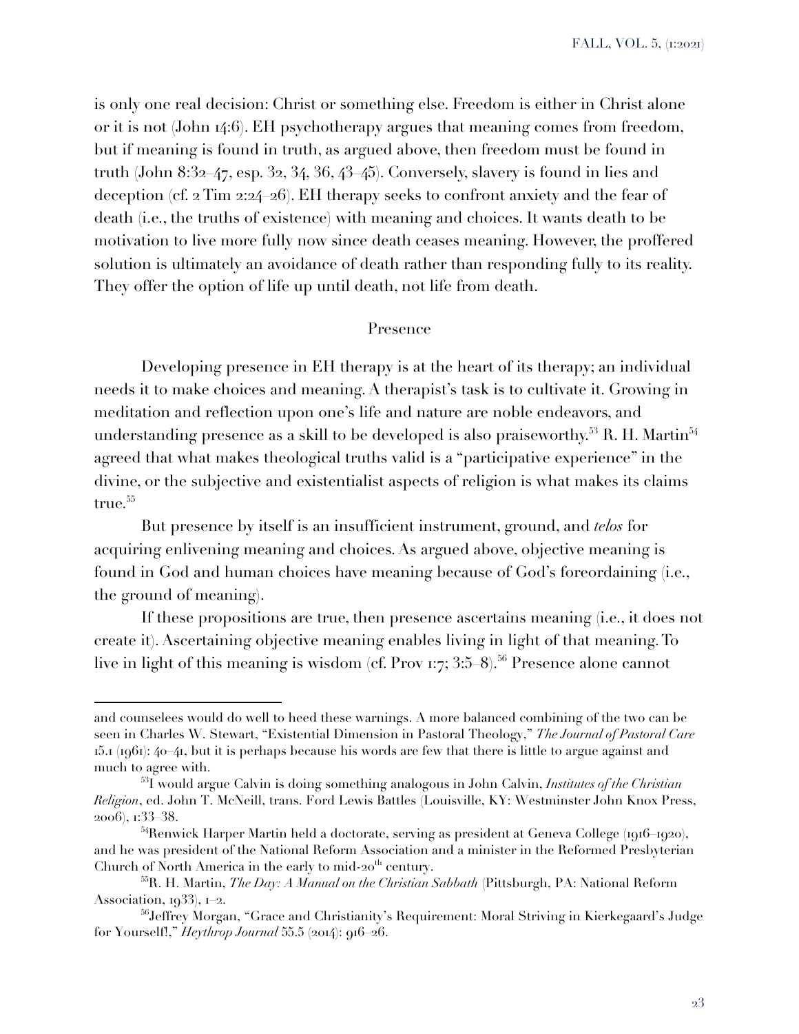is only one real decision: Christ or something else. Freedom is either in Christ alone or it is not (John 14:6). EH psychotherapy argues that meaning comes from freedom, but if meaning is found in truth, as argued above, then freedom must be found in truth (John 8:32–47, esp. 32, 34, 36, 43–45). Conversely, slavery is found in lies and deception (cf. 2 Tim 2:24–26). EH therapy seeks to confront anxiety and the fear of death (i.e., the truths of existence) with meaning and choices. It wants death to be motivation to live more fully now since death ceases meaning. However, the proffered solution is ultimately an avoidance of death rather than responding fully to its reality. They offer the option of life up until death, not life from death.

## Presence

Developing presence in EH therapy is at the heart of its therapy; an individual needs it to make choices and meaning. A therapist's task is to cultivate it. Growing in meditation and reflection upon one's life and nature are noble endeavors, and understanding presence as a skill to be developed is also praiseworthy.[53] R. H. Martin[54] agreed that what makes theological truths valid is a "participative experience" in the divine, or the subjective and existentialist aspects of religion is what makes its claims true.[55]

But presence by itself is an insufficient instrument, ground, and *telos* for acquiring enlivening meaning and choices. As argued above, objective meaning is found in God and human choices have meaning because of God's foreordaining (i.e., the ground of meaning).

If these propositions are true, then presence ascertains meaning (i.e., it does not create it). Ascertaining objective meaning enables living in light of that meaning. To live in light of this meaning is wisdom (cf. Prov 1:7; 3:5–8).[56] Presence alone cannot

---

and counselees would do well to heed these warnings. A more balanced combining of the two can be seen in Charles W. Stewart, "Existential Dimension in Pastoral Theology," *The Journal of Pastoral Care* 15.1 (1961): 40–41, but it is perhaps because his words are few that there is little to argue against and much to agree with.

[53] I would argue Calvin is doing something analogous in John Calvin, *Institutes of the Christian Religion*, ed. John T. McNeill, trans. Ford Lewis Battles (Louisville, KY: Westminster John Knox Press, 2006), 1:33–38.

[54] Renwick Harper Martin held a doctorate, serving as president at Geneva College (1916–1920), and he was president of the National Reform Association and a minister in the Reformed Presbyterian Church of North America in the early to mid-20th century.

[55] R. H. Martin, *The Day: A Manual on the Christian Sabbath* (Pittsburgh, PA: National Reform Association, 1933), 1–2.

[56] Jeffrey Morgan, "Grace and Christianity's Requirement: Moral Striving in Kierkegaard's Judge for Yourself!," *Heythrop Journal* 55.5 (2014): 916–26.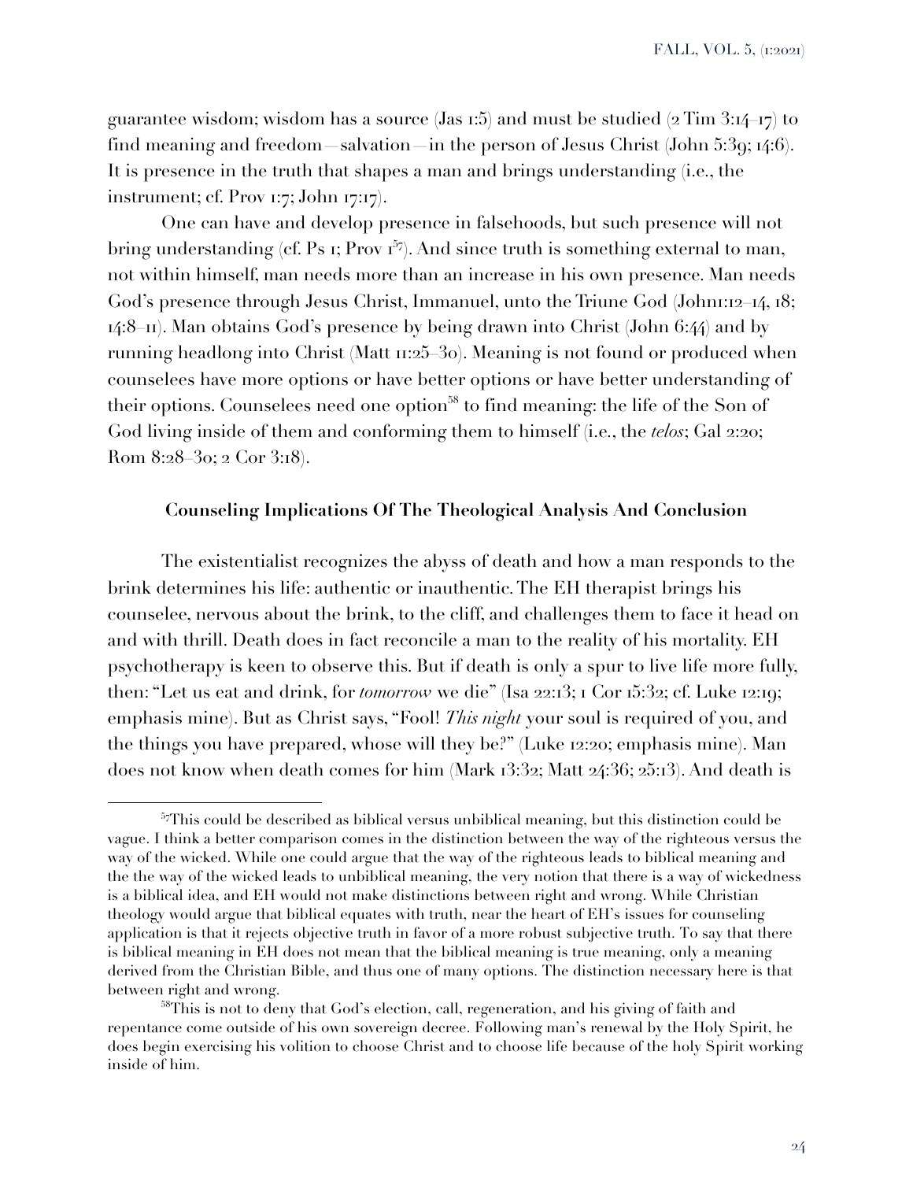guarantee wisdom; wisdom has a source (Jas 1:5) and must be studied (2 Tim 3:14–17) to find meaning and freedom—salvation—in the person of Jesus Christ (John 5:39; 14:6). It is presence in the truth that shapes a man and brings understanding (i.e., the instrument; cf. Prov 1:7; John 17:17).

One can have and develop presence in falsehoods, but such presence will not bring understanding (cf. Ps 1; Prov 1[57]). And since truth is something external to man, not within himself, man needs more than an increase in his own presence. Man needs God's presence through Jesus Christ, Immanuel, unto the Triune God (John1:12–14, 18; 14:8–11). Man obtains God's presence by being drawn into Christ (John 6:44) and by running headlong into Christ (Matt 11:25–30). Meaning is not found or produced when counselees have more options or have better options or have better understanding of their options. Counselees need one option[58] to find meaning: the life of the Son of God living inside of them and conforming them to himself (i.e., the *telos*; Gal 2:20; Rom 8:28–30; 2 Cor 3:18).

## Counseling Implications Of The Theological Analysis And Conclusion

The existentialist recognizes the abyss of death and how a man responds to the brink determines his life: authentic or inauthentic. The EH therapist brings his counselee, nervous about the brink, to the cliff, and challenges them to face it head on and with thrill. Death does in fact reconcile a man to the reality of his mortality. EH psychotherapy is keen to observe this. But if death is only a spur to live life more fully, then: "Let us eat and drink, for *tomorrow* we die" (Isa 22:13; 1 Cor 15:32; cf. Luke 12:19; emphasis mine). But as Christ says, "Fool! *This night* your soul is required of you, and the things you have prepared, whose will they be?" (Luke 12:20; emphasis mine). Man does not know when death comes for him (Mark 13:32; Matt 24:36; 25:13). And death is

---

[57]This could be described as biblical versus unbiblical meaning, but this distinction could be vague. I think a better comparison comes in the distinction between the way of the righteous versus the way of the wicked. While one could argue that the way of the righteous leads to biblical meaning and the the way of the wicked leads to unbiblical meaning, the very notion that there is a way of wickedness is a biblical idea, and EH would not make distinctions between right and wrong. While Christian theology would argue that biblical equates with truth, near the heart of EH's issues for counseling application is that it rejects objective truth in favor of a more robust subjective truth. To say that there is biblical meaning in EH does not mean that the biblical meaning is true meaning, only a meaning derived from the Christian Bible, and thus one of many options. The distinction necessary here is that between right and wrong.

[58]This is not to deny that God's election, call, regeneration, and his giving of faith and repentance come outside of his own sovereign decree. Following man's renewal by the Holy Spirit, he does begin exercising his volition to choose Christ and to choose life because of the holy Spirit working inside of him.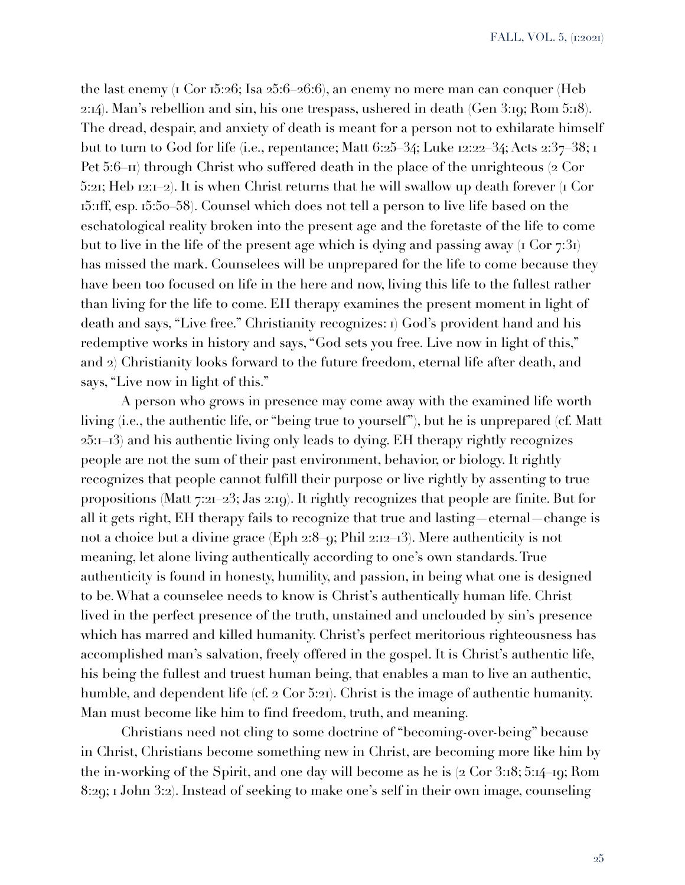the last enemy (1 Cor 15:26; Isa 25:6–26:6), an enemy no mere man can conquer (Heb 2:14). Man's rebellion and sin, his one trespass, ushered in death (Gen 3:19; Rom 5:18). The dread, despair, and anxiety of death is meant for a person not to exhilarate himself but to turn to God for life (i.e., repentance; Matt 6:25–34; Luke 12:22–34; Acts 2:37–38; 1 Pet 5:6–11) through Christ who suffered death in the place of the unrighteous (2 Cor 5:21; Heb 12:1–2). It is when Christ returns that he will swallow up death forever (1 Cor 15:1ff, esp. 15:50–58). Counsel which does not tell a person to live life based on the eschatological reality broken into the present age and the foretaste of the life to come but to live in the life of the present age which is dying and passing away (1 Cor 7:31) has missed the mark. Counselees will be unprepared for the life to come because they have been too focused on life in the here and now, living this life to the fullest rather than living for the life to come. EH therapy examines the present moment in light of death and says, "Live free." Christianity recognizes: 1) God's provident hand and his redemptive works in history and says, "God sets you free. Live now in light of this," and 2) Christianity looks forward to the future freedom, eternal life after death, and says, "Live now in light of this."

A person who grows in presence may come away with the examined life worth living (i.e., the authentic life, or "being true to yourself"), but he is unprepared (cf. Matt 25:1–13) and his authentic living only leads to dying. EH therapy rightly recognizes people are not the sum of their past environment, behavior, or biology. It rightly recognizes that people cannot fulfill their purpose or live rightly by assenting to true propositions (Matt 7:21–23; Jas 2:19). It rightly recognizes that people are finite. But for all it gets right, EH therapy fails to recognize that true and lasting—eternal—change is not a choice but a divine grace (Eph 2:8–9; Phil 2:12–13). Mere authenticity is not meaning, let alone living authentically according to one's own standards. True authenticity is found in honesty, humility, and passion, in being what one is designed to be. What a counselee needs to know is Christ's authentically human life. Christ lived in the perfect presence of the truth, unstained and unclouded by sin's presence which has marred and killed humanity. Christ's perfect meritorious righteousness has accomplished man's salvation, freely offered in the gospel. It is Christ's authentic life, his being the fullest and truest human being, that enables a man to live an authentic, humble, and dependent life (cf. 2 Cor 5:21). Christ is the image of authentic humanity. Man must become like him to find freedom, truth, and meaning.

Christians need not cling to some doctrine of "becoming-over-being" because in Christ, Christians become something new in Christ, are becoming more like him by the in-working of the Spirit, and one day will become as he is (2 Cor 3:18; 5:14–19; Rom 8:29; 1 John 3:2). Instead of seeking to make one's self in their own image, counseling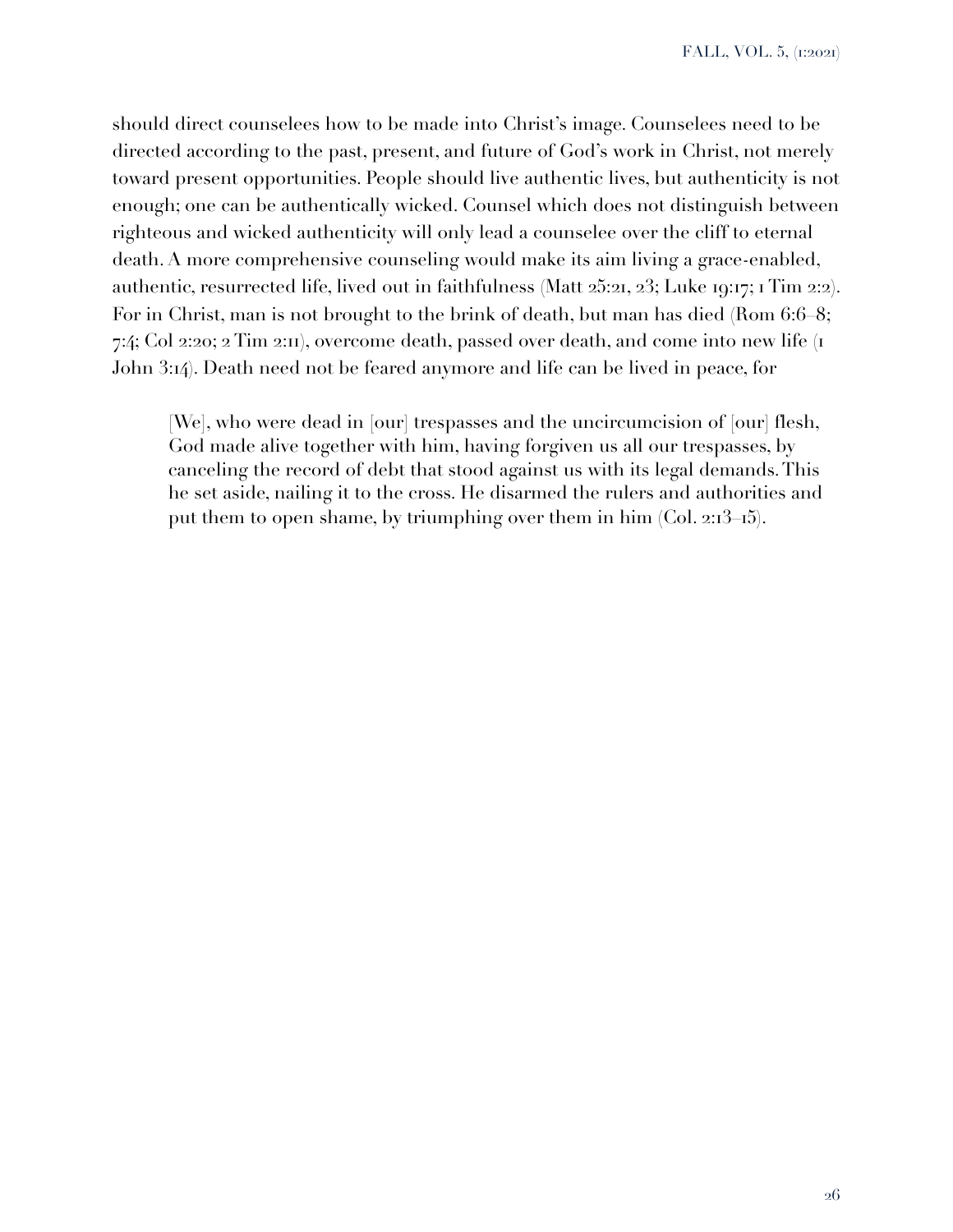should direct counselees how to be made into Christ's image. Counselees need to be directed according to the past, present, and future of God's work in Christ, not merely toward present opportunities. People should live authentic lives, but authenticity is not enough; one can be authentically wicked. Counsel which does not distinguish between righteous and wicked authenticity will only lead a counselee over the cliff to eternal death. A more comprehensive counseling would make its aim living a grace-enabled, authentic, resurrected life, lived out in faithfulness (Matt 25:21, 23; Luke 19:17; 1 Tim 2:2). For in Christ, man is not brought to the brink of death, but man has died (Rom 6:6–8; 7:4; Col 2:20; 2 Tim 2:11), overcome death, passed over death, and come into new life (1 John 3:14). Death need not be feared anymore and life can be lived in peace, for

> [We], who were dead in [our] trespasses and the uncircumcision of [our] flesh, God made alive together with him, having forgiven us all our trespasses, by canceling the record of debt that stood against us with its legal demands. This he set aside, nailing it to the cross. He disarmed the rulers and authorities and put them to open shame, by triumphing over them in him (Col. 2:13–15).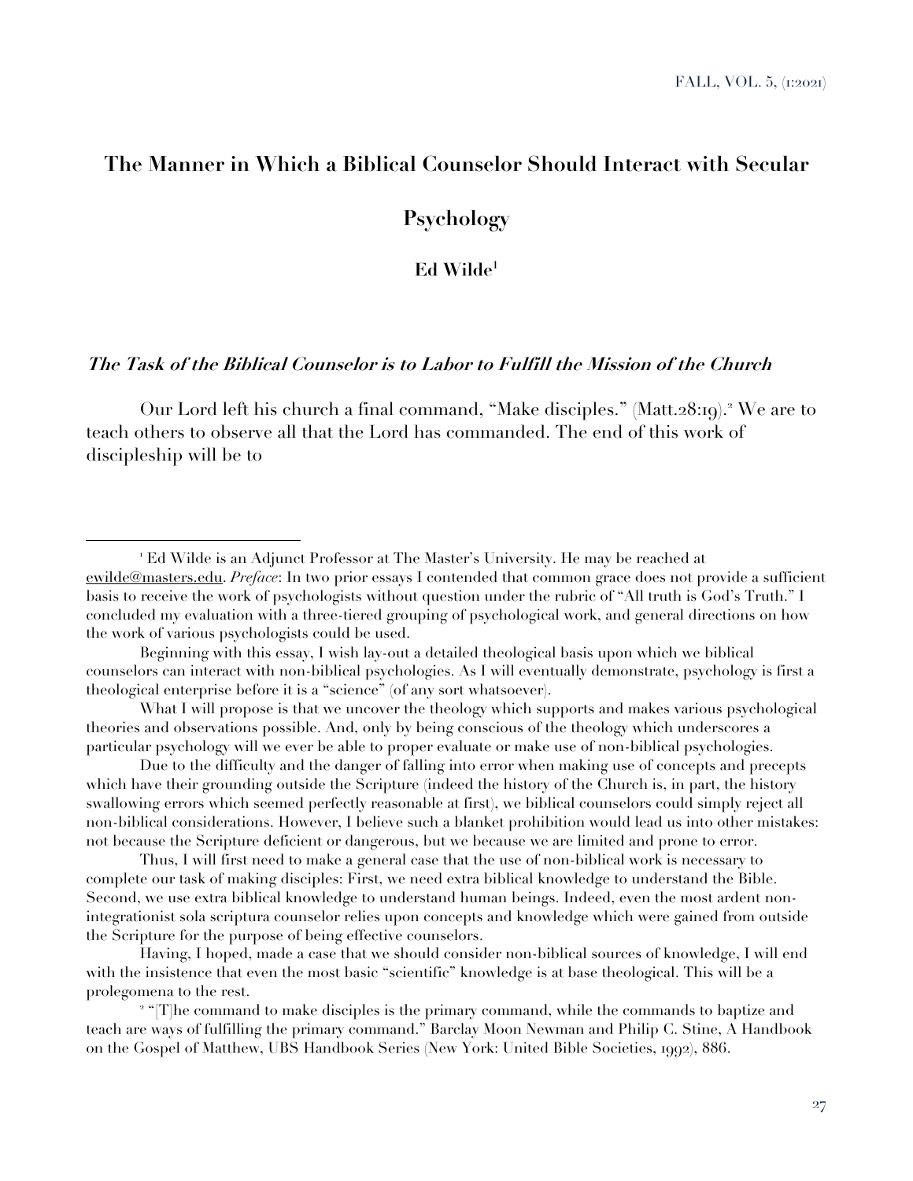# The Manner in Which a Biblical Counselor Should Interact with Secular Psychology

**Ed Wilde**[1]

### *The Task of the Biblical Counselor is to Labor to Fulfill the Mission of the Church*

Our Lord left his church a final command, "Make disciples." (Matt.28:19).[2] We are to teach others to observe all that the Lord has commanded. The end of this work of discipleship will be to

---

[1] Ed Wilde is an Adjunct Professor at The Master's University. He may be reached at ewilde@masters.edu. *Preface*: In two prior essays I contended that common grace does not provide a sufficient basis to receive the work of psychologists without question under the rubric of "All truth is God's Truth." I concluded my evaluation with a three-tiered grouping of psychological work, and general directions on how the work of various psychologists could be used.

Beginning with this essay, I wish lay-out a detailed theological basis upon which we biblical counselors can interact with non-biblical psychologies. As I will eventually demonstrate, psychology is first a theological enterprise before it is a "science" (of any sort whatsoever).

What I will propose is that we uncover the theology which supports and makes various psychological theories and observations possible. And, only by being conscious of the theology which underscores a particular psychology will we ever be able to proper evaluate or make use of non-biblical psychologies.

Due to the difficulty and the danger of falling into error when making use of concepts and precepts which have their grounding outside the Scripture (indeed the history of the Church is, in part, the history swallowing errors which seemed perfectly reasonable at first), we biblical counselors could simply reject all non-biblical considerations. However, I believe such a blanket prohibition would lead us into other mistakes: not because the Scripture deficient or dangerous, but we because we are limited and prone to error.

Thus, I will first need to make a general case that the use of non-biblical work is necessary to complete our task of making disciples: First, we need extra biblical knowledge to understand the Bible. Second, we use extra biblical knowledge to understand human beings. Indeed, even the most ardent non-integrationist sola scriptura counselor relies upon concepts and knowledge which were gained from outside the Scripture for the purpose of being effective counselors.

Having, I hoped, made a case that we should consider non-biblical sources of knowledge, I will end with the insistence that even the most basic "scientific" knowledge is at base theological. This will be a prolegomena to the rest.

[2] "[T]he command to make disciples is the primary command, while the commands to baptize and teach are ways of fulfilling the primary command." Barclay Moon Newman and Philip C. Stine, A Handbook on the Gospel of Matthew, UBS Handbook Series (New York: United Bible Societies, 1992), 886.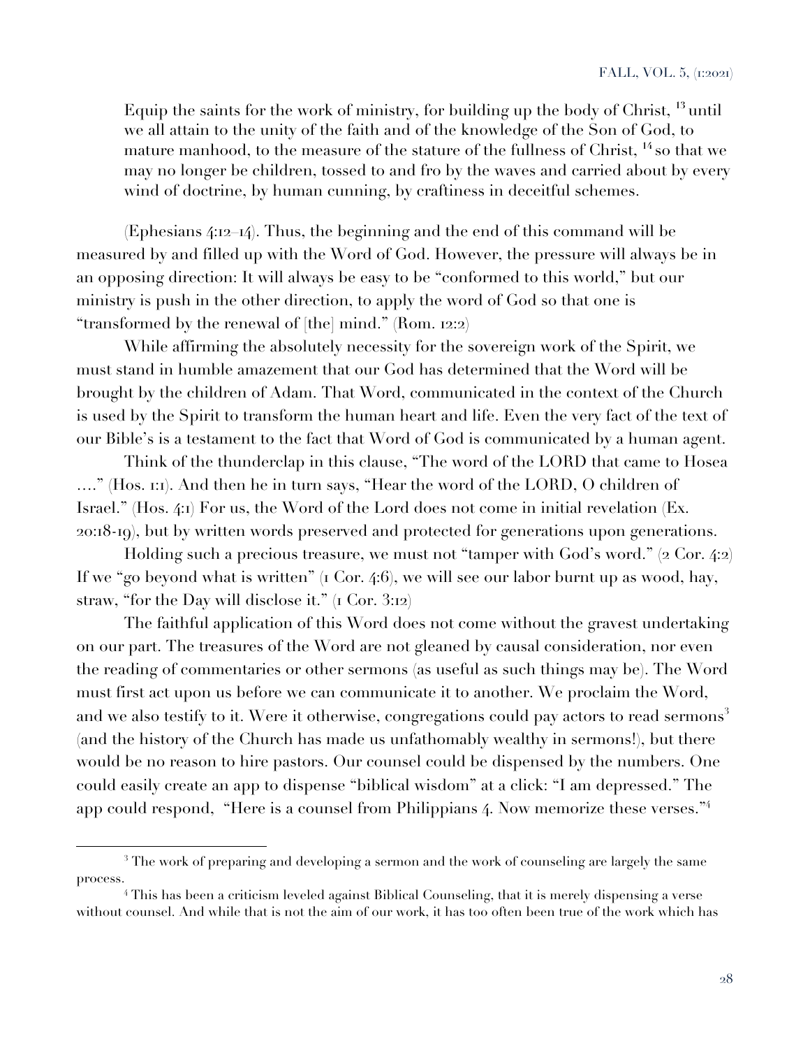> Equip the saints for the work of ministry, for building up the body of Christ, [13] until we all attain to the unity of the faith and of the knowledge of the Son of God, to mature manhood, to the measure of the stature of the fullness of Christ, [14] so that we may no longer be children, tossed to and fro by the waves and carried about by every wind of doctrine, by human cunning, by craftiness in deceitful schemes.

(Ephesians 4:12–14). Thus, the beginning and the end of this command will be measured by and filled up with the Word of God. However, the pressure will always be in an opposing direction: It will always be easy to be "conformed to this world," but our ministry is push in the other direction, to apply the word of God so that one is "transformed by the renewal of [the] mind." (Rom. 12:2)

While affirming the absolutely necessity for the sovereign work of the Spirit, we must stand in humble amazement that our God has determined that the Word will be brought by the children of Adam. That Word, communicated in the context of the Church is used by the Spirit to transform the human heart and life. Even the very fact of the text of our Bible's is a testament to the fact that Word of God is communicated by a human agent.

Think of the thunderclap in this clause, "The word of the LORD that came to Hosea …." (Hos. 1:1). And then he in turn says, "Hear the word of the LORD, O children of Israel." (Hos. 4:1) For us, the Word of the Lord does not come in initial revelation (Ex. 20:18-19), but by written words preserved and protected for generations upon generations.

Holding such a precious treasure, we must not "tamper with God's word." (2 Cor. 4:2) If we "go beyond what is written" (1 Cor. 4:6), we will see our labor burnt up as wood, hay, straw, "for the Day will disclose it." (1 Cor. 3:12)

The faithful application of this Word does not come without the gravest undertaking on our part. The treasures of the Word are not gleaned by causal consideration, nor even the reading of commentaries or other sermons (as useful as such things may be). The Word must first act upon us before we can communicate it to another. We proclaim the Word, and we also testify to it. Were it otherwise, congregations could pay actors to read sermons[3] (and the history of the Church has made us unfathomably wealthy in sermons!), but there would be no reason to hire pastors. Our counsel could be dispensed by the numbers. One could easily create an app to dispense "biblical wisdom" at a click: "I am depressed." The app could respond, "Here is a counsel from Philippians 4. Now memorize these verses."[4]

---

[3] The work of preparing and developing a sermon and the work of counseling are largely the same process.

[4] This has been a criticism leveled against Biblical Counseling, that it is merely dispensing a verse without counsel. And while that is not the aim of our work, it has too often been true of the work which has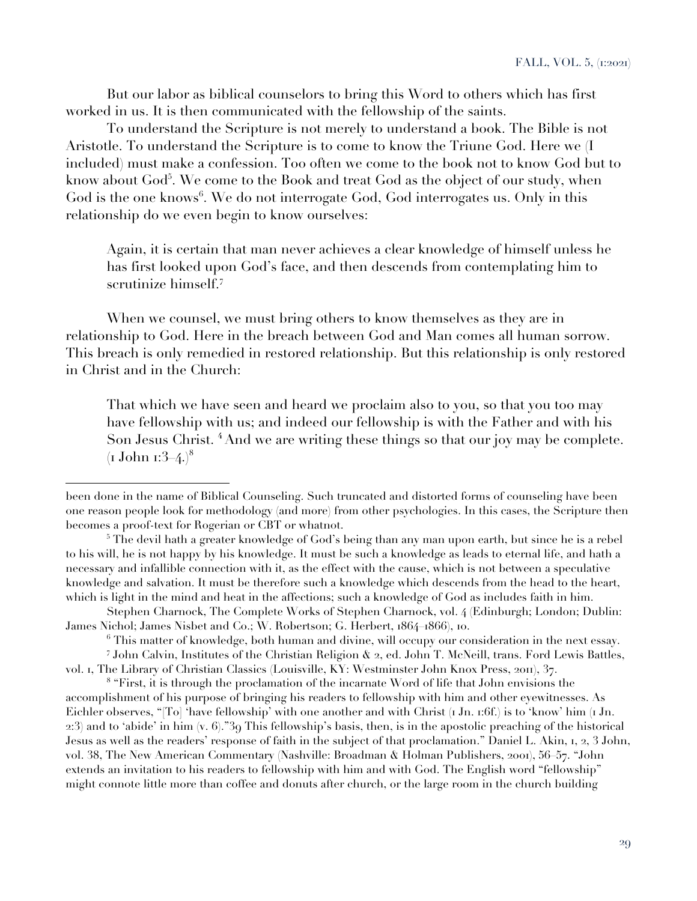But our labor as biblical counselors to bring this Word to others which has first worked in us. It is then communicated with the fellowship of the saints.

To understand the Scripture is not merely to understand a book. The Bible is not Aristotle. To understand the Scripture is to come to know the Triune God. Here we (I included) must make a confession. Too often we come to the book not to know God but to know about God[5]. We come to the Book and treat God as the object of our study, when God is the one knows[6]. We do not interrogate God, God interrogates us. Only in this relationship do we even begin to know ourselves:

> Again, it is certain that man never achieves a clear knowledge of himself unless he has first looked upon God's face, and then descends from contemplating him to scrutinize himself.[7]

When we counsel, we must bring others to know themselves as they are in relationship to God. Here in the breach between God and Man comes all human sorrow. This breach is only remedied in restored relationship. But this relationship is only restored in Christ and in the Church:

> That which we have seen and heard we proclaim also to you, so that you too may have fellowship with us; and indeed our fellowship is with the Father and with his Son Jesus Christ. 4 And we are writing these things so that our joy may be complete. (1 John 1:3–4.)[8]

---

been done in the name of Biblical Counseling. Such truncated and distorted forms of counseling have been one reason people look for methodology (and more) from other psychologies. In this cases, the Scripture then becomes a proof-text for Rogerian or CBT or whatnot.

[5] The devil hath a greater knowledge of God's being than any man upon earth, but since he is a rebel to his will, he is not happy by his knowledge. It must be such a knowledge as leads to eternal life, and hath a necessary and infallible connection with it, as the effect with the cause, which is not between a speculative knowledge and salvation. It must be therefore such a knowledge which descends from the head to the heart, which is light in the mind and heat in the affections; such a knowledge of God as includes faith in him.

Stephen Charnock, The Complete Works of Stephen Charnock, vol. 4 (Edinburgh; London; Dublin: James Nichol; James Nisbet and Co.; W. Robertson; G. Herbert, 1864–1866), 10.

[6] This matter of knowledge, both human and divine, will occupy our consideration in the next essay.

[7] John Calvin, Institutes of the Christian Religion & 2, ed. John T. McNeill, trans. Ford Lewis Battles, vol. 1, The Library of Christian Classics (Louisville, KY: Westminster John Knox Press, 2011), 37.

[8] "First, it is through the proclamation of the incarnate Word of life that John envisions the accomplishment of his purpose of bringing his readers to fellowship with him and other eyewitnesses. As Eichler observes, "[To] 'have fellowship' with one another and with Christ (1 Jn. 1:6f.) is to 'know' him (1 Jn. 2:3) and to 'abide' in him (v. 6)."39 This fellowship's basis, then, is in the apostolic preaching of the historical Jesus as well as the readers' response of faith in the subject of that proclamation." Daniel L. Akin, 1, 2, 3 John, vol. 38, The New American Commentary (Nashville: Broadman & Holman Publishers, 2001), 56–57. "John extends an invitation to his readers to fellowship with him and with God. The English word "fellowship" might connote little more than coffee and donuts after church, or the large room in the church building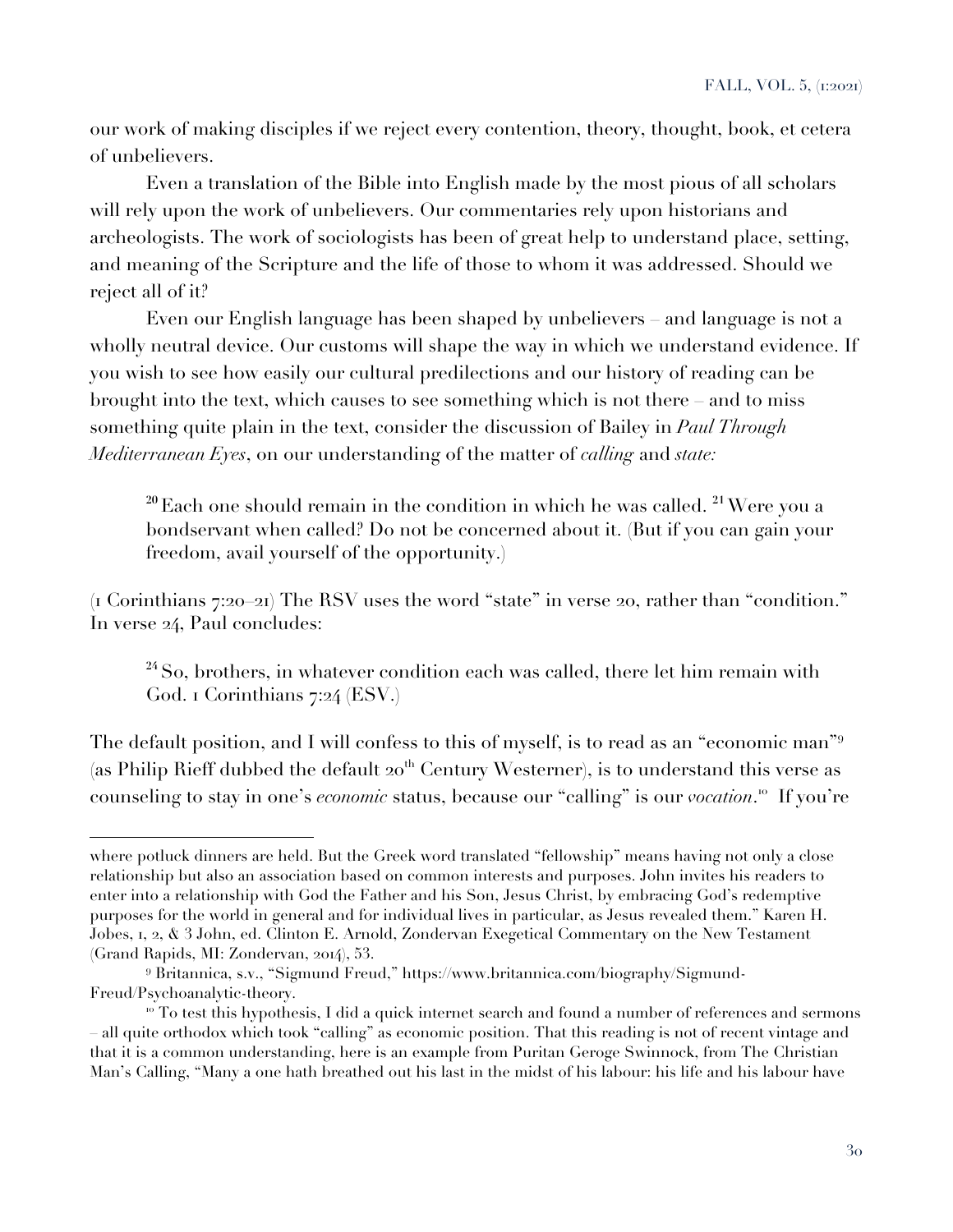our work of making disciples if we reject every contention, theory, thought, book, et cetera of unbelievers.

Even a translation of the Bible into English made by the most pious of all scholars will rely upon the work of unbelievers. Our commentaries rely upon historians and archeologists. The work of sociologists has been of great help to understand place, setting, and meaning of the Scripture and the life of those to whom it was addressed. Should we reject all of it?

Even our English language has been shaped by unbelievers – and language is not a wholly neutral device. Our customs will shape the way in which we understand evidence. If you wish to see how easily our cultural predilections and our history of reading can be brought into the text, which causes to see something which is not there – and to miss something quite plain in the text, consider the discussion of Bailey in *Paul Through Mediterranean Eyes*, on our understanding of the matter of *calling* and *state:*

> [20] Each one should remain in the condition in which he was called. [21] Were you a bondservant when called? Do not be concerned about it. (But if you can gain your freedom, avail yourself of the opportunity.)

(1 Corinthians 7:20–21) The RSV uses the word "state" in verse 20, rather than "condition." In verse 24, Paul concludes:

> [24] So, brothers, in whatever condition each was called, there let him remain with God. 1 Corinthians 7:24 (ESV.)

The default position, and I will confess to this of myself, is to read as an "economic man"[9] (as Philip Rieff dubbed the default 20th Century Westerner), is to understand this verse as counseling to stay in one's *economic* status, because our "calling" is our *vocation*.[10] If you're

---

where potluck dinners are held. But the Greek word translated "fellowship" means having not only a close relationship but also an association based on common interests and purposes. John invites his readers to enter into a relationship with God the Father and his Son, Jesus Christ, by embracing God's redemptive purposes for the world in general and for individual lives in particular, as Jesus revealed them." Karen H. Jobes, 1, 2, & 3 John, ed. Clinton E. Arnold, Zondervan Exegetical Commentary on the New Testament (Grand Rapids, MI: Zondervan, 2014), 53.

[9] Britannica, s.v., "Sigmund Freud," https://www.britannica.com/biography/Sigmund-Freud/Psychoanalytic-theory.

[10] To test this hypothesis, I did a quick internet search and found a number of references and sermons – all quite orthodox which took "calling" as economic position. That this reading is not of recent vintage and that it is a common understanding, here is an example from Puritan Geroge Swinnock, from The Christian Man's Calling, "Many a one hath breathed out his last in the midst of his labour: his life and his labour have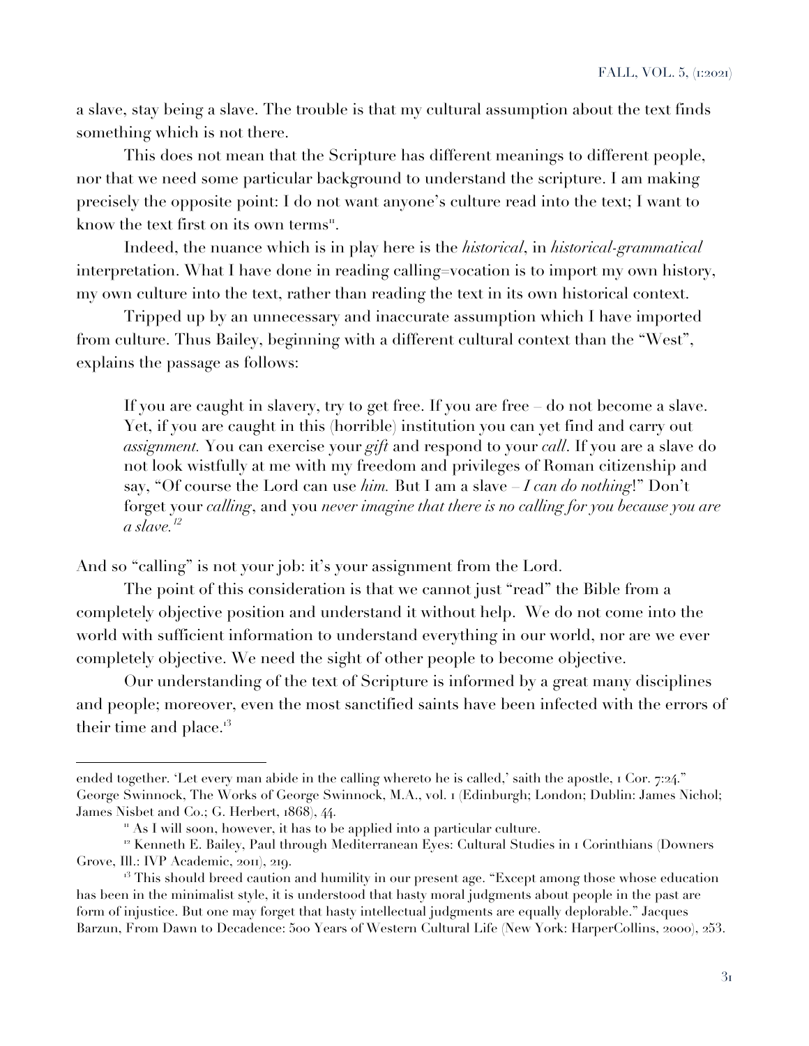a slave, stay being a slave. The trouble is that my cultural assumption about the text finds something which is not there.

This does not mean that the Scripture has different meanings to different people, nor that we need some particular background to understand the scripture. I am making precisely the opposite point: I do not want anyone's culture read into the text; I want to know the text first on its own terms[11].

Indeed, the nuance which is in play here is the *historical*, in *historical-grammatical* interpretation. What I have done in reading calling=vocation is to import my own history, my own culture into the text, rather than reading the text in its own historical context.

Tripped up by an unnecessary and inaccurate assumption which I have imported from culture. Thus Bailey, beginning with a different cultural context than the "West", explains the passage as follows:

> If you are caught in slavery, try to get free. If you are free – do not become a slave. Yet, if you are caught in this (horrible) institution you can yet find and carry out *assignment.* You can exercise your *gift* and respond to your *call*. If you are a slave do not look wistfully at me with my freedom and privileges of Roman citizenship and say, "Of course the Lord can use *him.* But I am a slave – *I can do nothing*!" Don't forget your *calling*, and you *never imagine that there is no calling for you because you are a slave.*[12]

And so "calling" is not your job: it's your assignment from the Lord.

The point of this consideration is that we cannot just "read" the Bible from a completely objective position and understand it without help. We do not come into the world with sufficient information to understand everything in our world, nor are we ever completely objective. We need the sight of other people to become objective.

Our understanding of the text of Scripture is informed by a great many disciplines and people; moreover, even the most sanctified saints have been infected with the errors of their time and place.[13]

---

ended together. 'Let every man abide in the calling whereto he is called,' saith the apostle, 1 Cor. 7:24." George Swinnock, The Works of George Swinnock, M.A., vol. 1 (Edinburgh; London; Dublin: James Nichol; James Nisbet and Co.; G. Herbert, 1868), 44.

[11] As I will soon, however, it has to be applied into a particular culture.

[12] Kenneth E. Bailey, Paul through Mediterranean Eyes: Cultural Studies in 1 Corinthians (Downers Grove, Ill.: IVP Academic, 2011), 219.

[13] This should breed caution and humility in our present age. "Except among those whose education has been in the minimalist style, it is understood that hasty moral judgments about people in the past are form of injustice. But one may forget that hasty intellectual judgments are equally deplorable." Jacques Barzun, From Dawn to Decadence: 500 Years of Western Cultural Life (New York: HarperCollins, 2000), 253.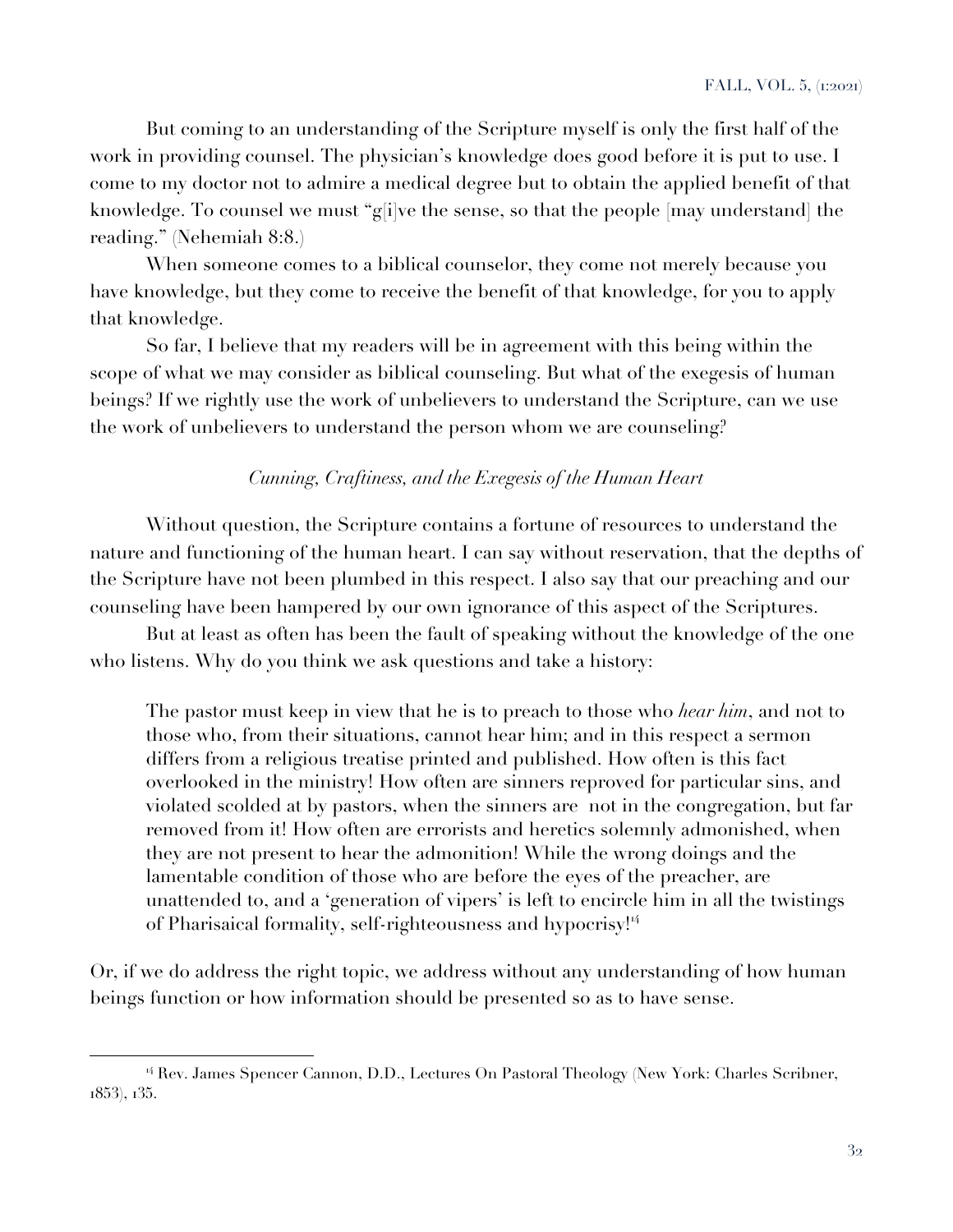But coming to an understanding of the Scripture myself is only the first half of the work in providing counsel. The physician's knowledge does good before it is put to use. I come to my doctor not to admire a medical degree but to obtain the applied benefit of that knowledge. To counsel we must "g[i]ve the sense, so that the people [may understand] the reading." (Nehemiah 8:8.)

When someone comes to a biblical counselor, they come not merely because you have knowledge, but they come to receive the benefit of that knowledge, for you to apply that knowledge.

So far, I believe that my readers will be in agreement with this being within the scope of what we may consider as biblical counseling. But what of the exegesis of human beings? If we rightly use the work of unbelievers to understand the Scripture, can we use the work of unbelievers to understand the person whom we are counseling?

### *Cunning, Craftiness, and the Exegesis of the Human Heart*

Without question, the Scripture contains a fortune of resources to understand the nature and functioning of the human heart. I can say without reservation, that the depths of the Scripture have not been plumbed in this respect. I also say that our preaching and our counseling have been hampered by our own ignorance of this aspect of the Scriptures.

But at least as often has been the fault of speaking without the knowledge of the one who listens. Why do you think we ask questions and take a history:

> The pastor must keep in view that he is to preach to those who *hear him*, and not to those who, from their situations, cannot hear him; and in this respect a sermon differs from a religious treatise printed and published. How often is this fact overlooked in the ministry! How often are sinners reproved for particular sins, and violated scolded at by pastors, when the sinners are not in the congregation, but far removed from it! How often are errorists and heretics solemnly admonished, when they are not present to hear the admonition! While the wrong doings and the lamentable condition of those who are before the eyes of the preacher, are unattended to, and a 'generation of vipers' is left to encircle him in all the twistings of Pharisaical formality, self-righteousness and hypocrisy![14]

Or, if we do address the right topic, we address without any understanding of how human beings function or how information should be presented so as to have sense.

---

[14] Rev. James Spencer Cannon, D.D., Lectures On Pastoral Theology (New York: Charles Scribner, 1853), 135.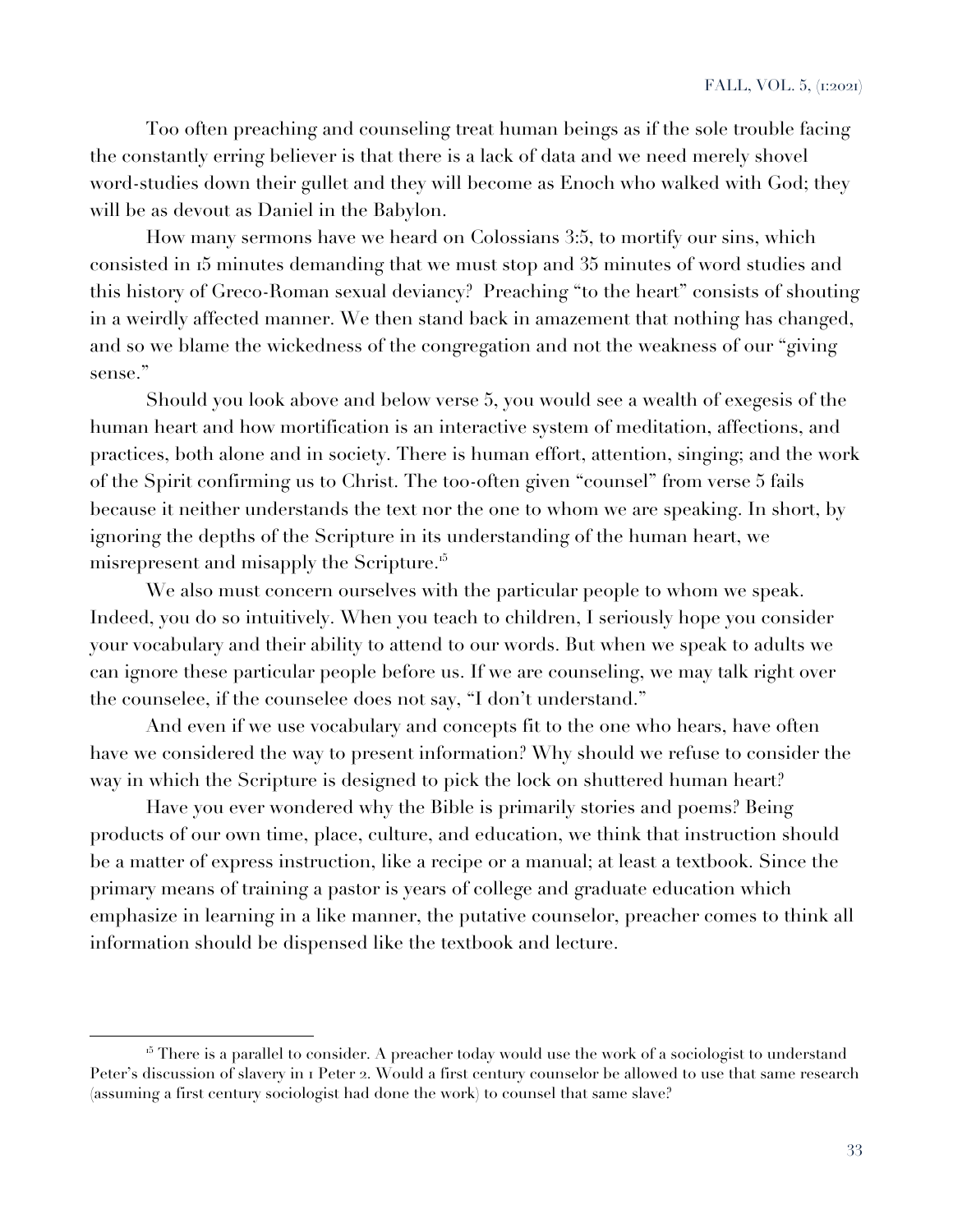Too often preaching and counseling treat human beings as if the sole trouble facing the constantly erring believer is that there is a lack of data and we need merely shovel word-studies down their gullet and they will become as Enoch who walked with God; they will be as devout as Daniel in the Babylon.

How many sermons have we heard on Colossians 3:5, to mortify our sins, which consisted in 15 minutes demanding that we must stop and 35 minutes of word studies and this history of Greco-Roman sexual deviancy? Preaching "to the heart" consists of shouting in a weirdly affected manner. We then stand back in amazement that nothing has changed, and so we blame the wickedness of the congregation and not the weakness of our "giving sense."

Should you look above and below verse 5, you would see a wealth of exegesis of the human heart and how mortification is an interactive system of meditation, affections, and practices, both alone and in society. There is human effort, attention, singing; and the work of the Spirit confirming us to Christ. The too-often given "counsel" from verse 5 fails because it neither understands the text nor the one to whom we are speaking. In short, by ignoring the depths of the Scripture in its understanding of the human heart, we misrepresent and misapply the Scripture.[15]

We also must concern ourselves with the particular people to whom we speak. Indeed, you do so intuitively. When you teach to children, I seriously hope you consider your vocabulary and their ability to attend to our words. But when we speak to adults we can ignore these particular people before us. If we are counseling, we may talk right over the counselee, if the counselee does not say, "I don't understand."

And even if we use vocabulary and concepts fit to the one who hears, have often have we considered the way to present information? Why should we refuse to consider the way in which the Scripture is designed to pick the lock on shuttered human heart?

Have you ever wondered why the Bible is primarily stories and poems? Being products of our own time, place, culture, and education, we think that instruction should be a matter of express instruction, like a recipe or a manual; at least a textbook. Since the primary means of training a pastor is years of college and graduate education which emphasize in learning in a like manner, the putative counselor, preacher comes to think all information should be dispensed like the textbook and lecture.

---

[15] There is a parallel to consider. A preacher today would use the work of a sociologist to understand Peter's discussion of slavery in 1 Peter 2. Would a first century counselor be allowed to use that same research (assuming a first century sociologist had done the work) to counsel that same slave?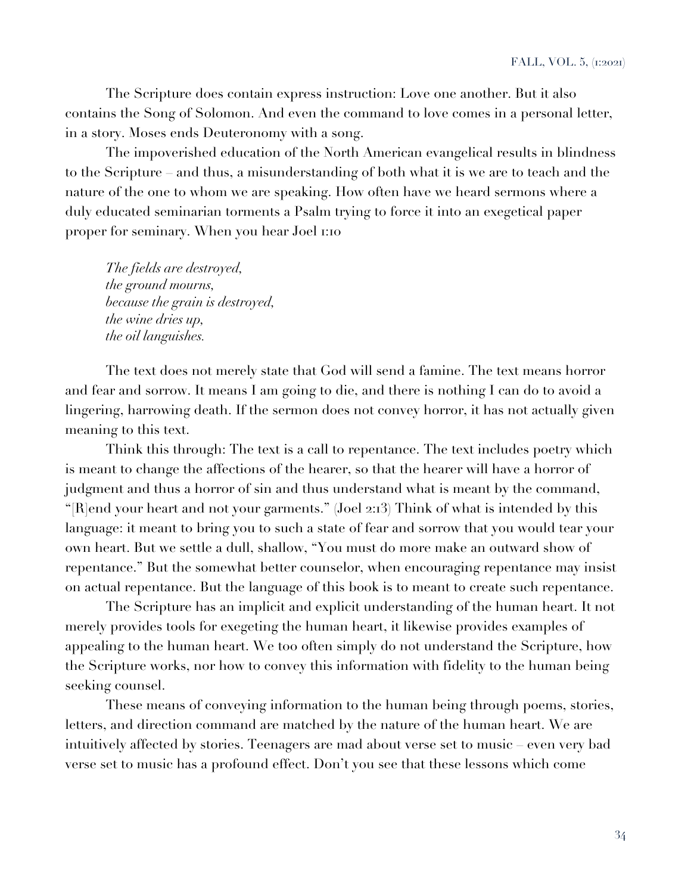The Scripture does contain express instruction: Love one another. But it also contains the Song of Solomon. And even the command to love comes in a personal letter, in a story. Moses ends Deuteronomy with a song.

The impoverished education of the North American evangelical results in blindness to the Scripture – and thus, a misunderstanding of both what it is we are to teach and the nature of the one to whom we are speaking. How often have we heard sermons where a duly educated seminarian torments a Psalm trying to force it into an exegetical paper proper for seminary. When you hear Joel 1:10

> *The fields are destroyed,*
> *the ground mourns,*
> *because the grain is destroyed,*
> *the wine dries up,*
> *the oil languishes.*

The text does not merely state that God will send a famine. The text means horror and fear and sorrow. It means I am going to die, and there is nothing I can do to avoid a lingering, harrowing death. If the sermon does not convey horror, it has not actually given meaning to this text.

Think this through: The text is a call to repentance. The text includes poetry which is meant to change the affections of the hearer, so that the hearer will have a horror of judgment and thus a horror of sin and thus understand what is meant by the command, "[R]end your heart and not your garments." (Joel 2:13) Think of what is intended by this language: it meant to bring you to such a state of fear and sorrow that you would tear your own heart. But we settle a dull, shallow, "You must do more make an outward show of repentance." But the somewhat better counselor, when encouraging repentance may insist on actual repentance. But the language of this book is to meant to create such repentance.

The Scripture has an implicit and explicit understanding of the human heart. It not merely provides tools for exegeting the human heart, it likewise provides examples of appealing to the human heart. We too often simply do not understand the Scripture, how the Scripture works, nor how to convey this information with fidelity to the human being seeking counsel.

These means of conveying information to the human being through poems, stories, letters, and direction command are matched by the nature of the human heart. We are intuitively affected by stories. Teenagers are mad about verse set to music – even very bad verse set to music has a profound effect. Don't you see that these lessons which come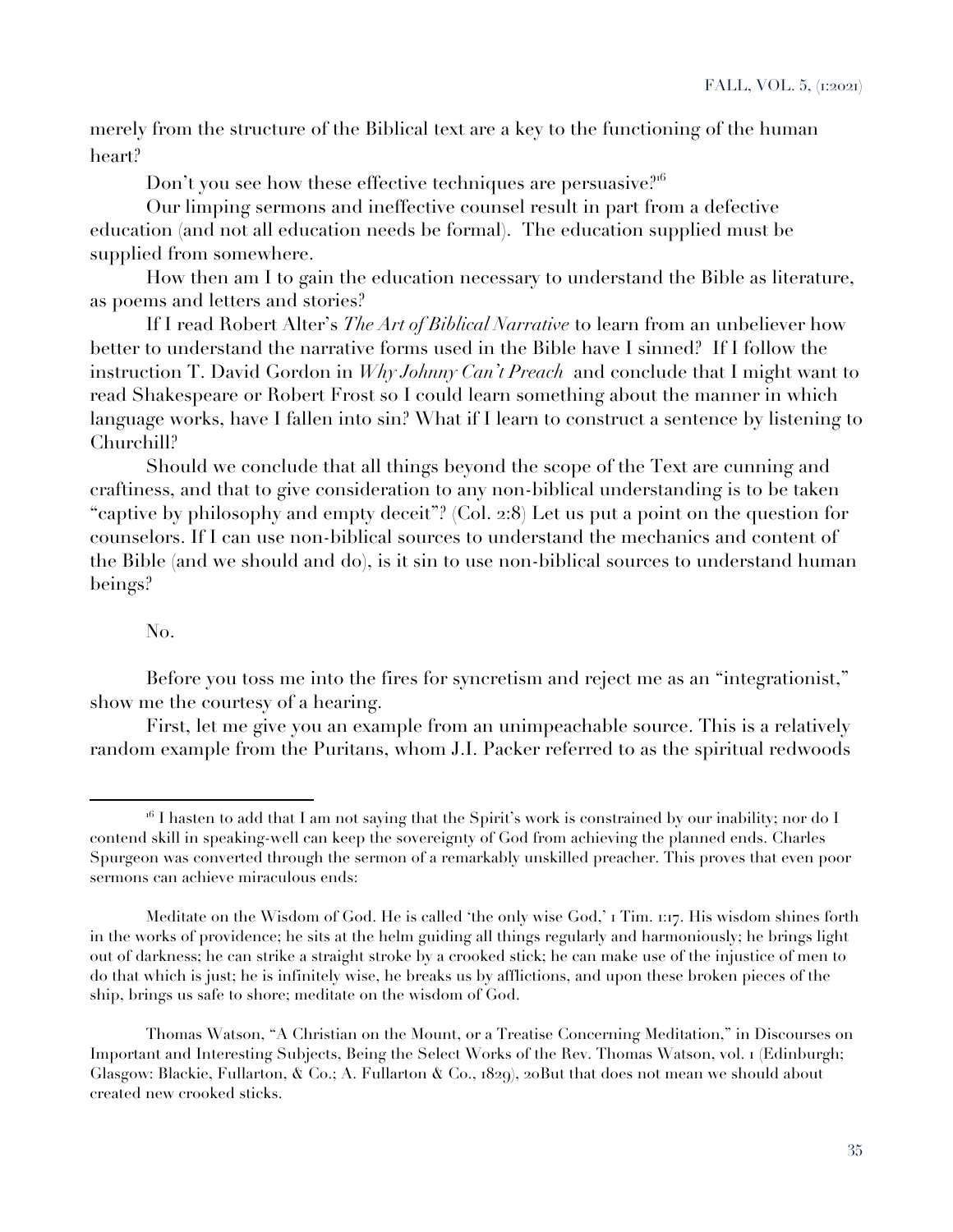merely from the structure of the Biblical text are a key to the functioning of the human heart?

Don't you see how these effective techniques are persuasive?[16]

Our limping sermons and ineffective counsel result in part from a defective education (and not all education needs be formal). The education supplied must be supplied from somewhere.

How then am I to gain the education necessary to understand the Bible as literature, as poems and letters and stories?

If I read Robert Alter's *The Art of Biblical Narrative* to learn from an unbeliever how better to understand the narrative forms used in the Bible have I sinned? If I follow the instruction T. David Gordon in *Why Johnny Can't Preach* and conclude that I might want to read Shakespeare or Robert Frost so I could learn something about the manner in which language works, have I fallen into sin? What if I learn to construct a sentence by listening to Churchill?

Should we conclude that all things beyond the scope of the Text are cunning and craftiness, and that to give consideration to any non-biblical understanding is to be taken "captive by philosophy and empty deceit"? (Col. 2:8) Let us put a point on the question for counselors. If I can use non-biblical sources to understand the mechanics and content of the Bible (and we should and do), is it sin to use non-biblical sources to understand human beings?

No.

Before you toss me into the fires for syncretism and reject me as an "integrationist," show me the courtesy of a hearing.

First, let me give you an example from an unimpeachable source. This is a relatively random example from the Puritans, whom J.I. Packer referred to as the spiritual redwoods

---

[16] I hasten to add that I am not saying that the Spirit's work is constrained by our inability; nor do I contend skill in speaking-well can keep the sovereignty of God from achieving the planned ends. Charles Spurgeon was converted through the sermon of a remarkably unskilled preacher. This proves that even poor sermons can achieve miraculous ends:

> Meditate on the Wisdom of God. He is called 'the only wise God,' 1 Tim. 1:17. His wisdom shines forth in the works of providence; he sits at the helm guiding all things regularly and harmoniously; he brings light out of darkness; he can strike a straight stroke by a crooked stick; he can make use of the injustice of men to do that which is just; he is infinitely wise, he breaks us by afflictions, and upon these broken pieces of the ship, brings us safe to shore; meditate on the wisdom of God.

Thomas Watson, "A Christian on the Mount, or a Treatise Concerning Meditation," in Discourses on Important and Interesting Subjects, Being the Select Works of the Rev. Thomas Watson, vol. 1 (Edinburgh; Glasgow: Blackie, Fullarton, & Co.; A. Fullarton & Co., 1829), 20But that does not mean we should about created new crooked sticks.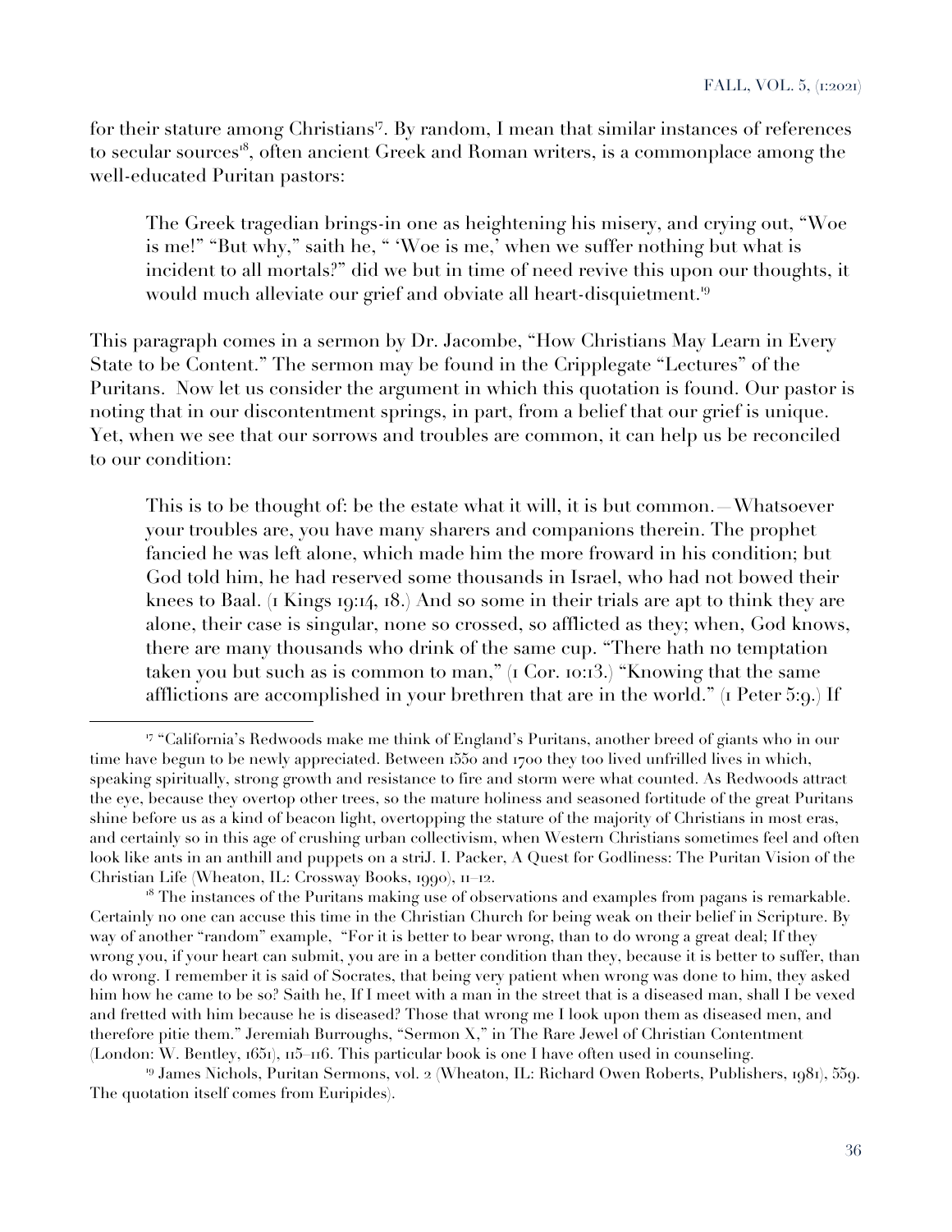for their stature among Christians[17]. By random, I mean that similar instances of references to secular sources[18], often ancient Greek and Roman writers, is a commonplace among the well-educated Puritan pastors:

> The Greek tragedian brings-in one as heightening his misery, and crying out, "Woe is me!" "But why," saith he, " 'Woe is me,' when we suffer nothing but what is incident to all mortals?" did we but in time of need revive this upon our thoughts, it would much alleviate our grief and obviate all heart-disquietment.[19]

This paragraph comes in a sermon by Dr. Jacombe, "How Christians May Learn in Every State to be Content." The sermon may be found in the Cripplegate "Lectures" of the Puritans. Now let us consider the argument in which this quotation is found. Our pastor is noting that in our discontentment springs, in part, from a belief that our grief is unique. Yet, when we see that our sorrows and troubles are common, it can help us be reconciled to our condition:

> This is to be thought of: be the estate what it will, it is but common.—Whatsoever your troubles are, you have many sharers and companions therein. The prophet fancied he was left alone, which made him the more froward in his condition; but God told him, he had reserved some thousands in Israel, who had not bowed their knees to Baal. (1 Kings 19:14, 18.) And so some in their trials are apt to think they are alone, their case is singular, none so crossed, so afflicted as they; when, God knows, there are many thousands who drink of the same cup. "There hath no temptation taken you but such as is common to man," (1 Cor. 10:13.) "Knowing that the same afflictions are accomplished in your brethren that are in the world." (1 Peter 5:9.) If

---

[17] "California's Redwoods make me think of England's Puritans, another breed of giants who in our time have begun to be newly appreciated. Between 1550 and 1700 they too lived unfrilled lives in which, speaking spiritually, strong growth and resistance to fire and storm were what counted. As Redwoods attract the eye, because they overtop other trees, so the mature holiness and seasoned fortitude of the great Puritans shine before us as a kind of beacon light, overtopping the stature of the majority of Christians in most eras, and certainly so in this age of crushing urban collectivism, when Western Christians sometimes feel and often look like ants in an anthill and puppets on a striJ. I. Packer, A Quest for Godliness: The Puritan Vision of the Christian Life (Wheaton, IL: Crossway Books, 1990), 11–12.

[18] The instances of the Puritans making use of observations and examples from pagans is remarkable. Certainly no one can accuse this time in the Christian Church for being weak on their belief in Scripture. By way of another "random" example, "For it is better to bear wrong, than to do wrong a great deal; If they wrong you, if your heart can submit, you are in a better condition than they, because it is better to suffer, than do wrong. I remember it is said of Socrates, that being very patient when wrong was done to him, they asked him how he came to be so? Saith he, If I meet with a man in the street that is a diseased man, shall I be vexed and fretted with him because he is diseased? Those that wrong me I look upon them as diseased men, and therefore pitie them." Jeremiah Burroughs, "Sermon X," in The Rare Jewel of Christian Contentment (London: W. Bentley, 1651), 115–116. This particular book is one I have often used in counseling.

[19] James Nichols, Puritan Sermons, vol. 2 (Wheaton, IL: Richard Owen Roberts, Publishers, 1981), 559. The quotation itself comes from Euripides).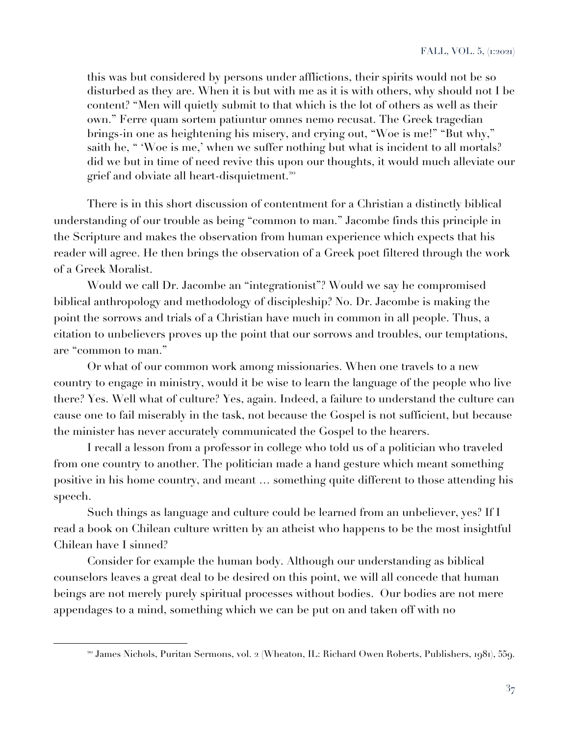> this was but considered by persons under afflictions, their spirits would not be so disturbed as they are. When it is but with me as it is with others, why should not I be content? "Men will quietly submit to that which is the lot of others as well as their own." Ferre quam sortem patiuntur omnes nemo recusat. The Greek tragedian brings-in one as heightening his misery, and crying out, "Woe is me!" "But why," saith he, " 'Woe is me,' when we suffer nothing but what is incident to all mortals? did we but in time of need revive this upon our thoughts, it would much alleviate our grief and obviate all heart-disquietment.[20]

There is in this short discussion of contentment for a Christian a distinctly biblical understanding of our trouble as being "common to man." Jacombe finds this principle in the Scripture and makes the observation from human experience which expects that his reader will agree. He then brings the observation of a Greek poet filtered through the work of a Greek Moralist.

Would we call Dr. Jacombe an "integrationist"? Would we say he compromised biblical anthropology and methodology of discipleship? No. Dr. Jacombe is making the point the sorrows and trials of a Christian have much in common in all people. Thus, a citation to unbelievers proves up the point that our sorrows and troubles, our temptations, are "common to man."

Or what of our common work among missionaries. When one travels to a new country to engage in ministry, would it be wise to learn the language of the people who live there? Yes. Well what of culture? Yes, again. Indeed, a failure to understand the culture can cause one to fail miserably in the task, not because the Gospel is not sufficient, but because the minister has never accurately communicated the Gospel to the hearers.

I recall a lesson from a professor in college who told us of a politician who traveled from one country to another. The politician made a hand gesture which meant something positive in his home country, and meant … something quite different to those attending his speech.

Such things as language and culture could be learned from an unbeliever, yes? If I read a book on Chilean culture written by an atheist who happens to be the most insightful Chilean have I sinned?

Consider for example the human body. Although our understanding as biblical counselors leaves a great deal to be desired on this point, we will all concede that human beings are not merely purely spiritual processes without bodies. Our bodies are not mere appendages to a mind, something which we can be put on and taken off with no

---

[20] James Nichols, Puritan Sermons, vol. 2 (Wheaton, IL: Richard Owen Roberts, Publishers, 1981), 559.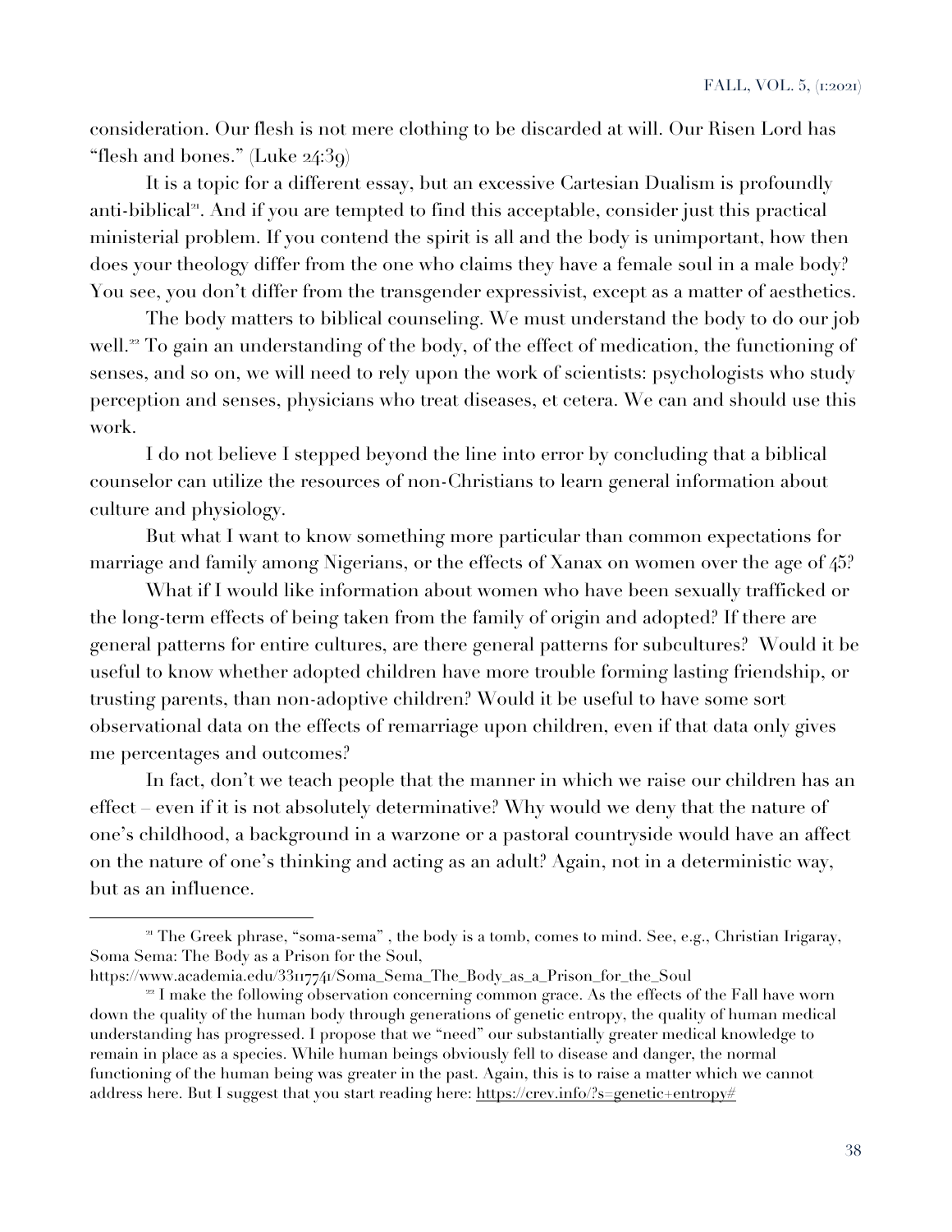consideration. Our flesh is not mere clothing to be discarded at will. Our Risen Lord has "flesh and bones." (Luke 24:39)

It is a topic for a different essay, but an excessive Cartesian Dualism is profoundly anti-biblical[21]. And if you are tempted to find this acceptable, consider just this practical ministerial problem. If you contend the spirit is all and the body is unimportant, how then does your theology differ from the one who claims they have a female soul in a male body? You see, you don't differ from the transgender expressivist, except as a matter of aesthetics.

The body matters to biblical counseling. We must understand the body to do our job well.[22] To gain an understanding of the body, of the effect of medication, the functioning of senses, and so on, we will need to rely upon the work of scientists: psychologists who study perception and senses, physicians who treat diseases, et cetera. We can and should use this work.

I do not believe I stepped beyond the line into error by concluding that a biblical counselor can utilize the resources of non-Christians to learn general information about culture and physiology.

But what I want to know something more particular than common expectations for marriage and family among Nigerians, or the effects of Xanax on women over the age of 45?

What if I would like information about women who have been sexually trafficked or the long-term effects of being taken from the family of origin and adopted? If there are general patterns for entire cultures, are there general patterns for subcultures? Would it be useful to know whether adopted children have more trouble forming lasting friendship, or trusting parents, than non-adoptive children? Would it be useful to have some sort observational data on the effects of remarriage upon children, even if that data only gives me percentages and outcomes?

In fact, don't we teach people that the manner in which we raise our children has an effect – even if it is not absolutely determinative? Why would we deny that the nature of one's childhood, a background in a warzone or a pastoral countryside would have an affect on the nature of one's thinking and acting as an adult? Again, not in a deterministic way, but as an influence.

---

[21] The Greek phrase, "soma-sema" , the body is a tomb, comes to mind. See, e.g., Christian Irigaray, Soma Sema: The Body as a Prison for the Soul, https://www.academia.edu/33117741/Soma_Sema_The_Body_as_a_Prison_for_the_Soul

[22] I make the following observation concerning common grace. As the effects of the Fall have worn down the quality of the human body through generations of genetic entropy, the quality of human medical understanding has progressed. I propose that we "need" our substantially greater medical knowledge to remain in place as a species. While human beings obviously fell to disease and danger, the normal functioning of the human being was greater in the past. Again, this is to raise a matter which we cannot address here. But I suggest that you start reading here: https://crev.info/?s=genetic+entropy#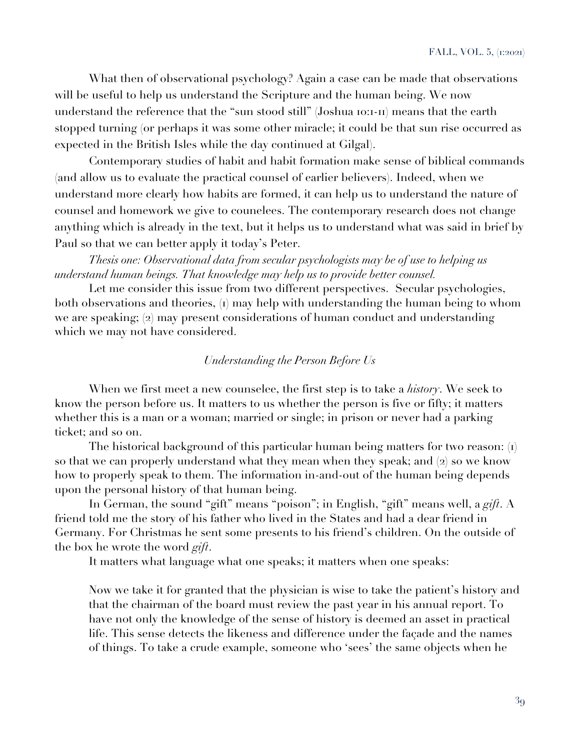What then of observational psychology? Again a case can be made that observations will be useful to help us understand the Scripture and the human being. We now understand the reference that the "sun stood still" (Joshua 10:1-11) means that the earth stopped turning (or perhaps it was some other miracle; it could be that sun rise occurred as expected in the British Isles while the day continued at Gilgal).

Contemporary studies of habit and habit formation make sense of biblical commands (and allow us to evaluate the practical counsel of earlier believers). Indeed, when we understand more clearly how habits are formed, it can help us to understand the nature of counsel and homework we give to counelees. The contemporary research does not change anything which is already in the text, but it helps us to understand what was said in brief by Paul so that we can better apply it today's Peter.

*Thesis one: Observational data from secular psychologists may be of use to helping us understand human beings. That knowledge may help us to provide better counsel.*

Let me consider this issue from two different perspectives. Secular psychologies, both observations and theories, (1) may help with understanding the human being to whom we are speaking; (2) may present considerations of human conduct and understanding which we may not have considered.

### *Understanding the Person Before Us*

When we first meet a new counselee, the first step is to take a *history*. We seek to know the person before us. It matters to us whether the person is five or fifty; it matters whether this is a man or a woman; married or single; in prison or never had a parking ticket; and so on.

The historical background of this particular human being matters for two reason: (1) so that we can properly understand what they mean when they speak; and (2) so we know how to properly speak to them. The information in-and-out of the human being depends upon the personal history of that human being.

In German, the sound "gift" means "poison"; in English, "gift" means well, a *gift*. A friend told me the story of his father who lived in the States and had a dear friend in Germany. For Christmas he sent some presents to his friend's children. On the outside of the box he wrote the word *gift*.

It matters what language what one speaks; it matters when one speaks:

> Now we take it for granted that the physician is wise to take the patient's history and that the chairman of the board must review the past year in his annual report. To have not only the knowledge of the sense of history is deemed an asset in practical life. This sense detects the likeness and difference under the façade and the names of things. To take a crude example, someone who 'sees' the same objects when he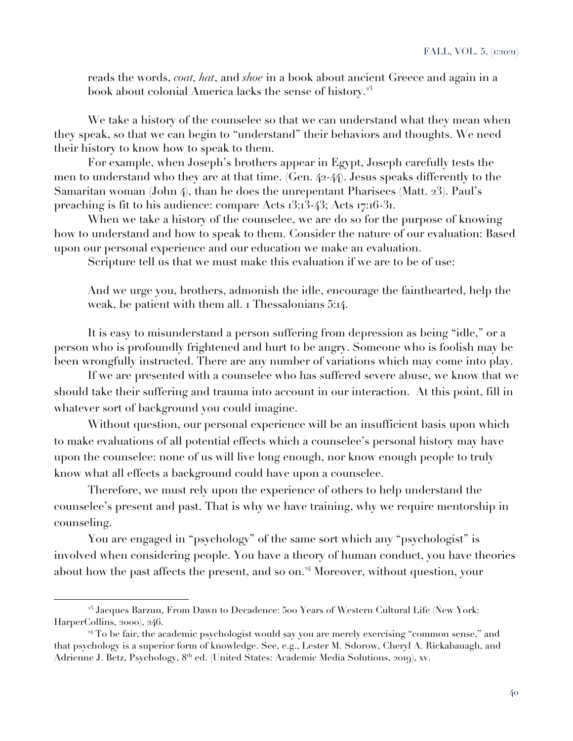reads the words, *coat, hat*, and *shoe* in a book about ancient Greece and again in a book about colonial America lacks the sense of history.[23]

We take a history of the counselee so that we can understand what they mean when they speak, so that we can begin to "understand" their behaviors and thoughts. We need their history to know how to speak to them.

For example, when Joseph's brothers appear in Egypt, Joseph carefully tests the men to understand who they are at that time. (Gen. 42-44). Jesus speaks differently to the Samaritan woman (John 4), than he does the unrepentant Pharisees (Matt. 23). Paul's preaching is fit to his audience: compare Acts 13:13-43; Acts 17:16-31.

When we take a history of the counselee, we are do so for the purpose of knowing how to understand and how to speak to them. Consider the nature of our evaluation: Based upon our personal experience and our education we make an evaluation.

Scripture tell us that we must make this evaluation if we are to be of use:

> And we urge you, brothers, admonish the idle, encourage the fainthearted, help the weak, be patient with them all. 1 Thessalonians 5:14.

It is easy to misunderstand a person suffering from depression as being "idle," or a person who is profoundly frightened and hurt to be angry. Someone who is foolish may be been wrongfully instructed. There are any number of variations which may come into play.

If we are presented with a counselee who has suffered severe abuse, we know that we should take their suffering and trauma into account in our interaction. At this point, fill in whatever sort of background you could imagine.

Without question, our personal experience will be an insufficient basis upon which to make evaluations of all potential effects which a counselee's personal history may have upon the counselee: none of us will live long enough, nor know enough people to truly know what all effects a background could have upon a counselee.

Therefore, we must rely upon the experience of others to help understand the counselee's present and past. That is why we have training, why we require mentorship in counseling.

You are engaged in "psychology" of the same sort which any "psychologist" is involved when considering people. You have a theory of human conduct, you have theories about how the past affects the present, and so on.[24] Moreover, without question, your

---

[23] Jacques Barzun, From Dawn to Decadence: 500 Years of Western Cultural Life (New York: HarperCollins, 2000), 246.

[24] To be fair, the academic psychologist would say you are merely exercising "common sense," and that psychology is a superior form of knowledge. See, e.g., Lester M. Sdorow, Cheryl A. Rickabauagh, and Adrienne J. Betz, Psychology, 8th ed. (United States: Academic Media Solutions, 2019), xv.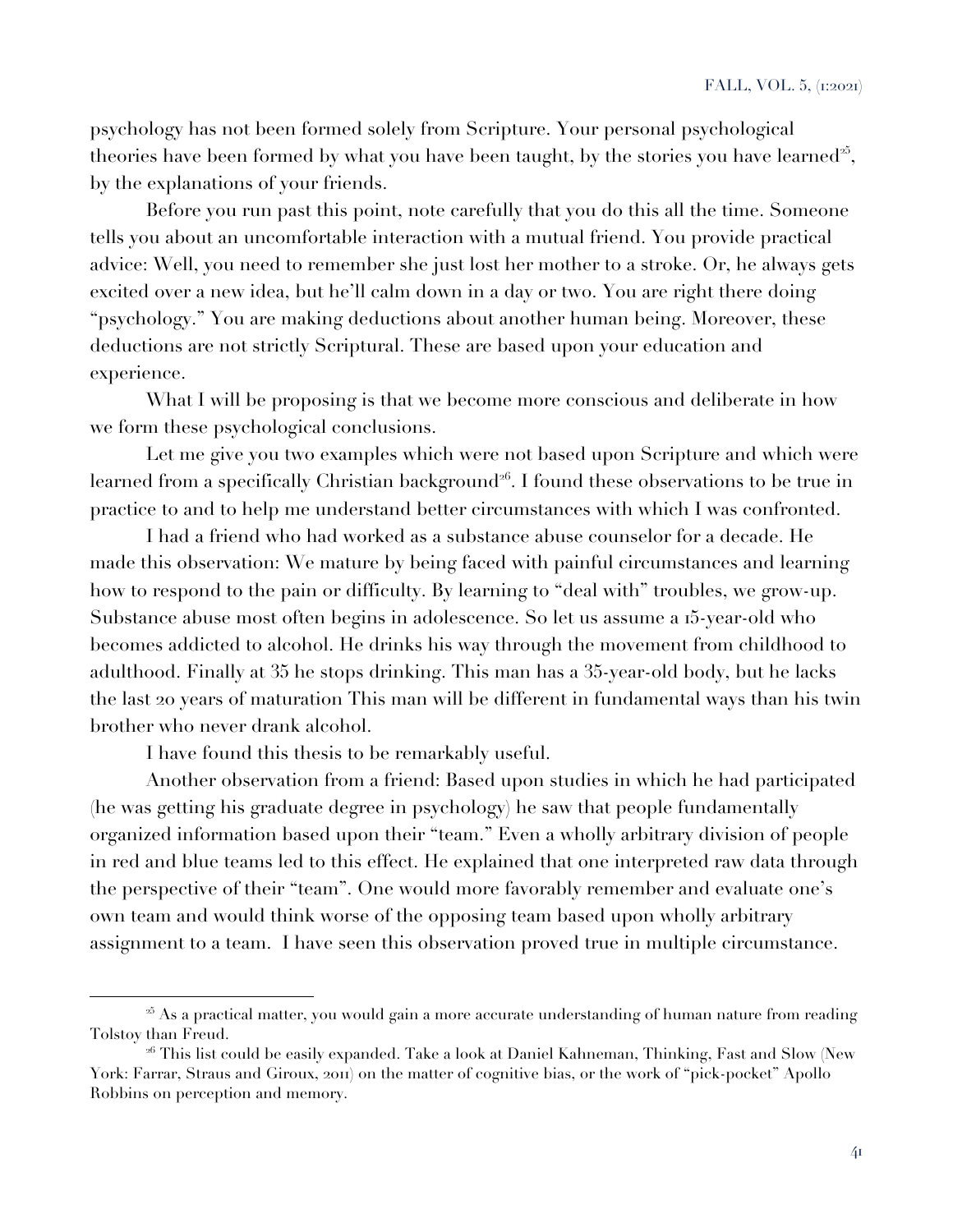psychology has not been formed solely from Scripture. Your personal psychological theories have been formed by what you have been taught, by the stories you have learned[25], by the explanations of your friends.

Before you run past this point, note carefully that you do this all the time. Someone tells you about an uncomfortable interaction with a mutual friend. You provide practical advice: Well, you need to remember she just lost her mother to a stroke. Or, he always gets excited over a new idea, but he'll calm down in a day or two. You are right there doing "psychology." You are making deductions about another human being. Moreover, these deductions are not strictly Scriptural. These are based upon your education and experience.

What I will be proposing is that we become more conscious and deliberate in how we form these psychological conclusions.

Let me give you two examples which were not based upon Scripture and which were learned from a specifically Christian background[26]. I found these observations to be true in practice to and to help me understand better circumstances with which I was confronted.

I had a friend who had worked as a substance abuse counselor for a decade. He made this observation: We mature by being faced with painful circumstances and learning how to respond to the pain or difficulty. By learning to "deal with" troubles, we grow-up. Substance abuse most often begins in adolescence. So let us assume a 15-year-old who becomes addicted to alcohol. He drinks his way through the movement from childhood to adulthood. Finally at 35 he stops drinking. This man has a 35-year-old body, but he lacks the last 20 years of maturation This man will be different in fundamental ways than his twin brother who never drank alcohol.

I have found this thesis to be remarkably useful.

Another observation from a friend: Based upon studies in which he had participated (he was getting his graduate degree in psychology) he saw that people fundamentally organized information based upon their "team." Even a wholly arbitrary division of people in red and blue teams led to this effect. He explained that one interpreted raw data through the perspective of their "team". One would more favorably remember and evaluate one's own team and would think worse of the opposing team based upon wholly arbitrary assignment to a team. I have seen this observation proved true in multiple circumstance.

---

[25] As a practical matter, you would gain a more accurate understanding of human nature from reading Tolstoy than Freud.

[26] This list could be easily expanded. Take a look at Daniel Kahneman, Thinking, Fast and Slow (New York: Farrar, Straus and Giroux, 2011) on the matter of cognitive bias, or the work of "pick-pocket" Apollo Robbins on perception and memory.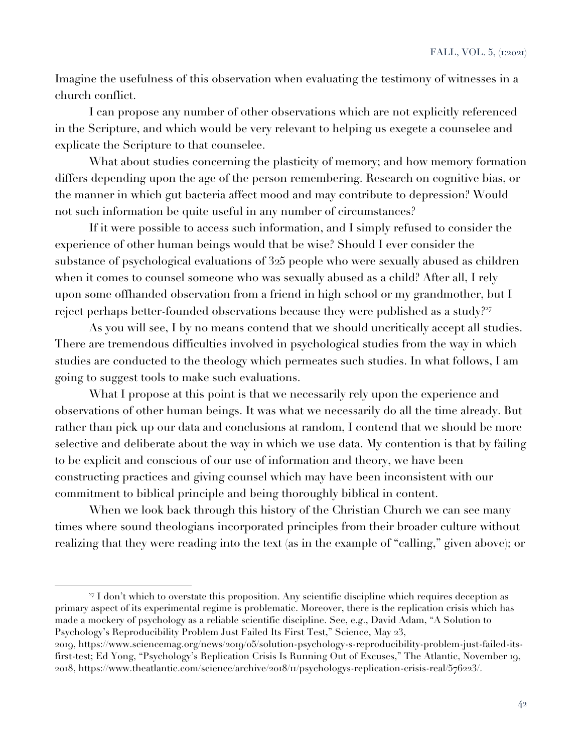Imagine the usefulness of this observation when evaluating the testimony of witnesses in a church conflict.

I can propose any number of other observations which are not explicitly referenced in the Scripture, and which would be very relevant to helping us exegete a counselee and explicate the Scripture to that counselee.

What about studies concerning the plasticity of memory; and how memory formation differs depending upon the age of the person remembering. Research on cognitive bias, or the manner in which gut bacteria affect mood and may contribute to depression? Would not such information be quite useful in any number of circumstances?

If it were possible to access such information, and I simply refused to consider the experience of other human beings would that be wise? Should I ever consider the substance of psychological evaluations of 325 people who were sexually abused as children when it comes to counsel someone who was sexually abused as a child? After all, I rely upon some offhanded observation from a friend in high school or my grandmother, but I reject perhaps better-founded observations because they were published as a study?[27]

As you will see, I by no means contend that we should uncritically accept all studies. There are tremendous difficulties involved in psychological studies from the way in which studies are conducted to the theology which permeates such studies. In what follows, I am going to suggest tools to make such evaluations.

What I propose at this point is that we necessarily rely upon the experience and observations of other human beings. It was what we necessarily do all the time already. But rather than pick up our data and conclusions at random, I contend that we should be more selective and deliberate about the way in which we use data. My contention is that by failing to be explicit and conscious of our use of information and theory, we have been constructing practices and giving counsel which may have been inconsistent with our commitment to biblical principle and being thoroughly biblical in content.

When we look back through this history of the Christian Church we can see many times where sound theologians incorporated principles from their broader culture without realizing that they were reading into the text (as in the example of "calling," given above); or

---

[27] I don't which to overstate this proposition. Any scientific discipline which requires deception as primary aspect of its experimental regime is problematic. Moreover, there is the replication crisis which has made a mockery of psychology as a reliable scientific discipline. See, e.g., David Adam, "A Solution to Psychology's Reproducibility Problem Just Failed Its First Test," Science, May 23, 2019, https://www.sciencemag.org/news/2019/05/solution-psychology-s-reproducibility-problem-just-failed-its-first-test; Ed Yong, "Psychology's Replication Crisis Is Running Out of Excuses," The Atlantic, November 19, 2018, https://www.theatlantic.com/science/archive/2018/11/psychologys-replication-crisis-real/576223/.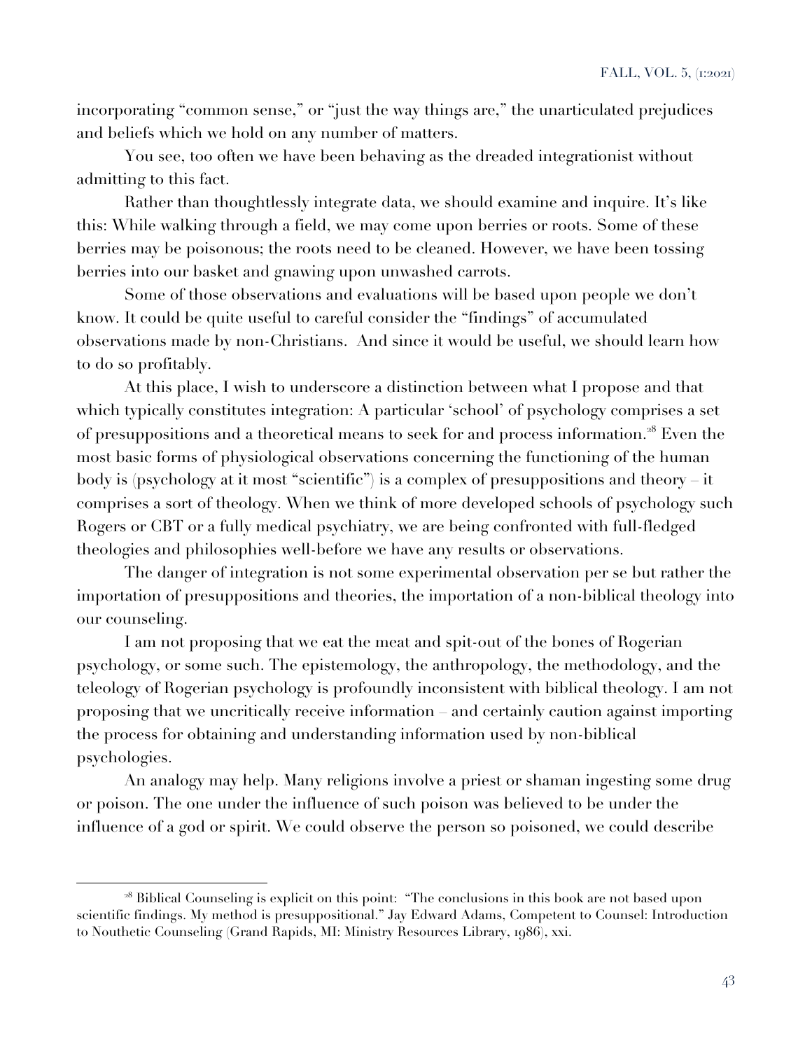incorporating "common sense," or "just the way things are," the unarticulated prejudices and beliefs which we hold on any number of matters.

You see, too often we have been behaving as the dreaded integrationist without admitting to this fact.

Rather than thoughtlessly integrate data, we should examine and inquire. It's like this: While walking through a field, we may come upon berries or roots. Some of these berries may be poisonous; the roots need to be cleaned. However, we have been tossing berries into our basket and gnawing upon unwashed carrots.

Some of those observations and evaluations will be based upon people we don't know. It could be quite useful to careful consider the "findings" of accumulated observations made by non-Christians. And since it would be useful, we should learn how to do so profitably.

At this place, I wish to underscore a distinction between what I propose and that which typically constitutes integration: A particular 'school' of psychology comprises a set of presuppositions and a theoretical means to seek for and process information.[28] Even the most basic forms of physiological observations concerning the functioning of the human body is (psychology at it most "scientific") is a complex of presuppositions and theory – it comprises a sort of theology. When we think of more developed schools of psychology such Rogers or CBT or a fully medical psychiatry, we are being confronted with full-fledged theologies and philosophies well-before we have any results or observations.

The danger of integration is not some experimental observation per se but rather the importation of presuppositions and theories, the importation of a non-biblical theology into our counseling.

I am not proposing that we eat the meat and spit-out of the bones of Rogerian psychology, or some such. The epistemology, the anthropology, the methodology, and the teleology of Rogerian psychology is profoundly inconsistent with biblical theology. I am not proposing that we uncritically receive information – and certainly caution against importing the process for obtaining and understanding information used by non-biblical psychologies.

An analogy may help. Many religions involve a priest or shaman ingesting some drug or poison. The one under the influence of such poison was believed to be under the influence of a god or spirit. We could observe the person so poisoned, we could describe

---

[28] Biblical Counseling is explicit on this point: "The conclusions in this book are not based upon scientific findings. My method is presuppositional." Jay Edward Adams, Competent to Counsel: Introduction to Nouthetic Counseling (Grand Rapids, MI: Ministry Resources Library, 1986), xxi.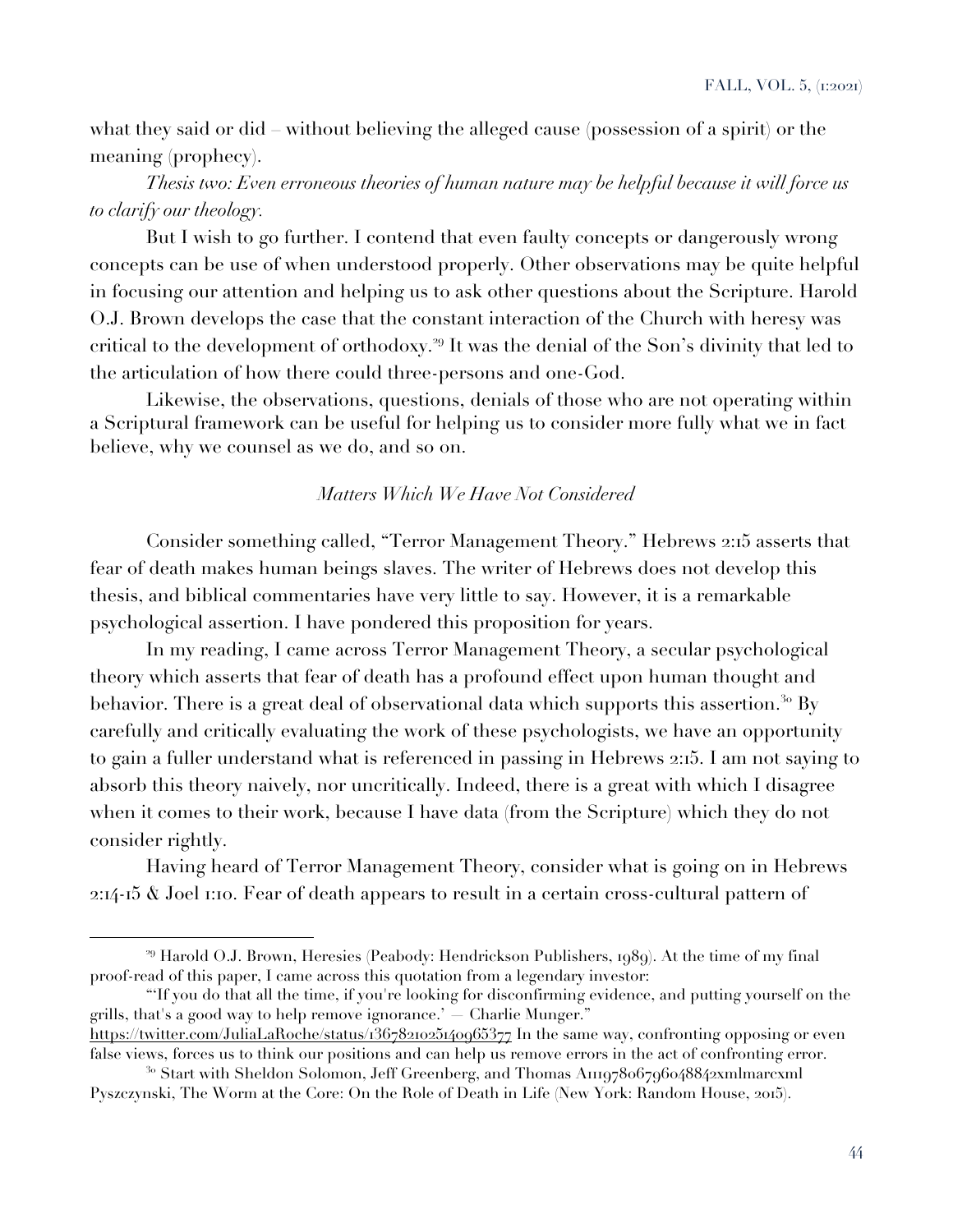what they said or did – without believing the alleged cause (possession of a spirit) or the meaning (prophecy).

*Thesis two: Even erroneous theories of human nature may be helpful because it will force us to clarify our theology.*

But I wish to go further. I contend that even faulty concepts or dangerously wrong concepts can be use of when understood properly. Other observations may be quite helpful in focusing our attention and helping us to ask other questions about the Scripture. Harold O.J. Brown develops the case that the constant interaction of the Church with heresy was critical to the development of orthodoxy.[29] It was the denial of the Son's divinity that led to the articulation of how there could three-persons and one-God.

Likewise, the observations, questions, denials of those who are not operating within a Scriptural framework can be useful for helping us to consider more fully what we in fact believe, why we counsel as we do, and so on.

### *Matters Which We Have Not Considered*

Consider something called, "Terror Management Theory." Hebrews 2:15 asserts that fear of death makes human beings slaves. The writer of Hebrews does not develop this thesis, and biblical commentaries have very little to say. However, it is a remarkable psychological assertion. I have pondered this proposition for years.

In my reading, I came across Terror Management Theory, a secular psychological theory which asserts that fear of death has a profound effect upon human thought and behavior. There is a great deal of observational data which supports this assertion.[30] By carefully and critically evaluating the work of these psychologists, we have an opportunity to gain a fuller understand what is referenced in passing in Hebrews 2:15. I am not saying to absorb this theory naively, nor uncritically. Indeed, there is a great with which I disagree when it comes to their work, because I have data (from the Scripture) which they do not consider rightly.

Having heard of Terror Management Theory, consider what is going on in Hebrews 2:14-15 & Joel 1:10. Fear of death appears to result in a certain cross-cultural pattern of

---

[29] Harold O.J. Brown, Heresies (Peabody: Hendrickson Publishers, 1989). At the time of my final proof-read of this paper, I came across this quotation from a legendary investor:

"'If you do that all the time, if you're looking for disconfirming evidence, and putting yourself on the grills, that's a good way to help remove ignorance.' — Charlie Munger."
https://twitter.com/JuliaLaRoche/status/1367821025140965377 In the same way, confronting opposing or even false views, forces us to think our positions and can help us remove errors in the act of confronting error.

[30] Start with Sheldon Solomon, Jeff Greenberg, and Thomas A1119780679604884​2xmlmarcxml Pyszczynski, The Worm at the Core: On the Role of Death in Life (New York: Random House, 2015).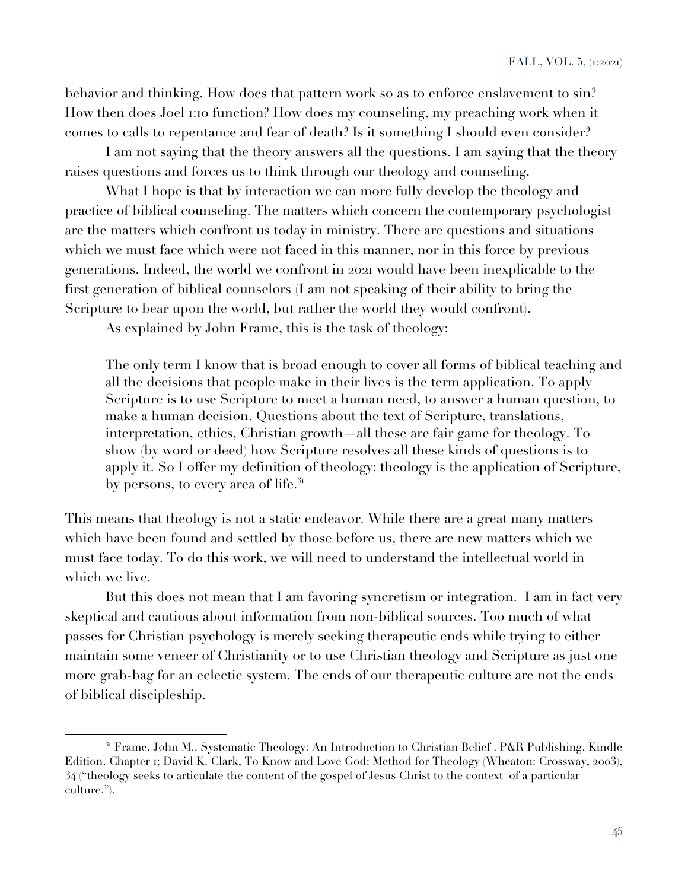behavior and thinking. How does that pattern work so as to enforce enslavement to sin? How then does Joel 1:10 function? How does my counseling, my preaching work when it comes to calls to repentance and fear of death? Is it something I should even consider?

I am not saying that the theory answers all the questions. I am saying that the theory raises questions and forces us to think through our theology and counseling.

What I hope is that by interaction we can more fully develop the theology and practice of biblical counseling. The matters which concern the contemporary psychologist are the matters which confront us today in ministry. There are questions and situations which we must face which were not faced in this manner, nor in this force by previous generations. Indeed, the world we confront in 2021 would have been inexplicable to the first generation of biblical counselors (I am not speaking of their ability to bring the Scripture to bear upon the world, but rather the world they would confront).

As explained by John Frame, this is the task of theology:

> The only term I know that is broad enough to cover all forms of biblical teaching and all the decisions that people make in their lives is the term application. To apply Scripture is to use Scripture to meet a human need, to answer a human question, to make a human decision. Questions about the text of Scripture, translations, interpretation, ethics, Christian growth—all these are fair game for theology. To show (by word or deed) how Scripture resolves all these kinds of questions is to apply it. So I offer my definition of theology: theology is the application of Scripture, by persons, to every area of life.[31]

This means that theology is not a static endeavor. While there are a great many matters which have been found and settled by those before us, there are new matters which we must face today. To do this work, we will need to understand the intellectual world in which we live.

But this does not mean that I am favoring syncretism or integration. I am in fact very skeptical and cautious about information from non-biblical sources. Too much of what passes for Christian psychology is merely seeking therapeutic ends while trying to either maintain some veneer of Christianity or to use Christian theology and Scripture as just one more grab-bag for an eclectic system. The ends of our therapeutic culture are not the ends of biblical discipleship.

---

[31] Frame, John M.. Systematic Theology: An Introduction to Christian Belief . P&R Publishing. Kindle Edition. Chapter 1; David K. Clark, To Know and Love God: Method for Theology (Wheaton: Crossway, 2003), 34 ("theology seeks to articulate the content of the gospel of Jesus Christ to the context of a particular culture.").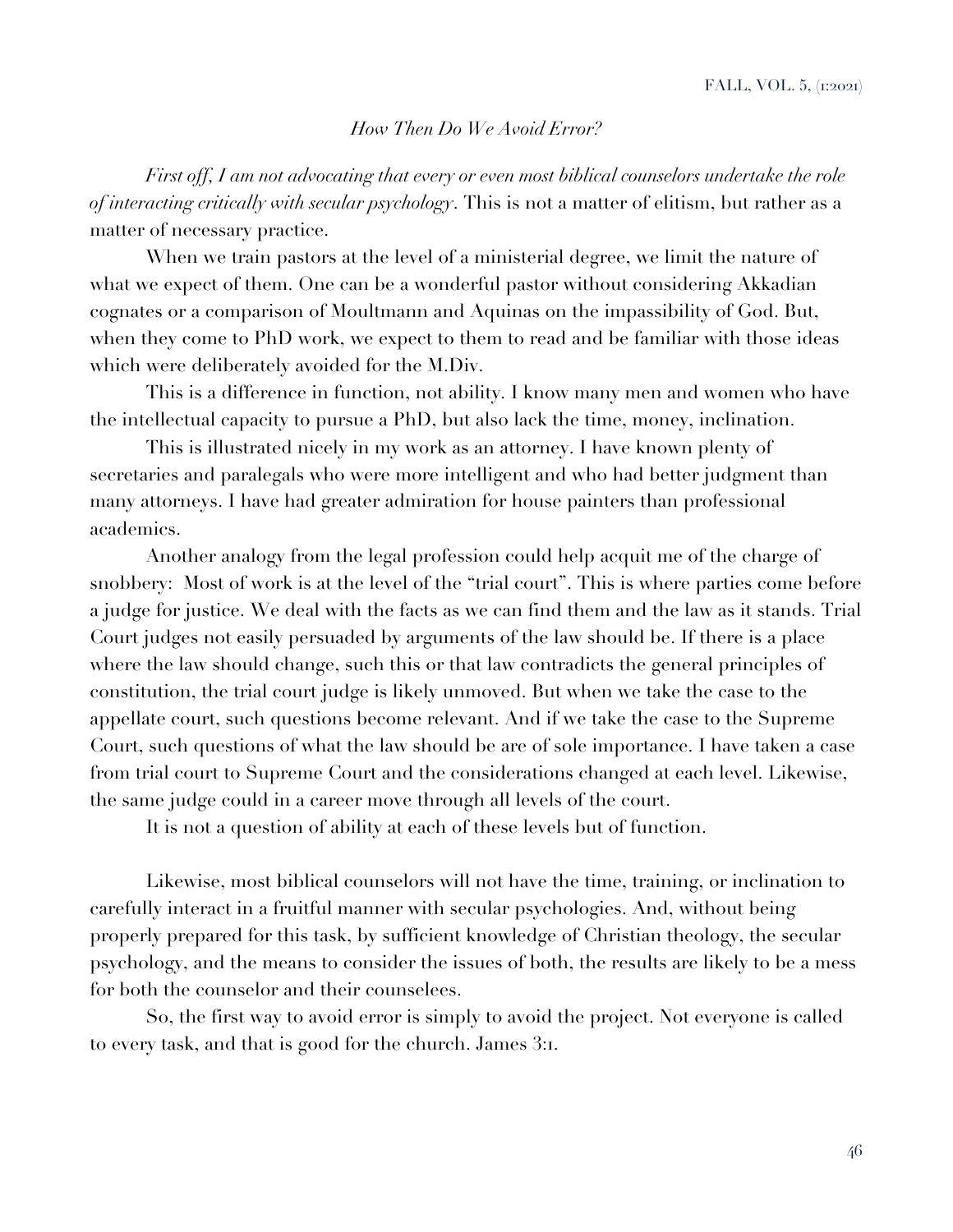### *How Then Do We Avoid Error?*

*First off, I am not advocating that every or even most biblical counselors undertake the role of interacting critically with secular psychology*. This is not a matter of elitism, but rather as a matter of necessary practice.

When we train pastors at the level of a ministerial degree, we limit the nature of what we expect of them. One can be a wonderful pastor without considering Akkadian cognates or a comparison of Moultmann and Aquinas on the impassibility of God. But, when they come to PhD work, we expect to them to read and be familiar with those ideas which were deliberately avoided for the M.Div.

This is a difference in function, not ability. I know many men and women who have the intellectual capacity to pursue a PhD, but also lack the time, money, inclination.

This is illustrated nicely in my work as an attorney. I have known plenty of secretaries and paralegals who were more intelligent and who had better judgment than many attorneys. I have had greater admiration for house painters than professional academics.

Another analogy from the legal profession could help acquit me of the charge of snobbery: Most of work is at the level of the "trial court". This is where parties come before a judge for justice. We deal with the facts as we can find them and the law as it stands. Trial Court judges not easily persuaded by arguments of the law should be. If there is a place where the law should change, such this or that law contradicts the general principles of constitution, the trial court judge is likely unmoved. But when we take the case to the appellate court, such questions become relevant. And if we take the case to the Supreme Court, such questions of what the law should be are of sole importance. I have taken a case from trial court to Supreme Court and the considerations changed at each level. Likewise, the same judge could in a career move through all levels of the court.

It is not a question of ability at each of these levels but of function.

Likewise, most biblical counselors will not have the time, training, or inclination to carefully interact in a fruitful manner with secular psychologies. And, without being properly prepared for this task, by sufficient knowledge of Christian theology, the secular psychology, and the means to consider the issues of both, the results are likely to be a mess for both the counselor and their counselees.

So, the first way to avoid error is simply to avoid the project. Not everyone is called to every task, and that is good for the church. James 3:1.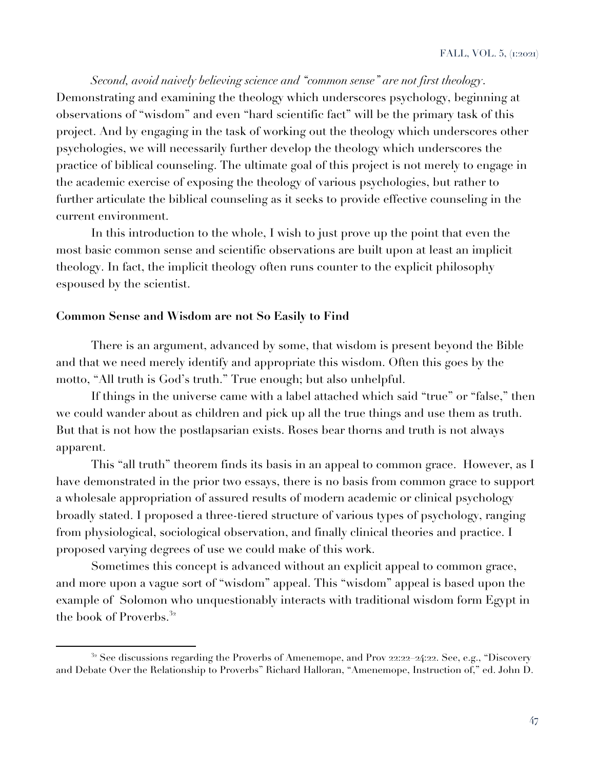*Second, avoid naively believing science and "common sense" are not first theology*. Demonstrating and examining the theology which underscores psychology, beginning at observations of "wisdom" and even "hard scientific fact" will be the primary task of this project. And by engaging in the task of working out the theology which underscores other psychologies, we will necessarily further develop the theology which underscores the practice of biblical counseling. The ultimate goal of this project is not merely to engage in the academic exercise of exposing the theology of various psychologies, but rather to further articulate the biblical counseling as it seeks to provide effective counseling in the current environment.

In this introduction to the whole, I wish to just prove up the point that even the most basic common sense and scientific observations are built upon at least an implicit theology. In fact, the implicit theology often runs counter to the explicit philosophy espoused by the scientist.

**Common Sense and Wisdom are not So Easily to Find**

There is an argument, advanced by some, that wisdom is present beyond the Bible and that we need merely identify and appropriate this wisdom. Often this goes by the motto, "All truth is God's truth." True enough; but also unhelpful.

If things in the universe came with a label attached which said "true" or "false," then we could wander about as children and pick up all the true things and use them as truth. But that is not how the postlapsarian exists. Roses bear thorns and truth is not always apparent.

This "all truth" theorem finds its basis in an appeal to common grace. However, as I have demonstrated in the prior two essays, there is no basis from common grace to support a wholesale appropriation of assured results of modern academic or clinical psychology broadly stated. I proposed a three-tiered structure of various types of psychology, ranging from physiological, sociological observation, and finally clinical theories and practice. I proposed varying degrees of use we could make of this work.

Sometimes this concept is advanced without an explicit appeal to common grace, and more upon a vague sort of "wisdom" appeal. This "wisdom" appeal is based upon the example of Solomon who unquestionably interacts with traditional wisdom form Egypt in the book of Proverbs.[32]

[32] See discussions regarding the Proverbs of Amenemope, and Prov 22:22–24:22. See, e.g., "Discovery and Debate Over the Relationship to Proverbs" Richard Halloran, "Amenemope, Instruction of," ed. John D.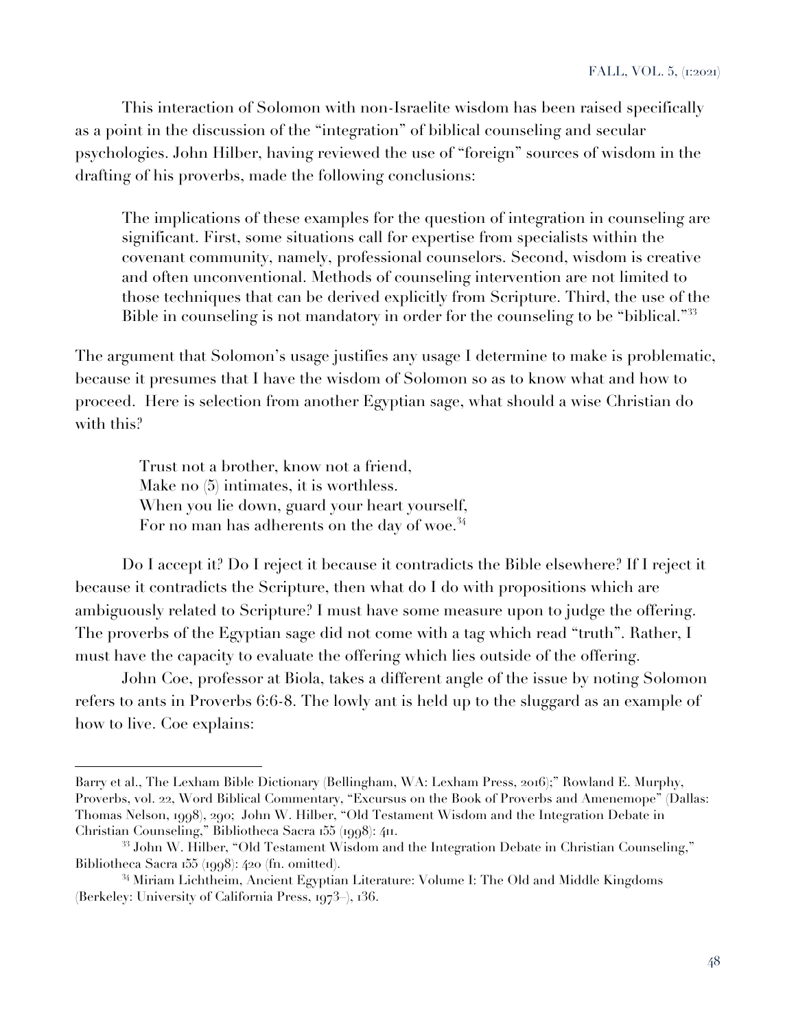This interaction of Solomon with non-Israelite wisdom has been raised specifically as a point in the discussion of the "integration" of biblical counseling and secular psychologies. John Hilber, having reviewed the use of "foreign" sources of wisdom in the drafting of his proverbs, made the following conclusions:

> The implications of these examples for the question of integration in counseling are significant. First, some situations call for expertise from specialists within the covenant community, namely, professional counselors. Second, wisdom is creative and often unconventional. Methods of counseling intervention are not limited to those techniques that can be derived explicitly from Scripture. Third, the use of the Bible in counseling is not mandatory in order for the counseling to be "biblical."[33]

The argument that Solomon's usage justifies any usage I determine to make is problematic, because it presumes that I have the wisdom of Solomon so as to know what and how to proceed. Here is selection from another Egyptian sage, what should a wise Christian do with this?

> Trust not a brother, know not a friend,
> Make no (5) intimates, it is worthless.
> When you lie down, guard your heart yourself,
> For no man has adherents on the day of woe.[34]

Do I accept it? Do I reject it because it contradicts the Bible elsewhere? If I reject it because it contradicts the Scripture, then what do I do with propositions which are ambiguously related to Scripture? I must have some measure upon to judge the offering. The proverbs of the Egyptian sage did not come with a tag which read "truth". Rather, I must have the capacity to evaluate the offering which lies outside of the offering.

John Coe, professor at Biola, takes a different angle of the issue by noting Solomon refers to ants in Proverbs 6:6-8. The lowly ant is held up to the sluggard as an example of how to live. Coe explains:

---

Barry et al., The Lexham Bible Dictionary (Bellingham, WA: Lexham Press, 2016);" Rowland E. Murphy, Proverbs, vol. 22, Word Biblical Commentary, "Excursus on the Book of Proverbs and Amenemope" (Dallas: Thomas Nelson, 1998), 290; John W. Hilber, "Old Testament Wisdom and the Integration Debate in Christian Counseling," Bibliotheca Sacra 155 (1998): 411.

[33] John W. Hilber, "Old Testament Wisdom and the Integration Debate in Christian Counseling," Bibliotheca Sacra 155 (1998): 420 (fn. omitted).

[34] Miriam Lichtheim, Ancient Egyptian Literature: Volume I: The Old and Middle Kingdoms (Berkeley: University of California Press, 1973–), 136.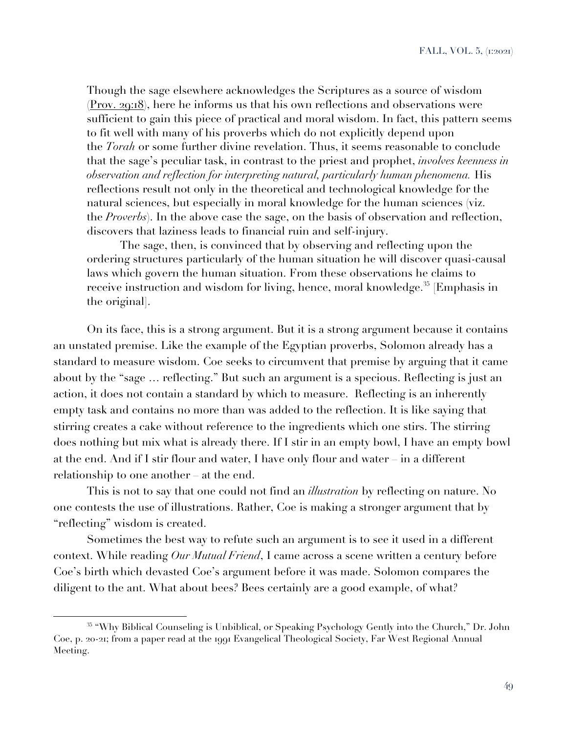> Though the sage elsewhere acknowledges the Scriptures as a source of wisdom (Prov. 29:18), here he informs us that his own reflections and observations were sufficient to gain this piece of practical and moral wisdom. In fact, this pattern seems to fit well with many of his proverbs which do not explicitly depend upon the *Torah* or some further divine revelation. Thus, it seems reasonable to conclude that the sage's peculiar task, in contrast to the priest and prophet, *involves keenness in observation and reflection for interpreting natural, particularly human phenomena.* His reflections result not only in the theoretical and technological knowledge for the natural sciences, but especially in moral knowledge for the human sciences (viz. the *Proverbs*). In the above case the sage, on the basis of observation and reflection, discovers that laziness leads to financial ruin and self-injury.
>
> The sage, then, is convinced that by observing and reflecting upon the ordering structures particularly of the human situation he will discover quasi-causal laws which govern the human situation. From these observations he claims to receive instruction and wisdom for living, hence, moral knowledge.[35] [Emphasis in the original].

On its face, this is a strong argument. But it is a strong argument because it contains an unstated premise. Like the example of the Egyptian proverbs, Solomon already has a standard to measure wisdom. Coe seeks to circumvent that premise by arguing that it came about by the "sage … reflecting." But such an argument is a specious. Reflecting is just an action, it does not contain a standard by which to measure. Reflecting is an inherently empty task and contains no more than was added to the reflection. It is like saying that stirring creates a cake without reference to the ingredients which one stirs. The stirring does nothing but mix what is already there. If I stir in an empty bowl, I have an empty bowl at the end. And if I stir flour and water, I have only flour and water – in a different relationship to one another – at the end.

This is not to say that one could not find an *illustration* by reflecting on nature. No one contests the use of illustrations. Rather, Coe is making a stronger argument that by "reflecting" wisdom is created.

Sometimes the best way to refute such an argument is to see it used in a different context. While reading *Our Mutual Friend*, I came across a scene written a century before Coe's birth which devasted Coe's argument before it was made. Solomon compares the diligent to the ant. What about bees? Bees certainly are a good example, of what?

---

[35] "Why Biblical Counseling is Unbiblical, or Speaking Psychology Gently into the Church," Dr. John Coe, p. 20-21; from a paper read at the 1991 Evangelical Theological Society, Far West Regional Annual Meeting.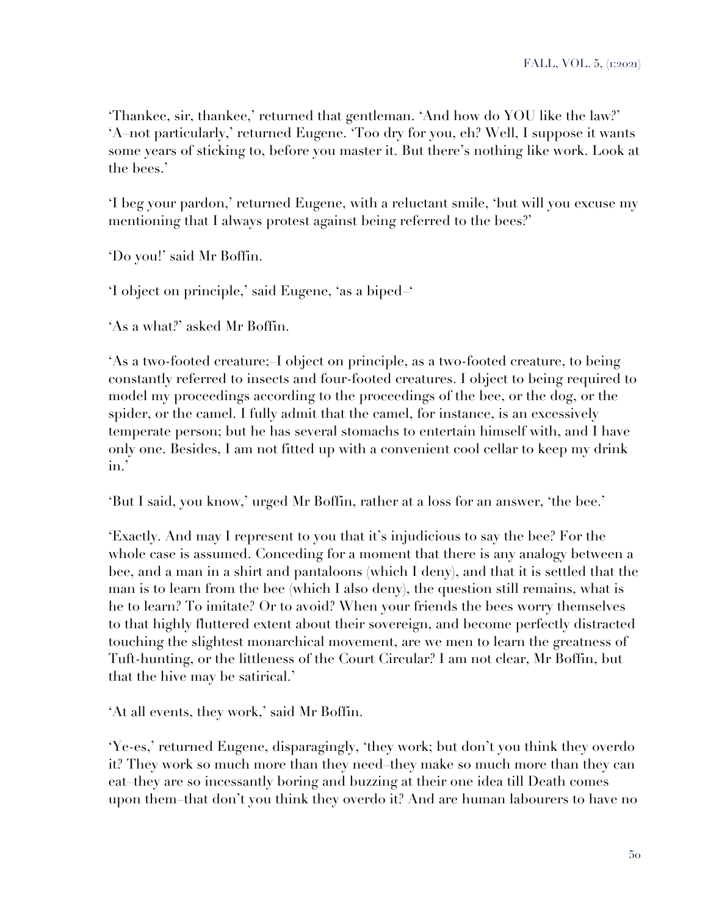'Thankee, sir, thankee,' returned that gentleman. 'And how do YOU like the law?' 'A–not particularly,' returned Eugene. 'Too dry for you, eh? Well, I suppose it wants some years of sticking to, before you master it. But there's nothing like work. Look at the bees.'

'I beg your pardon,' returned Eugene, with a reluctant smile, 'but will you excuse my mentioning that I always protest against being referred to the bees?'

'Do you!' said Mr Boffin.

'I object on principle,' said Eugene, 'as a biped–'

'As a what?' asked Mr Boffin.

'As a two-footed creature;–I object on principle, as a two-footed creature, to being constantly referred to insects and four-footed creatures. I object to being required to model my proceedings according to the proceedings of the bee, or the dog, or the spider, or the camel. I fully admit that the camel, for instance, is an excessively temperate person; but he has several stomachs to entertain himself with, and I have only one. Besides, I am not fitted up with a convenient cool cellar to keep my drink in.'

'But I said, you know,' urged Mr Boffin, rather at a loss for an answer, 'the bee.'

'Exactly. And may I represent to you that it's injudicious to say the bee? For the whole case is assumed. Conceding for a moment that there is any analogy between a bee, and a man in a shirt and pantaloons (which I deny), and that it is settled that the man is to learn from the bee (which I also deny), the question still remains, what is he to learn? To imitate? Or to avoid? When your friends the bees worry themselves to that highly fluttered extent about their sovereign, and become perfectly distracted touching the slightest monarchical movement, are we men to learn the greatness of Tuft-hunting, or the littleness of the Court Circular? I am not clear, Mr Boffin, but that the hive may be satirical.'

'At all events, they work,' said Mr Boffin.

'Ye-es,' returned Eugene, disparagingly, 'they work; but don't you think they overdo it? They work so much more than they need–they make so much more than they can eat–they are so incessantly boring and buzzing at their one idea till Death comes upon them–that don't you think they overdo it? And are human labourers to have no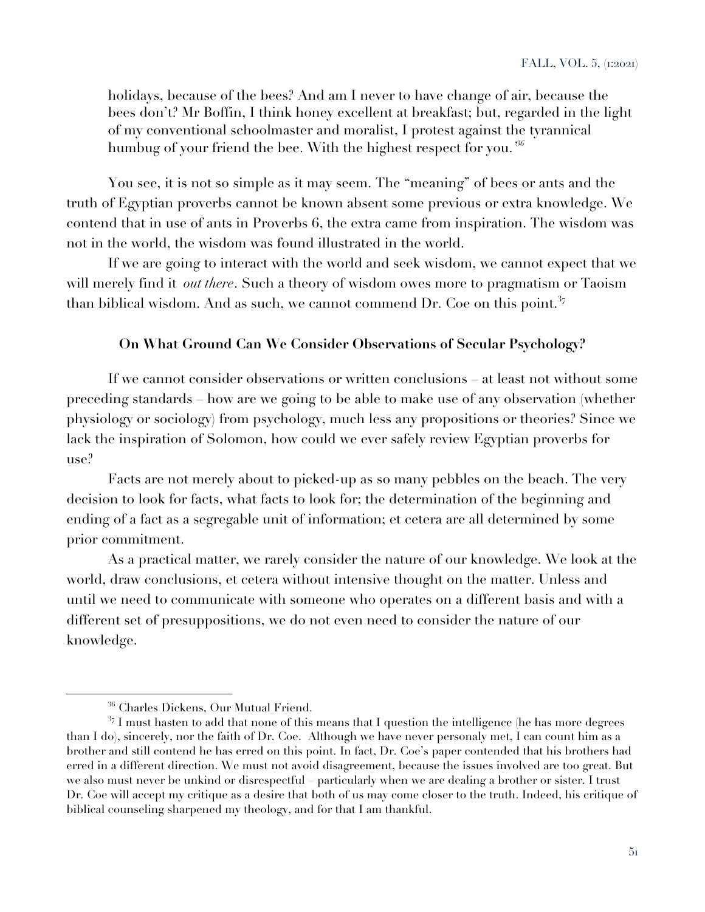holidays, because of the bees? And am I never to have change of air, because the bees don't? Mr Boffin, I think honey excellent at breakfast; but, regarded in the light of my conventional schoolmaster and moralist, I protest against the tyrannical humbug of your friend the bee. With the highest respect for you.'[36]

You see, it is not so simple as it may seem. The "meaning" of bees or ants and the truth of Egyptian proverbs cannot be known absent some previous or extra knowledge. We contend that in use of ants in Proverbs 6, the extra came from inspiration. The wisdom was not in the world, the wisdom was found illustrated in the world.

If we are going to interact with the world and seek wisdom, we cannot expect that we will merely find it *out there*. Such a theory of wisdom owes more to pragmatism or Taoism than biblical wisdom. And as such, we cannot commend Dr. Coe on this point.[37]

### On What Ground Can We Consider Observations of Secular Psychology?

If we cannot consider observations or written conclusions – at least not without some preceding standards – how are we going to be able to make use of any observation (whether physiology or sociology) from psychology, much less any propositions or theories? Since we lack the inspiration of Solomon, how could we ever safely review Egyptian proverbs for use?

Facts are not merely about to picked-up as so many pebbles on the beach. The very decision to look for facts, what facts to look for; the determination of the beginning and ending of a fact as a segregable unit of information; et cetera are all determined by some prior commitment.

As a practical matter, we rarely consider the nature of our knowledge. We look at the world, draw conclusions, et cetera without intensive thought on the matter. Unless and until we need to communicate with someone who operates on a different basis and with a different set of presuppositions, we do not even need to consider the nature of our knowledge.

---

[36] Charles Dickens, Our Mutual Friend.

[37] I must hasten to add that none of this means that I question the intelligence (he has more degrees than I do), sincerely, nor the faith of Dr. Coe. Although we have never personaly met, I can count him as a brother and still contend he has erred on this point. In fact, Dr. Coe's paper contended that his brothers had erred in a different direction. We must not avoid disagreement, because the issues involved are too great. But we also must never be unkind or disrespectful – particularly when we are dealing a brother or sister. I trust Dr. Coe will accept my critique as a desire that both of us may come closer to the truth. Indeed, his critique of biblical counseling sharpened my theology, and for that I am thankful.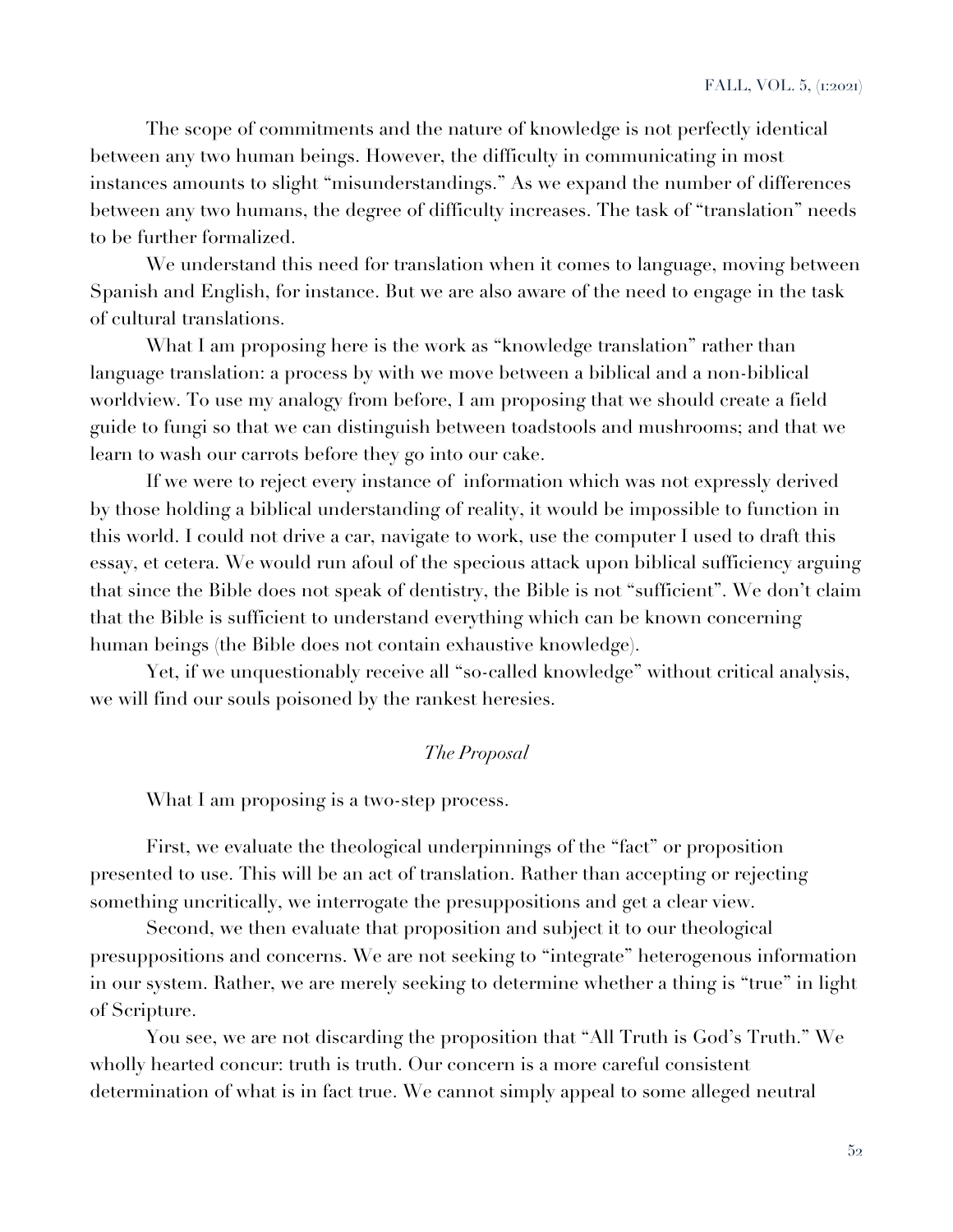The scope of commitments and the nature of knowledge is not perfectly identical between any two human beings. However, the difficulty in communicating in most instances amounts to slight "misunderstandings." As we expand the number of differences between any two humans, the degree of difficulty increases. The task of "translation" needs to be further formalized.

We understand this need for translation when it comes to language, moving between Spanish and English, for instance. But we are also aware of the need to engage in the task of cultural translations.

What I am proposing here is the work as "knowledge translation" rather than language translation: a process by with we move between a biblical and a non-biblical worldview. To use my analogy from before, I am proposing that we should create a field guide to fungi so that we can distinguish between toadstools and mushrooms; and that we learn to wash our carrots before they go into our cake.

If we were to reject every instance of information which was not expressly derived by those holding a biblical understanding of reality, it would be impossible to function in this world. I could not drive a car, navigate to work, use the computer I used to draft this essay, et cetera. We would run afoul of the specious attack upon biblical sufficiency arguing that since the Bible does not speak of dentistry, the Bible is not "sufficient". We don't claim that the Bible is sufficient to understand everything which can be known concerning human beings (the Bible does not contain exhaustive knowledge).

Yet, if we unquestionably receive all "so-called knowledge" without critical analysis, we will find our souls poisoned by the rankest heresies.

## *The Proposal*

What I am proposing is a two-step process.

First, we evaluate the theological underpinnings of the "fact" or proposition presented to use. This will be an act of translation. Rather than accepting or rejecting something uncritically, we interrogate the presuppositions and get a clear view.

Second, we then evaluate that proposition and subject it to our theological presuppositions and concerns. We are not seeking to "integrate" heterogenous information in our system. Rather, we are merely seeking to determine whether a thing is "true" in light of Scripture.

You see, we are not discarding the proposition that "All Truth is God's Truth." We wholly hearted concur: truth is truth. Our concern is a more careful consistent determination of what is in fact true. We cannot simply appeal to some alleged neutral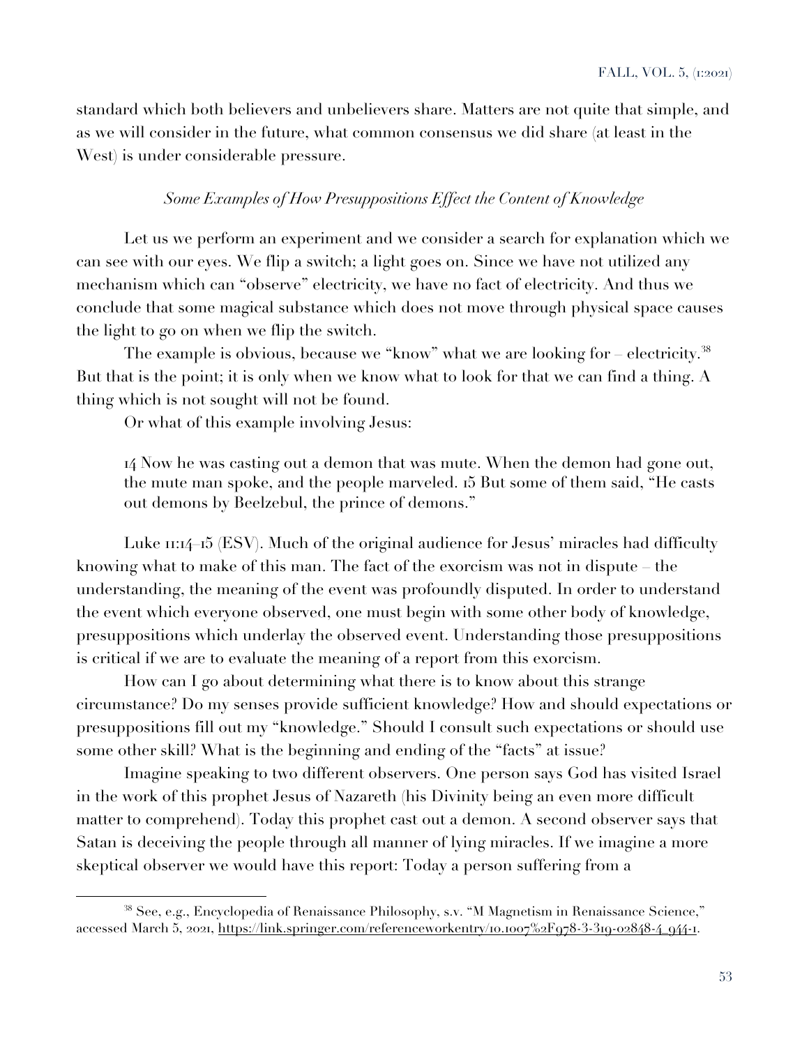standard which both believers and unbelievers share. Matters are not quite that simple, and as we will consider in the future, what common consensus we did share (at least in the West) is under considerable pressure.

*Some Examples of How Presuppositions Effect the Content of Knowledge*

Let us we perform an experiment and we consider a search for explanation which we can see with our eyes. We flip a switch; a light goes on. Since we have not utilized any mechanism which can "observe" electricity, we have no fact of electricity. And thus we conclude that some magical substance which does not move through physical space causes the light to go on when we flip the switch.

The example is obvious, because we "know" what we are looking for – electricity.[38] But that is the point; it is only when we know what to look for that we can find a thing. A thing which is not sought will not be found.

Or what of this example involving Jesus:

> 14 Now he was casting out a demon that was mute. When the demon had gone out, the mute man spoke, and the people marveled. 15 But some of them said, "He casts out demons by Beelzebul, the prince of demons."

Luke 11:14–15 (ESV). Much of the original audience for Jesus' miracles had difficulty knowing what to make of this man. The fact of the exorcism was not in dispute – the understanding, the meaning of the event was profoundly disputed. In order to understand the event which everyone observed, one must begin with some other body of knowledge, presuppositions which underlay the observed event. Understanding those presuppositions is critical if we are to evaluate the meaning of a report from this exorcism.

How can I go about determining what there is to know about this strange circumstance? Do my senses provide sufficient knowledge? How and should expectations or presuppositions fill out my "knowledge." Should I consult such expectations or should use some other skill? What is the beginning and ending of the "facts" at issue?

Imagine speaking to two different observers. One person says God has visited Israel in the work of this prophet Jesus of Nazareth (his Divinity being an even more difficult matter to comprehend). Today this prophet cast out a demon. A second observer says that Satan is deceiving the people through all manner of lying miracles. If we imagine a more skeptical observer we would have this report: Today a person suffering from a

---

[38] See, e.g., Encyclopedia of Renaissance Philosophy, s.v. "M Magnetism in Renaissance Science," accessed March 5, 2021, https://link.springer.com/referenceworkentry/10.1007%2F978-3-319-02848-4_944-1.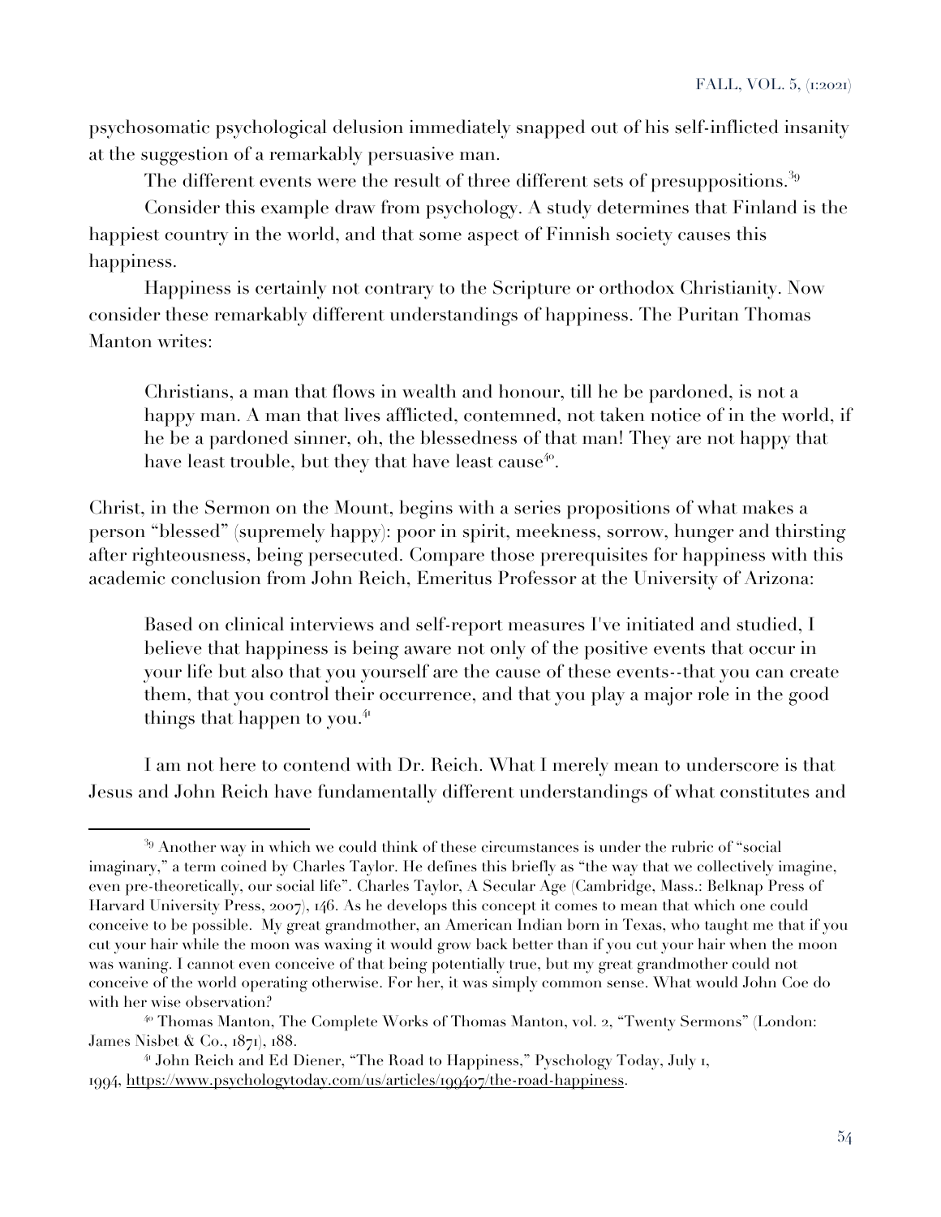psychosomatic psychological delusion immediately snapped out of his self-inflicted insanity at the suggestion of a remarkably persuasive man.

The different events were the result of three different sets of presuppositions.[39]

Consider this example draw from psychology. A study determines that Finland is the happiest country in the world, and that some aspect of Finnish society causes this happiness.

Happiness is certainly not contrary to the Scripture or orthodox Christianity. Now consider these remarkably different understandings of happiness. The Puritan Thomas Manton writes:

> Christians, a man that flows in wealth and honour, till he be pardoned, is not a happy man. A man that lives afflicted, contemned, not taken notice of in the world, if he be a pardoned sinner, oh, the blessedness of that man! They are not happy that have least trouble, but they that have least cause[40].

Christ, in the Sermon on the Mount, begins with a series propositions of what makes a person "blessed" (supremely happy): poor in spirit, meekness, sorrow, hunger and thirsting after righteousness, being persecuted. Compare those prerequisites for happiness with this academic conclusion from John Reich, Emeritus Professor at the University of Arizona:

> Based on clinical interviews and self-report measures I've initiated and studied, I believe that happiness is being aware not only of the positive events that occur in your life but also that you yourself are the cause of these events--that you can create them, that you control their occurrence, and that you play a major role in the good things that happen to you.[41]

I am not here to contend with Dr. Reich. What I merely mean to underscore is that Jesus and John Reich have fundamentally different understandings of what constitutes and

---

[39] Another way in which we could think of these circumstances is under the rubric of "social imaginary," a term coined by Charles Taylor. He defines this briefly as "the way that we collectively imagine, even pre-theoretically, our social life". Charles Taylor, A Secular Age (Cambridge, Mass.: Belknap Press of Harvard University Press, 2007), 146. As he develops this concept it comes to mean that which one could conceive to be possible. My great grandmother, an American Indian born in Texas, who taught me that if you cut your hair while the moon was waxing it would grow back better than if you cut your hair when the moon was waning. I cannot even conceive of that being potentially true, but my great grandmother could not conceive of the world operating otherwise. For her, it was simply common sense. What would John Coe do with her wise observation?

[40] Thomas Manton, The Complete Works of Thomas Manton, vol. 2, "Twenty Sermons" (London: James Nisbet & Co., 1871), 188.

[41] John Reich and Ed Diener, "The Road to Happiness," Pyschology Today, July 1, 1994, https://www.psychologytoday.com/us/articles/199407/the-road-happiness.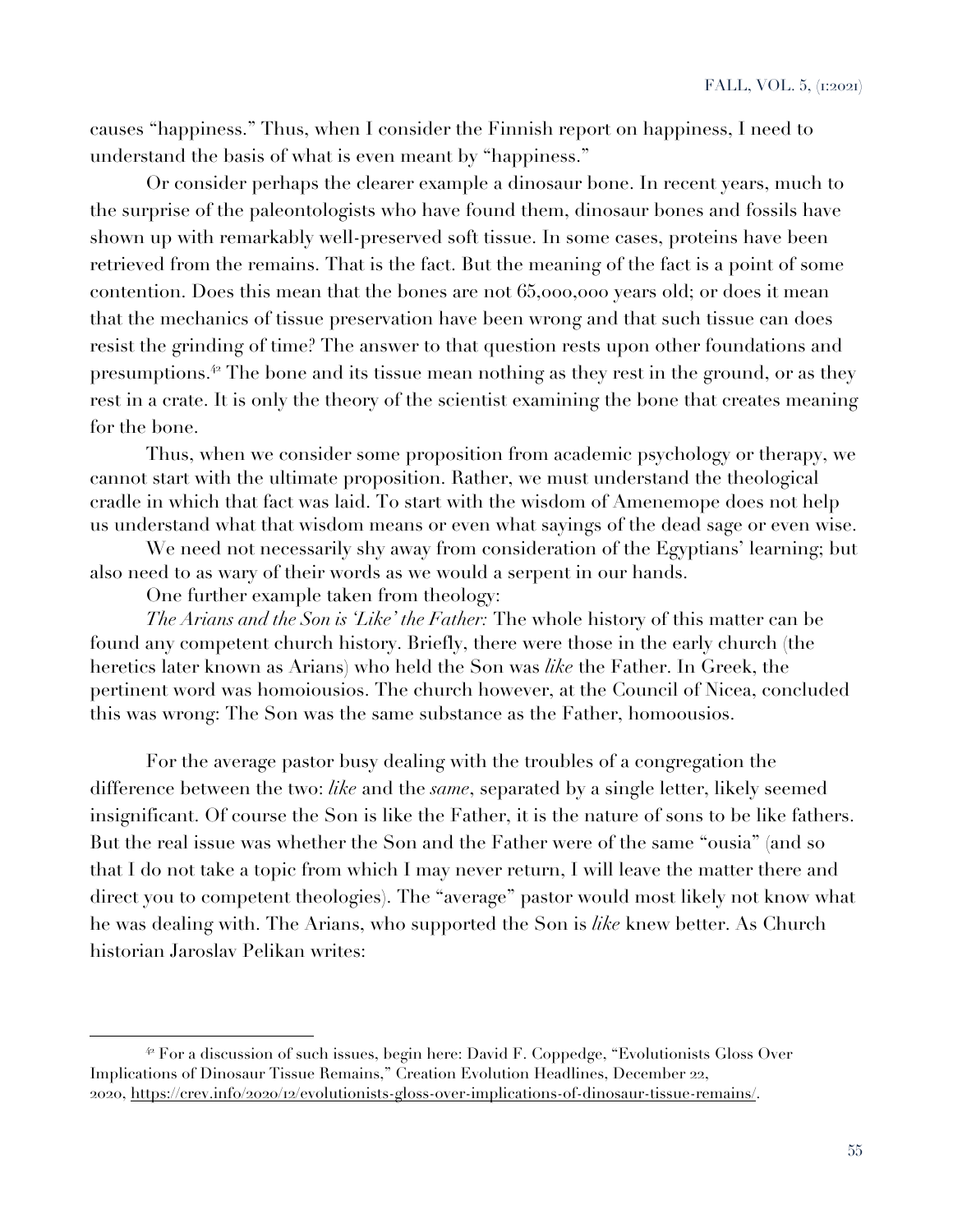causes "happiness." Thus, when I consider the Finnish report on happiness, I need to understand the basis of what is even meant by "happiness."

Or consider perhaps the clearer example a dinosaur bone. In recent years, much to the surprise of the paleontologists who have found them, dinosaur bones and fossils have shown up with remarkably well-preserved soft tissue. In some cases, proteins have been retrieved from the remains. That is the fact. But the meaning of the fact is a point of some contention. Does this mean that the bones are not 65,000,000 years old; or does it mean that the mechanics of tissue preservation have been wrong and that such tissue can does resist the grinding of time? The answer to that question rests upon other foundations and presumptions.[42] The bone and its tissue mean nothing as they rest in the ground, or as they rest in a crate. It is only the theory of the scientist examining the bone that creates meaning for the bone.

Thus, when we consider some proposition from academic psychology or therapy, we cannot start with the ultimate proposition. Rather, we must understand the theological cradle in which that fact was laid. To start with the wisdom of Amenemope does not help us understand what that wisdom means or even what sayings of the dead sage or even wise.

We need not necessarily shy away from consideration of the Egyptians' learning; but also need to as wary of their words as we would a serpent in our hands.

One further example taken from theology:

*The Arians and the Son is 'Like' the Father:* The whole history of this matter can be found any competent church history. Briefly, there were those in the early church (the heretics later known as Arians) who held the Son was *like* the Father. In Greek, the pertinent word was homoiousios. The church however, at the Council of Nicea, concluded this was wrong: The Son was the same substance as the Father, homoousios.

For the average pastor busy dealing with the troubles of a congregation the difference between the two: *like* and the *same*, separated by a single letter, likely seemed insignificant. Of course the Son is like the Father, it is the nature of sons to be like fathers. But the real issue was whether the Son and the Father were of the same "ousia" (and so that I do not take a topic from which I may never return, I will leave the matter there and direct you to competent theologies). The "average" pastor would most likely not know what he was dealing with. The Arians, who supported the Son is *like* knew better. As Church historian Jaroslav Pelikan writes:

---

[42] For a discussion of such issues, begin here: David F. Coppedge, "Evolutionists Gloss Over Implications of Dinosaur Tissue Remains," Creation Evolution Headlines, December 22, 2020, https://crev.info/2020/12/evolutionists-gloss-over-implications-of-dinosaur-tissue-remains/.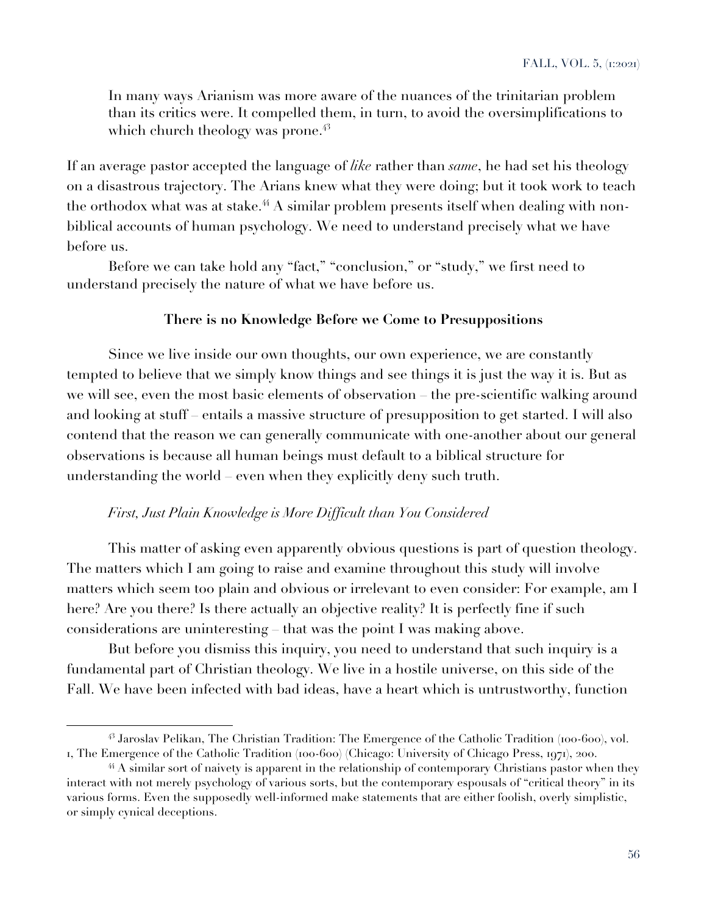> In many ways Arianism was more aware of the nuances of the trinitarian problem than its critics were. It compelled them, in turn, to avoid the oversimplifications to which church theology was prone.[43]

If an average pastor accepted the language of *like* rather than *same*, he had set his theology on a disastrous trajectory. The Arians knew what they were doing; but it took work to teach the orthodox what was at stake.[44] A similar problem presents itself when dealing with non-biblical accounts of human psychology. We need to understand precisely what we have before us.

Before we can take hold any "fact," "conclusion," or "study," we first need to understand precisely the nature of what we have before us.

## There is no Knowledge Before we Come to Presuppositions

Since we live inside our own thoughts, our own experience, we are constantly tempted to believe that we simply know things and see things it is just the way it is. But as we will see, even the most basic elements of observation – the pre-scientific walking around and looking at stuff – entails a massive structure of presupposition to get started. I will also contend that the reason we can generally communicate with one-another about our general observations is because all human beings must default to a biblical structure for understanding the world – even when they explicitly deny such truth.

### *First, Just Plain Knowledge is More Difficult than You Considered*

This matter of asking even apparently obvious questions is part of question theology. The matters which I am going to raise and examine throughout this study will involve matters which seem too plain and obvious or irrelevant to even consider: For example, am I here? Are you there? Is there actually an objective reality? It is perfectly fine if such considerations are uninteresting – that was the point I was making above.

But before you dismiss this inquiry, you need to understand that such inquiry is a fundamental part of Christian theology. We live in a hostile universe, on this side of the Fall. We have been infected with bad ideas, have a heart which is untrustworthy, function

---

[43] Jaroslav Pelikan, The Christian Tradition: The Emergence of the Catholic Tradition (100-600), vol. 1, The Emergence of the Catholic Tradition (100-600) (Chicago: University of Chicago Press, 1971), 200.

[44] A similar sort of naivety is apparent in the relationship of contemporary Christians pastor when they interact with not merely psychology of various sorts, but the contemporary espousals of "critical theory" in its various forms. Even the supposedly well-informed make statements that are either foolish, overly simplistic, or simply cynical deceptions.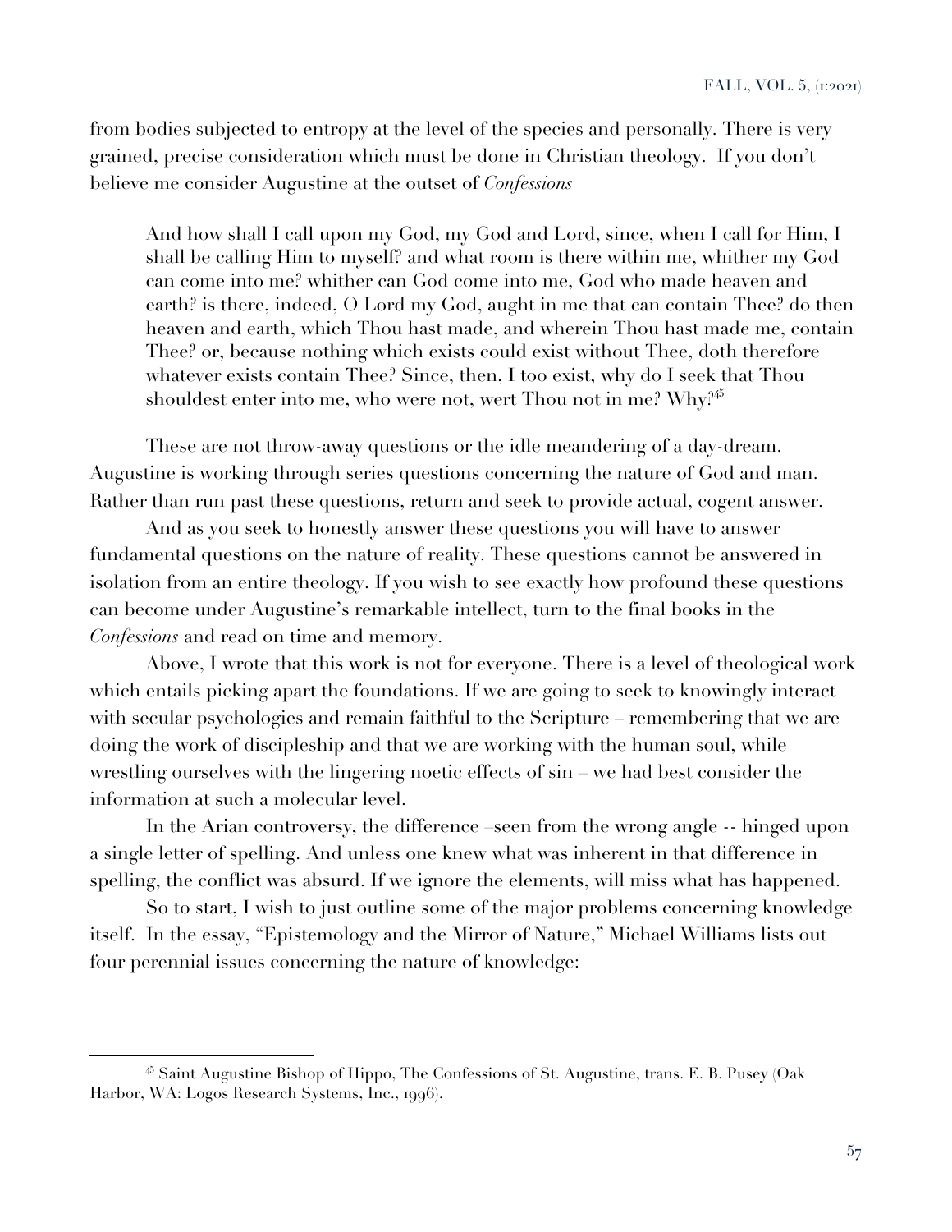from bodies subjected to entropy at the level of the species and personally. There is very grained, precise consideration which must be done in Christian theology.  If you don't believe me consider Augustine at the outset of *Confessions*

> And how shall I call upon my God, my God and Lord, since, when I call for Him, I shall be calling Him to myself? and what room is there within me, whither my God can come into me? whither can God come into me, God who made heaven and earth? is there, indeed, O Lord my God, aught in me that can contain Thee? do then heaven and earth, which Thou hast made, and wherein Thou hast made me, contain Thee? or, because nothing which exists could exist without Thee, doth therefore whatever exists contain Thee? Since, then, I too exist, why do I seek that Thou shouldest enter into me, who were not, wert Thou not in me? Why?[45]

These are not throw-away questions or the idle meandering of a day-dream. Augustine is working through series questions concerning the nature of God and man. Rather than run past these questions, return and seek to provide actual, cogent answer.

And as you seek to honestly answer these questions you will have to answer fundamental questions on the nature of reality. These questions cannot be answered in isolation from an entire theology. If you wish to see exactly how profound these questions can become under Augustine's remarkable intellect, turn to the final books in the *Confessions* and read on time and memory.

Above, I wrote that this work is not for everyone. There is a level of theological work which entails picking apart the foundations. If we are going to seek to knowingly interact with secular psychologies and remain faithful to the Scripture – remembering that we are doing the work of discipleship and that we are working with the human soul, while wrestling ourselves with the lingering noetic effects of sin – we had best consider the information at such a molecular level.

In the Arian controversy, the difference –seen from the wrong angle -- hinged upon a single letter of spelling. And unless one knew what was inherent in that difference in spelling, the conflict was absurd. If we ignore the elements, will miss what has happened.

So to start, I wish to just outline some of the major problems concerning knowledge itself.  In the essay, "Epistemology and the Mirror of Nature," Michael Williams lists out four perennial issues concerning the nature of knowledge:

---

[45] Saint Augustine Bishop of Hippo, The Confessions of St. Augustine, trans. E. B. Pusey (Oak Harbor, WA: Logos Research Systems, Inc., 1996).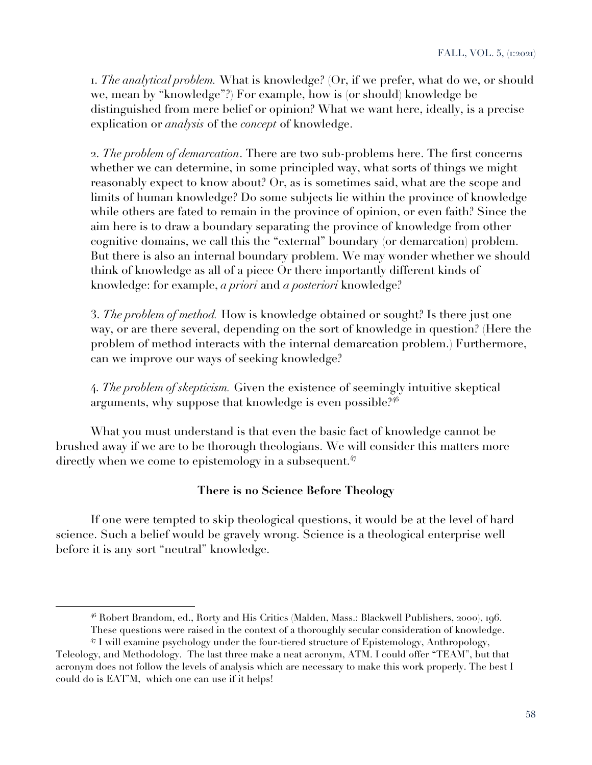1. *The analytical problem.* What is knowledge? (Or, if we prefer, what do we, or should we, mean by "knowledge"?) For example, how is (or should) knowledge be distinguished from mere belief or opinion? What we want here, ideally, is a precise explication or *analysis* of the *concept* of knowledge.

2. *The problem of demarcation*. There are two sub-problems here. The first concerns whether we can determine, in some principled way, what sorts of things we might reasonably expect to know about? Or, as is sometimes said, what are the scope and limits of human knowledge? Do some subjects lie within the province of knowledge while others are fated to remain in the province of opinion, or even faith? Since the aim here is to draw a boundary separating the province of knowledge from other cognitive domains, we call this the "external" boundary (or demarcation) problem. But there is also an internal boundary problem. We may wonder whether we should think of knowledge as all of a piece Or there importantly different kinds of knowledge: for example, *a priori* and *a posteriori* knowledge?

3. *The problem of method.* How is knowledge obtained or sought? Is there just one way, or are there several, depending on the sort of knowledge in question? (Here the problem of method interacts with the internal demarcation problem.) Furthermore, can we improve our ways of seeking knowledge?

4. *The problem of skepticism.* Given the existence of seemingly intuitive skeptical arguments, why suppose that knowledge is even possible?[46]

What you must understand is that even the basic fact of knowledge cannot be brushed away if we are to be thorough theologians. We will consider this matters more directly when we come to epistemology in a subsequent.[47]

**There is no Science Before Theology**

If one were tempted to skip theological questions, it would be at the level of hard science. Such a belief would be gravely wrong. Science is a theological enterprise well before it is any sort "neutral" knowledge.

---

[46] Robert Brandom, ed., Rorty and His Critics (Malden, Mass.: Blackwell Publishers, 2000), 196. These questions were raised in the context of a thoroughly secular consideration of knowledge.

[47] I will examine psychology under the four-tiered structure of Epistemology, Anthropology, Teleology, and Methodology. The last three make a neat acronym, ATM. I could offer "TEAM", but that acronym does not follow the levels of analysis which are necessary to make this work properly. The best I could do is EAT'M, which one can use if it helps!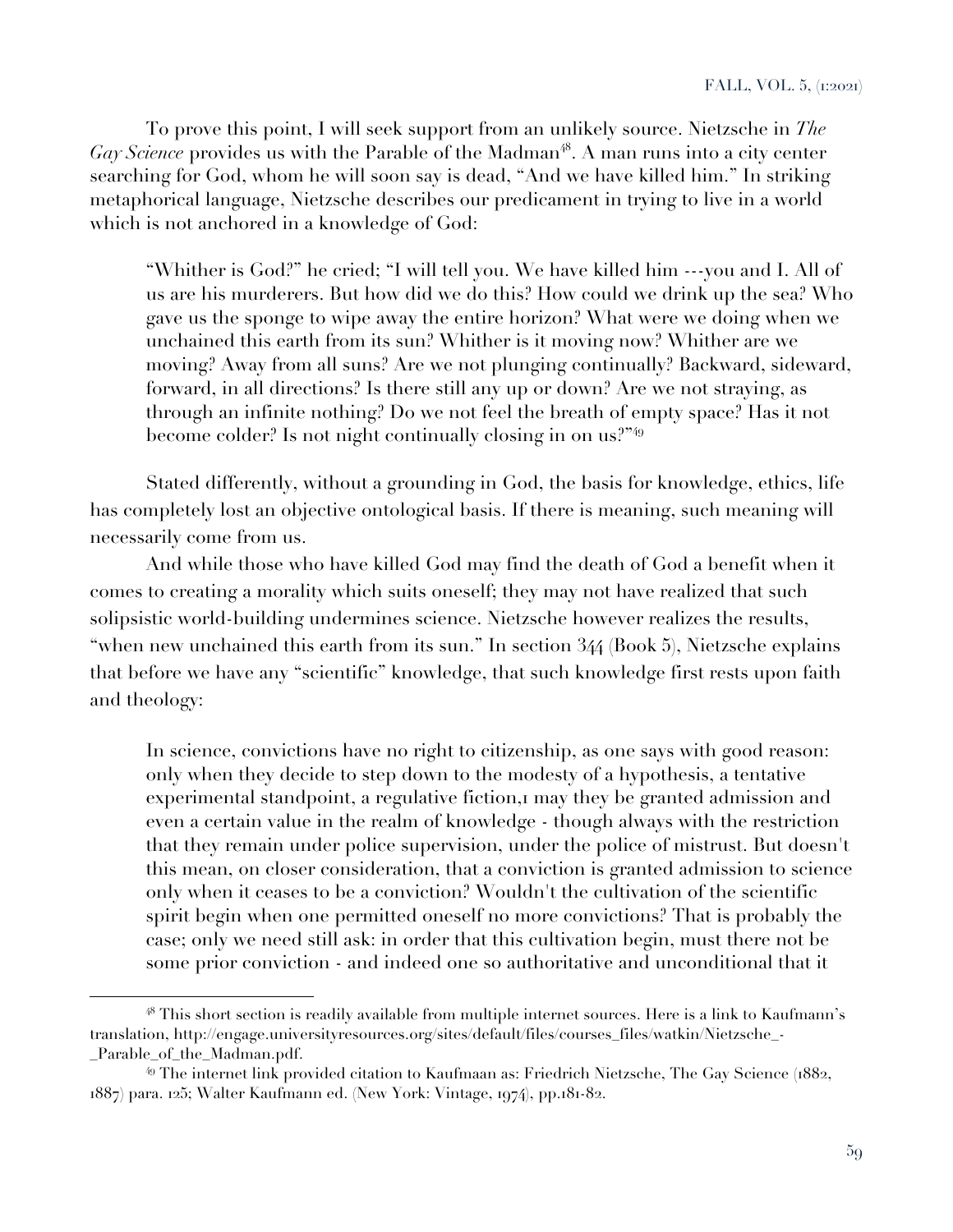To prove this point, I will seek support from an unlikely source. Nietzsche in *The Gay Science* provides us with the Parable of the Madman[48]. A man runs into a city center searching for God, whom he will soon say is dead, "And we have killed him." In striking metaphorical language, Nietzsche describes our predicament in trying to live in a world which is not anchored in a knowledge of God:

> "Whither is God?" he cried; "I will tell you. We have killed him ---you and I. All of us are his murderers. But how did we do this? How could we drink up the sea? Who gave us the sponge to wipe away the entire horizon? What were we doing when we unchained this earth from its sun? Whither is it moving now? Whither are we moving? Away from all suns? Are we not plunging continually? Backward, sideward, forward, in all directions? Is there still any up or down? Are we not straying, as through an infinite nothing? Do we not feel the breath of empty space? Has it not become colder? Is not night continually closing in on us?"[49]

Stated differently, without a grounding in God, the basis for knowledge, ethics, life has completely lost an objective ontological basis. If there is meaning, such meaning will necessarily come from us.

And while those who have killed God may find the death of God a benefit when it comes to creating a morality which suits oneself; they may not have realized that such solipsistic world-building undermines science. Nietzsche however realizes the results, "when new unchained this earth from its sun." In section 344 (Book 5), Nietzsche explains that before we have any "scientific" knowledge, that such knowledge first rests upon faith and theology:

> In science, convictions have no right to citizenship, as one says with good reason: only when they decide to step down to the modesty of a hypothesis, a tentative experimental standpoint, a regulative fiction,1 may they be granted admission and even a certain value in the realm of knowledge - though always with the restriction that they remain under police supervision, under the police of mistrust. But doesn't this mean, on closer consideration, that a conviction is granted admission to science only when it ceases to be a conviction? Wouldn't the cultivation of the scientific spirit begin when one permitted oneself no more convictions? That is probably the case; only we need still ask: in order that this cultivation begin, must there not be some prior conviction - and indeed one so authoritative and unconditional that it

---

[48] This short section is readily available from multiple internet sources. Here is a link to Kaufmann's translation, http://engage.universityresources.org/sites/default/files/courses_files/watkin/Nietzsche_-_Parable_of_the_Madman.pdf.

[49] The internet link provided citation to Kaufmaan as: Friedrich Nietzsche, The Gay Science (1882, 1887) para. 125; Walter Kaufmann ed. (New York: Vintage, 1974), pp.181-82.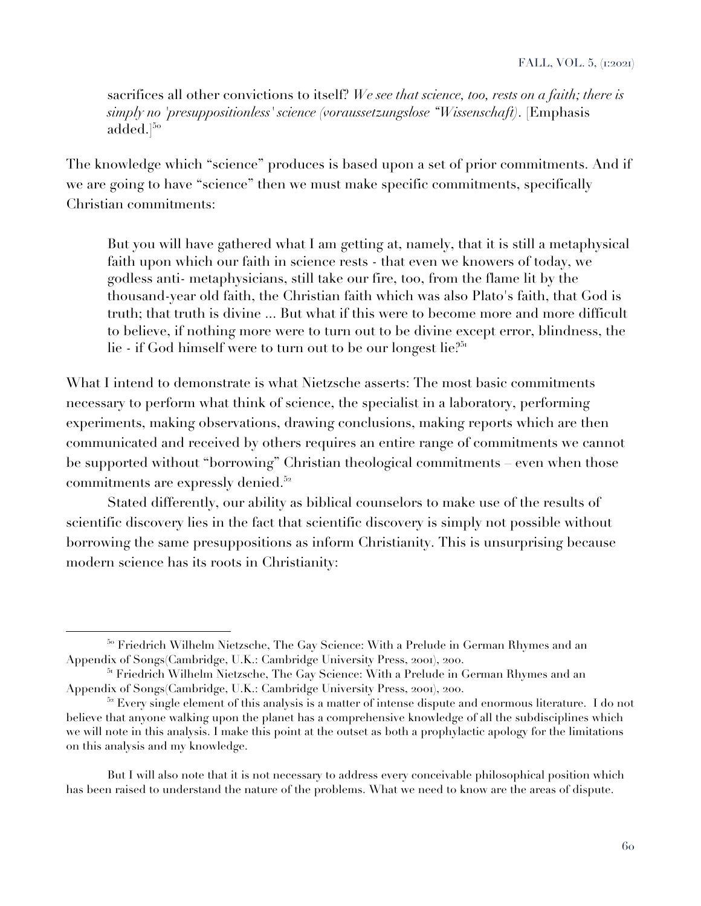> sacrifices all other convictions to itself? *We see that science, too, rests on a faith; there is simply no 'presuppositionless' science (voraussetzungslose "Wissenschaft)*. [Emphasis added.][50]

The knowledge which "science" produces is based upon a set of prior commitments. And if we are going to have "science" then we must make specific commitments, specifically Christian commitments:

> But you will have gathered what I am getting at, namely, that it is still a metaphysical faith upon which our faith in science rests - that even we knowers of today, we godless anti- metaphysicians, still take our fire, too, from the flame lit by the thousand-year old faith, the Christian faith which was also Plato's faith, that God is truth; that truth is divine ... But what if this were to become more and more difficult to believe, if nothing more were to turn out to be divine except error, blindness, the lie - if God himself were to turn out to be our longest lie?[51]

What I intend to demonstrate is what Nietzsche asserts: The most basic commitments necessary to perform what think of science, the specialist in a laboratory, performing experiments, making observations, drawing conclusions, making reports which are then communicated and received by others requires an entire range of commitments we cannot be supported without "borrowing" Christian theological commitments – even when those commitments are expressly denied.[52]

Stated differently, our ability as biblical counselors to make use of the results of scientific discovery lies in the fact that scientific discovery is simply not possible without borrowing the same presuppositions as inform Christianity. This is unsurprising because modern science has its roots in Christianity:

---

[50] Friedrich Wilhelm Nietzsche, The Gay Science: With a Prelude in German Rhymes and an Appendix of Songs(Cambridge, U.K.: Cambridge University Press, 2001), 200.

[51] Friedrich Wilhelm Nietzsche, The Gay Science: With a Prelude in German Rhymes and an Appendix of Songs(Cambridge, U.K.: Cambridge University Press, 2001), 200.

[52] Every single element of this analysis is a matter of intense dispute and enormous literature. I do not believe that anyone walking upon the planet has a comprehensive knowledge of all the subdisciplines which we will note in this analysis. I make this point at the outset as both a prophylactic apology for the limitations on this analysis and my knowledge.

But I will also note that it is not necessary to address every conceivable philosophical position which has been raised to understand the nature of the problems. What we need to know are the areas of dispute.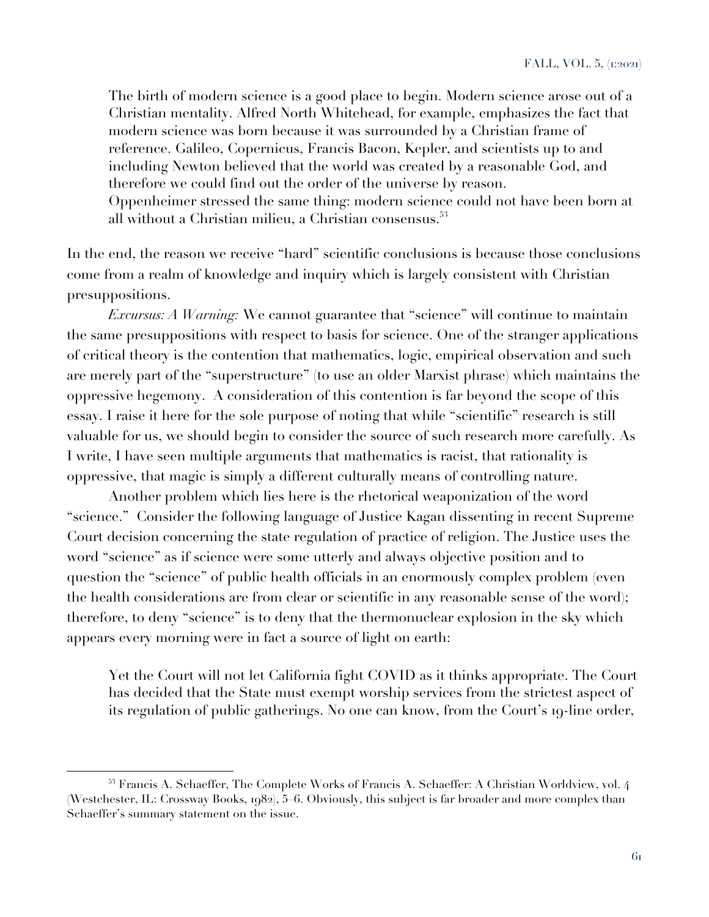> The birth of modern science is a good place to begin. Modern science arose out of a Christian mentality. Alfred North Whitehead, for example, emphasizes the fact that modern science was born because it was surrounded by a Christian frame of reference. Galileo, Copernicus, Francis Bacon, Kepler, and scientists up to and including Newton believed that the world was created by a reasonable God, and therefore we could find out the order of the universe by reason. Oppenheimer stressed the same thing: modern science could not have been born at all without a Christian milieu, a Christian consensus.[53]

In the end, the reason we receive "hard" scientific conclusions is because those conclusions come from a realm of knowledge and inquiry which is largely consistent with Christian presuppositions.

*Excursus: A Warning:* We cannot guarantee that "science" will continue to maintain the same presuppositions with respect to basis for science. One of the stranger applications of critical theory is the contention that mathematics, logic, empirical observation and such are merely part of the "superstructure" (to use an older Marxist phrase) which maintains the oppressive hegemony. A consideration of this contention is far beyond the scope of this essay. I raise it here for the sole purpose of noting that while "scientific" research is still valuable for us, we should begin to consider the source of such research more carefully. As I write, I have seen multiple arguments that mathematics is racist, that rationality is oppressive, that magic is simply a different culturally means of controlling nature.

Another problem which lies here is the rhetorical weaponization of the word "science." Consider the following language of Justice Kagan dissenting in recent Supreme Court decision concerning the state regulation of practice of religion. The Justice uses the word "science" as if science were some utterly and always objective position and to question the "science" of public health officials in an enormously complex problem (even the health considerations are from clear or scientific in any reasonable sense of the word); therefore, to deny "science" is to deny that the thermonuclear explosion in the sky which appears every morning were in fact a source of light on earth:

> Yet the Court will not let California fight COVID as it thinks appropriate. The Court has decided that the State must exempt worship services from the strictest aspect of its regulation of public gatherings. No one can know, from the Court's 19-line order,

[53] Francis A. Schaeffer, The Complete Works of Francis A. Schaeffer: A Christian Worldview, vol. 4 (Westchester, IL: Crossway Books, 1982), 5–6. Obviously, this subject is far broader and more complex than Schaeffer's summary statement on the issue.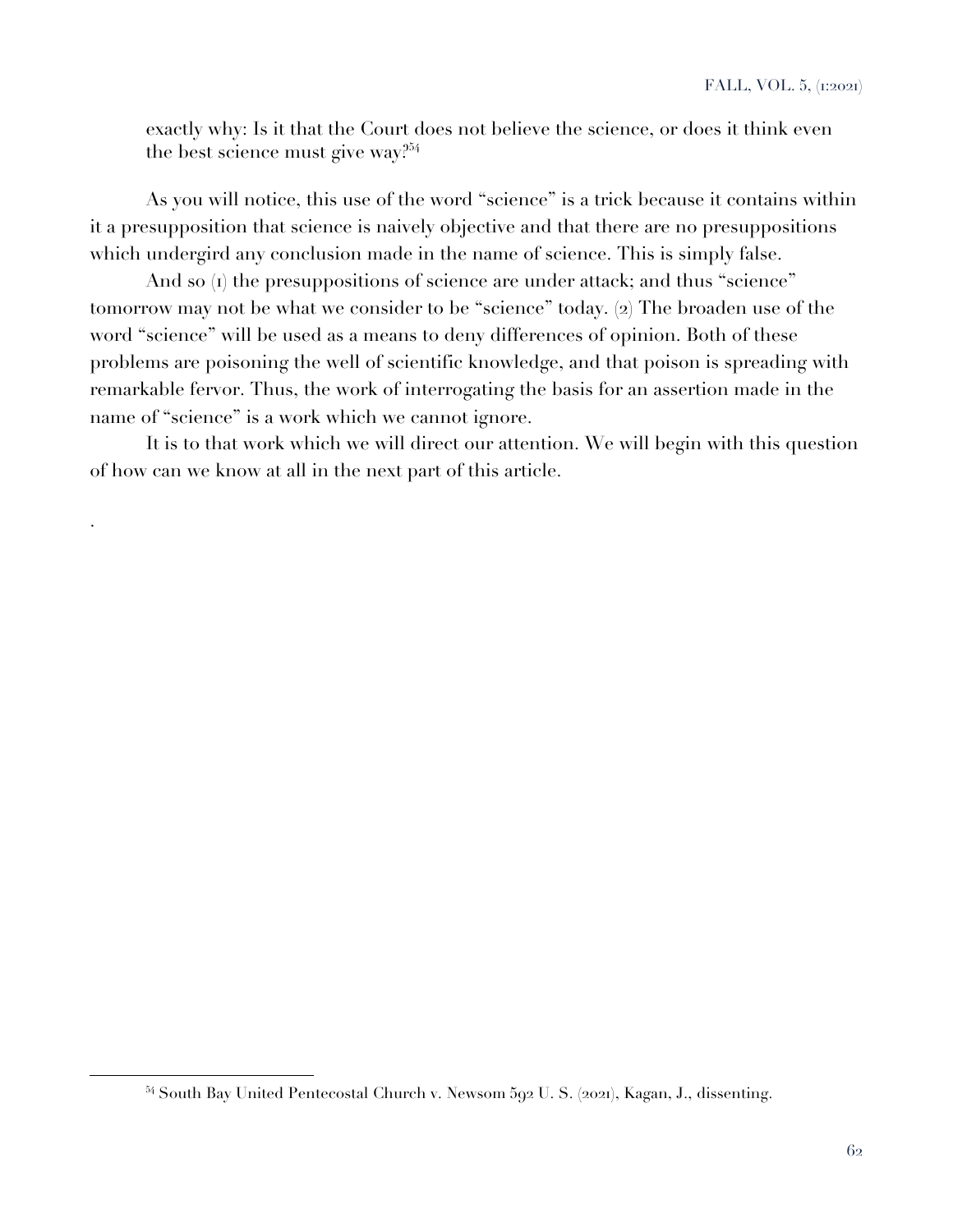> exactly why: Is it that the Court does not believe the science, or does it think even the best science must give way?[54]

As you will notice, this use of the word "science" is a trick because it contains within it a presupposition that science is naively objective and that there are no presuppositions which undergird any conclusion made in the name of science. This is simply false.

And so (1) the presuppositions of science are under attack; and thus "science" tomorrow may not be what we consider to be "science" today. (2) The broaden use of the word "science" will be used as a means to deny differences of opinion. Both of these problems are poisoning the well of scientific knowledge, and that poison is spreading with remarkable fervor. Thus, the work of interrogating the basis for an assertion made in the name of "science" is a work which we cannot ignore.

It is to that work which we will direct our attention. We will begin with this question of how can we know at all in the next part of this article.

.

---

[54] South Bay United Pentecostal Church v. Newsom 592 U. S. (2021), Kagan, J., dissenting.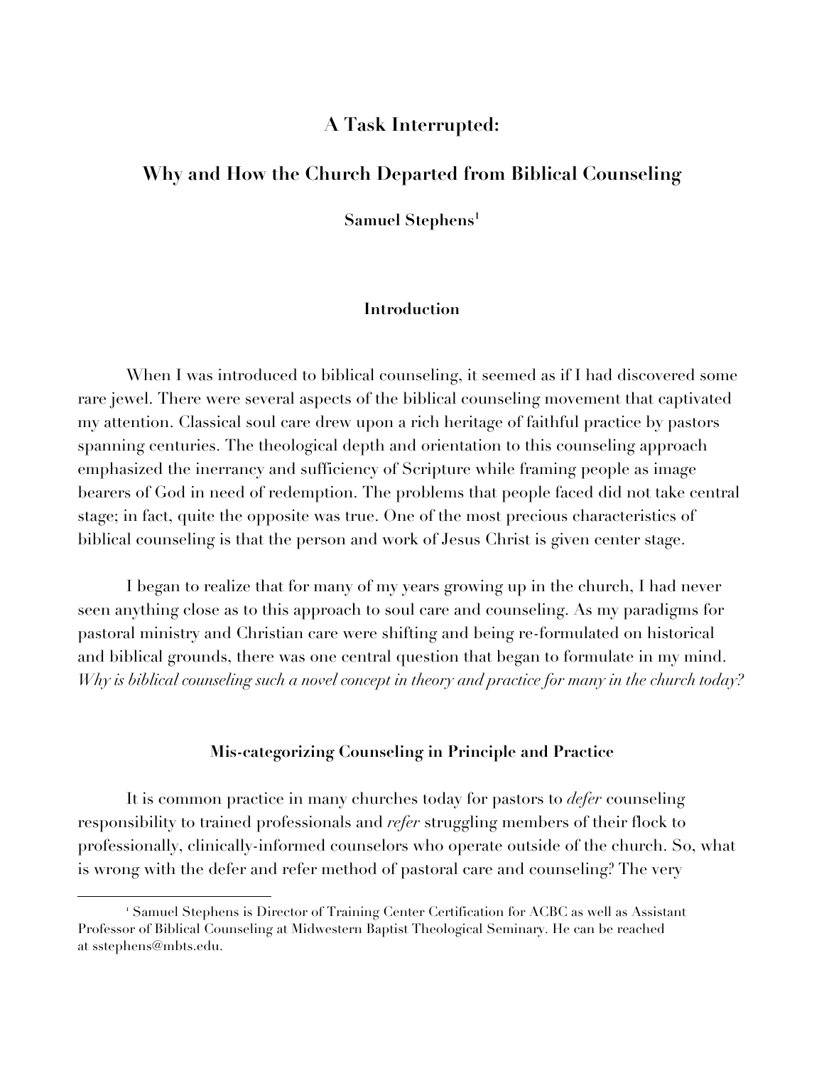# A Task Interrupted:

# Why and How the Church Departed from Biblical Counseling

**Samuel Stephens**[1]

## Introduction

When I was introduced to biblical counseling, it seemed as if I had discovered some rare jewel. There were several aspects of the biblical counseling movement that captivated my attention. Classical soul care drew upon a rich heritage of faithful practice by pastors spanning centuries. The theological depth and orientation to this counseling approach emphasized the inerrancy and sufficiency of Scripture while framing people as image bearers of God in need of redemption. The problems that people faced did not take central stage; in fact, quite the opposite was true. One of the most precious characteristics of biblical counseling is that the person and work of Jesus Christ is given center stage.

I began to realize that for many of my years growing up in the church, I had never seen anything close as to this approach to soul care and counseling. As my paradigms for pastoral ministry and Christian care were shifting and being re-formulated on historical and biblical grounds, there was one central question that began to formulate in my mind. *Why is biblical counseling such a novel concept in theory and practice for many in the church today?*

## Mis-categorizing Counseling in Principle and Practice

It is common practice in many churches today for pastors to *defer* counseling responsibility to trained professionals and *refer* struggling members of their flock to professionally, clinically-informed counselors who operate outside of the church. So, what is wrong with the defer and refer method of pastoral care and counseling? The very

[1] Samuel Stephens is Director of Training Center Certification for ACBC as well as Assistant Professor of Biblical Counseling at Midwestern Baptist Theological Seminary. He can be reached at sstephens@mbts.edu.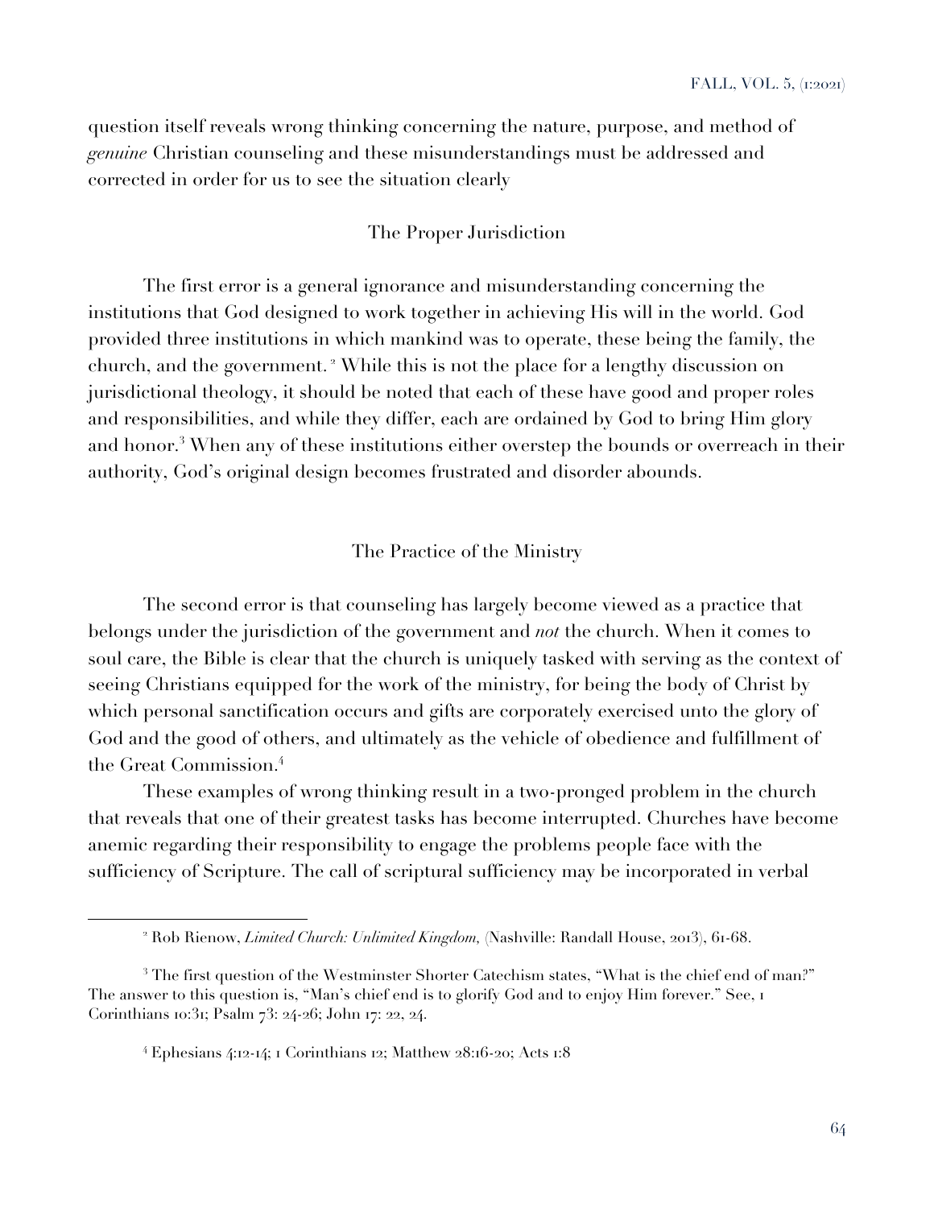question itself reveals wrong thinking concerning the nature, purpose, and method of *genuine* Christian counseling and these misunderstandings must be addressed and corrected in order for us to see the situation clearly

## The Proper Jurisdiction

The first error is a general ignorance and misunderstanding concerning the institutions that God designed to work together in achieving His will in the world. God provided three institutions in which mankind was to operate, these being the family, the church, and the government. [2] While this is not the place for a lengthy discussion on jurisdictional theology, it should be noted that each of these have good and proper roles and responsibilities, and while they differ, each are ordained by God to bring Him glory and honor.[3] When any of these institutions either overstep the bounds or overreach in their authority, God's original design becomes frustrated and disorder abounds.

## The Practice of the Ministry

The second error is that counseling has largely become viewed as a practice that belongs under the jurisdiction of the government and *not* the church. When it comes to soul care, the Bible is clear that the church is uniquely tasked with serving as the context of seeing Christians equipped for the work of the ministry, for being the body of Christ by which personal sanctification occurs and gifts are corporately exercised unto the glory of God and the good of others, and ultimately as the vehicle of obedience and fulfillment of the Great Commission.[4]

These examples of wrong thinking result in a two-pronged problem in the church that reveals that one of their greatest tasks has become interrupted. Churches have become anemic regarding their responsibility to engage the problems people face with the sufficiency of Scripture. The call of scriptural sufficiency may be incorporated in verbal

---

[2] Rob Rienow, *Limited Church: Unlimited Kingdom,* (Nashville: Randall House, 2013), 61-68.

[3] The first question of the Westminster Shorter Catechism states, "What is the chief end of man?" The answer to this question is, "Man's chief end is to glorify God and to enjoy Him forever." See, 1 Corinthians 10:31; Psalm 73: 24-26; John 17: 22, 24.

[4] Ephesians 4:12-14; 1 Corinthians 12; Matthew 28:16-20; Acts 1:8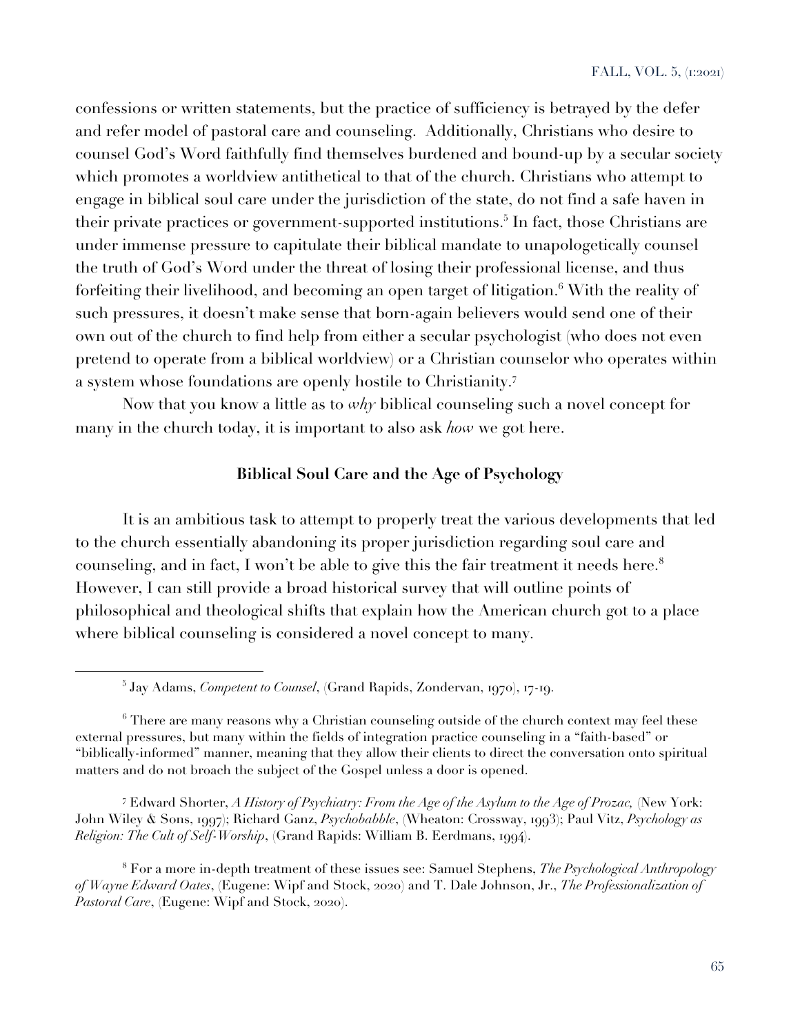confessions or written statements, but the practice of sufficiency is betrayed by the defer and refer model of pastoral care and counseling. Additionally, Christians who desire to counsel God's Word faithfully find themselves burdened and bound-up by a secular society which promotes a worldview antithetical to that of the church. Christians who attempt to engage in biblical soul care under the jurisdiction of the state, do not find a safe haven in their private practices or government-supported institutions.[5] In fact, those Christians are under immense pressure to capitulate their biblical mandate to unapologetically counsel the truth of God's Word under the threat of losing their professional license, and thus forfeiting their livelihood, and becoming an open target of litigation.[6] With the reality of such pressures, it doesn't make sense that born-again believers would send one of their own out of the church to find help from either a secular psychologist (who does not even pretend to operate from a biblical worldview) or a Christian counselor who operates within a system whose foundations are openly hostile to Christianity.[7]

Now that you know a little as to *why* biblical counseling such a novel concept for many in the church today, it is important to also ask *how* we got here.

### Biblical Soul Care and the Age of Psychology

It is an ambitious task to attempt to properly treat the various developments that led to the church essentially abandoning its proper jurisdiction regarding soul care and counseling, and in fact, I won't be able to give this the fair treatment it needs here.[8] However, I can still provide a broad historical survey that will outline points of philosophical and theological shifts that explain how the American church got to a place where biblical counseling is considered a novel concept to many.

---

[5] Jay Adams, *Competent to Counsel*, (Grand Rapids, Zondervan, 1970), 17-19.

[6] There are many reasons why a Christian counseling outside of the church context may feel these external pressures, but many within the fields of integration practice counseling in a "faith-based" or "biblically-informed" manner, meaning that they allow their clients to direct the conversation onto spiritual matters and do not broach the subject of the Gospel unless a door is opened.

[7] Edward Shorter, *A History of Psychiatry: From the Age of the Asylum to the Age of Prozac,* (New York: John Wiley & Sons, 1997); Richard Ganz, *Psychobabble*, (Wheaton: Crossway, 1993); Paul Vitz, *Psychology as Religion: The Cult of Self-Worship*, (Grand Rapids: William B. Eerdmans, 1994).

[8] For a more in-depth treatment of these issues see: Samuel Stephens, *The Psychological Anthropology of Wayne Edward Oates*, (Eugene: Wipf and Stock, 2020) and T. Dale Johnson, Jr., *The Professionalization of Pastoral Care*, (Eugene: Wipf and Stock, 2020).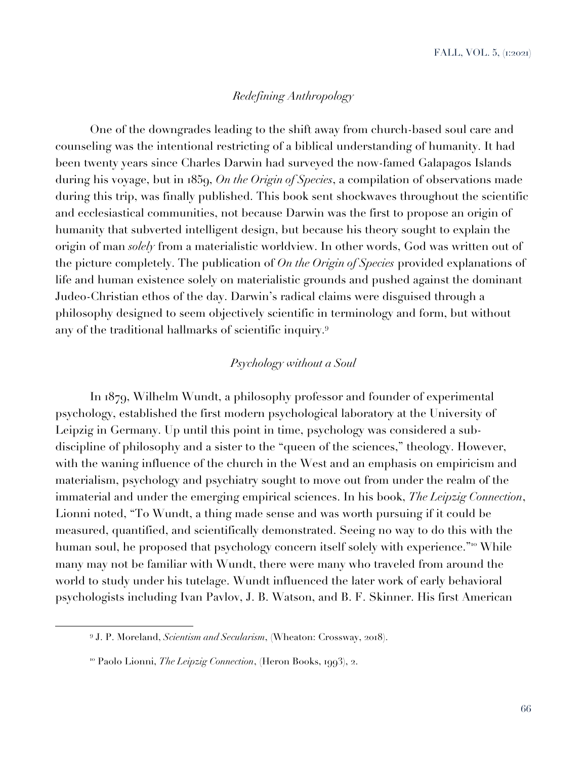*Redefining Anthropology*

One of the downgrades leading to the shift away from church-based soul care and counseling was the intentional restricting of a biblical understanding of humanity. It had been twenty years since Charles Darwin had surveyed the now-famed Galapagos Islands during his voyage, but in 1859, *On the Origin of Species*, a compilation of observations made during this trip, was finally published. This book sent shockwaves throughout the scientific and ecclesiastical communities, not because Darwin was the first to propose an origin of humanity that subverted intelligent design, but because his theory sought to explain the origin of man *solely* from a materialistic worldview. In other words, God was written out of the picture completely. The publication of *On the Origin of Species* provided explanations of life and human existence solely on materialistic grounds and pushed against the dominant Judeo-Christian ethos of the day. Darwin's radical claims were disguised through a philosophy designed to seem objectively scientific in terminology and form, but without any of the traditional hallmarks of scientific inquiry.[9]

*Psychology without a Soul*

In 1879, Wilhelm Wundt, a philosophy professor and founder of experimental psychology, established the first modern psychological laboratory at the University of Leipzig in Germany. Up until this point in time, psychology was considered a sub-discipline of philosophy and a sister to the "queen of the sciences," theology. However, with the waning influence of the church in the West and an emphasis on empiricism and materialism, psychology and psychiatry sought to move out from under the realm of the immaterial and under the emerging empirical sciences. In his book, *The Leipzig Connection*, Lionni noted, "To Wundt, a thing made sense and was worth pursuing if it could be measured, quantified, and scientifically demonstrated. Seeing no way to do this with the human soul, he proposed that psychology concern itself solely with experience."[10] While many may not be familiar with Wundt, there were many who traveled from around the world to study under his tutelage. Wundt influenced the later work of early behavioral psychologists including Ivan Pavlov, J. B. Watson, and B. F. Skinner. His first American

---

[9] J. P. Moreland, *Scientism and Secularism*, (Wheaton: Crossway, 2018).

[10] Paolo Lionni, *The Leipzig Connection*, (Heron Books, 1993), 2.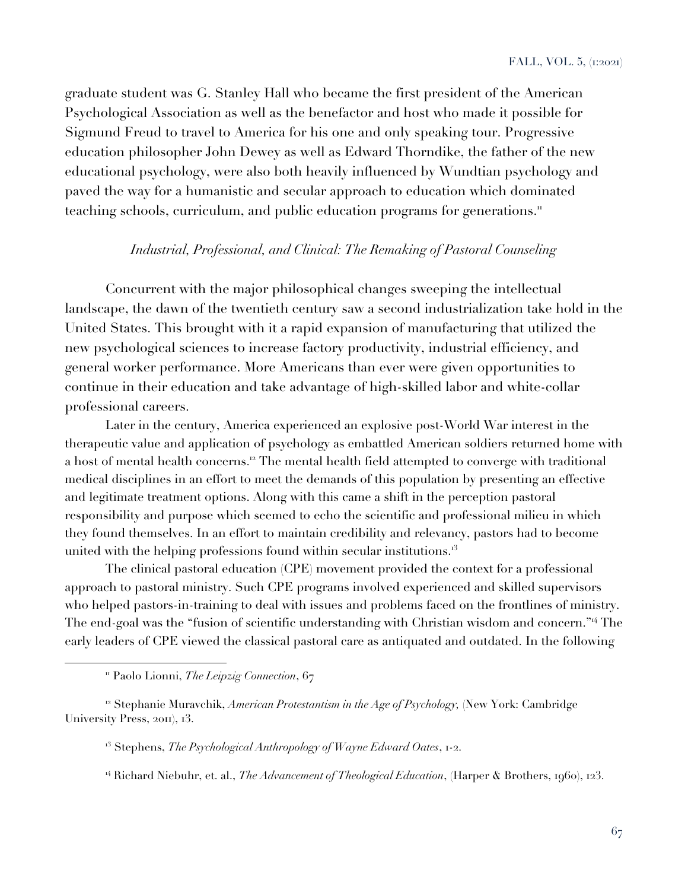graduate student was G. Stanley Hall who became the first president of the American Psychological Association as well as the benefactor and host who made it possible for Sigmund Freud to travel to America for his one and only speaking tour. Progressive education philosopher John Dewey as well as Edward Thorndike, the father of the new educational psychology, were also both heavily influenced by Wundtian psychology and paved the way for a humanistic and secular approach to education which dominated teaching schools, curriculum, and public education programs for generations.[11]

### *Industrial, Professional, and Clinical: The Remaking of Pastoral Counseling*

Concurrent with the major philosophical changes sweeping the intellectual landscape, the dawn of the twentieth century saw a second industrialization take hold in the United States. This brought with it a rapid expansion of manufacturing that utilized the new psychological sciences to increase factory productivity, industrial efficiency, and general worker performance. More Americans than ever were given opportunities to continue in their education and take advantage of high-skilled labor and white-collar professional careers.

Later in the century, America experienced an explosive post-World War interest in the therapeutic value and application of psychology as embattled American soldiers returned home with a host of mental health concerns.[12] The mental health field attempted to converge with traditional medical disciplines in an effort to meet the demands of this population by presenting an effective and legitimate treatment options. Along with this came a shift in the perception pastoral responsibility and purpose which seemed to echo the scientific and professional milieu in which they found themselves. In an effort to maintain credibility and relevancy, pastors had to become united with the helping professions found within secular institutions.[13]

The clinical pastoral education (CPE) movement provided the context for a professional approach to pastoral ministry. Such CPE programs involved experienced and skilled supervisors who helped pastors-in-training to deal with issues and problems faced on the frontlines of ministry. The end-goal was the "fusion of scientific understanding with Christian wisdom and concern."[14] The early leaders of CPE viewed the classical pastoral care as antiquated and outdated. In the following

---

[11] Paolo Lionni, *The Leipzig Connection*, 67

[12] Stephanie Muravchik, *American Protestantism in the Age of Psychology*, (New York: Cambridge University Press, 2011), 13.

[13] Stephens, *The Psychological Anthropology of Wayne Edward Oates*, 1-2.

[14] Richard Niebuhr, et. al., *The Advancement of Theological Education*, (Harper & Brothers, 1960), 123.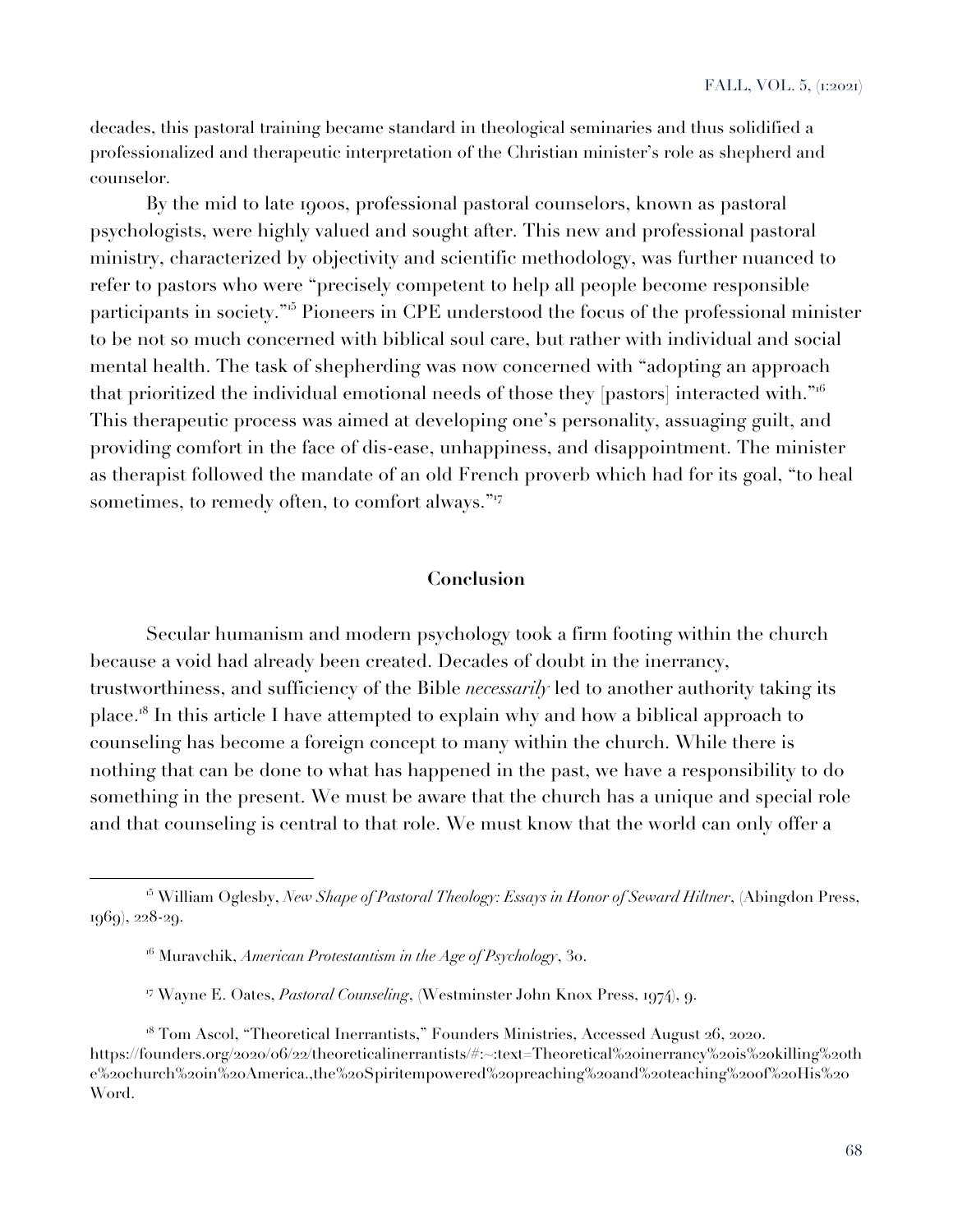decades, this pastoral training became standard in theological seminaries and thus solidified a professionalized and therapeutic interpretation of the Christian minister's role as shepherd and counselor.

By the mid to late 1900s, professional pastoral counselors, known as pastoral psychologists, were highly valued and sought after. This new and professional pastoral ministry, characterized by objectivity and scientific methodology, was further nuanced to refer to pastors who were "precisely competent to help all people become responsible participants in society."[15] Pioneers in CPE understood the focus of the professional minister to be not so much concerned with biblical soul care, but rather with individual and social mental health. The task of shepherding was now concerned with "adopting an approach that prioritized the individual emotional needs of those they [pastors] interacted with."[16] This therapeutic process was aimed at developing one's personality, assuaging guilt, and providing comfort in the face of dis-ease, unhappiness, and disappointment. The minister as therapist followed the mandate of an old French proverb which had for its goal, "to heal sometimes, to remedy often, to comfort always."[17]

## Conclusion

Secular humanism and modern psychology took a firm footing within the church because a void had already been created. Decades of doubt in the inerrancy, trustworthiness, and sufficiency of the Bible *necessarily* led to another authority taking its place.[18] In this article I have attempted to explain why and how a biblical approach to counseling has become a foreign concept to many within the church. While there is nothing that can be done to what has happened in the past, we have a responsibility to do something in the present. We must be aware that the church has a unique and special role and that counseling is central to that role. We must know that the world can only offer a

---

[15] William Oglesby, *New Shape of Pastoral Theology: Essays in Honor of Seward Hiltner*, (Abingdon Press, 1969), 228-29.

[16] Muravchik, *American Protestantism in the Age of Psychology*, 30.

[17] Wayne E. Oates, *Pastoral Counseling*, (Westminster John Knox Press, 1974), 9.

[18] Tom Ascol, "Theoretical Inerrantists," Founders Ministries, Accessed August 26, 2020. https://founders.org/2020/06/22/theoreticalinerrantists/#:~:text=Theoretical%20inerrancy%20is%20killing%20the%20church%20in%20America.,the%20Spiritempowered%20preaching%20and%20teaching%20of%20His%20Word.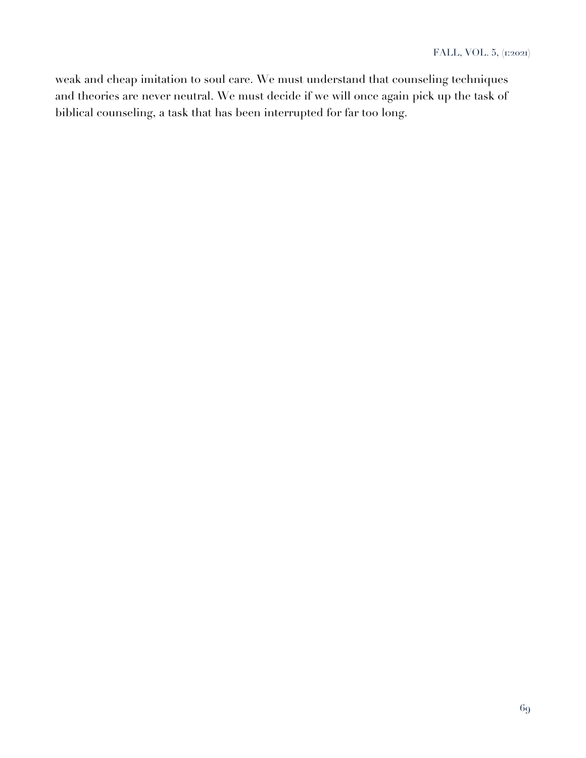weak and cheap imitation to soul care. We must understand that counseling techniques and theories are never neutral. We must decide if we will once again pick up the task of biblical counseling, a task that has been interrupted for far too long.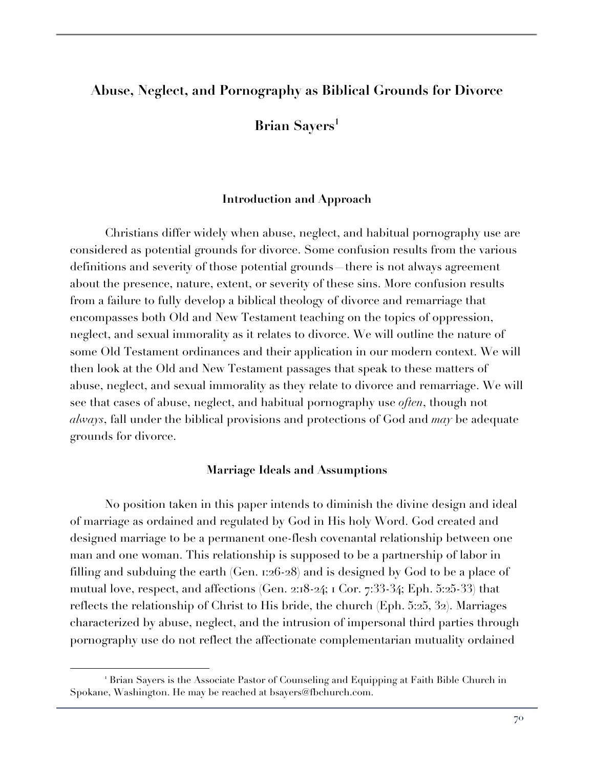# Abuse, Neglect, and Pornography as Biblical Grounds for Divorce

**Brian Sayers**[1]

## Introduction and Approach

Christians differ widely when abuse, neglect, and habitual pornography use are considered as potential grounds for divorce. Some confusion results from the various definitions and severity of those potential grounds—there is not always agreement about the presence, nature, extent, or severity of these sins. More confusion results from a failure to fully develop a biblical theology of divorce and remarriage that encompasses both Old and New Testament teaching on the topics of oppression, neglect, and sexual immorality as it relates to divorce. We will outline the nature of some Old Testament ordinances and their application in our modern context. We will then look at the Old and New Testament passages that speak to these matters of abuse, neglect, and sexual immorality as they relate to divorce and remarriage. We will see that cases of abuse, neglect, and habitual pornography use *often*, though not *always*, fall under the biblical provisions and protections of God and *may* be adequate grounds for divorce.

## Marriage Ideals and Assumptions

No position taken in this paper intends to diminish the divine design and ideal of marriage as ordained and regulated by God in His holy Word. God created and designed marriage to be a permanent one-flesh covenantal relationship between one man and one woman. This relationship is supposed to be a partnership of labor in filling and subduing the earth (Gen. 1:26-28) and is designed by God to be a place of mutual love, respect, and affections (Gen. 2:18-24; 1 Cor. 7:33-34; Eph. 5:25-33) that reflects the relationship of Christ to His bride, the church (Eph. 5:25, 32). Marriages characterized by abuse, neglect, and the intrusion of impersonal third parties through pornography use do not reflect the affectionate complementarian mutuality ordained

---

[1] Brian Sayers is the Associate Pastor of Counseling and Equipping at Faith Bible Church in Spokane, Washington. He may be reached at bsayers@fbchurch.com.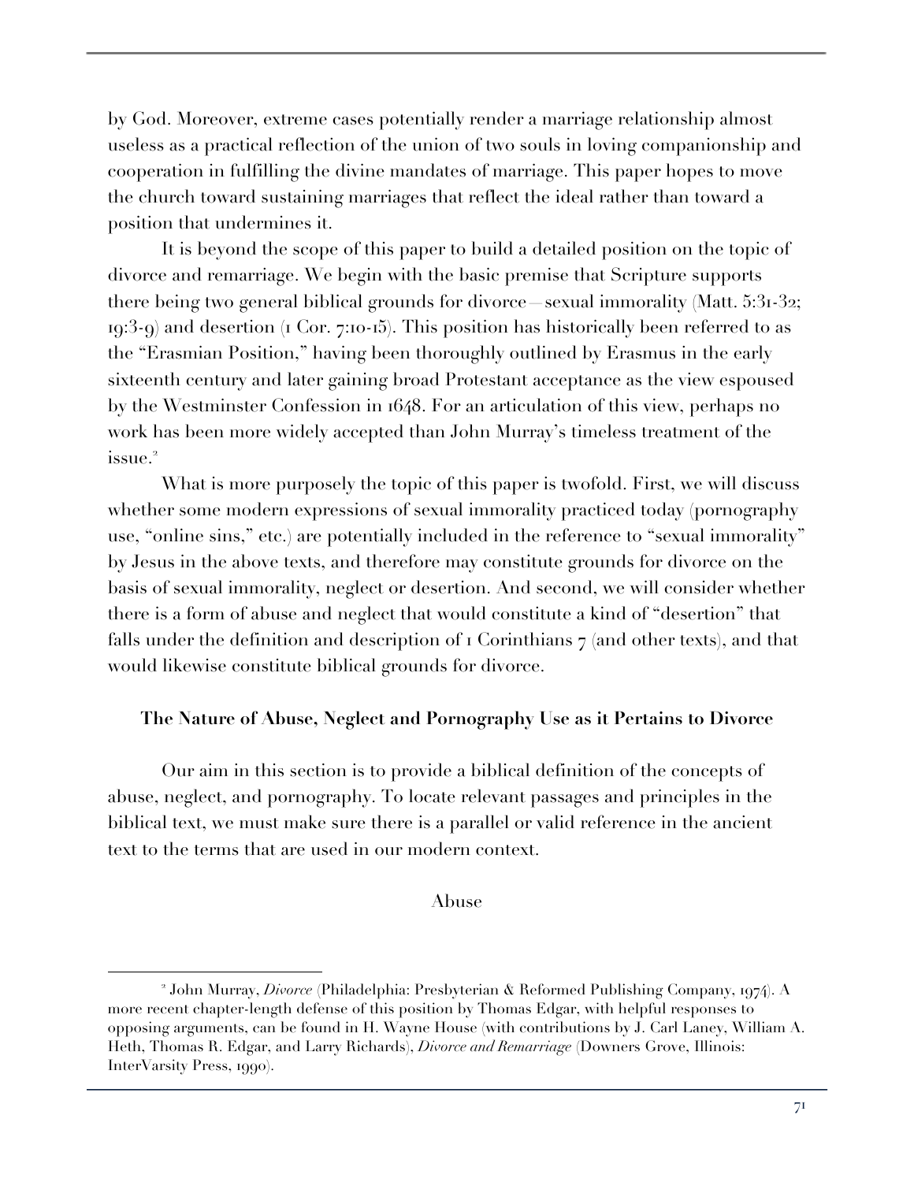by God. Moreover, extreme cases potentially render a marriage relationship almost useless as a practical reflection of the union of two souls in loving companionship and cooperation in fulfilling the divine mandates of marriage. This paper hopes to move the church toward sustaining marriages that reflect the ideal rather than toward a position that undermines it.

It is beyond the scope of this paper to build a detailed position on the topic of divorce and remarriage. We begin with the basic premise that Scripture supports there being two general biblical grounds for divorce—sexual immorality (Matt. 5:31-32; 19:3-9) and desertion (1 Cor. 7:10-15). This position has historically been referred to as the "Erasmian Position," having been thoroughly outlined by Erasmus in the early sixteenth century and later gaining broad Protestant acceptance as the view espoused by the Westminster Confession in 1648. For an articulation of this view, perhaps no work has been more widely accepted than John Murray's timeless treatment of the issue.[2]

What is more purposely the topic of this paper is twofold. First, we will discuss whether some modern expressions of sexual immorality practiced today (pornography use, "online sins," etc.) are potentially included in the reference to "sexual immorality" by Jesus in the above texts, and therefore may constitute grounds for divorce on the basis of sexual immorality, neglect or desertion. And second, we will consider whether there is a form of abuse and neglect that would constitute a kind of "desertion" that falls under the definition and description of 1 Corinthians 7 (and other texts), and that would likewise constitute biblical grounds for divorce.

## The Nature of Abuse, Neglect and Pornography Use as it Pertains to Divorce

Our aim in this section is to provide a biblical definition of the concepts of abuse, neglect, and pornography. To locate relevant passages and principles in the biblical text, we must make sure there is a parallel or valid reference in the ancient text to the terms that are used in our modern context.

### Abuse

[2] John Murray, *Divorce* (Philadelphia: Presbyterian & Reformed Publishing Company, 1974). A more recent chapter-length defense of this position by Thomas Edgar, with helpful responses to opposing arguments, can be found in H. Wayne House (with contributions by J. Carl Laney, William A. Heth, Thomas R. Edgar, and Larry Richards), *Divorce and Remarriage* (Downers Grove, Illinois: InterVarsity Press, 1990).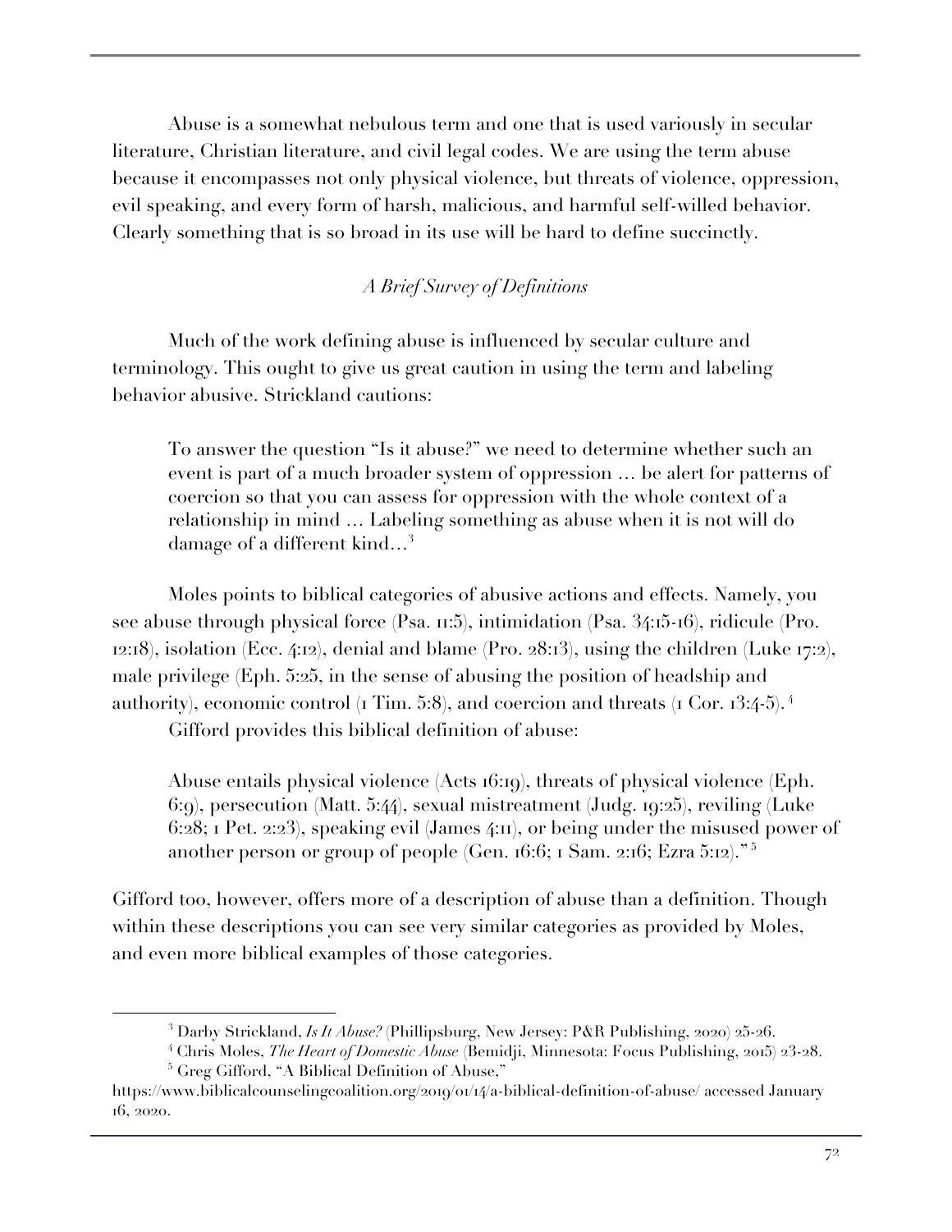Abuse is a somewhat nebulous term and one that is used variously in secular literature, Christian literature, and civil legal codes. We are using the term abuse because it encompasses not only physical violence, but threats of violence, oppression, evil speaking, and every form of harsh, malicious, and harmful self-willed behavior. Clearly something that is so broad in its use will be hard to define succinctly.

*A Brief Survey of Definitions*

Much of the work defining abuse is influenced by secular culture and terminology. This ought to give us great caution in using the term and labeling behavior abusive. Strickland cautions:

> To answer the question "Is it abuse?" we need to determine whether such an event is part of a much broader system of oppression … be alert for patterns of coercion so that you can assess for oppression with the whole context of a relationship in mind … Labeling something as abuse when it is not will do damage of a different kind…[3]

Moles points to biblical categories of abusive actions and effects. Namely, you see abuse through physical force (Psa. 11:5), intimidation (Psa. 34:15-16), ridicule (Pro. 12:18), isolation (Ecc. 4:12), denial and blame (Pro. 28:13), using the children (Luke 17:2), male privilege (Eph. 5:25, in the sense of abusing the position of headship and authority), economic control (1 Tim. 5:8), and coercion and threats (1 Cor. 13:4-5).[4]

Gifford provides this biblical definition of abuse:

> Abuse entails physical violence (Acts 16:19), threats of physical violence (Eph. 6:9), persecution (Matt. 5:44), sexual mistreatment (Judg. 19:25), reviling (Luke 6:28; 1 Pet. 2:23), speaking evil (James 4:11), or being under the misused power of another person or group of people (Gen. 16:6; 1 Sam. 2:16; Ezra 5:12)."[5]

Gifford too, however, offers more of a description of abuse than a definition. Though within these descriptions you can see very similar categories as provided by Moles, and even more biblical examples of those categories.

---

[3] Darby Strickland, *Is It Abuse?* (Phillipsburg, New Jersey: P&R Publishing, 2020) 25-26.

[4] Chris Moles, *The Heart of Domestic Abuse* (Bemidji, Minnesota: Focus Publishing, 2015) 23-28.

[5] Greg Gifford, "A Biblical Definition of Abuse," https://www.biblicalcounselingcoalition.org/2019/01/14/a-biblical-definition-of-abuse/ accessed January 16, 2020.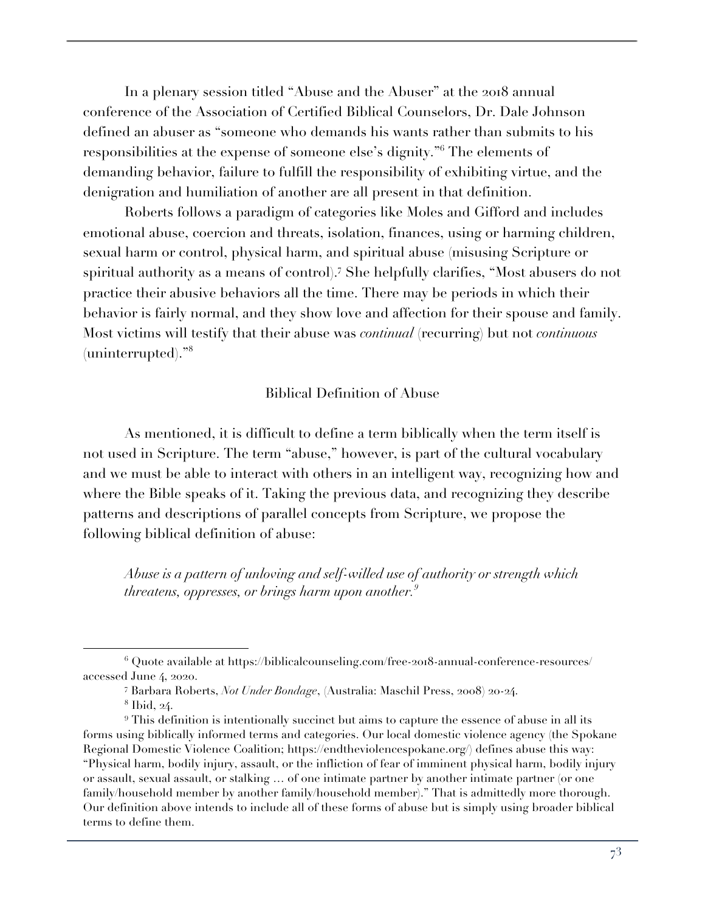In a plenary session titled "Abuse and the Abuser" at the 2018 annual conference of the Association of Certified Biblical Counselors, Dr. Dale Johnson defined an abuser as "someone who demands his wants rather than submits to his responsibilities at the expense of someone else's dignity."[6] The elements of demanding behavior, failure to fulfill the responsibility of exhibiting virtue, and the denigration and humiliation of another are all present in that definition.

Roberts follows a paradigm of categories like Moles and Gifford and includes emotional abuse, coercion and threats, isolation, finances, using or harming children, sexual harm or control, physical harm, and spiritual abuse (misusing Scripture or spiritual authority as a means of control).[7] She helpfully clarifies, "Most abusers do not practice their abusive behaviors all the time. There may be periods in which their behavior is fairly normal, and they show love and affection for their spouse and family. Most victims will testify that their abuse was *continual* (recurring) but not *continuous* (uninterrupted)."[8]

## Biblical Definition of Abuse

As mentioned, it is difficult to define a term biblically when the term itself is not used in Scripture. The term "abuse," however, is part of the cultural vocabulary and we must be able to interact with others in an intelligent way, recognizing how and where the Bible speaks of it. Taking the previous data, and recognizing they describe patterns and descriptions of parallel concepts from Scripture, we propose the following biblical definition of abuse:

> *Abuse is a pattern of unloving and self-willed use of authority or strength which threatens, oppresses, or brings harm upon another.*[9]

---

[6] Quote available at https://biblicalcounseling.com/free-2018-annual-conference-resources/ accessed June 4, 2020.

[7] Barbara Roberts, *Not Under Bondage*, (Australia: Maschil Press, 2008) 20-24.

[8] Ibid, 24.

[9] This definition is intentionally succinct but aims to capture the essence of abuse in all its forms using biblically informed terms and categories. Our local domestic violence agency (the Spokane Regional Domestic Violence Coalition; https://endtheviolencespokane.org/) defines abuse this way: "Physical harm, bodily injury, assault, or the infliction of fear of imminent physical harm, bodily injury or assault, sexual assault, or stalking … of one intimate partner by another intimate partner (or one family/household member by another family/household member)." That is admittedly more thorough. Our definition above intends to include all of these forms of abuse but is simply using broader biblical terms to define them.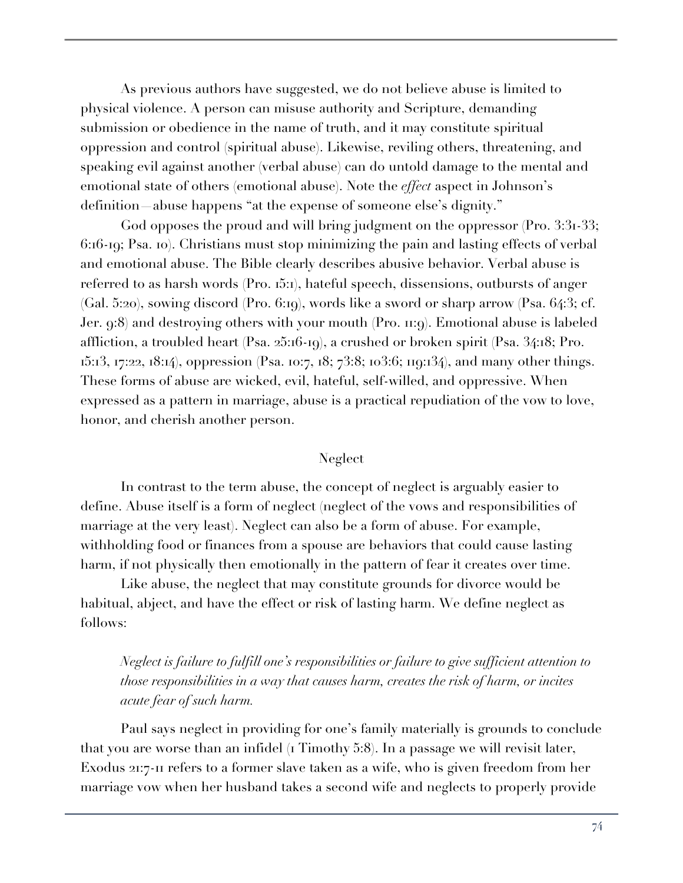As previous authors have suggested, we do not believe abuse is limited to physical violence. A person can misuse authority and Scripture, demanding submission or obedience in the name of truth, and it may constitute spiritual oppression and control (spiritual abuse). Likewise, reviling others, threatening, and speaking evil against another (verbal abuse) can do untold damage to the mental and emotional state of others (emotional abuse). Note the *effect* aspect in Johnson's definition—abuse happens "at the expense of someone else's dignity."

God opposes the proud and will bring judgment on the oppressor (Pro. 3:31-33; 6:16-19; Psa. 10). Christians must stop minimizing the pain and lasting effects of verbal and emotional abuse. The Bible clearly describes abusive behavior. Verbal abuse is referred to as harsh words (Pro. 15:1), hateful speech, dissensions, outbursts of anger (Gal. 5:20), sowing discord (Pro. 6:19), words like a sword or sharp arrow (Psa. 64:3; cf. Jer. 9:8) and destroying others with your mouth (Pro. 11:9). Emotional abuse is labeled affliction, a troubled heart (Psa. 25:16-19), a crushed or broken spirit (Psa. 34:18; Pro. 15:13, 17:22, 18:14), oppression (Psa. 10:7, 18; 73:8; 103:6; 119:134), and many other things. These forms of abuse are wicked, evil, hateful, self-willed, and oppressive. When expressed as a pattern in marriage, abuse is a practical repudiation of the vow to love, honor, and cherish another person.

### Neglect

In contrast to the term abuse, the concept of neglect is arguably easier to define. Abuse itself is a form of neglect (neglect of the vows and responsibilities of marriage at the very least). Neglect can also be a form of abuse. For example, withholding food or finances from a spouse are behaviors that could cause lasting harm, if not physically then emotionally in the pattern of fear it creates over time.

Like abuse, the neglect that may constitute grounds for divorce would be habitual, abject, and have the effect or risk of lasting harm. We define neglect as follows:

> *Neglect is failure to fulfill one's responsibilities or failure to give sufficient attention to those responsibilities in a way that causes harm, creates the risk of harm, or incites acute fear of such harm.*

Paul says neglect in providing for one's family materially is grounds to conclude that you are worse than an infidel (1 Timothy 5:8). In a passage we will revisit later, Exodus 21:7-11 refers to a former slave taken as a wife, who is given freedom from her marriage vow when her husband takes a second wife and neglects to properly provide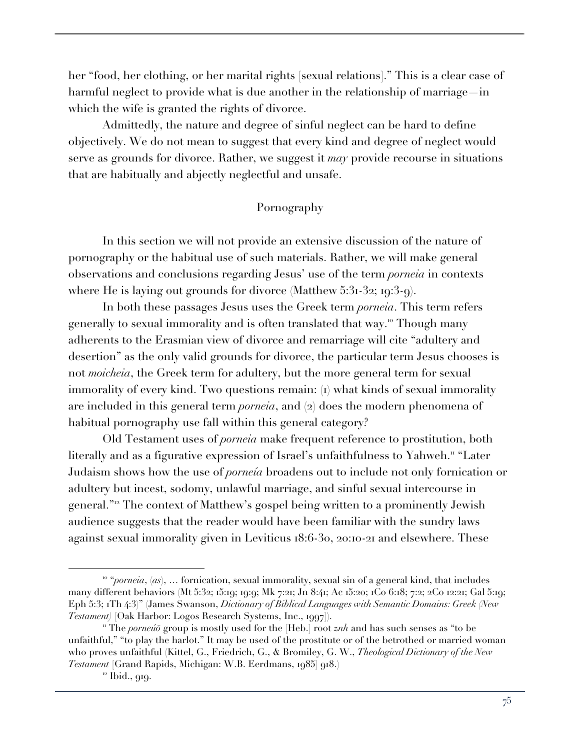her "food, her clothing, or her marital rights [sexual relations]." This is a clear case of harmful neglect to provide what is due another in the relationship of marriage—in which the wife is granted the rights of divorce.

Admittedly, the nature and degree of sinful neglect can be hard to define objectively. We do not mean to suggest that every kind and degree of neglect would serve as grounds for divorce. Rather, we suggest it *may* provide recourse in situations that are habitually and abjectly neglectful and unsafe.

### Pornography

In this section we will not provide an extensive discussion of the nature of pornography or the habitual use of such materials. Rather, we will make general observations and conclusions regarding Jesus' use of the term *porneia* in contexts where He is laying out grounds for divorce (Matthew 5:31-32; 19:3-9).

In both these passages Jesus uses the Greek term *porneia*. This term refers generally to sexual immorality and is often translated that way.[10] Though many adherents to the Erasmian view of divorce and remarriage will cite "adultery and desertion" as the only valid grounds for divorce, the particular term Jesus chooses is not *moicheia*, the Greek term for adultery, but the more general term for sexual immorality of every kind. Two questions remain: (1) what kinds of sexual immorality are included in this general term *porneia*, and (2) does the modern phenomena of habitual pornography use fall within this general category?

Old Testament uses of *porneia* make frequent reference to prostitution, both literally and as a figurative expression of Israel's unfaithfulness to Yahweh.[11] "Later Judaism shows how the use of *porneía* broadens out to include not only fornication or adultery but incest, sodomy, unlawful marriage, and sinful sexual intercourse in general."[12] The context of Matthew's gospel being written to a prominently Jewish audience suggests that the reader would have been familiar with the sundry laws against sexual immorality given in Leviticus 18:6-30, 20:10-21 and elsewhere. These

---

[10] "*porneia*, (*as*), … fornication, sexual immorality, sexual sin of a general kind, that includes many different behaviors (Mt 5:32; 15:19; 19:9; Mk 7:21; Jn 8:41; Ac 15:20; 1Co 6:18; 7:2; 2Co 12:21; Gal 5:19; Eph 5:3; 1Th 4:3)" (James Swanson, *Dictionary of Biblical Languages with Semantic Domains: Greek (New Testament)* [Oak Harbor: Logos Research Systems, Inc., 1997]).

[11] The *porneúō* group is mostly used for the [Heb.] root *znh* and has such senses as "to be unfaithful," "to play the harlot." It may be used of the prostitute or of the betrothed or married woman who proves unfaithful (Kittel, G., Friedrich, G., & Bromiley, G. W., *Theological Dictionary of the New Testament* [Grand Rapids, Michigan: W.B. Eerdmans, 1985] 918.)

[12] Ibid., 919.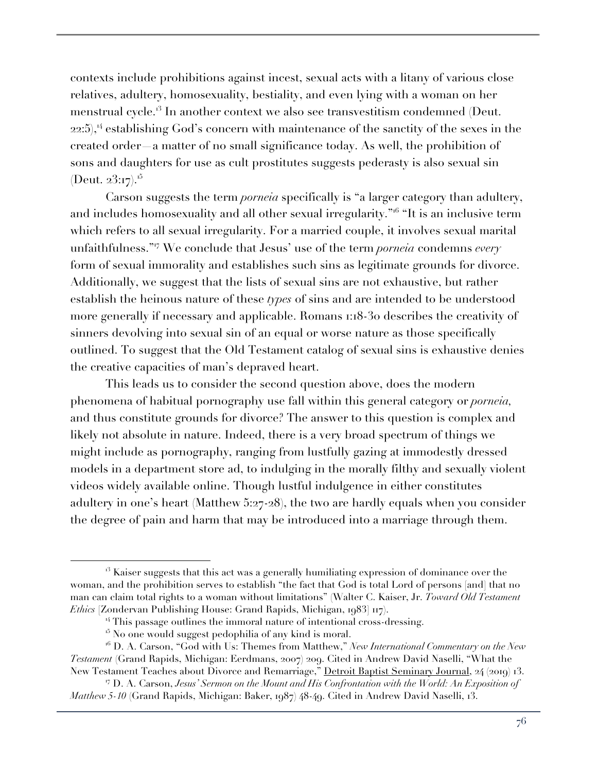contexts include prohibitions against incest, sexual acts with a litany of various close relatives, adultery, homosexuality, bestiality, and even lying with a woman on her menstrual cycle.[13] In another context we also see transvestitism condemned (Deut. 22:5),[14] establishing God's concern with maintenance of the sanctity of the sexes in the created order—a matter of no small significance today. As well, the prohibition of sons and daughters for use as cult prostitutes suggests pederasty is also sexual sin (Deut. 23:17).[15]

Carson suggests the term *porneia* specifically is "a larger category than adultery, and includes homosexuality and all other sexual irregularity."[16] "It is an inclusive term which refers to all sexual irregularity. For a married couple, it involves sexual marital unfaithfulness."[17] We conclude that Jesus' use of the term *porneia* condemns *every* form of sexual immorality and establishes such sins as legitimate grounds for divorce. Additionally, we suggest that the lists of sexual sins are not exhaustive, but rather establish the heinous nature of these *types* of sins and are intended to be understood more generally if necessary and applicable. Romans 1:18-30 describes the creativity of sinners devolving into sexual sin of an equal or worse nature as those specifically outlined. To suggest that the Old Testament catalog of sexual sins is exhaustive denies the creative capacities of man's depraved heart.

This leads us to consider the second question above, does the modern phenomena of habitual pornography use fall within this general category or *porneia*, and thus constitute grounds for divorce? The answer to this question is complex and likely not absolute in nature. Indeed, there is a very broad spectrum of things we might include as pornography, ranging from lustfully gazing at immodestly dressed models in a department store ad, to indulging in the morally filthy and sexually violent videos widely available online. Though lustful indulgence in either constitutes adultery in one's heart (Matthew 5:27-28), the two are hardly equals when you consider the degree of pain and harm that may be introduced into a marriage through them.

---

[13] Kaiser suggests that this act was a generally humiliating expression of dominance over the woman, and the prohibition serves to establish "the fact that God is total Lord of persons [and] that no man can claim total rights to a woman without limitations" (Walter C. Kaiser, Jr. *Toward Old Testament Ethics* [Zondervan Publishing House: Grand Rapids, Michigan, 1983] 117).

[14] This passage outlines the immoral nature of intentional cross-dressing.

[15] No one would suggest pedophilia of any kind is moral.

[16] D. A. Carson, "God with Us: Themes from Matthew," *New International Commentary on the New Testament* (Grand Rapids, Michigan: Eerdmans, 2007) 209. Cited in Andrew David Naselli, "What the New Testament Teaches about Divorce and Remarriage," Detroit Baptist Seminary Journal, 24 (2019) 13.

[17] D. A. Carson, *Jesus' Sermon on the Mount and His Confrontation with the World: An Exposition of Matthew 5-10* (Grand Rapids, Michigan: Baker, 1987) 48-49. Cited in Andrew David Naselli, 13.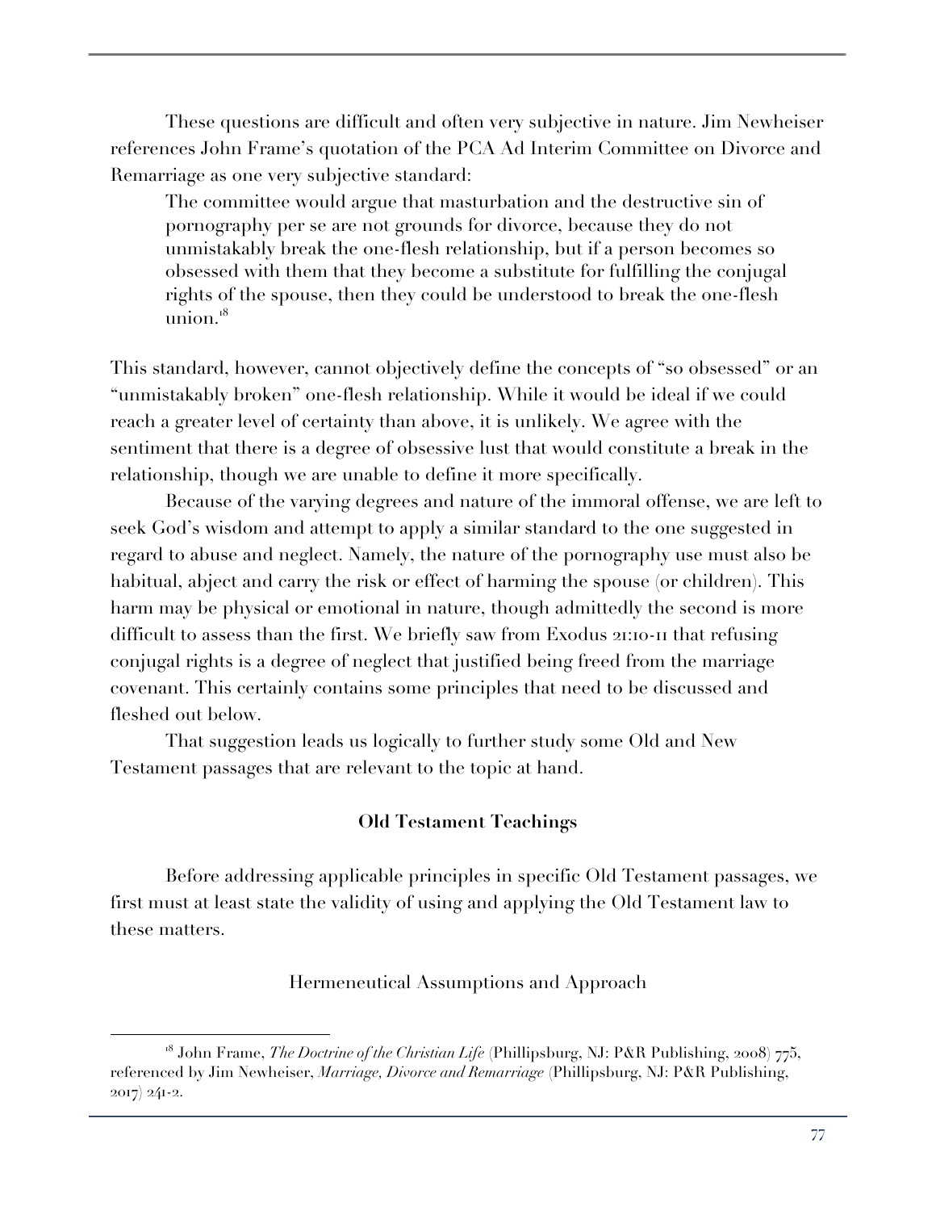These questions are difficult and often very subjective in nature. Jim Newheiser references John Frame's quotation of the PCA Ad Interim Committee on Divorce and Remarriage as one very subjective standard:

> The committee would argue that masturbation and the destructive sin of pornography per se are not grounds for divorce, because they do not unmistakably break the one-flesh relationship, but if a person becomes so obsessed with them that they become a substitute for fulfilling the conjugal rights of the spouse, then they could be understood to break the one-flesh union.[18]

This standard, however, cannot objectively define the concepts of "so obsessed" or an "unmistakably broken" one-flesh relationship. While it would be ideal if we could reach a greater level of certainty than above, it is unlikely. We agree with the sentiment that there is a degree of obsessive lust that would constitute a break in the relationship, though we are unable to define it more specifically.

Because of the varying degrees and nature of the immoral offense, we are left to seek God's wisdom and attempt to apply a similar standard to the one suggested in regard to abuse and neglect. Namely, the nature of the pornography use must also be habitual, abject and carry the risk or effect of harming the spouse (or children). This harm may be physical or emotional in nature, though admittedly the second is more difficult to assess than the first. We briefly saw from Exodus 21:10-11 that refusing conjugal rights is a degree of neglect that justified being freed from the marriage covenant. This certainly contains some principles that need to be discussed and fleshed out below.

That suggestion leads us logically to further study some Old and New Testament passages that are relevant to the topic at hand.

## Old Testament Teachings

Before addressing applicable principles in specific Old Testament passages, we first must at least state the validity of using and applying the Old Testament law to these matters.

### Hermeneutical Assumptions and Approach

---

[18] John Frame, *The Doctrine of the Christian Life* (Phillipsburg, NJ: P&R Publishing, 2008) 775, referenced by Jim Newheiser, *Marriage, Divorce and Remarriage* (Phillipsburg, NJ: P&R Publishing, 2017) 241-2.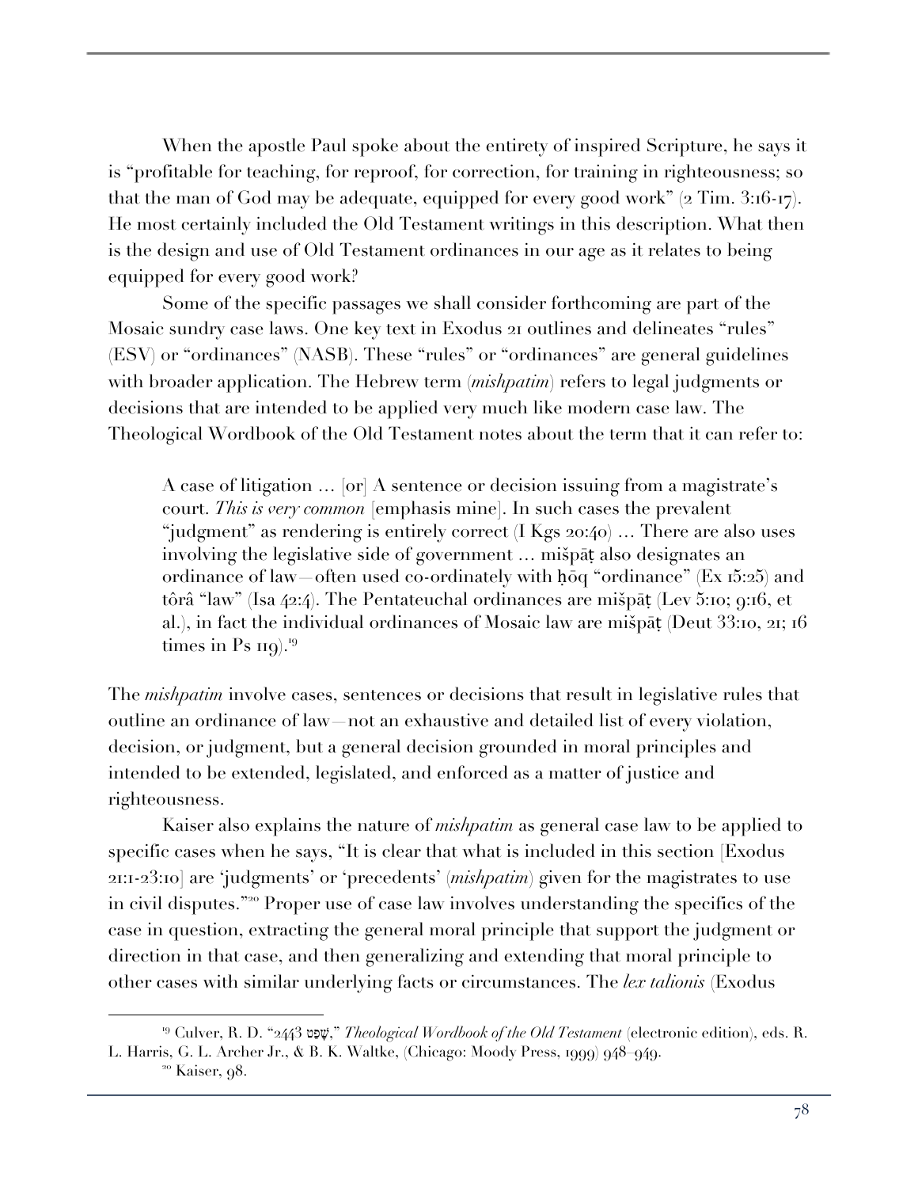When the apostle Paul spoke about the entirety of inspired Scripture, he says it is "profitable for teaching, for reproof, for correction, for training in righteousness; so that the man of God may be adequate, equipped for every good work" (2 Tim. 3:16-17). He most certainly included the Old Testament writings in this description. What then is the design and use of Old Testament ordinances in our age as it relates to being equipped for every good work?

Some of the specific passages we shall consider forthcoming are part of the Mosaic sundry case laws. One key text in Exodus 21 outlines and delineates "rules" (ESV) or "ordinances" (NASB). These "rules" or "ordinances" are general guidelines with broader application. The Hebrew term (*mishpatim*) refers to legal judgments or decisions that are intended to be applied very much like modern case law. The Theological Wordbook of the Old Testament notes about the term that it can refer to:

> A case of litigation … [or] A sentence or decision issuing from a magistrate's court. *This is very common* [emphasis mine]. In such cases the prevalent "judgment" as rendering is entirely correct (I Kgs 20:40) … There are also uses involving the legislative side of government … mišpāṭ also designates an ordinance of law—often used co-ordinately with ḥōq "ordinance" (Ex 15:25) and tôrâ "law" (Isa 42:4). The Pentateuchal ordinances are mišpāṭ (Lev 5:10; 9:16, et al.), in fact the individual ordinances of Mosaic law are mišpāṭ (Deut 33:10, 21; 16 times in Ps 119).[19]

The *mishpatim* involve cases, sentences or decisions that result in legislative rules that outline an ordinance of law—not an exhaustive and detailed list of every violation, decision, or judgment, but a general decision grounded in moral principles and intended to be extended, legislated, and enforced as a matter of justice and righteousness.

Kaiser also explains the nature of *mishpatim* as general case law to be applied to specific cases when he says, "It is clear that what is included in this section [Exodus 21:1-23:10] are 'judgments' or 'precedents' (*mishpatim*) given for the magistrates to use in civil disputes."[20] Proper use of case law involves understanding the specifics of the case in question, extracting the general moral principle that support the judgment or direction in that case, and then generalizing and extending that moral principle to other cases with similar underlying facts or circumstances. The *lex talionis* (Exodus

---

[19] Culver, R. D. "2443 שָׁפַט," *Theological Wordbook of the Old Testament* (electronic edition), eds. R. L. Harris, G. L. Archer Jr., & B. K. Waltke, (Chicago: Moody Press, 1999) 948–949.

[20] Kaiser, 98.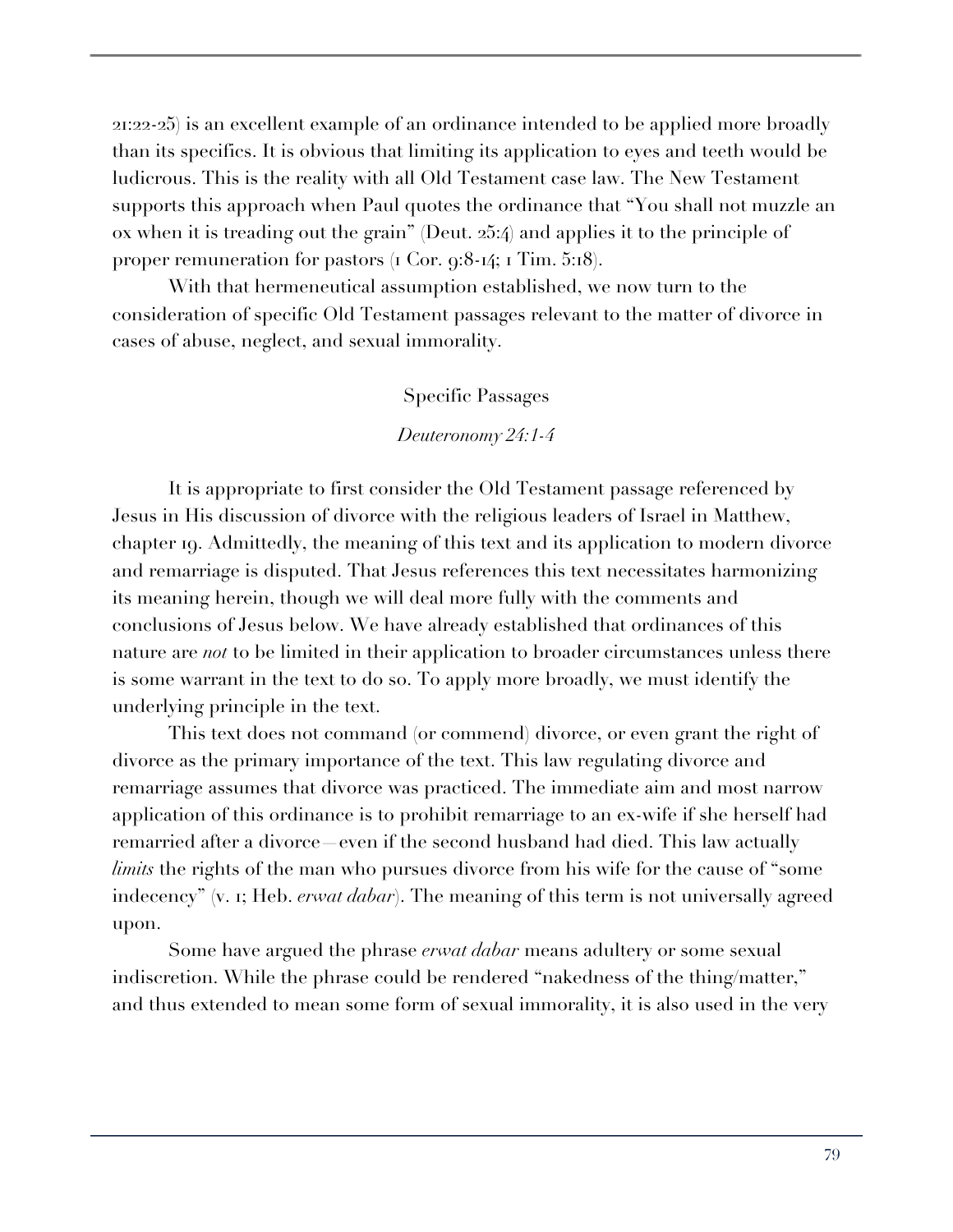21:22-25) is an excellent example of an ordinance intended to be applied more broadly than its specifics. It is obvious that limiting its application to eyes and teeth would be ludicrous. This is the reality with all Old Testament case law. The New Testament supports this approach when Paul quotes the ordinance that "You shall not muzzle an ox when it is treading out the grain" (Deut. 25:4) and applies it to the principle of proper remuneration for pastors (1 Cor. 9:8-14; 1 Tim. 5:18).

With that hermeneutical assumption established, we now turn to the consideration of specific Old Testament passages relevant to the matter of divorce in cases of abuse, neglect, and sexual immorality.

## Specific Passages

### *Deuteronomy 24:1-4*

It is appropriate to first consider the Old Testament passage referenced by Jesus in His discussion of divorce with the religious leaders of Israel in Matthew, chapter 19. Admittedly, the meaning of this text and its application to modern divorce and remarriage is disputed. That Jesus references this text necessitates harmonizing its meaning herein, though we will deal more fully with the comments and conclusions of Jesus below. We have already established that ordinances of this nature are *not* to be limited in their application to broader circumstances unless there is some warrant in the text to do so. To apply more broadly, we must identify the underlying principle in the text.

This text does not command (or commend) divorce, or even grant the right of divorce as the primary importance of the text. This law regulating divorce and remarriage assumes that divorce was practiced. The immediate aim and most narrow application of this ordinance is to prohibit remarriage to an ex-wife if she herself had remarried after a divorce—even if the second husband had died. This law actually *limits* the rights of the man who pursues divorce from his wife for the cause of "some indecency" (v. 1; Heb. *erwat dabar*). The meaning of this term is not universally agreed upon.

Some have argued the phrase *erwat dabar* means adultery or some sexual indiscretion. While the phrase could be rendered "nakedness of the thing/matter," and thus extended to mean some form of sexual immorality, it is also used in the very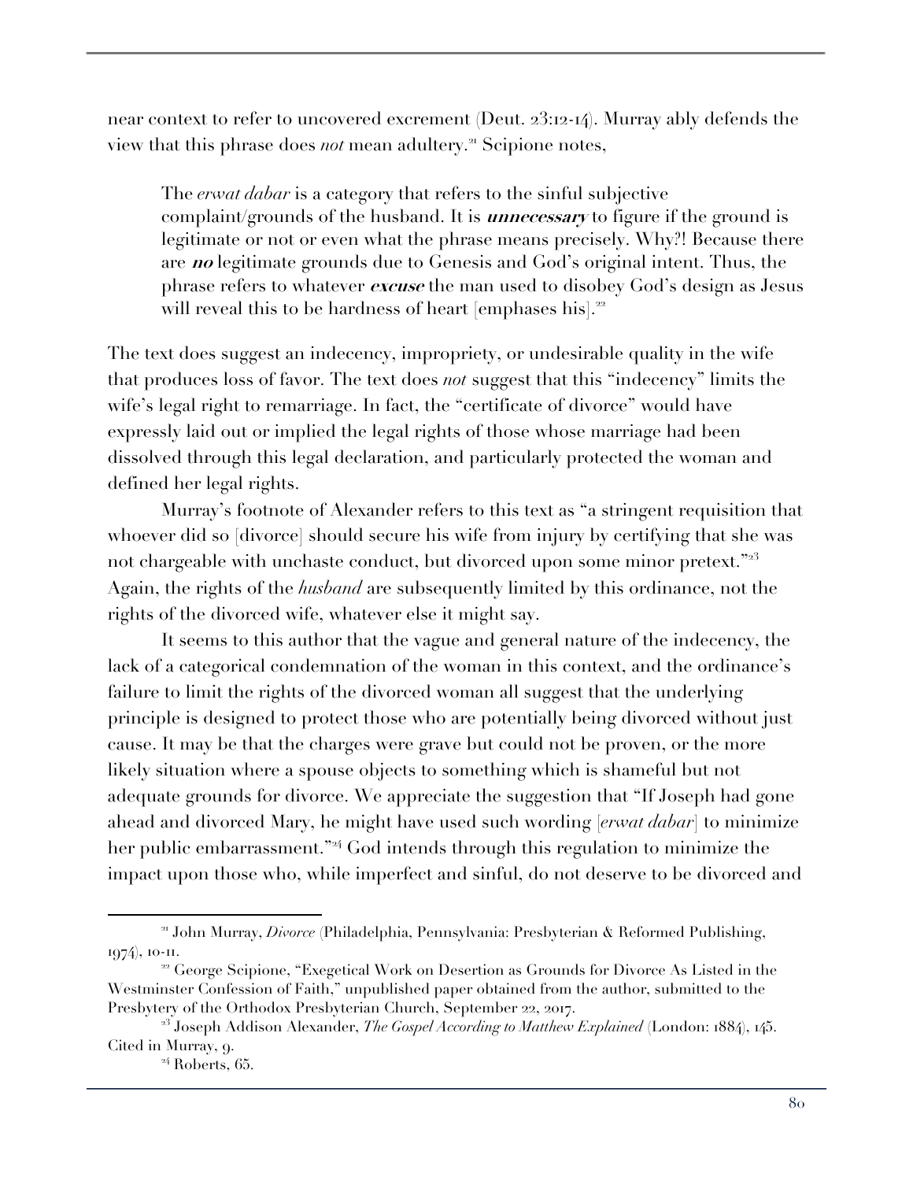near context to refer to uncovered excrement (Deut. 23:12-14). Murray ably defends the view that this phrase does *not* mean adultery.[21] Scipione notes,

> The *erwat dabar* is a category that refers to the sinful subjective complaint/grounds of the husband. It is ***unnecessary*** to figure if the ground is legitimate or not or even what the phrase means precisely. Why?! Because there are ***no*** legitimate grounds due to Genesis and God's original intent. Thus, the phrase refers to whatever ***excuse*** the man used to disobey God's design as Jesus will reveal this to be hardness of heart [emphases his].[22]

The text does suggest an indecency, impropriety, or undesirable quality in the wife that produces loss of favor. The text does *not* suggest that this "indecency" limits the wife's legal right to remarriage. In fact, the "certificate of divorce" would have expressly laid out or implied the legal rights of those whose marriage had been dissolved through this legal declaration, and particularly protected the woman and defined her legal rights.

Murray's footnote of Alexander refers to this text as "a stringent requisition that whoever did so [divorce] should secure his wife from injury by certifying that she was not chargeable with unchaste conduct, but divorced upon some minor pretext."[23] Again, the rights of the *husband* are subsequently limited by this ordinance, not the rights of the divorced wife, whatever else it might say.

It seems to this author that the vague and general nature of the indecency, the lack of a categorical condemnation of the woman in this context, and the ordinance's failure to limit the rights of the divorced woman all suggest that the underlying principle is designed to protect those who are potentially being divorced without just cause. It may be that the charges were grave but could not be proven, or the more likely situation where a spouse objects to something which is shameful but not adequate grounds for divorce. We appreciate the suggestion that "If Joseph had gone ahead and divorced Mary, he might have used such wording [*erwat dabar*] to minimize her public embarrassment."[24] God intends through this regulation to minimize the impact upon those who, while imperfect and sinful, do not deserve to be divorced and

---

[21] John Murray, *Divorce* (Philadelphia, Pennsylvania: Presbyterian & Reformed Publishing, 1974), 10-11.

[22] George Scipione, "Exegetical Work on Desertion as Grounds for Divorce As Listed in the Westminster Confession of Faith," unpublished paper obtained from the author, submitted to the Presbytery of the Orthodox Presbyterian Church, September 22, 2017.

[23] Joseph Addison Alexander, *The Gospel According to Matthew Explained* (London: 1884), 145. Cited in Murray, 9.

[24] Roberts, 65.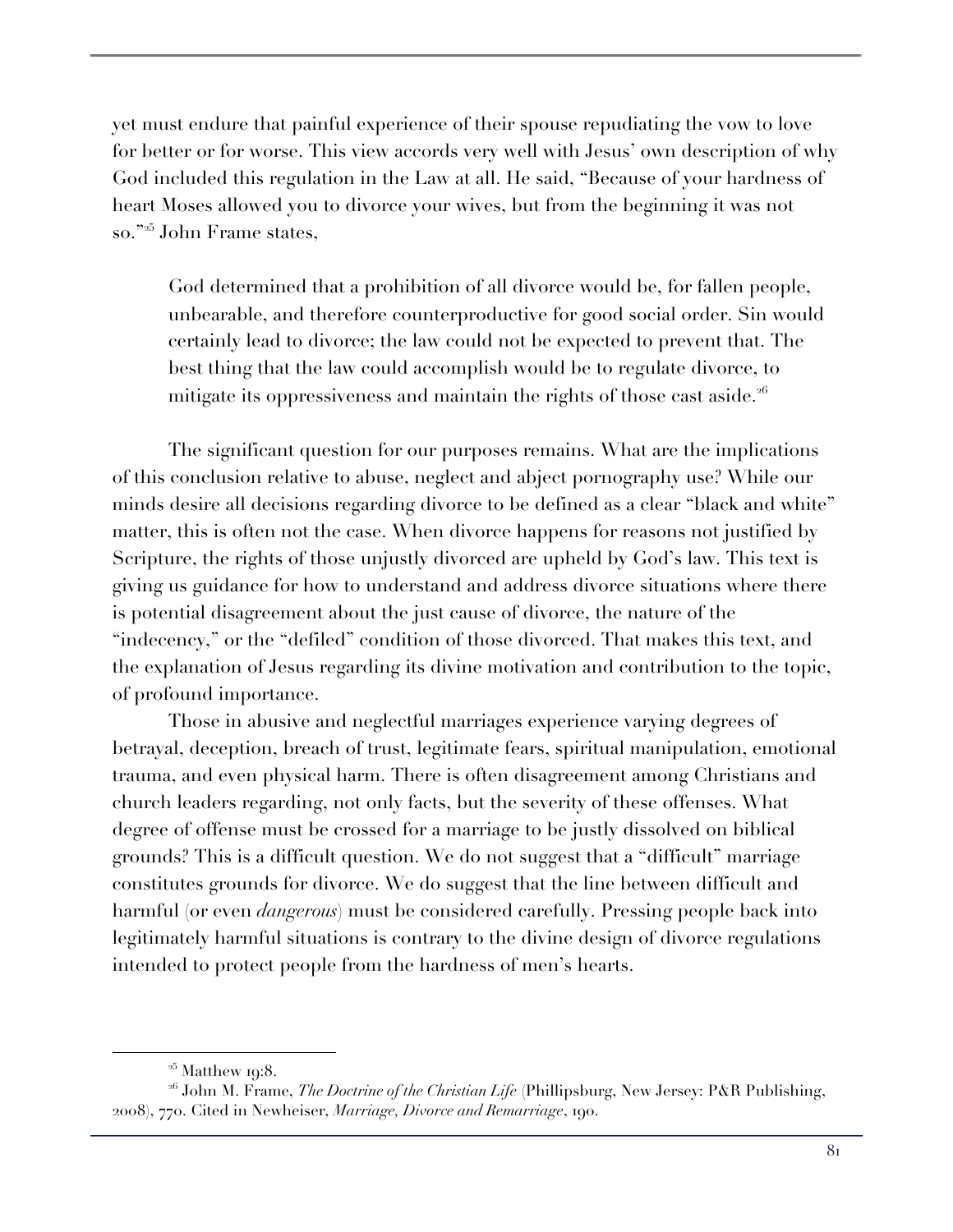yet must endure that painful experience of their spouse repudiating the vow to love for better or for worse. This view accords very well with Jesus' own description of why God included this regulation in the Law at all. He said, "Because of your hardness of heart Moses allowed you to divorce your wives, but from the beginning it was not so."[25] John Frame states,

> God determined that a prohibition of all divorce would be, for fallen people, unbearable, and therefore counterproductive for good social order. Sin would certainly lead to divorce; the law could not be expected to prevent that. The best thing that the law could accomplish would be to regulate divorce, to mitigate its oppressiveness and maintain the rights of those cast aside.[26]

The significant question for our purposes remains. What are the implications of this conclusion relative to abuse, neglect and abject pornography use? While our minds desire all decisions regarding divorce to be defined as a clear "black and white" matter, this is often not the case. When divorce happens for reasons not justified by Scripture, the rights of those unjustly divorced are upheld by God's law. This text is giving us guidance for how to understand and address divorce situations where there is potential disagreement about the just cause of divorce, the nature of the "indecency," or the "defiled" condition of those divorced. That makes this text, and the explanation of Jesus regarding its divine motivation and contribution to the topic, of profound importance.

Those in abusive and neglectful marriages experience varying degrees of betrayal, deception, breach of trust, legitimate fears, spiritual manipulation, emotional trauma, and even physical harm. There is often disagreement among Christians and church leaders regarding, not only facts, but the severity of these offenses. What degree of offense must be crossed for a marriage to be justly dissolved on biblical grounds? This is a difficult question. We do not suggest that a "difficult" marriage constitutes grounds for divorce. We do suggest that the line between difficult and harmful (or even *dangerous*) must be considered carefully. Pressing people back into legitimately harmful situations is contrary to the divine design of divorce regulations intended to protect people from the hardness of men's hearts.

---

[25] Matthew 19:8.

[26] John M. Frame, *The Doctrine of the Christian Life* (Phillipsburg, New Jersey: P&R Publishing, 2008), 770. Cited in Newheiser, *Marriage, Divorce and Remarriage*, 190.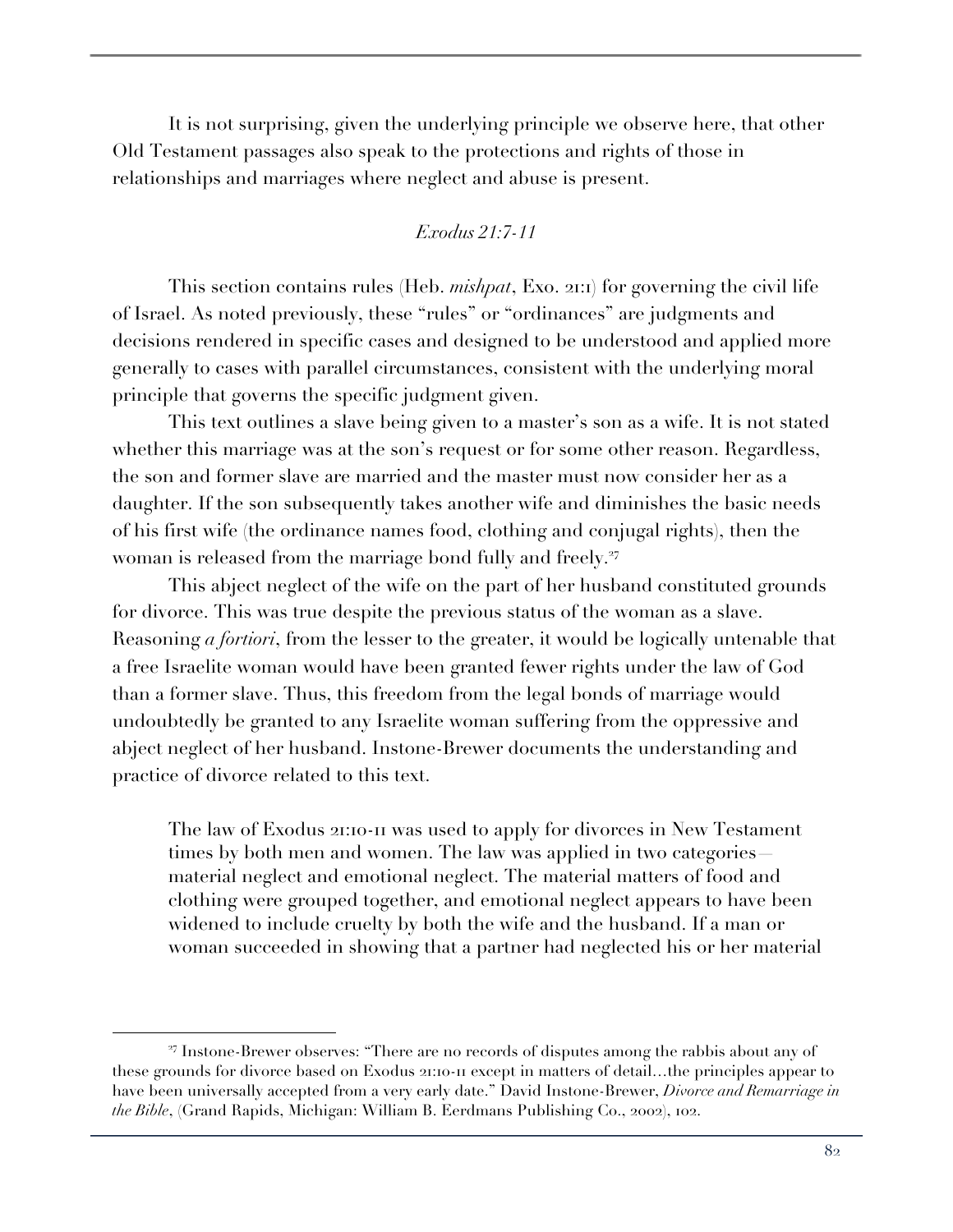It is not surprising, given the underlying principle we observe here, that other Old Testament passages also speak to the protections and rights of those in relationships and marriages where neglect and abuse is present.

### *Exodus 21:7-11*

This section contains rules (Heb. *mishpat*, Exo. 21:1) for governing the civil life of Israel. As noted previously, these "rules" or "ordinances" are judgments and decisions rendered in specific cases and designed to be understood and applied more generally to cases with parallel circumstances, consistent with the underlying moral principle that governs the specific judgment given.

This text outlines a slave being given to a master's son as a wife. It is not stated whether this marriage was at the son's request or for some other reason. Regardless, the son and former slave are married and the master must now consider her as a daughter. If the son subsequently takes another wife and diminishes the basic needs of his first wife (the ordinance names food, clothing and conjugal rights), then the woman is released from the marriage bond fully and freely.[27]

This abject neglect of the wife on the part of her husband constituted grounds for divorce. This was true despite the previous status of the woman as a slave. Reasoning *a fortiori*, from the lesser to the greater, it would be logically untenable that a free Israelite woman would have been granted fewer rights under the law of God than a former slave. Thus, this freedom from the legal bonds of marriage would undoubtedly be granted to any Israelite woman suffering from the oppressive and abject neglect of her husband. Instone-Brewer documents the understanding and practice of divorce related to this text.

> The law of Exodus 21:10-11 was used to apply for divorces in New Testament times by both men and women. The law was applied in two categories—material neglect and emotional neglect. The material matters of food and clothing were grouped together, and emotional neglect appears to have been widened to include cruelty by both the wife and the husband. If a man or woman succeeded in showing that a partner had neglected his or her material

---

[27] Instone-Brewer observes: "There are no records of disputes among the rabbis about any of these grounds for divorce based on Exodus 21:10-11 except in matters of detail…the principles appear to have been universally accepted from a very early date." David Instone-Brewer, *Divorce and Remarriage in the Bible*, (Grand Rapids, Michigan: William B. Eerdmans Publishing Co., 2002), 102.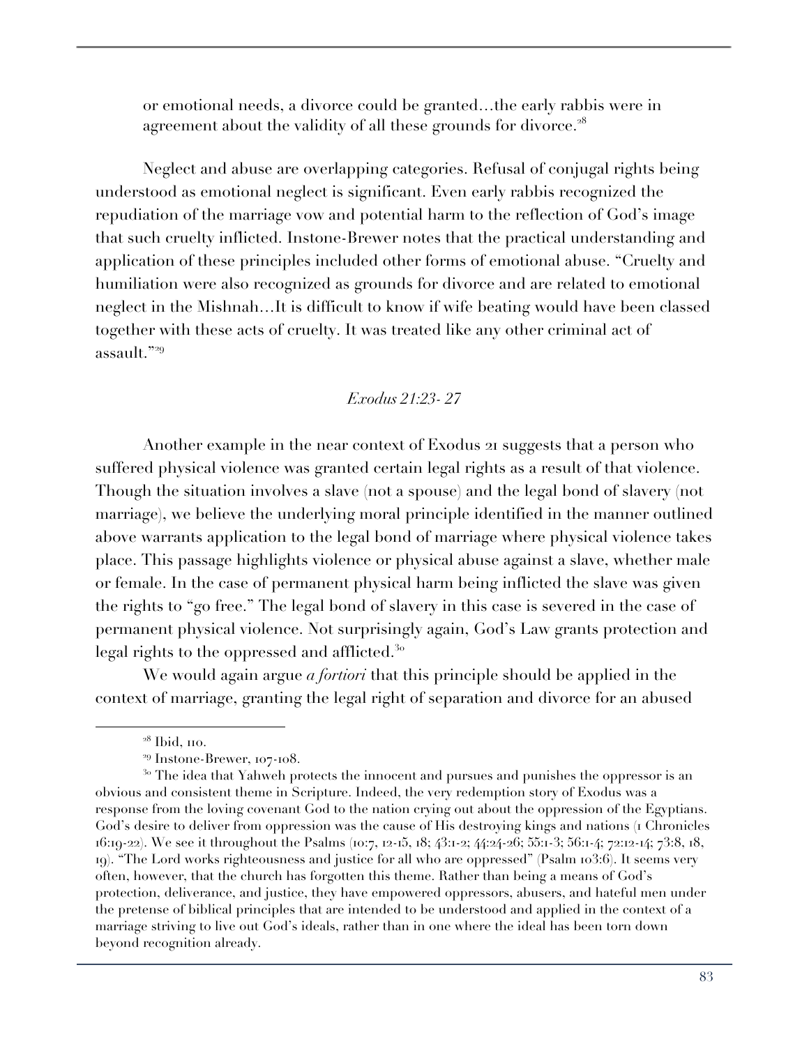or emotional needs, a divorce could be granted…the early rabbis were in agreement about the validity of all these grounds for divorce.[28]

Neglect and abuse are overlapping categories. Refusal of conjugal rights being understood as emotional neglect is significant. Even early rabbis recognized the repudiation of the marriage vow and potential harm to the reflection of God's image that such cruelty inflicted. Instone-Brewer notes that the practical understanding and application of these principles included other forms of emotional abuse. "Cruelty and humiliation were also recognized as grounds for divorce and are related to emotional neglect in the Mishnah…It is difficult to know if wife beating would have been classed together with these acts of cruelty. It was treated like any other criminal act of assault."[29]

### *Exodus 21:23- 27*

Another example in the near context of Exodus 21 suggests that a person who suffered physical violence was granted certain legal rights as a result of that violence. Though the situation involves a slave (not a spouse) and the legal bond of slavery (not marriage), we believe the underlying moral principle identified in the manner outlined above warrants application to the legal bond of marriage where physical violence takes place. This passage highlights violence or physical abuse against a slave, whether male or female. In the case of permanent physical harm being inflicted the slave was given the rights to "go free." The legal bond of slavery in this case is severed in the case of permanent physical violence. Not surprisingly again, God's Law grants protection and legal rights to the oppressed and afflicted.[30]

We would again argue *a fortiori* that this principle should be applied in the context of marriage, granting the legal right of separation and divorce for an abused

---

[28] Ibid, 110.

[29] Instone-Brewer, 107-108.

[30] The idea that Yahweh protects the innocent and pursues and punishes the oppressor is an obvious and consistent theme in Scripture. Indeed, the very redemption story of Exodus was a response from the loving covenant God to the nation crying out about the oppression of the Egyptians. God's desire to deliver from oppression was the cause of His destroying kings and nations (1 Chronicles 16:19-22). We see it throughout the Psalms (10:7, 12-15, 18; 43:1-2; 44:24-26; 55:1-3; 56:1-4; 72:12-14; 73:8, 18, 19). "The Lord works righteousness and justice for all who are oppressed" (Psalm 103:6). It seems very often, however, that the church has forgotten this theme. Rather than being a means of God's protection, deliverance, and justice, they have empowered oppressors, abusers, and hateful men under the pretense of biblical principles that are intended to be understood and applied in the context of a marriage striving to live out God's ideals, rather than in one where the ideal has been torn down beyond recognition already.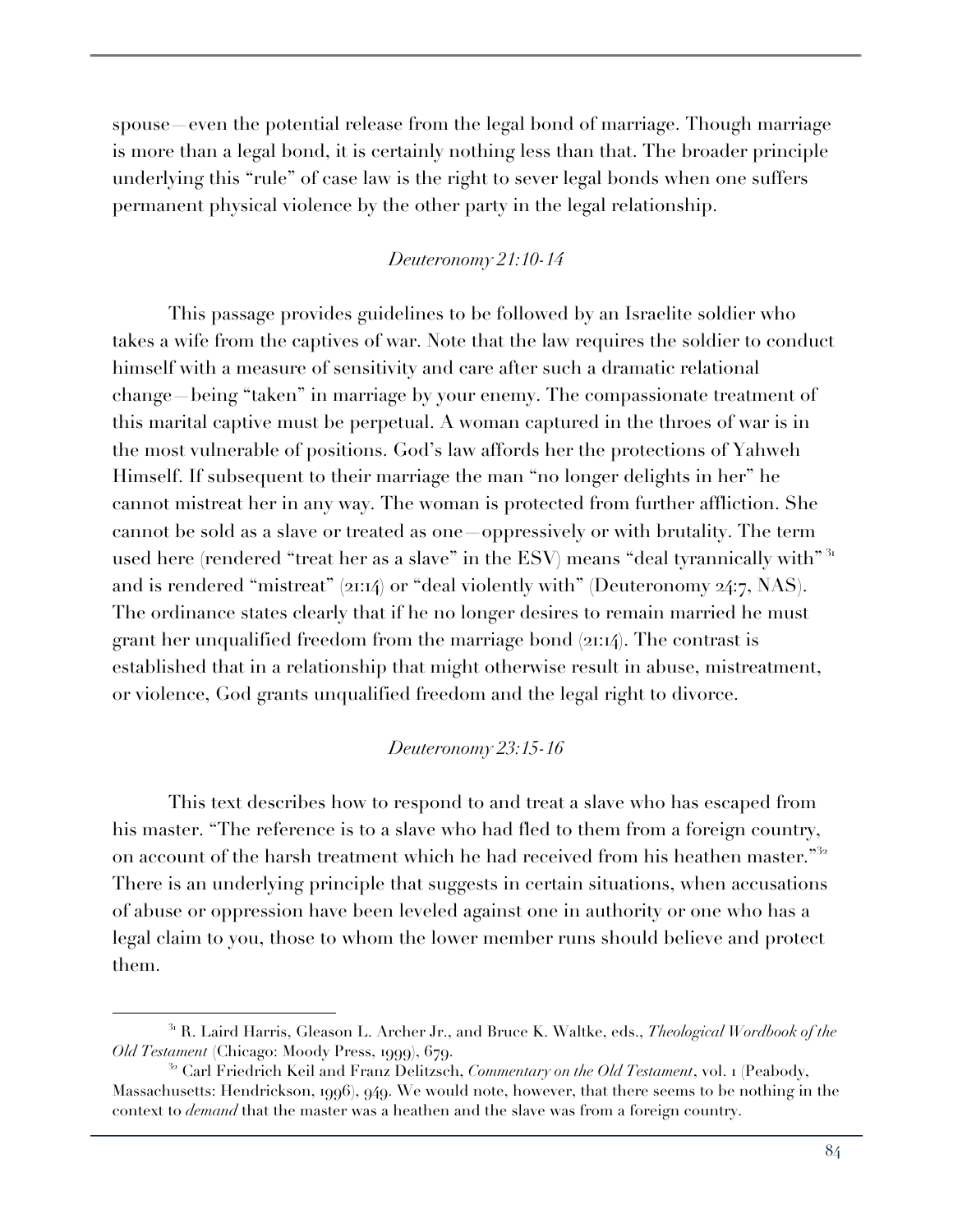spouse—even the potential release from the legal bond of marriage. Though marriage is more than a legal bond, it is certainly nothing less than that. The broader principle underlying this "rule" of case law is the right to sever legal bonds when one suffers permanent physical violence by the other party in the legal relationship.

*Deuteronomy 21:10-14*

This passage provides guidelines to be followed by an Israelite soldier who takes a wife from the captives of war. Note that the law requires the soldier to conduct himself with a measure of sensitivity and care after such a dramatic relational change—being "taken" in marriage by your enemy. The compassionate treatment of this marital captive must be perpetual. A woman captured in the throes of war is in the most vulnerable of positions. God's law affords her the protections of Yahweh Himself. If subsequent to their marriage the man "no longer delights in her" he cannot mistreat her in any way. The woman is protected from further affliction. She cannot be sold as a slave or treated as one—oppressively or with brutality. The term used here (rendered "treat her as a slave" in the ESV) means "deal tyrannically with"[31] and is rendered "mistreat" (21:14) or "deal violently with" (Deuteronomy 24:7, NAS). The ordinance states clearly that if he no longer desires to remain married he must grant her unqualified freedom from the marriage bond (21:14). The contrast is established that in a relationship that might otherwise result in abuse, mistreatment, or violence, God grants unqualified freedom and the legal right to divorce.

*Deuteronomy 23:15-16*

This text describes how to respond to and treat a slave who has escaped from his master. "The reference is to a slave who had fled to them from a foreign country, on account of the harsh treatment which he had received from his heathen master."[32] There is an underlying principle that suggests in certain situations, when accusations of abuse or oppression have been leveled against one in authority or one who has a legal claim to you, those to whom the lower member runs should believe and protect them.

---

[31] R. Laird Harris, Gleason L. Archer Jr., and Bruce K. Waltke, eds., *Theological Wordbook of the Old Testament* (Chicago: Moody Press, 1999), 679.

[32] Carl Friedrich Keil and Franz Delitzsch, *Commentary on the Old Testament*, vol. 1 (Peabody, Massachusetts: Hendrickson, 1996), 949. We would note, however, that there seems to be nothing in the context to *demand* that the master was a heathen and the slave was from a foreign country.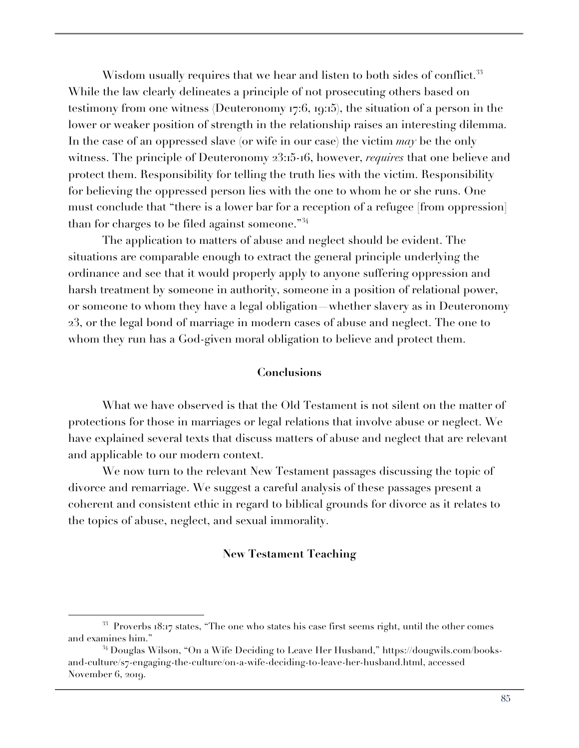Wisdom usually requires that we hear and listen to both sides of conflict.[33] While the law clearly delineates a principle of not prosecuting others based on testimony from one witness (Deuteronomy 17:6, 19:15), the situation of a person in the lower or weaker position of strength in the relationship raises an interesting dilemma. In the case of an oppressed slave (or wife in our case) the victim *may* be the only witness. The principle of Deuteronomy 23:15-16, however, *requires* that one believe and protect them. Responsibility for telling the truth lies with the victim. Responsibility for believing the oppressed person lies with the one to whom he or she runs. One must conclude that "there is a lower bar for a reception of a refugee [from oppression] than for charges to be filed against someone."[34]

The application to matters of abuse and neglect should be evident. The situations are comparable enough to extract the general principle underlying the ordinance and see that it would properly apply to anyone suffering oppression and harsh treatment by someone in authority, someone in a position of relational power, or someone to whom they have a legal obligation—whether slavery as in Deuteronomy 23, or the legal bond of marriage in modern cases of abuse and neglect. The one to whom they run has a God-given moral obligation to believe and protect them.

**Conclusions**

What we have observed is that the Old Testament is not silent on the matter of protections for those in marriages or legal relations that involve abuse or neglect. We have explained several texts that discuss matters of abuse and neglect that are relevant and applicable to our modern context.

We now turn to the relevant New Testament passages discussing the topic of divorce and remarriage. We suggest a careful analysis of these passages present a coherent and consistent ethic in regard to biblical grounds for divorce as it relates to the topics of abuse, neglect, and sexual immorality.

**New Testament Teaching**

---

[33] Proverbs 18:17 states, "The one who states his case first seems right, until the other comes and examines him."

[34] Douglas Wilson, "On a Wife Deciding to Leave Her Husband," https://dougwils.com/books-and-culture/s7-engaging-the-culture/on-a-wife-deciding-to-leave-her-husband.html, accessed November 6, 2019.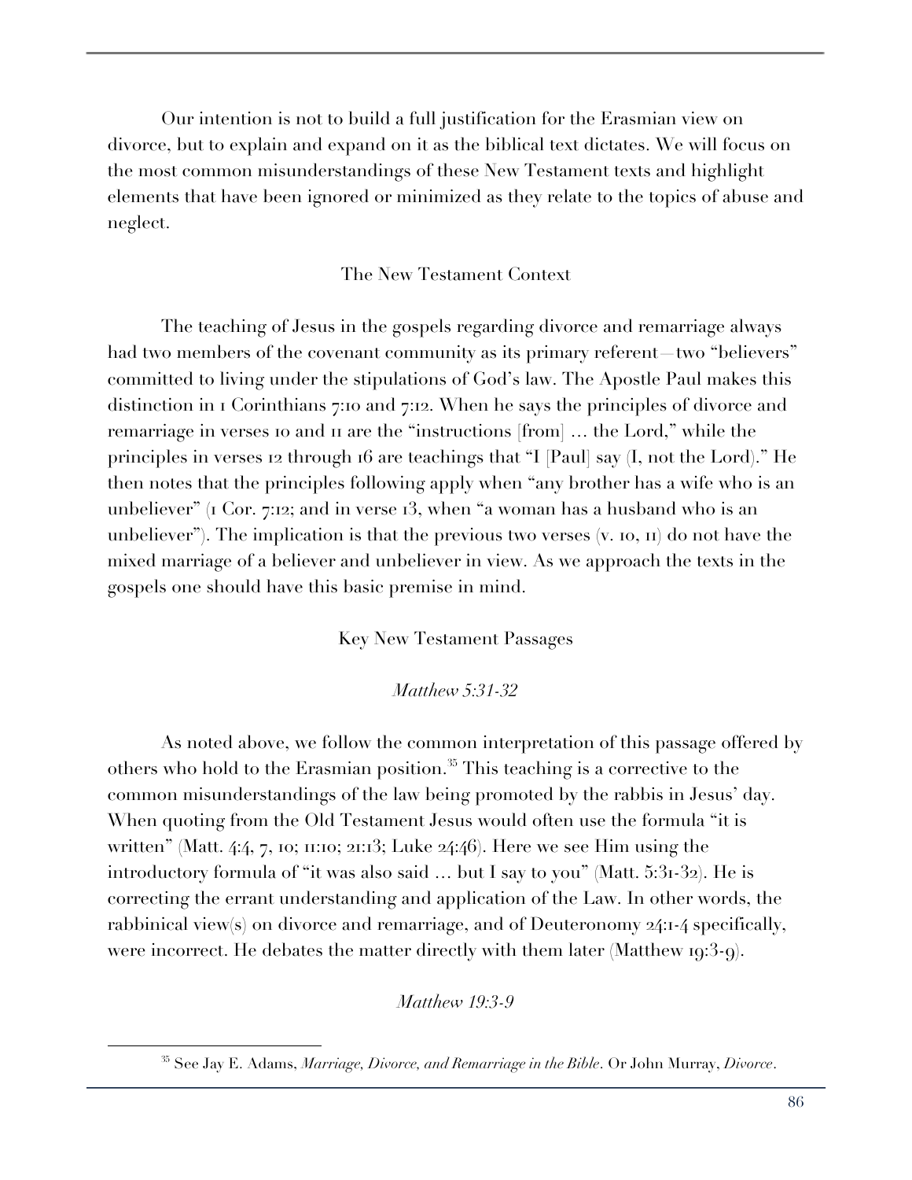Our intention is not to build a full justification for the Erasmian view on divorce, but to explain and expand on it as the biblical text dictates. We will focus on the most common misunderstandings of these New Testament texts and highlight elements that have been ignored or minimized as they relate to the topics of abuse and neglect.

## The New Testament Context

The teaching of Jesus in the gospels regarding divorce and remarriage always had two members of the covenant community as its primary referent—two "believers" committed to living under the stipulations of God's law. The Apostle Paul makes this distinction in 1 Corinthians 7:10 and 7:12. When he says the principles of divorce and remarriage in verses 10 and 11 are the "instructions [from] … the Lord," while the principles in verses 12 through 16 are teachings that "I [Paul] say (I, not the Lord)." He then notes that the principles following apply when "any brother has a wife who is an unbeliever" (1 Cor. 7:12; and in verse 13, when "a woman has a husband who is an unbeliever"). The implication is that the previous two verses (v. 10, 11) do not have the mixed marriage of a believer and unbeliever in view. As we approach the texts in the gospels one should have this basic premise in mind.

## Key New Testament Passages

### *Matthew 5:31-32*

As noted above, we follow the common interpretation of this passage offered by others who hold to the Erasmian position.[35] This teaching is a corrective to the common misunderstandings of the law being promoted by the rabbis in Jesus' day. When quoting from the Old Testament Jesus would often use the formula "it is written" (Matt. 4:4, 7, 10; 11:10; 21:13; Luke 24:46). Here we see Him using the introductory formula of "it was also said … but I say to you" (Matt. 5:31-32). He is correcting the errant understanding and application of the Law. In other words, the rabbinical view(s) on divorce and remarriage, and of Deuteronomy 24:1-4 specifically, were incorrect. He debates the matter directly with them later (Matthew 19:3-9).

### *Matthew 19:3-9*

[35] See Jay E. Adams, *Marriage, Divorce, and Remarriage in the Bible*. Or John Murray, *Divorce*.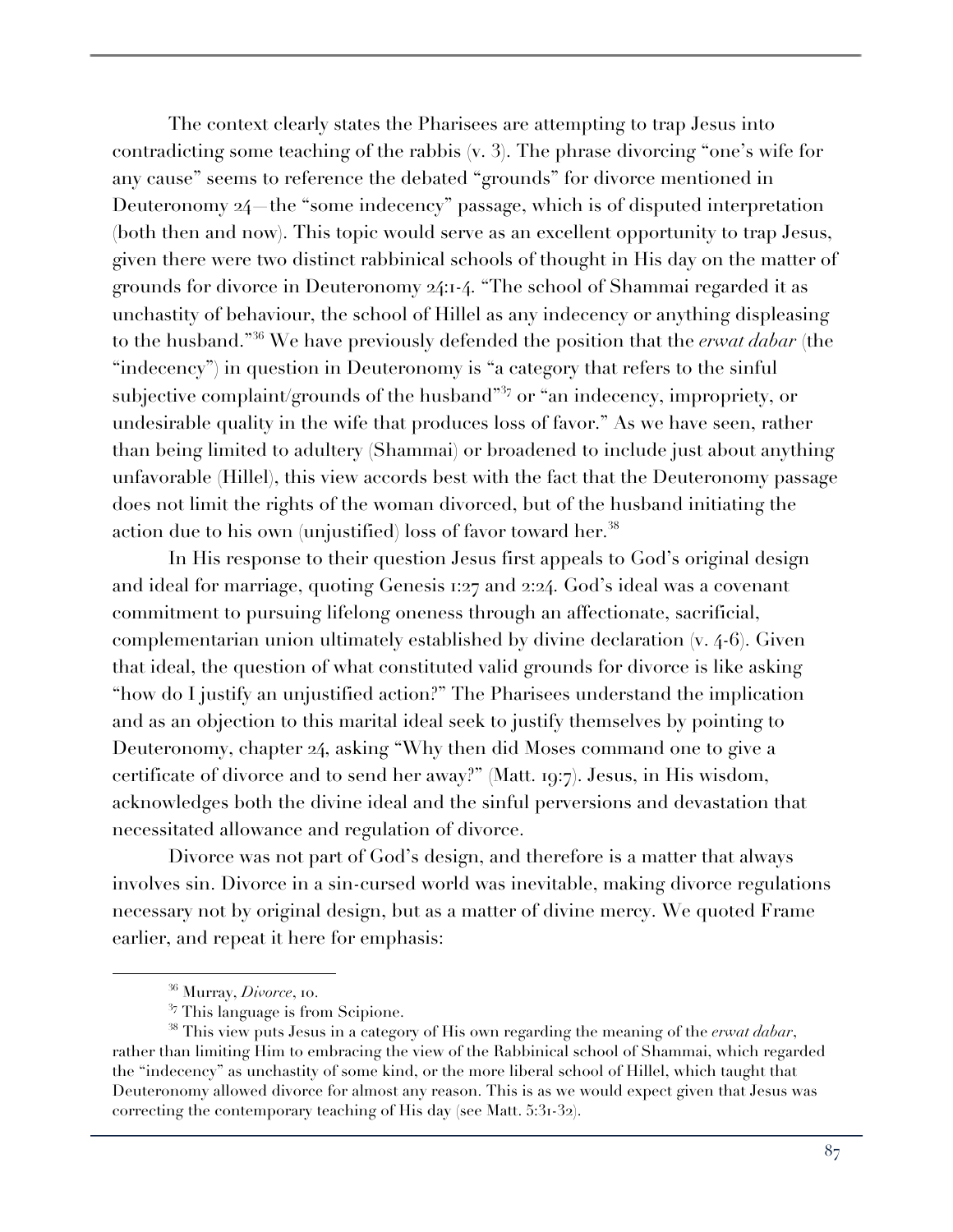The context clearly states the Pharisees are attempting to trap Jesus into contradicting some teaching of the rabbis (v. 3). The phrase divorcing "one's wife for any cause" seems to reference the debated "grounds" for divorce mentioned in Deuteronomy 24—the "some indecency" passage, which is of disputed interpretation (both then and now). This topic would serve as an excellent opportunity to trap Jesus, given there were two distinct rabbinical schools of thought in His day on the matter of grounds for divorce in Deuteronomy 24:1-4. "The school of Shammai regarded it as unchastity of behaviour, the school of Hillel as any indecency or anything displeasing to the husband."[36] We have previously defended the position that the *erwat dabar* (the "indecency") in question in Deuteronomy is "a category that refers to the sinful subjective complaint/grounds of the husband"[37] or "an indecency, impropriety, or undesirable quality in the wife that produces loss of favor." As we have seen, rather than being limited to adultery (Shammai) or broadened to include just about anything unfavorable (Hillel), this view accords best with the fact that the Deuteronomy passage does not limit the rights of the woman divorced, but of the husband initiating the action due to his own (unjustified) loss of favor toward her.[38]

In His response to their question Jesus first appeals to God's original design and ideal for marriage, quoting Genesis 1:27 and 2:24. God's ideal was a covenant commitment to pursuing lifelong oneness through an affectionate, sacrificial, complementarian union ultimately established by divine declaration (v. 4-6). Given that ideal, the question of what constituted valid grounds for divorce is like asking "how do I justify an unjustified action?" The Pharisees understand the implication and as an objection to this marital ideal seek to justify themselves by pointing to Deuteronomy, chapter 24, asking "Why then did Moses command one to give a certificate of divorce and to send her away?" (Matt. 19:7). Jesus, in His wisdom, acknowledges both the divine ideal and the sinful perversions and devastation that necessitated allowance and regulation of divorce.

Divorce was not part of God's design, and therefore is a matter that always involves sin. Divorce in a sin-cursed world was inevitable, making divorce regulations necessary not by original design, but as a matter of divine mercy. We quoted Frame earlier, and repeat it here for emphasis:

---

[36] Murray, *Divorce*, 10.

[37] This language is from Scipione.

[38] This view puts Jesus in a category of His own regarding the meaning of the *erwat dabar*, rather than limiting Him to embracing the view of the Rabbinical school of Shammai, which regarded the "indecency" as unchastity of some kind, or the more liberal school of Hillel, which taught that Deuteronomy allowed divorce for almost any reason. This is as we would expect given that Jesus was correcting the contemporary teaching of His day (see Matt. 5:31-32).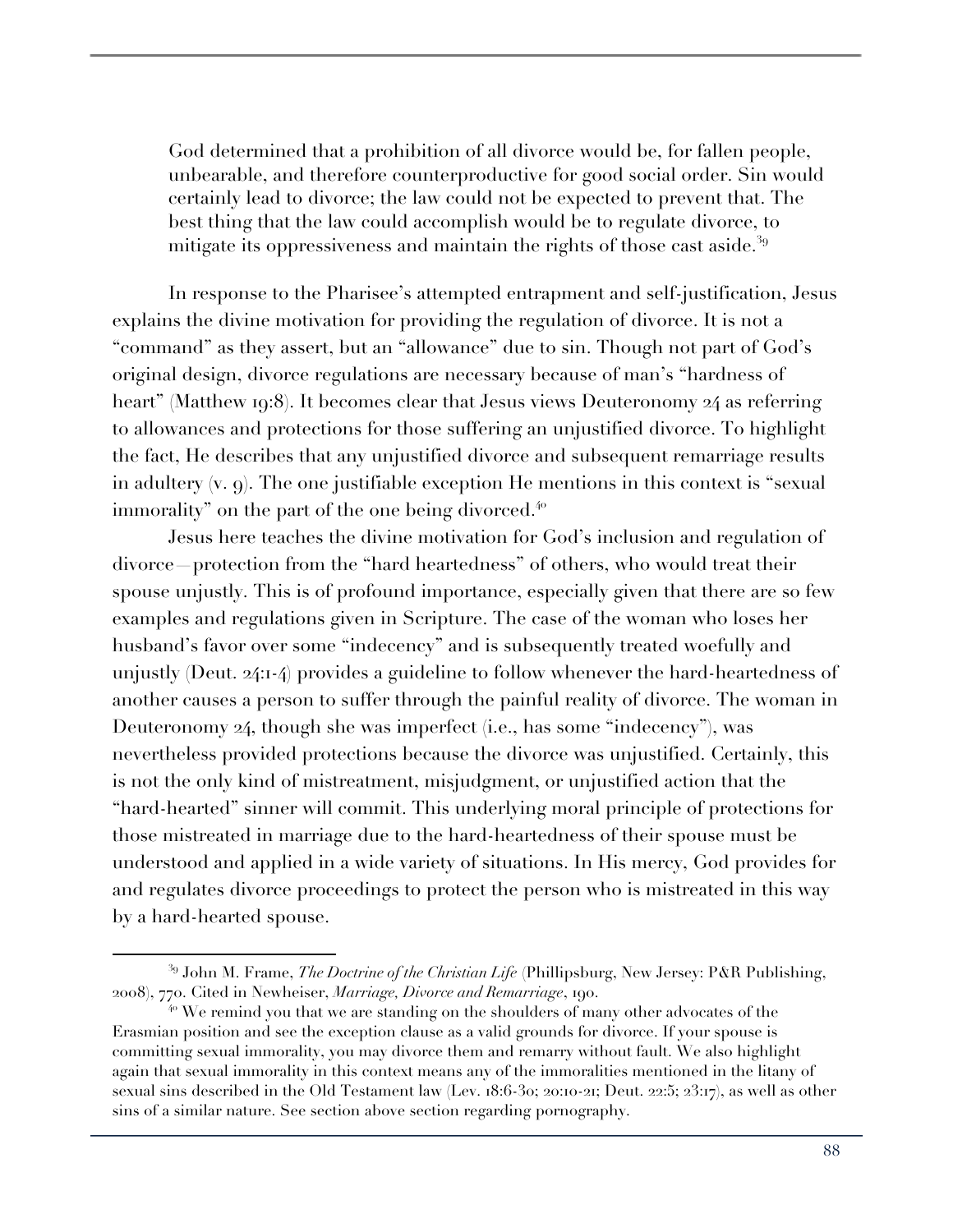> God determined that a prohibition of all divorce would be, for fallen people, unbearable, and therefore counterproductive for good social order. Sin would certainly lead to divorce; the law could not be expected to prevent that. The best thing that the law could accomplish would be to regulate divorce, to mitigate its oppressiveness and maintain the rights of those cast aside.[39]

In response to the Pharisee's attempted entrapment and self-justification, Jesus explains the divine motivation for providing the regulation of divorce. It is not a "command" as they assert, but an "allowance" due to sin. Though not part of God's original design, divorce regulations are necessary because of man's "hardness of heart" (Matthew 19:8). It becomes clear that Jesus views Deuteronomy 24 as referring to allowances and protections for those suffering an unjustified divorce. To highlight the fact, He describes that any unjustified divorce and subsequent remarriage results in adultery (v. 9). The one justifiable exception He mentions in this context is "sexual immorality" on the part of the one being divorced.[40]

Jesus here teaches the divine motivation for God's inclusion and regulation of divorce—protection from the "hard heartedness" of others, who would treat their spouse unjustly. This is of profound importance, especially given that there are so few examples and regulations given in Scripture. The case of the woman who loses her husband's favor over some "indecency" and is subsequently treated woefully and unjustly (Deut. 24:1-4) provides a guideline to follow whenever the hard-heartedness of another causes a person to suffer through the painful reality of divorce. The woman in Deuteronomy 24, though she was imperfect (i.e., has some "indecency"), was nevertheless provided protections because the divorce was unjustified. Certainly, this is not the only kind of mistreatment, misjudgment, or unjustified action that the "hard-hearted" sinner will commit. This underlying moral principle of protections for those mistreated in marriage due to the hard-heartedness of their spouse must be understood and applied in a wide variety of situations. In His mercy, God provides for and regulates divorce proceedings to protect the person who is mistreated in this way by a hard-hearted spouse.

---

[39] John M. Frame, *The Doctrine of the Christian Life* (Phillipsburg, New Jersey: P&R Publishing, 2008), 770. Cited in Newheiser, *Marriage, Divorce and Remarriage*, 190.

[40] We remind you that we are standing on the shoulders of many other advocates of the Erasmian position and see the exception clause as a valid grounds for divorce. If your spouse is committing sexual immorality, you may divorce them and remarry without fault. We also highlight again that sexual immorality in this context means any of the immoralities mentioned in the litany of sexual sins described in the Old Testament law (Lev. 18:6-30; 20:10-21; Deut. 22:5; 23:17), as well as other sins of a similar nature. See section above section regarding pornography.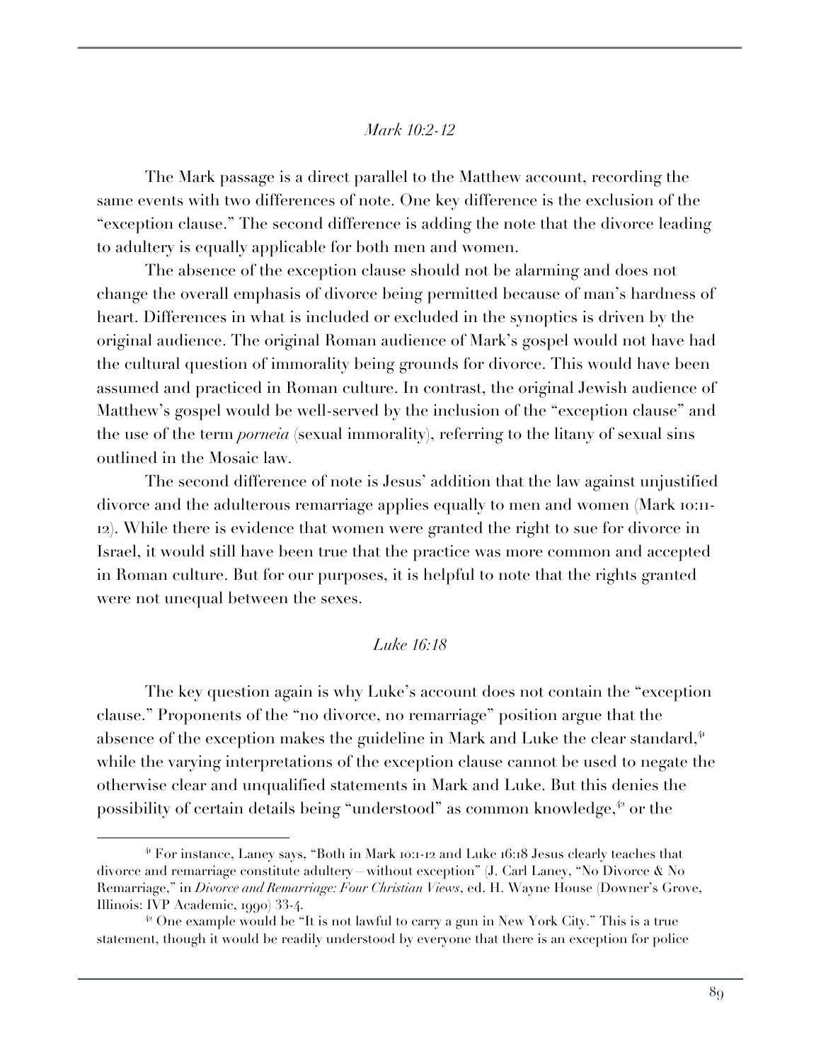*Mark 10:2-12*

The Mark passage is a direct parallel to the Matthew account, recording the same events with two differences of note. One key difference is the exclusion of the "exception clause." The second difference is adding the note that the divorce leading to adultery is equally applicable for both men and women.

The absence of the exception clause should not be alarming and does not change the overall emphasis of divorce being permitted because of man's hardness of heart. Differences in what is included or excluded in the synoptics is driven by the original audience. The original Roman audience of Mark's gospel would not have had the cultural question of immorality being grounds for divorce. This would have been assumed and practiced in Roman culture. In contrast, the original Jewish audience of Matthew's gospel would be well-served by the inclusion of the "exception clause" and the use of the term *porneia* (sexual immorality), referring to the litany of sexual sins outlined in the Mosaic law.

The second difference of note is Jesus' addition that the law against unjustified divorce and the adulterous remarriage applies equally to men and women (Mark 10:11-12). While there is evidence that women were granted the right to sue for divorce in Israel, it would still have been true that the practice was more common and accepted in Roman culture. But for our purposes, it is helpful to note that the rights granted were not unequal between the sexes.

*Luke 16:18*

The key question again is why Luke's account does not contain the "exception clause." Proponents of the "no divorce, no remarriage" position argue that the absence of the exception makes the guideline in Mark and Luke the clear standard,[41] while the varying interpretations of the exception clause cannot be used to negate the otherwise clear and unqualified statements in Mark and Luke. But this denies the possibility of certain details being "understood" as common knowledge,[42] or the

---

[41] For instance, Laney says, "Both in Mark 10:1-12 and Luke 16:18 Jesus clearly teaches that divorce and remarriage constitute adultery—without exception" (J. Carl Laney, "No Divorce & No Remarriage," in *Divorce and Remarriage: Four Christian Views*, ed. H. Wayne House (Downer's Grove, Illinois: IVP Academic, 1990) 33-4.

[42] One example would be "It is not lawful to carry a gun in New York City." This is a true statement, though it would be readily understood by everyone that there is an exception for police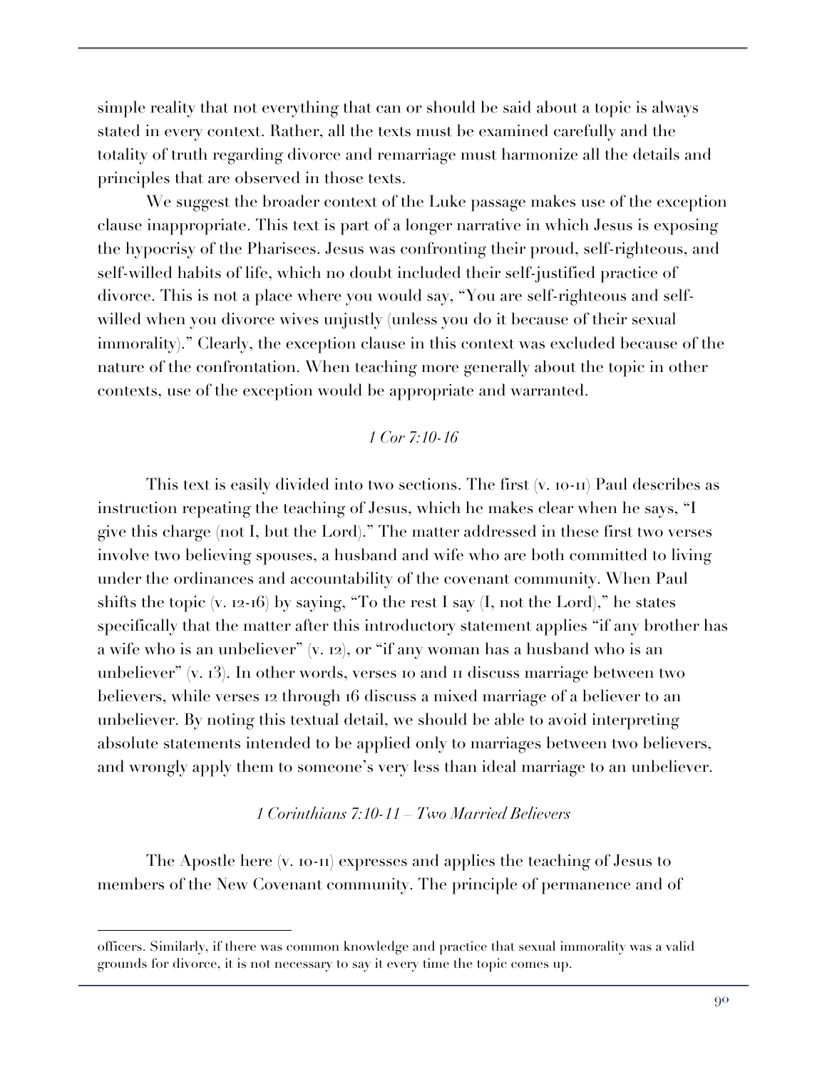simple reality that not everything that can or should be said about a topic is always stated in every context. Rather, all the texts must be examined carefully and the totality of truth regarding divorce and remarriage must harmonize all the details and principles that are observed in those texts.

We suggest the broader context of the Luke passage makes use of the exception clause inappropriate. This text is part of a longer narrative in which Jesus is exposing the hypocrisy of the Pharisees. Jesus was confronting their proud, self-righteous, and self-willed habits of life, which no doubt included their self-justified practice of divorce. This is not a place where you would say, "You are self-righteous and self-willed when you divorce wives unjustly (unless you do it because of their sexual immorality)." Clearly, the exception clause in this context was excluded because of the nature of the confrontation. When teaching more generally about the topic in other contexts, use of the exception would be appropriate and warranted.

### *1 Cor 7:10-16*

This text is easily divided into two sections. The first (v. 10-11) Paul describes as instruction repeating the teaching of Jesus, which he makes clear when he says, "I give this charge (not I, but the Lord)." The matter addressed in these first two verses involve two believing spouses, a husband and wife who are both committed to living under the ordinances and accountability of the covenant community. When Paul shifts the topic (v. 12-16) by saying, "To the rest I say (I, not the Lord)," he states specifically that the matter after this introductory statement applies "if any brother has a wife who is an unbeliever" (v. 12), or "if any woman has a husband who is an unbeliever" (v. 13). In other words, verses 10 and 11 discuss marriage between two believers, while verses 12 through 16 discuss a mixed marriage of a believer to an unbeliever. By noting this textual detail, we should be able to avoid interpreting absolute statements intended to be applied only to marriages between two believers, and wrongly apply them to someone's very less than ideal marriage to an unbeliever.

#### *1 Corinthians 7:10-11 – Two Married Believers*

The Apostle here (v. 10-11) expresses and applies the teaching of Jesus to members of the New Covenant community. The principle of permanence and of

---

officers. Similarly, if there was common knowledge and practice that sexual immorality was a valid grounds for divorce, it is not necessary to say it every time the topic comes up.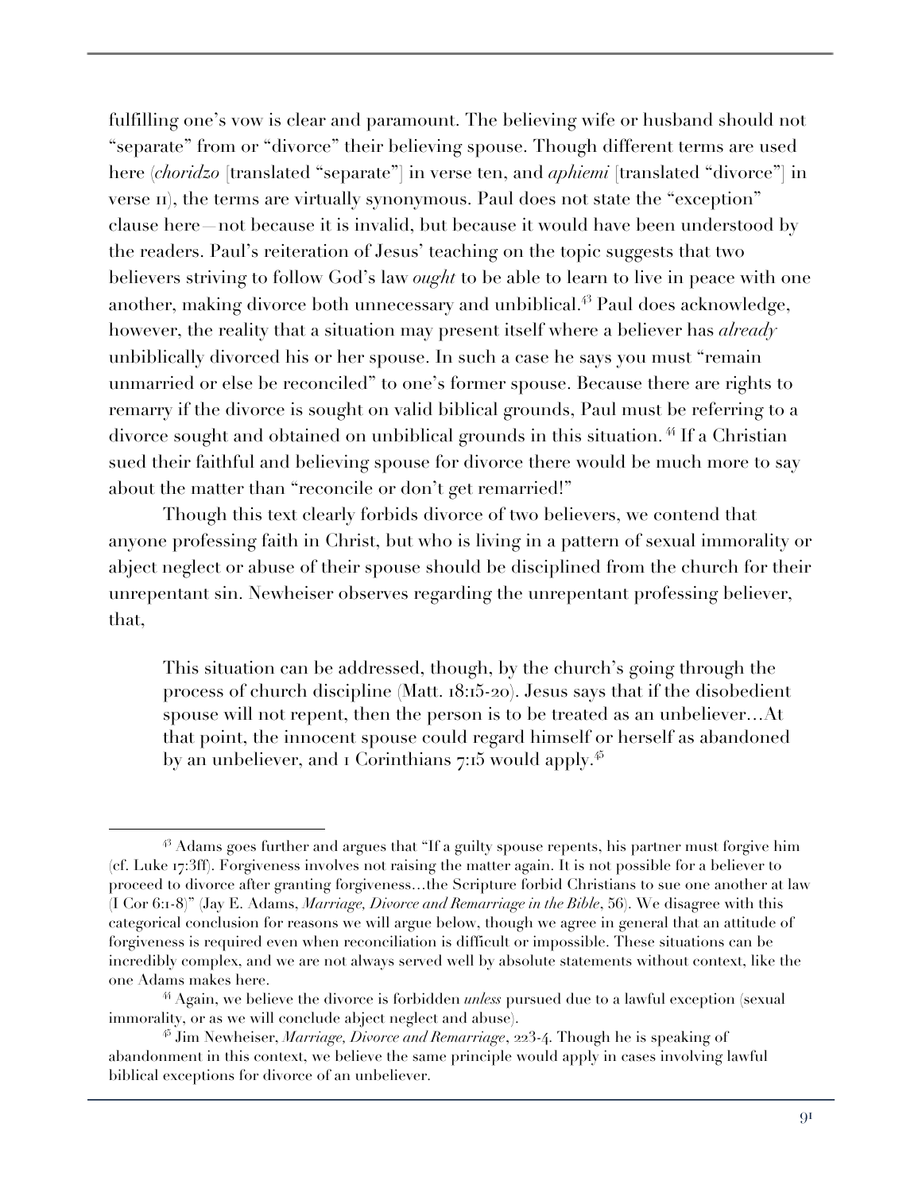fulfilling one's vow is clear and paramount. The believing wife or husband should not "separate" from or "divorce" their believing spouse. Though different terms are used here (*choridzo* [translated "separate"] in verse ten, and *aphiemi* [translated "divorce"] in verse 11), the terms are virtually synonymous. Paul does not state the "exception" clause here—not because it is invalid, but because it would have been understood by the readers. Paul's reiteration of Jesus' teaching on the topic suggests that two believers striving to follow God's law *ought* to be able to learn to live in peace with one another, making divorce both unnecessary and unbiblical.[43] Paul does acknowledge, however, the reality that a situation may present itself where a believer has *already* unbiblically divorced his or her spouse. In such a case he says you must "remain unmarried or else be reconciled" to one's former spouse. Because there are rights to remarry if the divorce is sought on valid biblical grounds, Paul must be referring to a divorce sought and obtained on unbiblical grounds in this situation.[44] If a Christian sued their faithful and believing spouse for divorce there would be much more to say about the matter than "reconcile or don't get remarried!"

Though this text clearly forbids divorce of two believers, we contend that anyone professing faith in Christ, but who is living in a pattern of sexual immorality or abject neglect or abuse of their spouse should be disciplined from the church for their unrepentant sin. Newheiser observes regarding the unrepentant professing believer, that,

> This situation can be addressed, though, by the church's going through the process of church discipline (Matt. 18:15-20). Jesus says that if the disobedient spouse will not repent, then the person is to be treated as an unbeliever…At that point, the innocent spouse could regard himself or herself as abandoned by an unbeliever, and 1 Corinthians 7:15 would apply.[45]

---

[43] Adams goes further and argues that "If a guilty spouse repents, his partner must forgive him (cf. Luke 17:3ff). Forgiveness involves not raising the matter again. It is not possible for a believer to proceed to divorce after granting forgiveness…the Scripture forbid Christians to sue one another at law (I Cor 6:1-8)" (Jay E. Adams, *Marriage, Divorce and Remarriage in the Bible*, 56). We disagree with this categorical conclusion for reasons we will argue below, though we agree in general that an attitude of forgiveness is required even when reconciliation is difficult or impossible. These situations can be incredibly complex, and we are not always served well by absolute statements without context, like the one Adams makes here.

[44] Again, we believe the divorce is forbidden *unless* pursued due to a lawful exception (sexual immorality, or as we will conclude abject neglect and abuse).

[45] Jim Newheiser, *Marriage, Divorce and Remarriage*, 223-4. Though he is speaking of abandonment in this context, we believe the same principle would apply in cases involving lawful biblical exceptions for divorce of an unbeliever.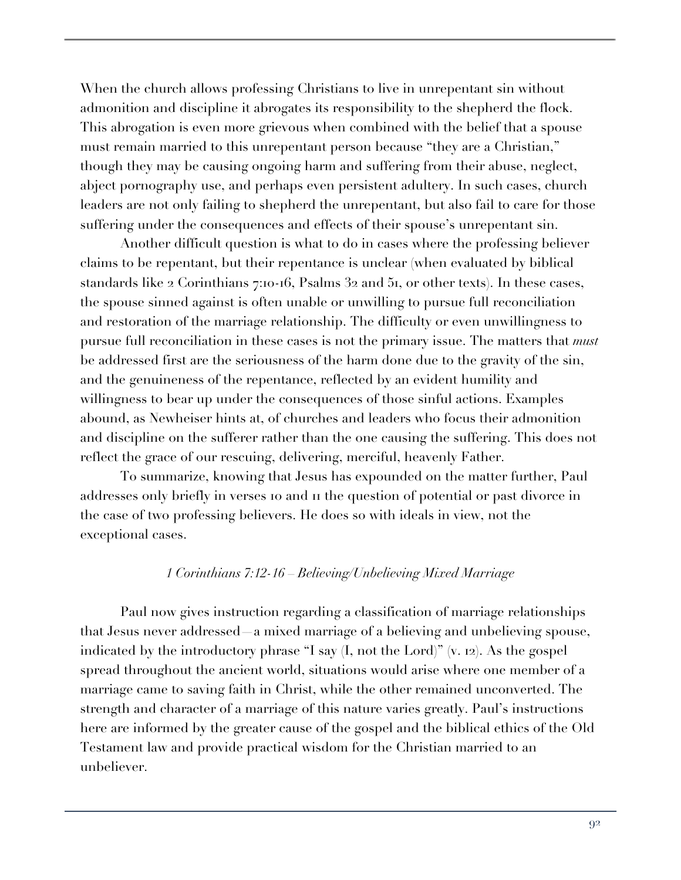When the church allows professing Christians to live in unrepentant sin without admonition and discipline it abrogates its responsibility to the shepherd the flock. This abrogation is even more grievous when combined with the belief that a spouse must remain married to this unrepentant person because "they are a Christian," though they may be causing ongoing harm and suffering from their abuse, neglect, abject pornography use, and perhaps even persistent adultery. In such cases, church leaders are not only failing to shepherd the unrepentant, but also fail to care for those suffering under the consequences and effects of their spouse's unrepentant sin.

Another difficult question is what to do in cases where the professing believer claims to be repentant, but their repentance is unclear (when evaluated by biblical standards like 2 Corinthians 7:10-16, Psalms 32 and 51, or other texts). In these cases, the spouse sinned against is often unable or unwilling to pursue full reconciliation and restoration of the marriage relationship. The difficulty or even unwillingness to pursue full reconciliation in these cases is not the primary issue. The matters that *must* be addressed first are the seriousness of the harm done due to the gravity of the sin, and the genuineness of the repentance, reflected by an evident humility and willingness to bear up under the consequences of those sinful actions. Examples abound, as Newheiser hints at, of churches and leaders who focus their admonition and discipline on the sufferer rather than the one causing the suffering. This does not reflect the grace of our rescuing, delivering, merciful, heavenly Father.

To summarize, knowing that Jesus has expounded on the matter further, Paul addresses only briefly in verses 10 and 11 the question of potential or past divorce in the case of two professing believers. He does so with ideals in view, not the exceptional cases.

### *1 Corinthians 7:12-16 – Believing/Unbelieving Mixed Marriage*

Paul now gives instruction regarding a classification of marriage relationships that Jesus never addressed—a mixed marriage of a believing and unbelieving spouse, indicated by the introductory phrase "I say (I, not the Lord)" (v. 12). As the gospel spread throughout the ancient world, situations would arise where one member of a marriage came to saving faith in Christ, while the other remained unconverted. The strength and character of a marriage of this nature varies greatly. Paul's instructions here are informed by the greater cause of the gospel and the biblical ethics of the Old Testament law and provide practical wisdom for the Christian married to an unbeliever.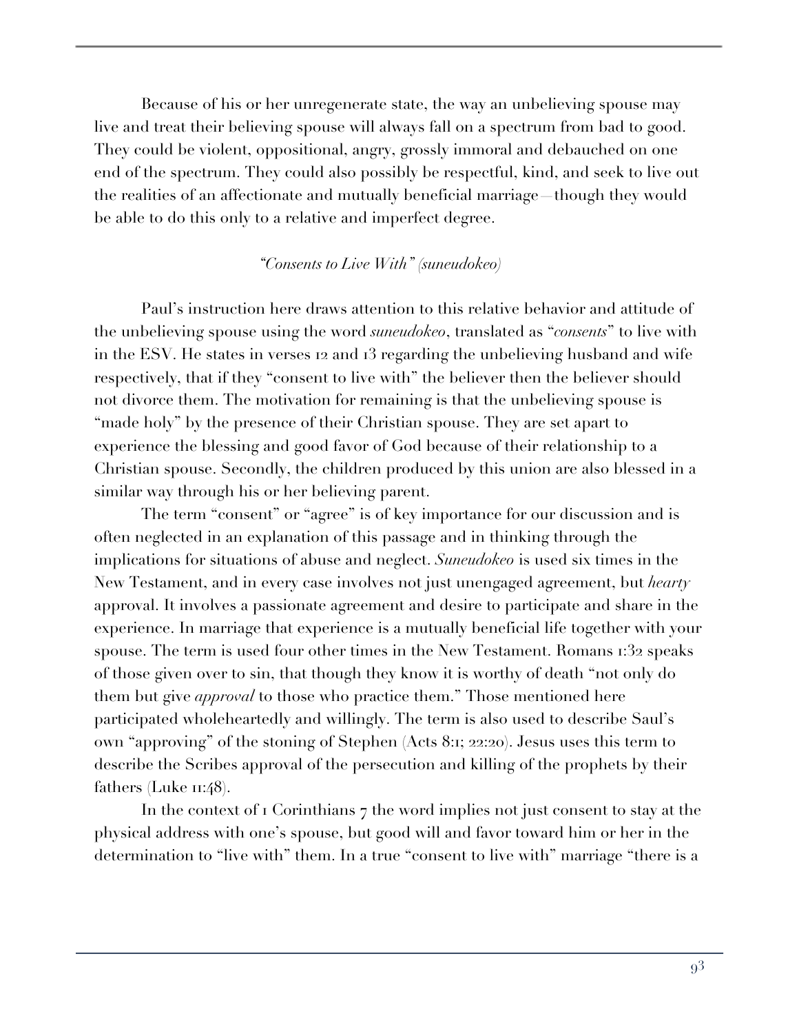Because of his or her unregenerate state, the way an unbelieving spouse may live and treat their believing spouse will always fall on a spectrum from bad to good. They could be violent, oppositional, angry, grossly immoral and debauched on one end of the spectrum. They could also possibly be respectful, kind, and seek to live out the realities of an affectionate and mutually beneficial marriage—though they would be able to do this only to a relative and imperfect degree.

*"Consents to Live With" (suneudokeo)*

Paul's instruction here draws attention to this relative behavior and attitude of the unbelieving spouse using the word *suneudokeo*, translated as "*consents*" to live with in the ESV. He states in verses 12 and 13 regarding the unbelieving husband and wife respectively, that if they "consent to live with" the believer then the believer should not divorce them. The motivation for remaining is that the unbelieving spouse is "made holy" by the presence of their Christian spouse. They are set apart to experience the blessing and good favor of God because of their relationship to a Christian spouse. Secondly, the children produced by this union are also blessed in a similar way through his or her believing parent.

The term "consent" or "agree" is of key importance for our discussion and is often neglected in an explanation of this passage and in thinking through the implications for situations of abuse and neglect. *Suneudokeo* is used six times in the New Testament, and in every case involves not just unengaged agreement, but *hearty* approval. It involves a passionate agreement and desire to participate and share in the experience. In marriage that experience is a mutually beneficial life together with your spouse. The term is used four other times in the New Testament. Romans 1:32 speaks of those given over to sin, that though they know it is worthy of death "not only do them but give *approval* to those who practice them." Those mentioned here participated wholeheartedly and willingly. The term is also used to describe Saul's own "approving" of the stoning of Stephen (Acts 8:1; 22:20). Jesus uses this term to describe the Scribes approval of the persecution and killing of the prophets by their fathers (Luke 11:48).

In the context of 1 Corinthians 7 the word implies not just consent to stay at the physical address with one's spouse, but good will and favor toward him or her in the determination to "live with" them. In a true "consent to live with" marriage "there is a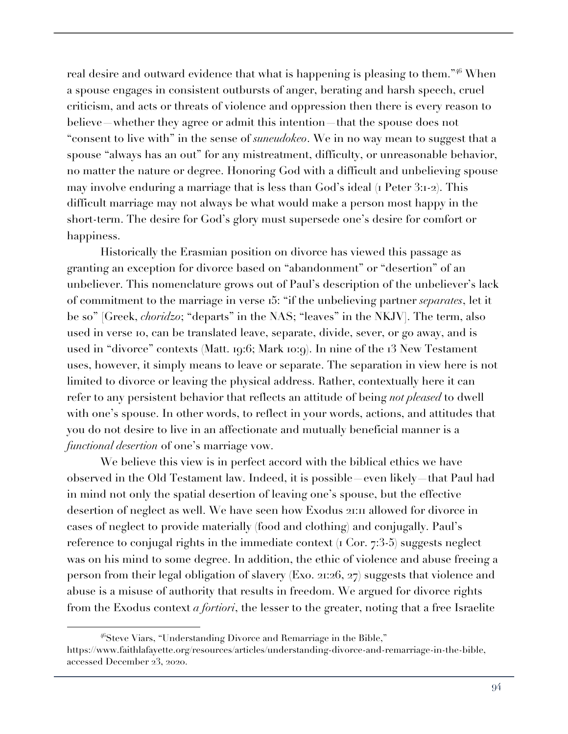real desire and outward evidence that what is happening is pleasing to them."[46] When a spouse engages in consistent outbursts of anger, berating and harsh speech, cruel criticism, and acts or threats of violence and oppression then there is every reason to believe—whether they agree or admit this intention—that the spouse does not "consent to live with" in the sense of *suneudokeo*. We in no way mean to suggest that a spouse "always has an out" for any mistreatment, difficulty, or unreasonable behavior, no matter the nature or degree. Honoring God with a difficult and unbelieving spouse may involve enduring a marriage that is less than God's ideal (1 Peter 3:1-2). This difficult marriage may not always be what would make a person most happy in the short-term. The desire for God's glory must supersede one's desire for comfort or happiness.

Historically the Erasmian position on divorce has viewed this passage as granting an exception for divorce based on "abandonment" or "desertion" of an unbeliever. This nomenclature grows out of Paul's description of the unbeliever's lack of commitment to the marriage in verse 15: "if the unbelieving partner *separates*, let it be so" [Greek, *choridzo*; "departs" in the NAS; "leaves" in the NKJV]. The term, also used in verse 10, can be translated leave, separate, divide, sever, or go away, and is used in "divorce" contexts (Matt. 19:6; Mark 10:9). In nine of the 13 New Testament uses, however, it simply means to leave or separate. The separation in view here is not limited to divorce or leaving the physical address. Rather, contextually here it can refer to any persistent behavior that reflects an attitude of being *not pleased* to dwell with one's spouse. In other words, to reflect in your words, actions, and attitudes that you do not desire to live in an affectionate and mutually beneficial manner is a *functional desertion* of one's marriage vow.

We believe this view is in perfect accord with the biblical ethics we have observed in the Old Testament law. Indeed, it is possible—even likely—that Paul had in mind not only the spatial desertion of leaving one's spouse, but the effective desertion of neglect as well. We have seen how Exodus 21:11 allowed for divorce in cases of neglect to provide materially (food and clothing) and conjugally. Paul's reference to conjugal rights in the immediate context (1 Cor. 7:3-5) suggests neglect was on his mind to some degree. In addition, the ethic of violence and abuse freeing a person from their legal obligation of slavery (Exo. 21:26, 27) suggests that violence and abuse is a misuse of authority that results in freedom. We argued for divorce rights from the Exodus context *a fortiori*, the lesser to the greater, noting that a free Israelite

---

[46] Steve Viars, "Understanding Divorce and Remarriage in the Bible," https://www.faithlafayette.org/resources/articles/understanding-divorce-and-remarriage-in-the-bible, accessed December 23, 2020.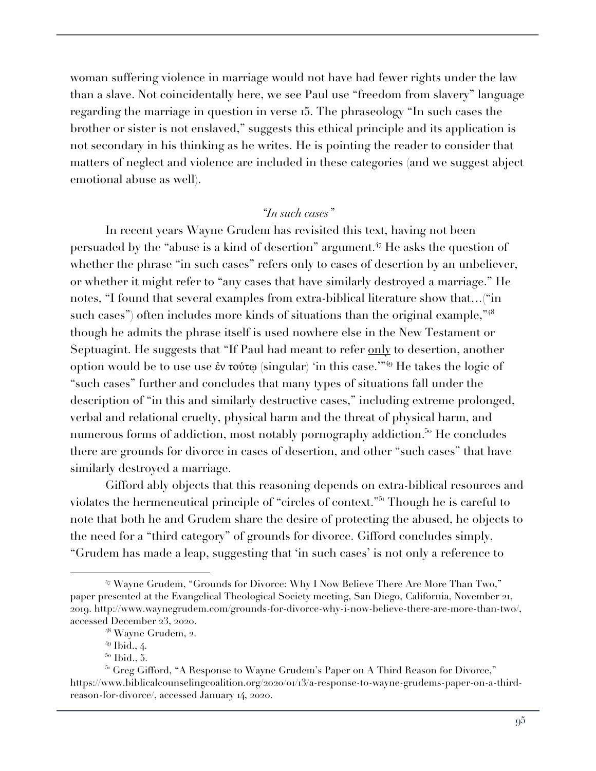woman suffering violence in marriage would not have had fewer rights under the law than a slave. Not coincidentally here, we see Paul use "freedom from slavery" language regarding the marriage in question in verse 15. The phraseology "In such cases the brother or sister is not enslaved," suggests this ethical principle and its application is not secondary in his thinking as he writes. He is pointing the reader to consider that matters of neglect and violence are included in these categories (and we suggest abject emotional abuse as well).

*"In such cases"*

In recent years Wayne Grudem has revisited this text, having not been persuaded by the "abuse is a kind of desertion" argument.[47] He asks the question of whether the phrase "in such cases" refers only to cases of desertion by an unbeliever, or whether it might refer to "any cases that have similarly destroyed a marriage." He notes, "I found that several examples from extra-biblical literature show that…("in such cases") often includes more kinds of situations than the original example,"[48] though he admits the phrase itself is used nowhere else in the New Testament or Septuagint. He suggests that "If Paul had meant to refer <u>only</u> to desertion, another option would be to use use ἐν τούτῳ (singular) 'in this case.'"[49] He takes the logic of "such cases" further and concludes that many types of situations fall under the description of "in this and similarly destructive cases," including extreme prolonged, verbal and relational cruelty, physical harm and the threat of physical harm, and numerous forms of addiction, most notably pornography addiction.[50] He concludes there are grounds for divorce in cases of desertion, and other "such cases" that have similarly destroyed a marriage.

Gifford ably objects that this reasoning depends on extra-biblical resources and violates the hermeneutical principle of "circles of context."[51] Though he is careful to note that both he and Grudem share the desire of protecting the abused, he objects to the need for a "third category" of grounds for divorce. Gifford concludes simply, "Grudem has made a leap, suggesting that 'in such cases' is not only a reference to

---

[47] Wayne Grudem, "Grounds for Divorce: Why I Now Believe There Are More Than Two," paper presented at the Evangelical Theological Society meeting, San Diego, California, November 21, 2019. http://www.waynegrudem.com/grounds-for-divorce-why-i-now-believe-there-are-more-than-two/, accessed December 23, 2020.

[48] Wayne Grudem, 2.

[49] Ibid., 4.

[50] Ibid., 5.

[51] Greg Gifford, "A Response to Wayne Grudem's Paper on A Third Reason for Divorce," https://www.biblicalcounselingcoalition.org/2020/01/13/a-response-to-wayne-grudems-paper-on-a-third-reason-for-divorce/, accessed January 14, 2020.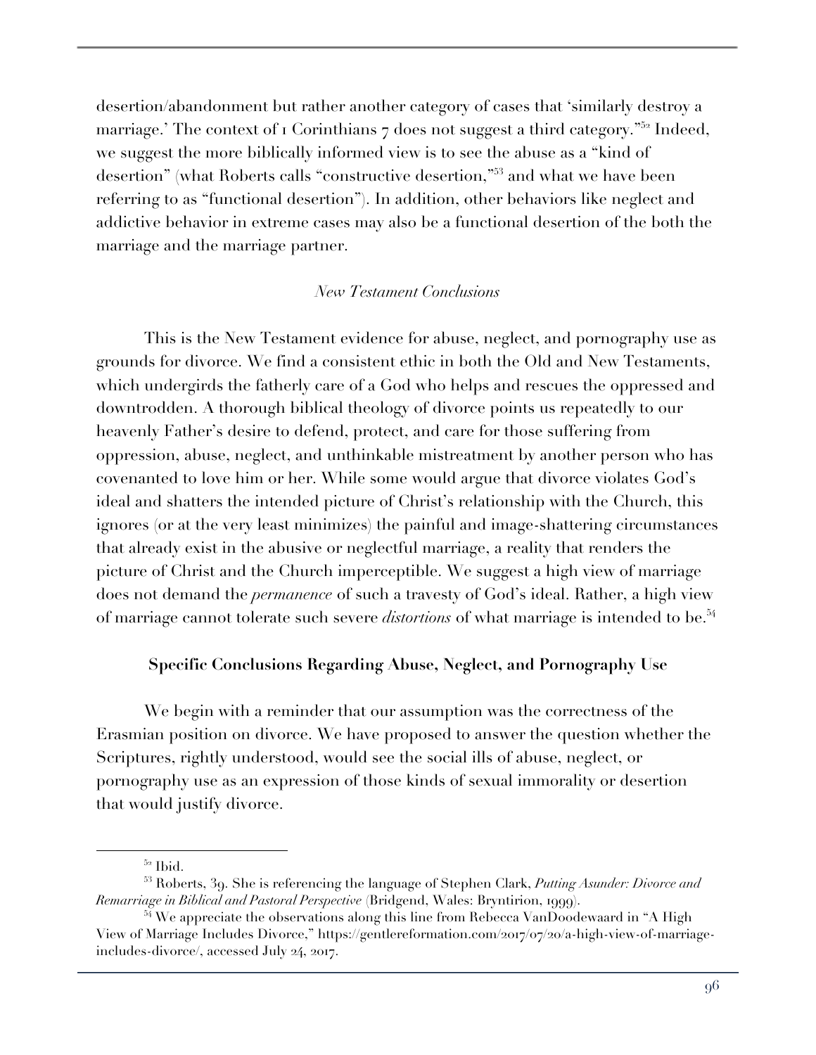desertion/abandonment but rather another category of cases that 'similarly destroy a marriage.' The context of 1 Corinthians 7 does not suggest a third category."[52] Indeed, we suggest the more biblically informed view is to see the abuse as a "kind of desertion" (what Roberts calls "constructive desertion,"[53] and what we have been referring to as "functional desertion"). In addition, other behaviors like neglect and addictive behavior in extreme cases may also be a functional desertion of the both the marriage and the marriage partner.

### *New Testament Conclusions*

This is the New Testament evidence for abuse, neglect, and pornography use as grounds for divorce. We find a consistent ethic in both the Old and New Testaments, which undergirds the fatherly care of a God who helps and rescues the oppressed and downtrodden. A thorough biblical theology of divorce points us repeatedly to our heavenly Father's desire to defend, protect, and care for those suffering from oppression, abuse, neglect, and unthinkable mistreatment by another person who has covenanted to love him or her. While some would argue that divorce violates God's ideal and shatters the intended picture of Christ's relationship with the Church, this ignores (or at the very least minimizes) the painful and image-shattering circumstances that already exist in the abusive or neglectful marriage, a reality that renders the picture of Christ and the Church imperceptible. We suggest a high view of marriage does not demand the *permanence* of such a travesty of God's ideal. Rather, a high view of marriage cannot tolerate such severe *distortions* of what marriage is intended to be.[54]

## **Specific Conclusions Regarding Abuse, Neglect, and Pornography Use**

We begin with a reminder that our assumption was the correctness of the Erasmian position on divorce. We have proposed to answer the question whether the Scriptures, rightly understood, would see the social ills of abuse, neglect, or pornography use as an expression of those kinds of sexual immorality or desertion that would justify divorce.

---

[52] Ibid.

[53] Roberts, 39. She is referencing the language of Stephen Clark, *Putting Asunder: Divorce and Remarriage in Biblical and Pastoral Perspective* (Bridgend, Wales: Bryntirion, 1999).

[54] We appreciate the observations along this line from Rebecca VanDoodewaard in "A High View of Marriage Includes Divorce," https://gentlereformation.com/2017/07/20/a-high-view-of-marriage-includes-divorce/, accessed July 24, 2017.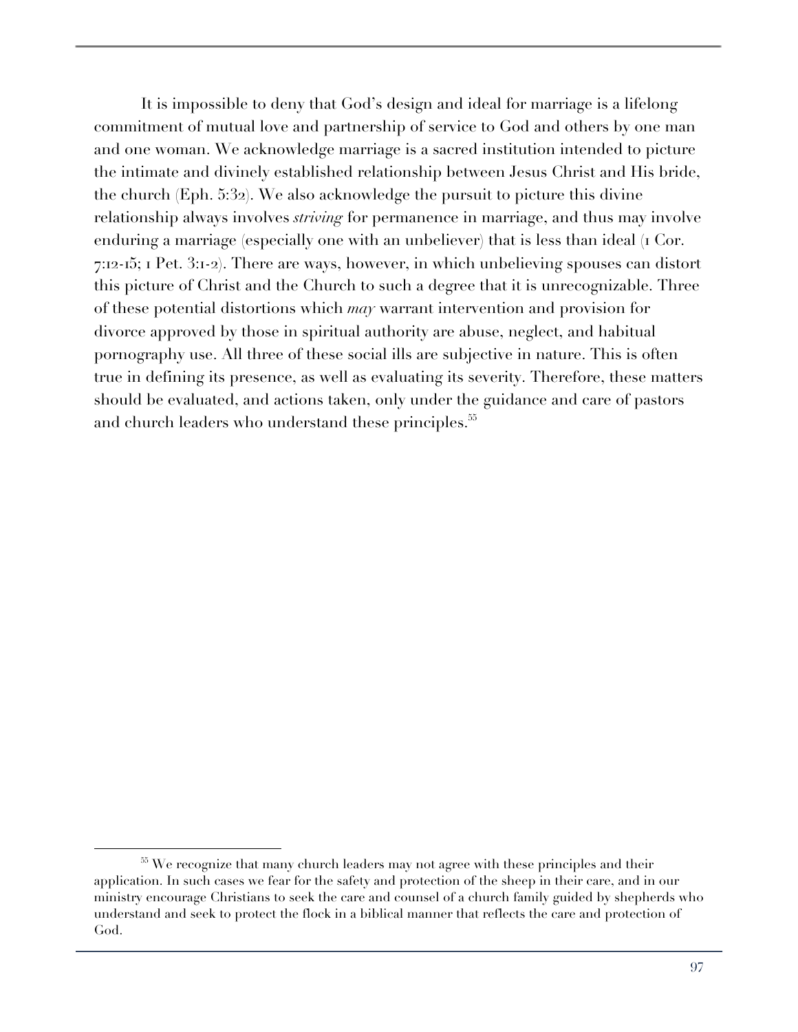It is impossible to deny that God's design and ideal for marriage is a lifelong commitment of mutual love and partnership of service to God and others by one man and one woman. We acknowledge marriage is a sacred institution intended to picture the intimate and divinely established relationship between Jesus Christ and His bride, the church (Eph. 5:32). We also acknowledge the pursuit to picture this divine relationship always involves *striving* for permanence in marriage, and thus may involve enduring a marriage (especially one with an unbeliever) that is less than ideal (1 Cor. 7:12-15; 1 Pet. 3:1-2). There are ways, however, in which unbelieving spouses can distort this picture of Christ and the Church to such a degree that it is unrecognizable. Three of these potential distortions which *may* warrant intervention and provision for divorce approved by those in spiritual authority are abuse, neglect, and habitual pornography use. All three of these social ills are subjective in nature. This is often true in defining its presence, as well as evaluating its severity. Therefore, these matters should be evaluated, and actions taken, only under the guidance and care of pastors and church leaders who understand these principles.[55]

---

[55] We recognize that many church leaders may not agree with these principles and their application. In such cases we fear for the safety and protection of the sheep in their care, and in our ministry encourage Christians to seek the care and counsel of a church family guided by shepherds who understand and seek to protect the flock in a biblical manner that reflects the care and protection of God.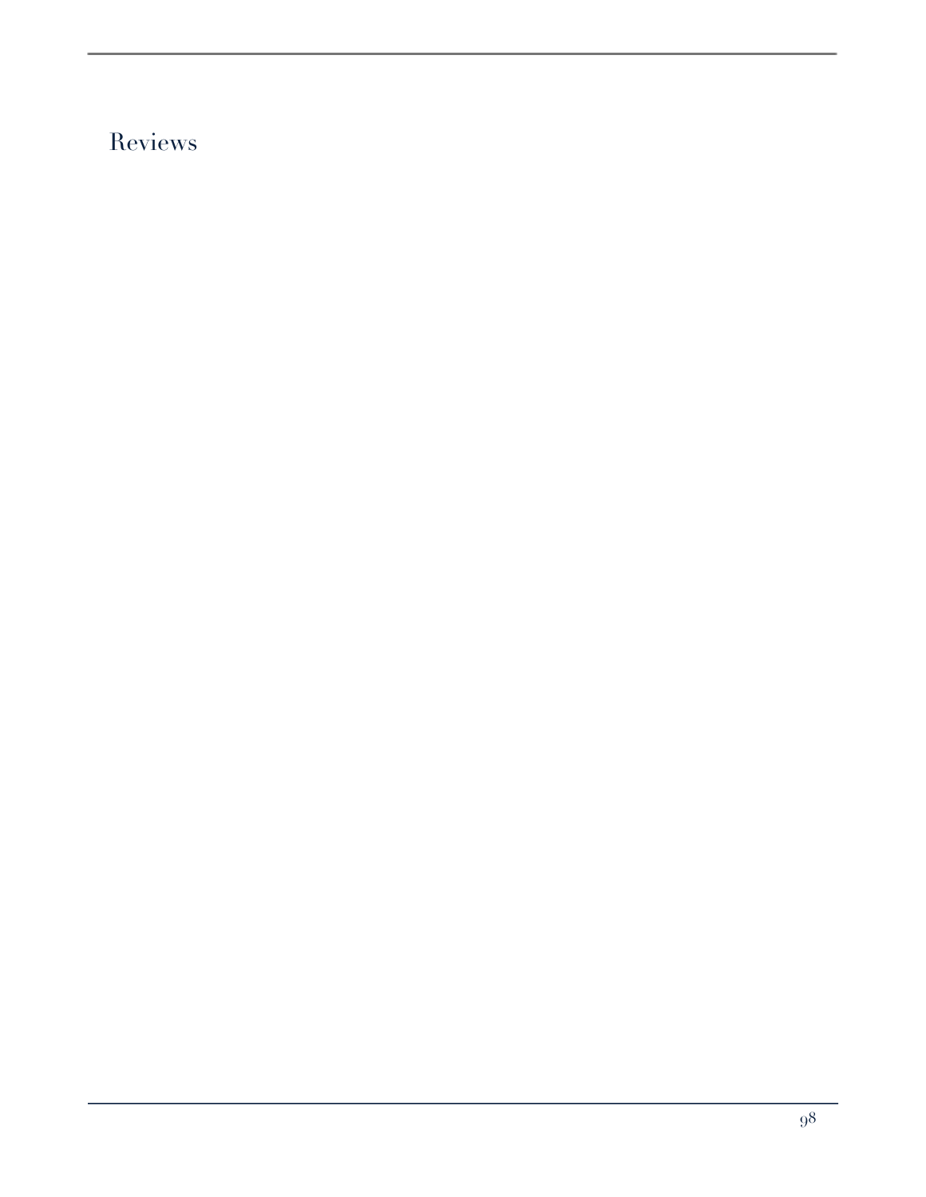# Reviews